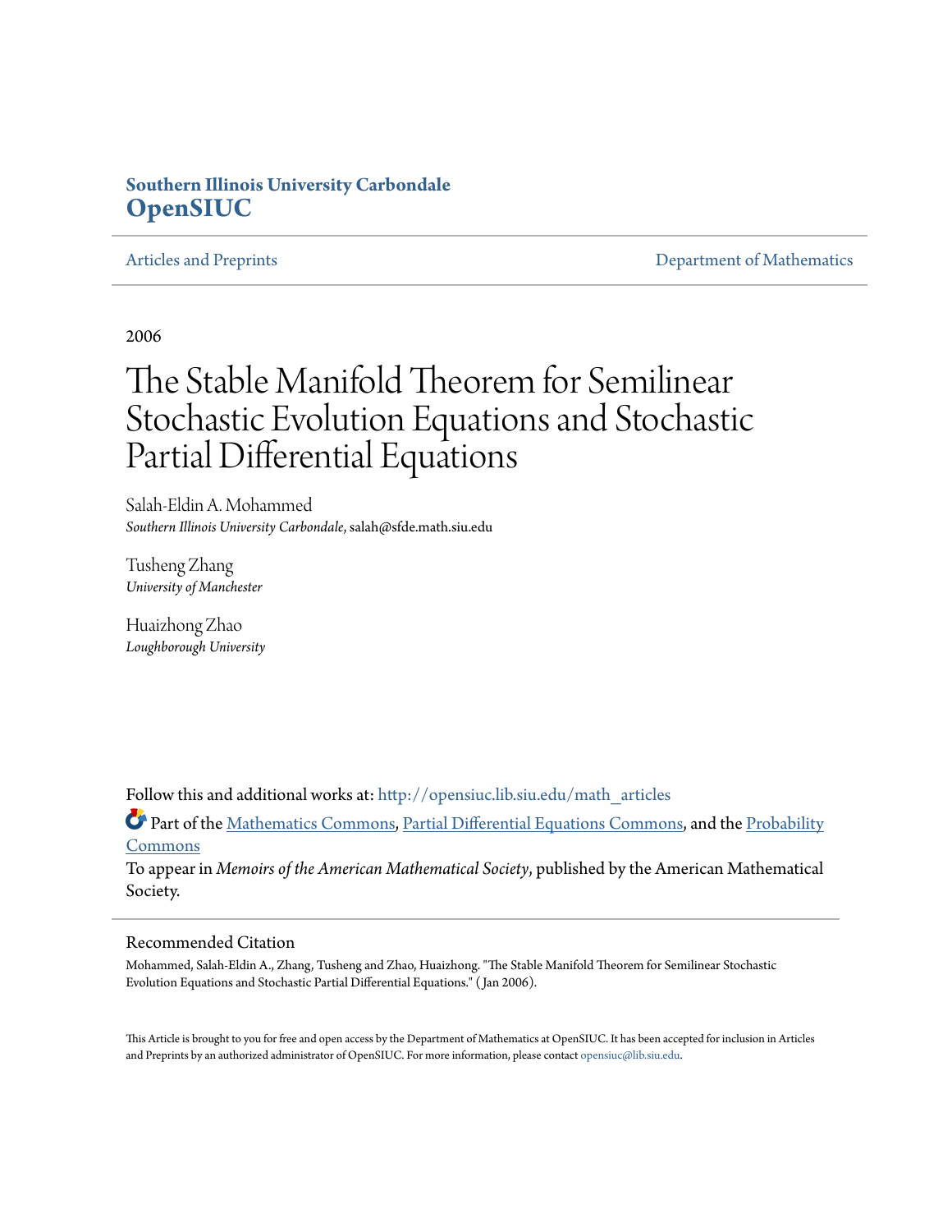Southern Illinois University Carbondale
**OpenSIUC**

Articles and Preprints | Department of Mathematics

2006

# The Stable Manifold Theorem for Semilinear Stochastic Evolution Equations and Stochastic Partial Differential Equations

Salah-Eldin A. Mohammed
*Southern Illinois University Carbondale*, salah@sfde.math.siu.edu

Tusheng Zhang
*University of Manchester*

Huaizhong Zhao
*Loughborough University*

Follow this and additional works at: http://opensiuc.lib.siu.edu/math_articles

Part of the Mathematics Commons, Partial Differential Equations Commons, and the Probability Commons

To appear in *Memoirs of the American Mathematical Society*, published by the American Mathematical Society.

## Recommended Citation

Mohammed, Salah-Eldin A., Zhang, Tusheng and Zhao, Huaizhong. "The Stable Manifold Theorem for Semilinear Stochastic Evolution Equations and Stochastic Partial Differential Equations." (Jan 2006).

This Article is brought to you for free and open access by the Department of Mathematics at OpenSIUC. It has been accepted for inclusion in Articles and Preprints by an authorized administrator of OpenSIUC. For more information, please contact opensiuc@lib.siu.edu.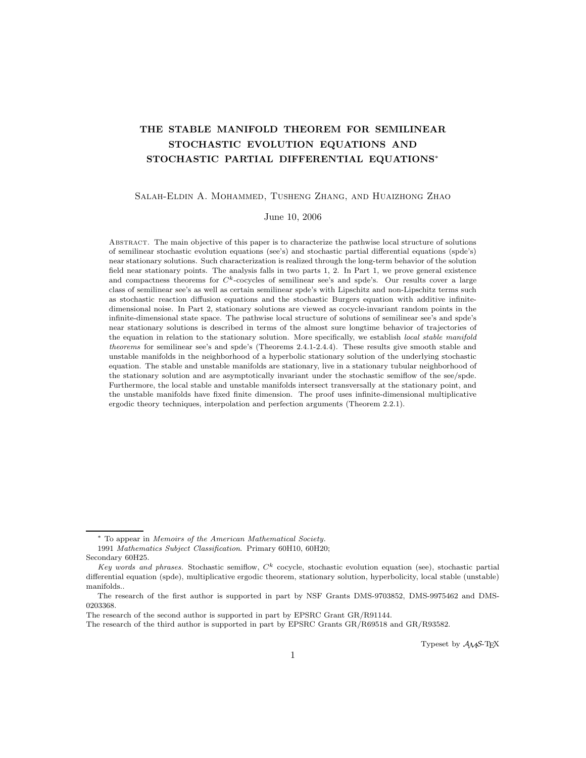# THE STABLE MANIFOLD THEOREM FOR SEMILINEAR STOCHASTIC EVOLUTION EQUATIONS AND STOCHASTIC PARTIAL DIFFERENTIAL EQUATIONS*

Salah-Eldin A. Mohammed, Tusheng Zhang, and Huaizhong Zhao

June 10, 2006

Abstract. The main objective of this paper is to characterize the pathwise local structure of solutions of semilinear stochastic evolution equations (see's) and stochastic partial differential equations (spde's) near stationary solutions. Such characterization is realized through the long-term behavior of the solution field near stationary points. The analysis falls in two parts 1, 2. In Part 1, we prove general existence and compactness theorems for $C^k$-cocycles of semilinear see's and spde's. Our results cover a large class of semilinear see's as well as certain semilinear spde's with Lipschitz and non-Lipschitz terms such as stochastic reaction diffusion equations and the stochastic Burgers equation with additive infinite-dimensional noise. In Part 2, stationary solutions are viewed as cocycle-invariant random points in the infinite-dimensional state space. The pathwise local structure of solutions of semilinear see's and spde's near stationary solutions is described in terms of the almost sure longtime behavior of trajectories of the equation in relation to the stationary solution. More specifically, we establish *local stable manifold theorems* for semilinear see's and spde's (Theorems 2.4.1-2.4.4). These results give smooth stable and unstable manifolds in the neighborhood of a hyperbolic stationary solution of the underlying stochastic equation. The stable and unstable manifolds are stationary, live in a stationary tubular neighborhood of the stationary solution and are asymptotically invariant under the stochastic semiflow of the see/spde. Furthermore, the local stable and unstable manifolds intersect transversally at the stationary point, and the unstable manifolds have fixed finite dimension. The proof uses infinite-dimensional multiplicative ergodic theory techniques, interpolation and perfection arguments (Theorem 2.2.1).

---

* To appear in *Memoirs of the American Mathematical Society.*

1991 *Mathematics Subject Classification*. Primary 60H10, 60H20; Secondary 60H25.

*Key words and phrases.* Stochastic semiflow, $C^k$ cocycle, stochastic evolution equation (see), stochastic partial differential equation (spde), multiplicative ergodic theorem, stationary solution, hyperbolicity, local stable (unstable) manifolds..

The research of the first author is supported in part by NSF Grants DMS-9703852, DMS-9975462 and DMS-0203368.

The research of the second author is supported in part by EPSRC Grant GR/R91144.

The research of the third author is supported in part by EPSRC Grants GR/R69518 and GR/R93582.

Typeset by $\mathcal{A}\mathcal{M}\mathcal{S}$-TEX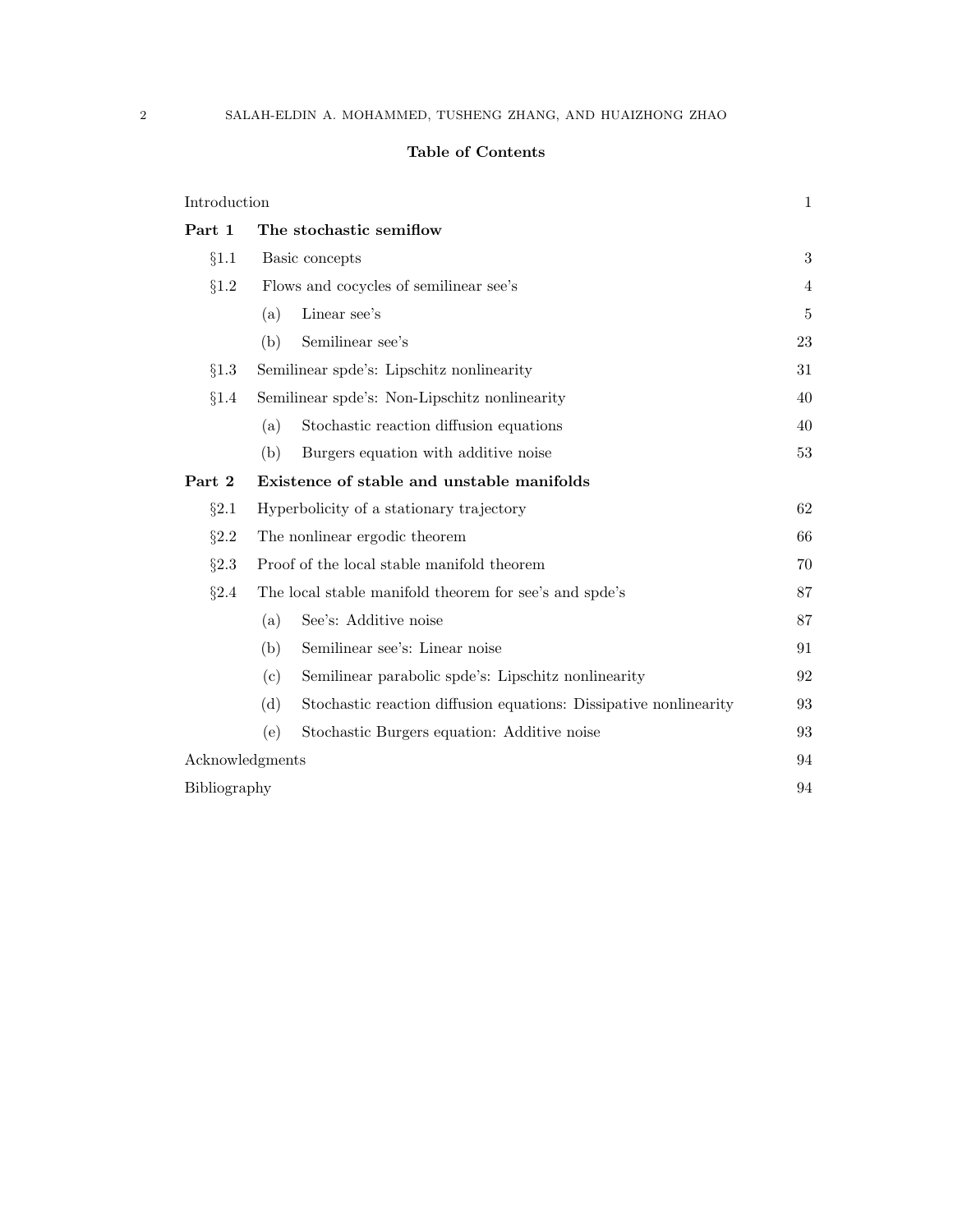## Table of Contents

| | | |
|---|---|---|
| Introduction | | 1 |
| **Part 1** | **The stochastic semiflow** | |
| §1.1 | Basic concepts | 3 |
| §1.2 | Flows and cocycles of semilinear see's | 4 |
| | (a) Linear see's | 5 |
| | (b) Semilinear see's | 23 |
| §1.3 | Semilinear spde's: Lipschitz nonlinearity | 31 |
| §1.4 | Semilinear spde's: Non-Lipschitz nonlinearity | 40 |
| | (a) Stochastic reaction diffusion equations | 40 |
| | (b) Burgers equation with additive noise | 53 |
| **Part 2** | **Existence of stable and unstable manifolds** | |
| §2.1 | Hyperbolicity of a stationary trajectory | 62 |
| §2.2 | The nonlinear ergodic theorem | 66 |
| §2.3 | Proof of the local stable manifold theorem | 70 |
| §2.4 | The local stable manifold theorem for see's and spde's | 87 |
| | (a) See's: Additive noise | 87 |
| | (b) Semilinear see's: Linear noise | 91 |
| | (c) Semilinear parabolic spde's: Lipschitz nonlinearity | 92 |
| | (d) Stochastic reaction diffusion equations: Dissipative nonlinearity | 93 |
| | (e) Stochastic Burgers equation: Additive noise | 93 |
| Acknowledgments | | 94 |
| Bibliography | | 94 |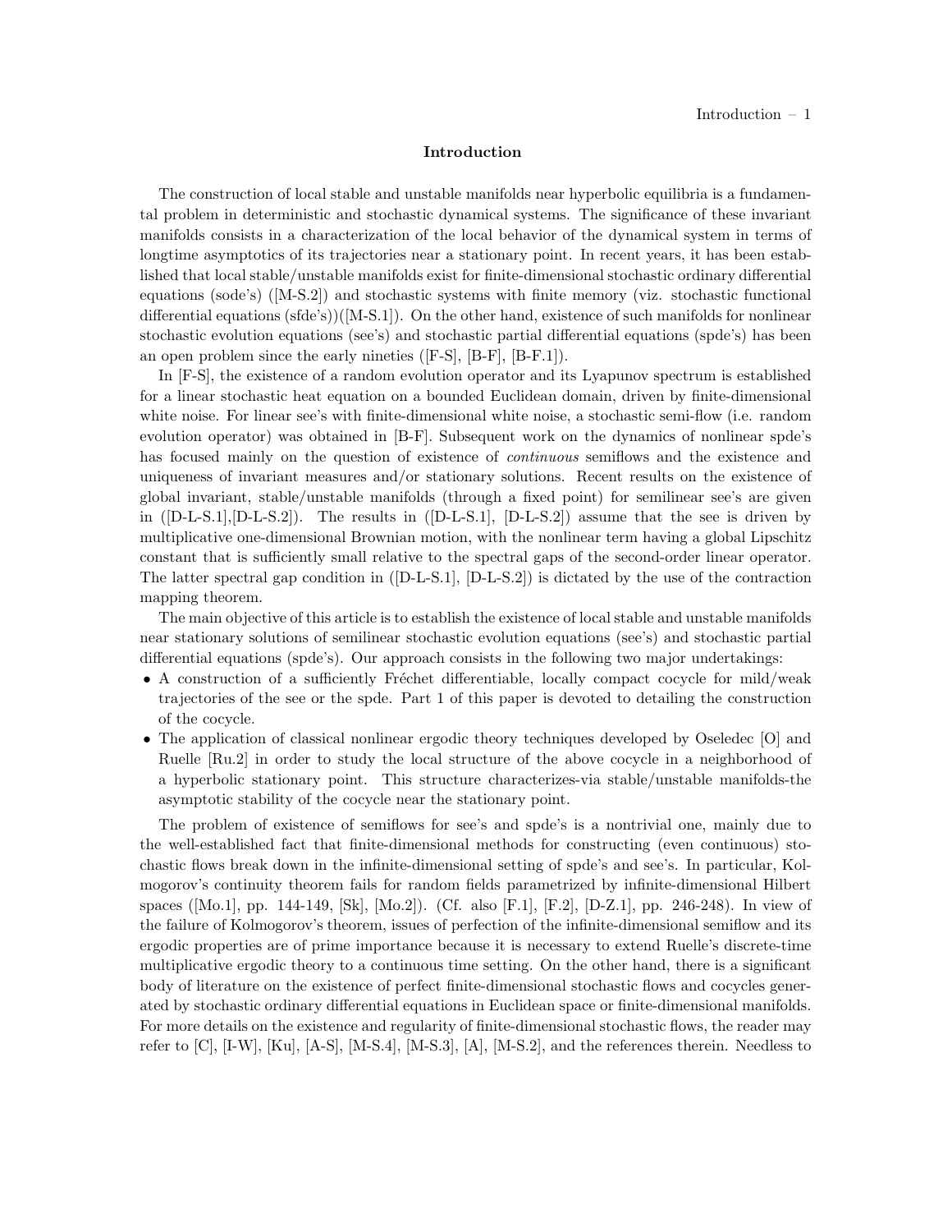## Introduction

The construction of local stable and unstable manifolds near hyperbolic equilibria is a fundamental problem in deterministic and stochastic dynamical systems. The significance of these invariant manifolds consists in a characterization of the local behavior of the dynamical system in terms of longtime asymptotics of its trajectories near a stationary point. In recent years, it has been established that local stable/unstable manifolds exist for finite-dimensional stochastic ordinary differential equations (sode's) ([M-S.2]) and stochastic systems with finite memory (viz. stochastic functional differential equations (sfde's))([M-S.1]). On the other hand, existence of such manifolds for nonlinear stochastic evolution equations (see's) and stochastic partial differential equations (spde's) has been an open problem since the early nineties ([F-S], [B-F], [B-F.1]).

In [F-S], the existence of a random evolution operator and its Lyapunov spectrum is established for a linear stochastic heat equation on a bounded Euclidean domain, driven by finite-dimensional white noise. For linear see's with finite-dimensional white noise, a stochastic semi-flow (i.e. random evolution operator) was obtained in [B-F]. Subsequent work on the dynamics of nonlinear spde's has focused mainly on the question of existence of *continuous* semiflows and the existence and uniqueness of invariant measures and/or stationary solutions. Recent results on the existence of global invariant, stable/unstable manifolds (through a fixed point) for semilinear see's are given in ([D-L-S.1],[D-L-S.2]). The results in ([D-L-S.1], [D-L-S.2]) assume that the see is driven by multiplicative one-dimensional Brownian motion, with the nonlinear term having a global Lipschitz constant that is sufficiently small relative to the spectral gaps of the second-order linear operator. The latter spectral gap condition in ([D-L-S.1], [D-L-S.2]) is dictated by the use of the contraction mapping theorem.

The main objective of this article is to establish the existence of local stable and unstable manifolds near stationary solutions of semilinear stochastic evolution equations (see's) and stochastic partial differential equations (spde's). Our approach consists in the following two major undertakings:

- A construction of a sufficiently Fréchet differentiable, locally compact cocycle for mild/weak trajectories of the see or the spde. Part 1 of this paper is devoted to detailing the construction of the cocycle.
- The application of classical nonlinear ergodic theory techniques developed by Oseledec [O] and Ruelle [Ru.2] in order to study the local structure of the above cocycle in a neighborhood of a hyperbolic stationary point. This structure characterizes-via stable/unstable manifolds-the asymptotic stability of the cocycle near the stationary point.

The problem of existence of semiflows for see's and spde's is a nontrivial one, mainly due to the well-established fact that finite-dimensional methods for constructing (even continuous) stochastic flows break down in the infinite-dimensional setting of spde's and see's. In particular, Kolmogorov's continuity theorem fails for random fields parametrized by infinite-dimensional Hilbert spaces ([Mo.1], pp. 144-149, [Sk], [Mo.2]). (Cf. also [F.1], [F.2], [D-Z.1], pp. 246-248). In view of the failure of Kolmogorov's theorem, issues of perfection of the infinite-dimensional semiflow and its ergodic properties are of prime importance because it is necessary to extend Ruelle's discrete-time multiplicative ergodic theory to a continuous time setting. On the other hand, there is a significant body of literature on the existence of perfect finite-dimensional stochastic flows and cocycles generated by stochastic ordinary differential equations in Euclidean space or finite-dimensional manifolds. For more details on the existence and regularity of finite-dimensional stochastic flows, the reader may refer to [C], [I-W], [Ku], [A-S], [M-S.4], [M-S.3], [A], [M-S.2], and the references therein. Needless to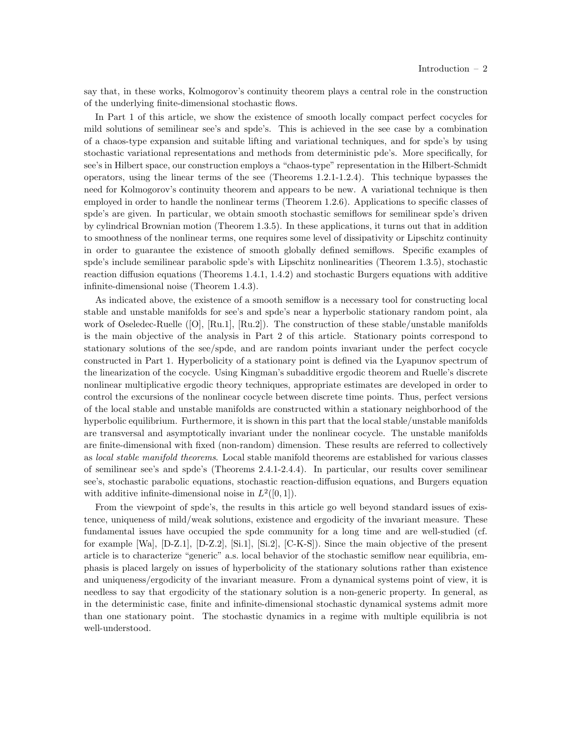say that, in these works, Kolmogorov's continuity theorem plays a central role in the construction of the underlying finite-dimensional stochastic flows.

In Part 1 of this article, we show the existence of smooth locally compact perfect cocycles for mild solutions of semilinear see's and spde's. This is achieved in the see case by a combination of a chaos-type expansion and suitable lifting and variational techniques, and for spde's by using stochastic variational representations and methods from deterministic pde's. More specifically, for see's in Hilbert space, our construction employs a "chaos-type" representation in the Hilbert-Schmidt operators, using the linear terms of the see (Theorems 1.2.1-1.2.4). This technique bypasses the need for Kolmogorov's continuity theorem and appears to be new. A variational technique is then employed in order to handle the nonlinear terms (Theorem 1.2.6). Applications to specific classes of spde's are given. In particular, we obtain smooth stochastic semiflows for semilinear spde's driven by cylindrical Brownian motion (Theorem 1.3.5). In these applications, it turns out that in addition to smoothness of the nonlinear terms, one requires some level of dissipativity or Lipschitz continuity in order to guarantee the existence of smooth globally defined semiflows. Specific examples of spde's include semilinear parabolic spde's with Lipschitz nonlinearities (Theorem 1.3.5), stochastic reaction diffusion equations (Theorems 1.4.1, 1.4.2) and stochastic Burgers equations with additive infinite-dimensional noise (Theorem 1.4.3).

As indicated above, the existence of a smooth semiflow is a necessary tool for constructing local stable and unstable manifolds for see's and spde's near a hyperbolic stationary random point, ala work of Oseledec-Ruelle ([O], [Ru.1], [Ru.2]). The construction of these stable/unstable manifolds is the main objective of the analysis in Part 2 of this article. Stationary points correspond to stationary solutions of the see/spde, and are random points invariant under the perfect cocycle constructed in Part 1. Hyperbolicity of a stationary point is defined via the Lyapunov spectrum of the linearization of the cocycle. Using Kingman's subadditive ergodic theorem and Ruelle's discrete nonlinear multiplicative ergodic theory techniques, appropriate estimates are developed in order to control the excursions of the nonlinear cocycle between discrete time points. Thus, perfect versions of the local stable and unstable manifolds are constructed within a stationary neighborhood of the hyperbolic equilibrium. Furthermore, it is shown in this part that the local stable/unstable manifolds are transversal and asymptotically invariant under the nonlinear cocycle. The unstable manifolds are finite-dimensional with fixed (non-random) dimension. These results are referred to collectively as *local stable manifold theorems*. Local stable manifold theorems are established for various classes of semilinear see's and spde's (Theorems 2.4.1-2.4.4). In particular, our results cover semilinear see's, stochastic parabolic equations, stochastic reaction-diffusion equations, and Burgers equation with additive infinite-dimensional noise in $L^2([0,1])$.

From the viewpoint of spde's, the results in this article go well beyond standard issues of existence, uniqueness of mild/weak solutions, existence and ergodicity of the invariant measure. These fundamental issues have occupied the spde community for a long time and are well-studied (cf. for example [Wa], [D-Z.1], [D-Z.2], [Si.1], [Si.2], [C-K-S]). Since the main objective of the present article is to characterize "generic" a.s. local behavior of the stochastic semiflow near equilibria, emphasis is placed largely on issues of hyperbolicity of the stationary solutions rather than existence and uniqueness/ergodicity of the invariant measure. From a dynamical systems point of view, it is needless to say that ergodicity of the stationary solution is a non-generic property. In general, as in the deterministic case, finite and infinite-dimensional stochastic dynamical systems admit more than one stationary point. The stochastic dynamics in a regime with multiple equilibria is not well-understood.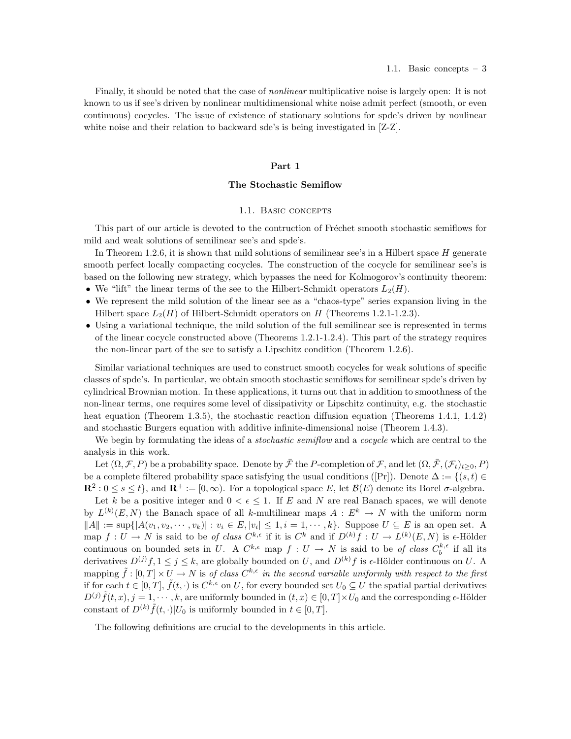Finally, it should be noted that the case of *nonlinear* multiplicative noise is largely open: It is not known to us if see's driven by nonlinear multidimensional white noise admit perfect (smooth, or even continuous) cocycles. The issue of existence of stationary solutions for spde's driven by nonlinear white noise and their relation to backward sde's is being investigated in [Z-Z].

## Part 1

## The Stochastic Semiflow

### 1.1. Basic concepts

This part of our article is devoted to the contruction of Fréchet smooth stochastic semiflows for mild and weak solutions of semilinear see's and spde's.

In Theorem 1.2.6, it is shown that mild solutions of semilinear see's in a Hilbert space $H$ generate smooth perfect locally compacting cocycles. The construction of the cocycle for semilinear see's is based on the following new strategy, which bypasses the need for Kolmogorov's continuity theorem:

- We "lift" the linear terms of the see to the Hilbert-Schmidt operators $L_2(H)$.
- We represent the mild solution of the linear see as a "chaos-type" series expansion living in the Hilbert space $L_2(H)$ of Hilbert-Schmidt operators on $H$ (Theorems 1.2.1-1.2.3).
- Using a variational technique, the mild solution of the full semilinear see is represented in terms of the linear cocycle constructed above (Theorems 1.2.1-1.2.4). This part of the strategy requires the non-linear part of the see to satisfy a Lipschitz condition (Theorem 1.2.6).

Similar variational techniques are used to construct smooth cocycles for weak solutions of specific classes of spde's. In particular, we obtain smooth stochastic semiflows for semilinear spde's driven by cylindrical Brownian motion. In these applications, it turns out that in addition to smoothness of the non-linear terms, one requires some level of dissipativity or Lipschitz continuity, e.g. the stochastic heat equation (Theorem 1.3.5), the stochastic reaction diffusion equation (Theorems 1.4.1, 1.4.2) and stochastic Burgers equation with additive infinite-dimensional noise (Theorem 1.4.3).

We begin by formulating the ideas of a *stochastic semiflow* and a *cocycle* which are central to the analysis in this work.

Let $(\Omega, \mathcal{F}, P)$ be a probability space. Denote by $\bar{\mathcal{F}}$ the $P$-completion of $\mathcal{F}$, and let $(\Omega, \bar{\mathcal{F}}, (\mathcal{F}_t)_{t\geq 0}, P)$ be a complete filtered probability space satisfying the usual conditions ([Pr]). Denote $\Delta := \{(s,t) \in \mathbf{R}^2 : 0 \leq s \leq t\}$, and $\mathbf{R}^+ := [0, \infty)$. For a topological space $E$, let $\mathcal{B}(E)$ denote its Borel $\sigma$-algebra.

Let $k$ be a positive integer and $0 < \epsilon \leq 1$. If $E$ and $N$ are real Banach spaces, we will denote by $L^{(k)}(E, N)$ the Banach space of all $k$-multilinear maps $A : E^k \to N$ with the uniform norm $\|A\| := \sup\{|A(v_1, v_2, \cdots, v_k)| : v_i \in E, |v_i| \leq 1, i = 1, \cdots, k\}$. Suppose $U \subseteq E$ is an open set. A map $f : U \to N$ is said to be *of class* $C^{k,\epsilon}$ if it is $C^k$ and if $D^{(k)}f : U \to L^{(k)}(E, N)$ is $\epsilon$-Hölder continuous on bounded sets in $U$. A $C^{k,\epsilon}$ map $f : U \to N$ is said to be *of class* $C_b^{k,\epsilon}$ if all its derivatives $D^{(j)}f, 1 \leq j \leq k$, are globally bounded on $U$, and $D^{(k)}f$ is $\epsilon$-Hölder continuous on $U$. A mapping $\tilde{f} : [0, T] \times U \to N$ is *of class* $C^{k,\epsilon}$ *in the second variable uniformly with respect to the first* if for each $t \in [0, T]$, $\tilde{f}(t, \cdot)$ is $C^{k,\epsilon}$ on $U$, for every bounded set $U_0 \subseteq U$ the spatial partial derivatives $D^{(j)}\tilde{f}(t, x), j = 1, \cdots, k$, are uniformly bounded in $(t, x) \in [0, T] \times U_0$ and the corresponding $\epsilon$-Hölder constant of $D^{(k)}\tilde{f}(t, \cdot)|U_0$ is uniformly bounded in $t \in [0, T]$.

The following definitions are crucial to the developments in this article.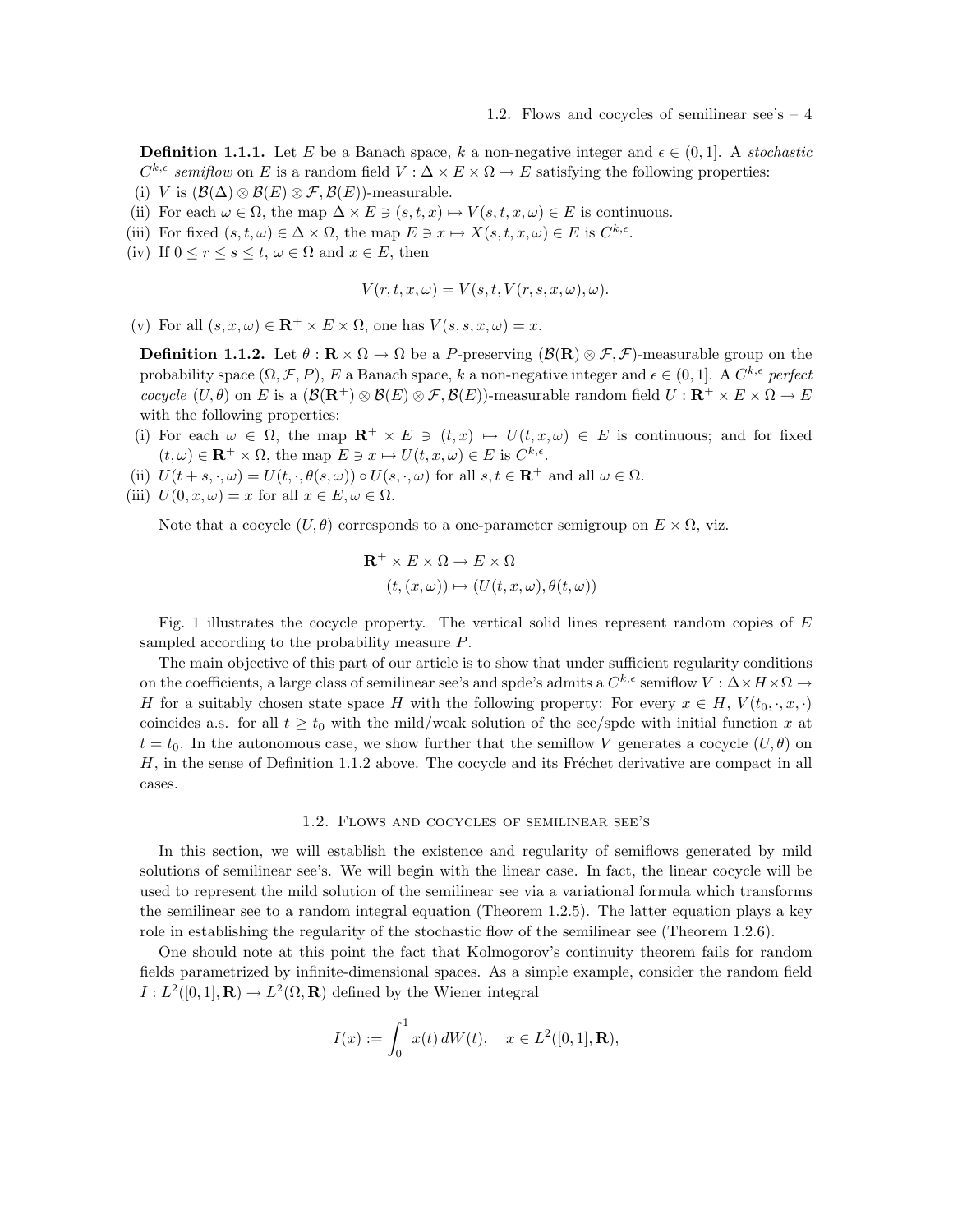**Definition 1.1.1.** Let $E$ be a Banach space, $k$ a non-negative integer and $\epsilon \in (0,1]$. A *stochastic* $C^{k,\epsilon}$ *semiflow* on $E$ is a random field $V : \Delta \times E \times \Omega \to E$ satisfying the following properties:

(i) $V$ is $(\mathcal{B}(\Delta) \otimes \mathcal{B}(E) \otimes \mathcal{F}, \mathcal{B}(E))$-measurable.

(ii) For each $\omega \in \Omega$, the map $\Delta \times E \ni (s,t,x) \mapsto V(s,t,x,\omega) \in E$ is continuous.

(iii) For fixed $(s,t,\omega) \in \Delta \times \Omega$, the map $E \ni x \mapsto X(s,t,x,\omega) \in E$ is $C^{k,\epsilon}$.

(iv) If $0 \le r \le s \le t$, $\omega \in \Omega$ and $x \in E$, then

$$V(r,t,x,\omega) = V(s,t,V(r,s,x,\omega),\omega).$$

(v) For all $(s,x,\omega) \in \mathbf{R}^+ \times E \times \Omega$, one has $V(s,s,x,\omega) = x$.

**Definition 1.1.2.** Let $\theta : \mathbf{R} \times \Omega \to \Omega$ be a $P$-preserving $(\mathcal{B}(\mathbf{R}) \otimes \mathcal{F}, \mathcal{F})$-measurable group on the probability space $(\Omega, \mathcal{F}, P)$, $E$ a Banach space, $k$ a non-negative integer and $\epsilon \in (0,1]$. A $C^{k,\epsilon}$ *perfect cocycle* $(U,\theta)$ on $E$ is a $(\mathcal{B}(\mathbf{R}^+) \otimes \mathcal{B}(E) \otimes \mathcal{F}, \mathcal{B}(E))$-measurable random field $U : \mathbf{R}^+ \times E \times \Omega \to E$ with the following properties:

(i) For each $\omega \in \Omega$, the map $\mathbf{R}^+ \times E \ni (t,x) \mapsto U(t,x,\omega) \in E$ is continuous; and for fixed $(t,\omega) \in \mathbf{R}^+ \times \Omega$, the map $E \ni x \mapsto U(t,x,\omega) \in E$ is $C^{k,\epsilon}$.

(ii) $U(t+s,\cdot,\omega) = U(t,\cdot,\theta(s,\omega)) \circ U(s,\cdot,\omega)$ for all $s,t \in \mathbf{R}^+$ and all $\omega \in \Omega$.

(iii) $U(0,x,\omega) = x$ for all $x \in E, \omega \in \Omega$.

Note that a cocycle $(U,\theta)$ corresponds to a one-parameter semigroup on $E \times \Omega$, viz.

$$\begin{aligned} \mathbf{R}^+ \times E \times \Omega &\to E \times \Omega \\ (t,(x,\omega)) &\mapsto (U(t,x,\omega), \theta(t,\omega)) \end{aligned}$$

Fig. 1 illustrates the cocycle property. The vertical solid lines represent random copies of $E$ sampled according to the probability measure $P$.

The main objective of this part of our article is to show that under sufficient regularity conditions on the coefficients, a large class of semilinear see's and spde's admits a $C^{k,\epsilon}$ semiflow $V : \Delta \times H \times \Omega \to H$ for a suitably chosen state space $H$ with the following property: For every $x \in H$, $V(t_0,\cdot,x,\cdot)$ coincides a.s. for all $t \ge t_0$ with the mild/weak solution of the see/spde with initial function $x$ at $t = t_0$. In the autonomous case, we show further that the semiflow $V$ generates a cocycle $(U,\theta)$ on $H$, in the sense of Definition 1.1.2 above. The cocycle and its Fréchet derivative are compact in all cases.

## 1.2. Flows and cocycles of semilinear see's

In this section, we will establish the existence and regularity of semiflows generated by mild solutions of semilinear see's. We will begin with the linear case. In fact, the linear cocycle will be used to represent the mild solution of the semilinear see via a variational formula which transforms the semilinear see to a random integral equation (Theorem 1.2.5). The latter equation plays a key role in establishing the regularity of the stochastic flow of the semilinear see (Theorem 1.2.6).

One should note at this point the fact that Kolmogorov's continuity theorem fails for random fields parametrized by infinite-dimensional spaces. As a simple example, consider the random field $I : L^2([0,1],\mathbf{R}) \to L^2(\Omega,\mathbf{R})$ defined by the Wiener integral

$$I(x) := \int_0^1 x(t)\, dW(t), \quad x \in L^2([0,1],\mathbf{R}),$$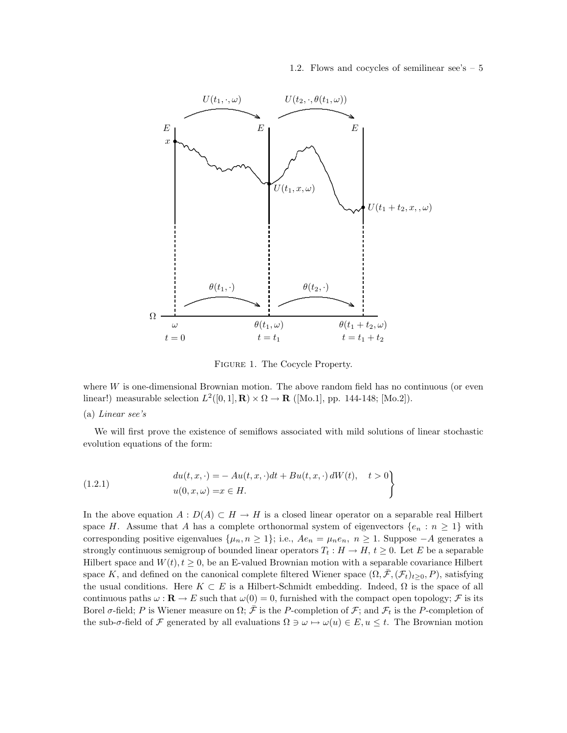FIGURE 1. The Cocycle Property.

where $W$ is one-dimensional Brownian motion. The above random field has no continuous (or even linear!) measurable selection $L^2([0,1],\mathbf{R}) \times \Omega \to \mathbf{R}$ ([Mo.1], pp. 144-148; [Mo.2]).

(a) *Linear see's*

We will first prove the existence of semiflows associated with mild solutions of linear stochastic evolution equations of the form:

$$
\left.
\begin{aligned}
du(t,x,\cdot) &= -Au(t,x,\cdot)dt + Bu(t,x,\cdot)\,dW(t), \quad t>0 \\
u(0,x,\omega) &= x \in H.
\end{aligned}
\right\}
\tag{1.2.1}
$$

In the above equation $A : D(A) \subset H \to H$ is a closed linear operator on a separable real Hilbert space $H$. Assume that $A$ has a complete orthonormal system of eigenvectors $\{e_n : n \geq 1\}$ with corresponding positive eigenvalues $\{\mu_n, n \geq 1\}$; i.e., $Ae_n = \mu_n e_n$, $n \geq 1$. Suppose $-A$ generates a strongly continuous semigroup of bounded linear operators $T_t : H \to H$, $t \geq 0$. Let $E$ be a separable Hilbert space and $W(t), t \geq 0$, be an E-valued Brownian motion with a separable covariance Hilbert space $K$, and defined on the canonical complete filtered Wiener space $(\Omega, \bar{\mathcal{F}}, (\mathcal{F}_t)_{t\geq 0}, P)$, satisfying the usual conditions. Here $K \subset E$ is a Hilbert-Schmidt embedding. Indeed, $\Omega$ is the space of all continuous paths $\omega : \mathbf{R} \to E$ such that $\omega(0) = 0$, furnished with the compact open topology; $\mathcal{F}$ is its Borel $\sigma$-field; $P$ is Wiener measure on $\Omega$; $\bar{\mathcal{F}}$ is the $P$-completion of $\mathcal{F}$; and $\mathcal{F}_t$ is the $P$-completion of the sub-$\sigma$-field of $\mathcal{F}$ generated by all evaluations $\Omega \ni \omega \mapsto \omega(u) \in E, u \leq t$. The Brownian motion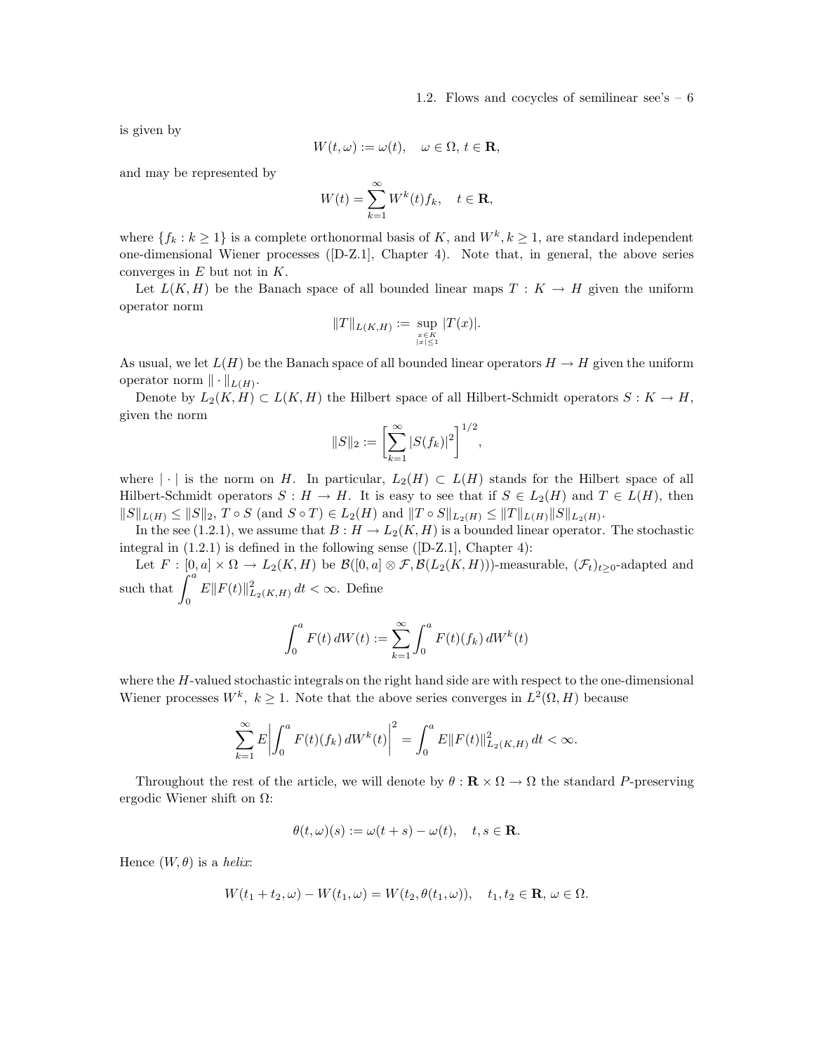is given by

$$W(t,\omega) := \omega(t), \quad \omega \in \Omega,\, t \in \mathbf{R},$$

and may be represented by

$$W(t) = \sum_{k=1}^{\infty} W^k(t) f_k, \quad t \in \mathbf{R},$$

where $\{f_k : k \geq 1\}$ is a complete orthonormal basis of $K$, and $W^k, k \geq 1$, are standard independent one-dimensional Wiener processes ([D-Z.1], Chapter 4). Note that, in general, the above series converges in $E$ but not in $K$.

Let $L(K,H)$ be the Banach space of all bounded linear maps $T : K \to H$ given the uniform operator norm

$$\|T\|_{L(K,H)} := \sup_{\substack{x \in K \\ |x| \leq 1}} |T(x)|.$$

As usual, we let $L(H)$ be the Banach space of all bounded linear operators $H \to H$ given the uniform operator norm $\|\cdot\|_{L(H)}$.

Denote by $L_2(K,H) \subset L(K,H)$ the Hilbert space of all Hilbert-Schmidt operators $S : K \to H$, given the norm

$$\|S\|_2 := \left[ \sum_{k=1}^{\infty} |S(f_k)|^2 \right]^{1/2},$$

where $|\cdot|$ is the norm on $H$. In particular, $L_2(H) \subset L(H)$ stands for the Hilbert space of all Hilbert-Schmidt operators $S : H \to H$. It is easy to see that if $S \in L_2(H)$ and $T \in L(H)$, then $\|S\|_{L(H)} \leq \|S\|_2$, $T \circ S$ (and $S \circ T$) $\in L_2(H)$ and $\|T \circ S\|_{L_2(H)} \leq \|T\|_{L(H)} \|S\|_{L_2(H)}$.

In the see (1.2.1), we assume that $B : H \to L_2(K,H)$ is a bounded linear operator. The stochastic integral in (1.2.1) is defined in the following sense ([D-Z.1], Chapter 4):

Let $F : [0,a] \times \Omega \to L_2(K,H)$ be $\mathcal{B}([0,a] \otimes \mathcal{F}, \mathcal{B}(L_2(K,H)))$-measurable, $(\mathcal{F}_t)_{t \geq 0}$-adapted and such that $\int_0^a E\|F(t)\|^2_{L_2(K,H)}\, dt < \infty$. Define

$$\int_0^a F(t)\, dW(t) := \sum_{k=1}^{\infty} \int_0^a F(t)(f_k)\, dW^k(t)$$

where the $H$-valued stochastic integrals on the right hand side are with respect to the one-dimensional Wiener processes $W^k$, $k \geq 1$. Note that the above series converges in $L^2(\Omega, H)$ because

$$\sum_{k=1}^{\infty} E\left| \int_0^a F(t)(f_k)\, dW^k(t) \right|^2 = \int_0^a E\|F(t)\|^2_{L_2(K,H)}\, dt < \infty.$$

Throughout the rest of the article, we will denote by $\theta : \mathbf{R} \times \Omega \to \Omega$ the standard $P$-preserving ergodic Wiener shift on $\Omega$:

$$\theta(t,\omega)(s) := \omega(t+s) - \omega(t), \quad t, s \in \mathbf{R}.$$

Hence $(W, \theta)$ is a *helix*:

$$W(t_1 + t_2, \omega) - W(t_1, \omega) = W(t_2, \theta(t_1, \omega)), \quad t_1, t_2 \in \mathbf{R},\, \omega \in \Omega.$$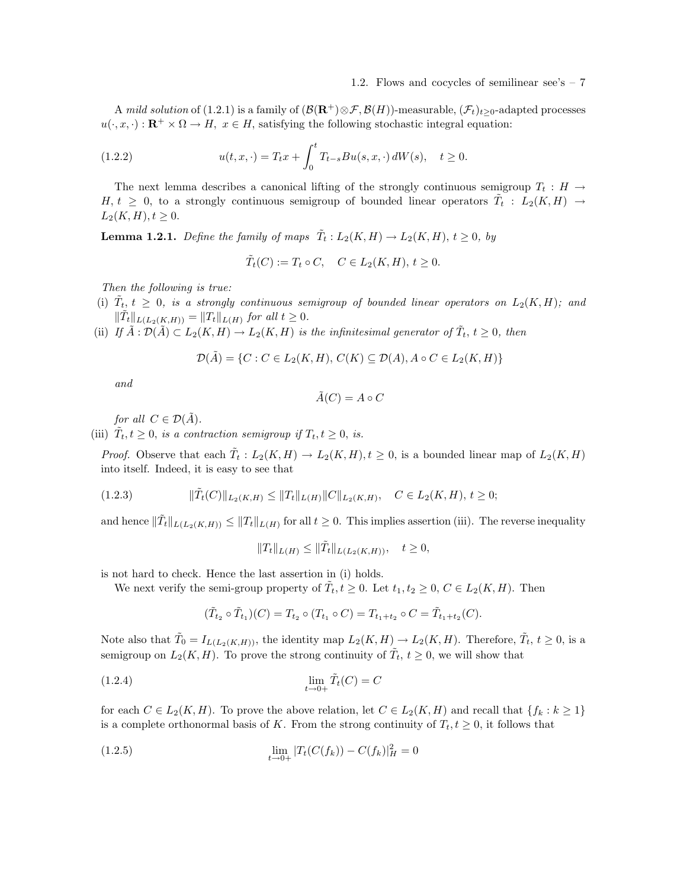A *mild solution* of (1.2.1) is a family of $(\mathcal{B}(\mathbf{R}^+)\otimes\mathcal{F}, \mathcal{B}(H))$-measurable, $(\mathcal{F}_t)_{t\geq 0}$-adapted processes $u(\cdot, x, \cdot) : \mathbf{R}^+ \times \Omega \to H,\ x \in H$, satisfying the following stochastic integral equation:

$$u(t, x, \cdot) = T_t x + \int_0^t T_{t-s} B u(s, x, \cdot)\, dW(s), \quad t \geq 0. \tag{1.2.2}$$

The next lemma describes a canonical lifting of the strongly continuous semigroup $T_t : H \to H, t \geq 0$, to a strongly continuous semigroup of bounded linear operators $\tilde{T}_t : L_2(K, H) \to L_2(K, H), t \geq 0$.

**Lemma 1.2.1.** *Define the family of maps* $\tilde{T}_t : L_2(K, H) \to L_2(K, H),\ t \geq 0$, *by*

$$\tilde{T}_t(C) := T_t \circ C, \quad C \in L_2(K, H),\ t \geq 0.$$

*Then the following is true:*

(i) $\tilde{T}_t,\ t \geq 0$, *is a strongly continuous semigroup of bounded linear operators on* $L_2(K, H)$*; and* $\|\tilde{T}_t\|_{L(L_2(K,H))} = \|T_t\|_{L(H)}$ *for all* $t \geq 0$.

(ii) *If* $\tilde{A} : \mathcal{D}(\tilde{A}) \subset L_2(K, H) \to L_2(K, H)$ *is the infinitesimal generator of* $\tilde{T}_t,\ t \geq 0$, *then*

$$\mathcal{D}(\tilde{A}) = \{C : C \in L_2(K, H),\ C(K) \subseteq \mathcal{D}(A), A \circ C \in L_2(K, H)\}$$

*and*

$$\tilde{A}(C) = A \circ C$$

*for all* $C \in \mathcal{D}(\tilde{A})$.

(iii) $\tilde{T}_t, t \geq 0$, *is a contraction semigroup if* $T_t, t \geq 0$, *is.*

*Proof.* Observe that each $\tilde{T}_t : L_2(K, H) \to L_2(K, H), t \geq 0$, is a bounded linear map of $L_2(K, H)$ into itself. Indeed, it is easy to see that

$$\|\tilde{T}_t(C)\|_{L_2(K,H)} \leq \|T_t\|_{L(H)} \|C\|_{L_2(K,H)}, \quad C \in L_2(K, H),\ t \geq 0; \tag{1.2.3}$$

and hence $\|\tilde{T}_t\|_{L(L_2(K,H))} \leq \|T_t\|_{L(H)}$ for all $t \geq 0$. This implies assertion (iii). The reverse inequality

$$\|T_t\|_{L(H)} \leq \|\tilde{T}_t\|_{L(L_2(K,H))}, \quad t \geq 0,$$

is not hard to check. Hence the last assertion in (i) holds.

We next verify the semi-group property of $\tilde{T}_t, t \geq 0$. Let $t_1, t_2 \geq 0$, $C \in L_2(K, H)$. Then

$$(\tilde{T}_{t_2} \circ \tilde{T}_{t_1})(C) = T_{t_2} \circ (T_{t_1} \circ C) = T_{t_1+t_2} \circ C = \tilde{T}_{t_1+t_2}(C).$$

Note also that $\tilde{T}_0 = I_{L(L_2(K,H))}$, the identity map $L_2(K, H) \to L_2(K, H)$. Therefore, $\tilde{T}_t,\ t \geq 0$, is a semigroup on $L_2(K, H)$. To prove the strong continuity of $\tilde{T}_t,\ t \geq 0$, we will show that

$$\lim_{t \to 0+} \tilde{T}_t(C) = C \tag{1.2.4}$$

for each $C \in L_2(K, H)$. To prove the above relation, let $C \in L_2(K, H)$ and recall that $\{f_k : k \geq 1\}$ is a complete orthonormal basis of $K$. From the strong continuity of $T_t, t \geq 0$, it follows that

$$\lim_{t \to 0+} |T_t(C(f_k)) - C(f_k)|_H^2 = 0 \tag{1.2.5}$$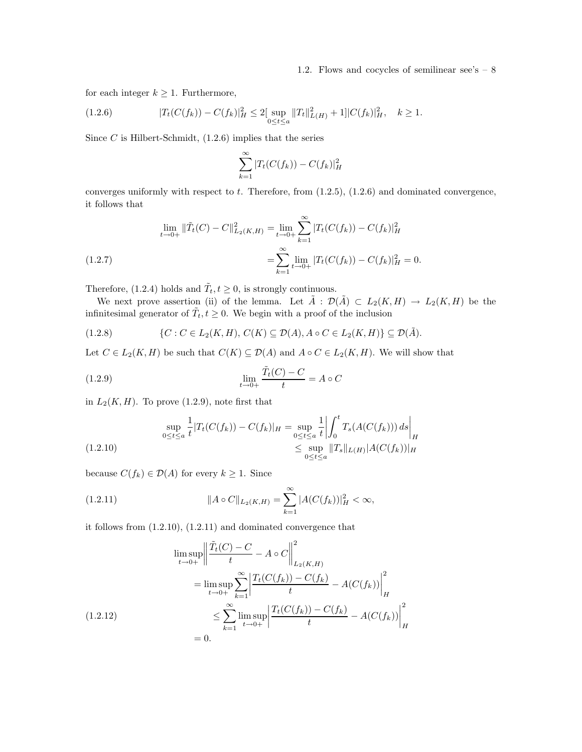for each integer $k \geq 1$. Furthermore,

$$
|T_t(C(f_k)) - C(f_k)|_H^2 \leq 2[\sup_{0\leq t\leq a} \|T_t\|_{L(H)}^2 + 1]|C(f_k)|_H^2, \quad k \geq 1. \tag{1.2.6}
$$

Since $C$ is Hilbert-Schmidt, (1.2.6) implies that the series

$$
\sum_{k=1}^{\infty} |T_t(C(f_k)) - C(f_k)|_H^2
$$

converges uniformly with respect to $t$. Therefore, from (1.2.5), (1.2.6) and dominated convergence, it follows that

$$
\begin{aligned}
\lim_{t\to 0+} \|\tilde{T}_t(C) - C\|_{L_2(K,H)}^2 &= \lim_{t\to 0+} \sum_{k=1}^{\infty} |T_t(C(f_k)) - C(f_k)|_H^2 \\
&= \sum_{k=1}^{\infty} \lim_{t\to 0+} |T_t(C(f_k)) - C(f_k)|_H^2 = 0.
\end{aligned} \tag{1.2.7}
$$

Therefore, (1.2.4) holds and $\tilde{T}_t, t \geq 0$, is strongly continuous.

We next prove assertion (ii) of the lemma. Let $\tilde{A} : \mathcal{D}(\tilde{A}) \subset L_2(K,H) \to L_2(K,H)$ be the infinitesimal generator of $\tilde{T}_t, t \geq 0$. We begin with a proof of the inclusion

$$
\{C : C \in L_2(K,H),\, C(K) \subseteq \mathcal{D}(A), A \circ C \in L_2(K,H)\} \subseteq \mathcal{D}(\tilde{A}). \tag{1.2.8}
$$

Let $C \in L_2(K,H)$ be such that $C(K) \subseteq \mathcal{D}(A)$ and $A \circ C \in L_2(K,H)$. We will show that

$$
\lim_{t\to 0+} \frac{\tilde{T}_t(C) - C}{t} = A \circ C \tag{1.2.9}
$$

in $L_2(K,H)$. To prove (1.2.9), note first that

$$
\begin{aligned}
\sup_{0\leq t\leq a} \frac{1}{t} |T_t(C(f_k)) - C(f_k)|_H &= \sup_{0\leq t\leq a} \frac{1}{t} \left| \int_0^t T_s(A(C(f_k)))\, ds \right|_H \\
&\leq \sup_{0\leq t\leq a} \|T_s\|_{L(H)} |A(C(f_k))|_H
\end{aligned} \tag{1.2.10}
$$

because $C(f_k) \in \mathcal{D}(A)$ for every $k \geq 1$. Since

$$
\|A \circ C\|_{L_2(K,H)} = \sum_{k=1}^{\infty} |A(C(f_k))|_H^2 < \infty, \tag{1.2.11}
$$

it follows from (1.2.10), (1.2.11) and dominated convergence that

$$
\begin{aligned}
&\limsup_{t\to 0+} \left\| \frac{\tilde{T}_t(C) - C}{t} - A \circ C \right\|_{L_2(K,H)}^2 \\
&\quad = \limsup_{t\to 0+} \sum_{k=1}^{\infty} \left| \frac{T_t(C(f_k)) - C(f_k)}{t} - A(C(f_k)) \right|_H^2 \\
&\quad \leq \sum_{k=1}^{\infty} \limsup_{t\to 0+} \left| \frac{T_t(C(f_k)) - C(f_k)}{t} - A(C(f_k)) \right|_H^2 \\
&\quad = 0.
\end{aligned} \tag{1.2.12}
$$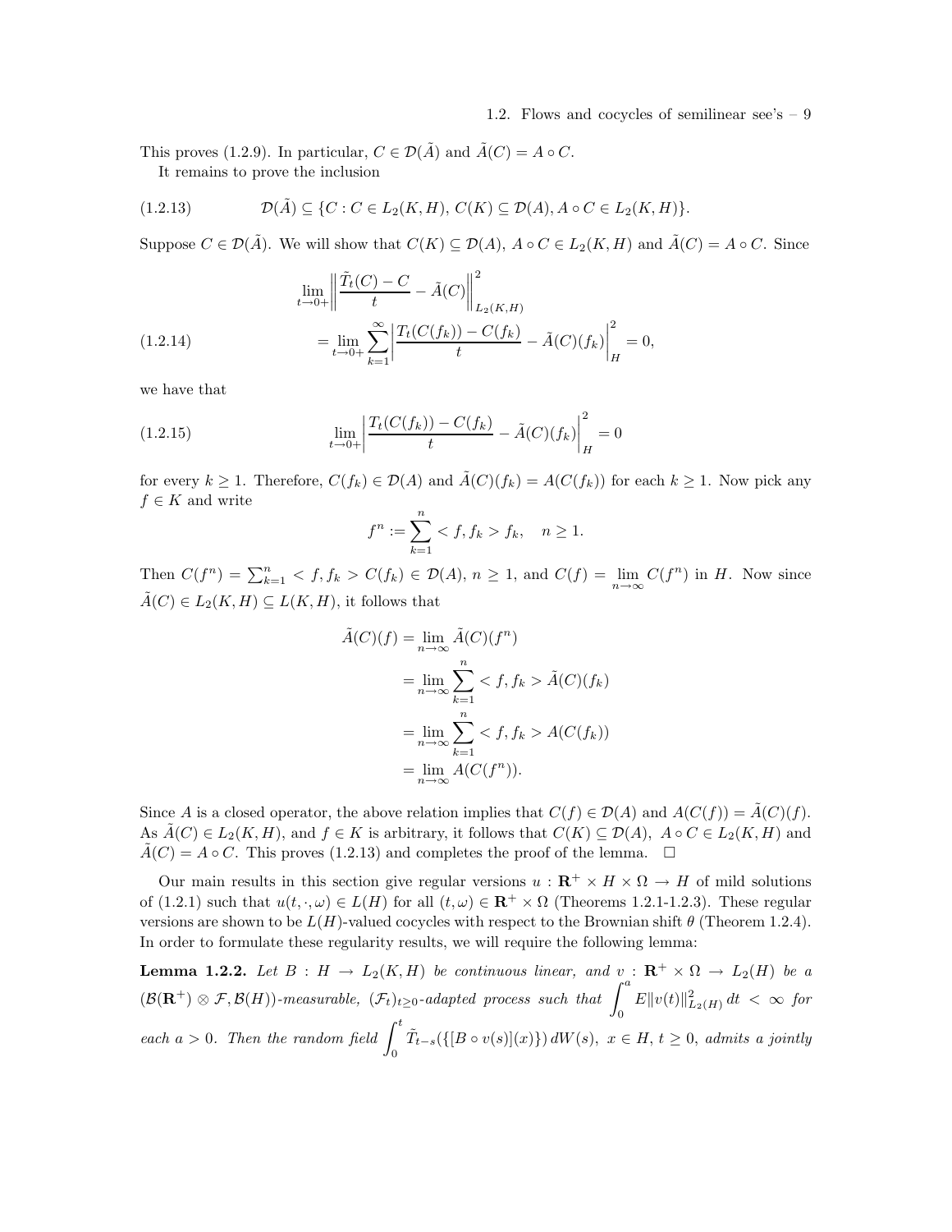This proves (1.2.9). In particular, $C \in \mathcal{D}(\tilde{A})$ and $\tilde{A}(C) = A \circ C$.

It remains to prove the inclusion

$$\mathcal{D}(\tilde{A}) \subseteq \{C : C \in L_2(K,H),\, C(K) \subseteq \mathcal{D}(A), A \circ C \in L_2(K,H)\}. \tag{1.2.13}$$

Suppose $C \in \mathcal{D}(\tilde{A})$. We will show that $C(K) \subseteq \mathcal{D}(A)$, $A \circ C \in L_2(K,H)$ and $\tilde{A}(C) = A \circ C$. Since

$$\begin{aligned}
&\lim_{t \to 0+} \left\| \frac{\tilde{T}_t(C) - C}{t} - \tilde{A}(C) \right\|^2_{L_2(K,H)} \\
&= \lim_{t \to 0+} \sum_{k=1}^{\infty} \left| \frac{T_t(C(f_k)) - C(f_k)}{t} - \tilde{A}(C)(f_k) \right|^2_H = 0,
\end{aligned} \tag{1.2.14}$$

we have that

$$\lim_{t \to 0+} \left| \frac{T_t(C(f_k)) - C(f_k)}{t} - \tilde{A}(C)(f_k) \right|^2_H = 0 \tag{1.2.15}$$

for every $k \geq 1$. Therefore, $C(f_k) \in \mathcal{D}(A)$ and $\tilde{A}(C)(f_k) = A(C(f_k))$ for each $k \geq 1$. Now pick any $f \in K$ and write

$$f^n := \sum_{k=1}^{n} < f, f_k > f_k, \quad n \geq 1.$$

Then $C(f^n) = \sum_{k=1}^{n} < f, f_k > C(f_k) \in \mathcal{D}(A)$, $n \geq 1$, and $C(f) = \lim_{n \to \infty} C(f^n)$ in $H$. Now since $\tilde{A}(C) \in L_2(K,H) \subseteq L(K,H)$, it follows that

$$\begin{aligned}
\tilde{A}(C)(f) &= \lim_{n \to \infty} \tilde{A}(C)(f^n) \\
&= \lim_{n \to \infty} \sum_{k=1}^{n} < f, f_k > \tilde{A}(C)(f_k) \\
&= \lim_{n \to \infty} \sum_{k=1}^{n} < f, f_k > A(C(f_k)) \\
&= \lim_{n \to \infty} A(C(f^n)).
\end{aligned}$$

Since $A$ is a closed operator, the above relation implies that $C(f) \in \mathcal{D}(A)$ and $A(C(f)) = \tilde{A}(C)(f)$. As $\tilde{A}(C) \in L_2(K,H)$, and $f \in K$ is arbitrary, it follows that $C(K) \subseteq \mathcal{D}(A)$, $A \circ C \in L_2(K,H)$ and $\tilde{A}(C) = A \circ C$. This proves (1.2.13) and completes the proof of the lemma. $\square$

Our main results in this section give regular versions $u : \mathbf{R}^+ \times H \times \Omega \to H$ of mild solutions of (1.2.1) such that $u(t, \cdot, \omega) \in L(H)$ for all $(t, \omega) \in \mathbf{R}^+ \times \Omega$ (Theorems 1.2.1-1.2.3). These regular versions are shown to be $L(H)$-valued cocycles with respect to the Brownian shift $\theta$ (Theorem 1.2.4). In order to formulate these regularity results, we will require the following lemma:

**Lemma 1.2.2.** *Let $B : H \to L_2(K,H)$ be continuous linear, and $v : \mathbf{R}^+ \times \Omega \to L_2(H)$ be a $(\mathcal{B}(\mathbf{R}^+) \otimes \mathcal{F}, \mathcal{B}(H))$-measurable, $(\mathcal{F}_t)_{t \geq 0}$-adapted process such that $\int_0^a E\|v(t)\|^2_{L_2(H)}\, dt < \infty$ for each $a > 0$. Then the random field $\int_0^t \tilde{T}_{t-s}(\{[B \circ v(s)](x)\})\, dW(s)$, $x \in H$, $t \geq 0$, admits a jointly*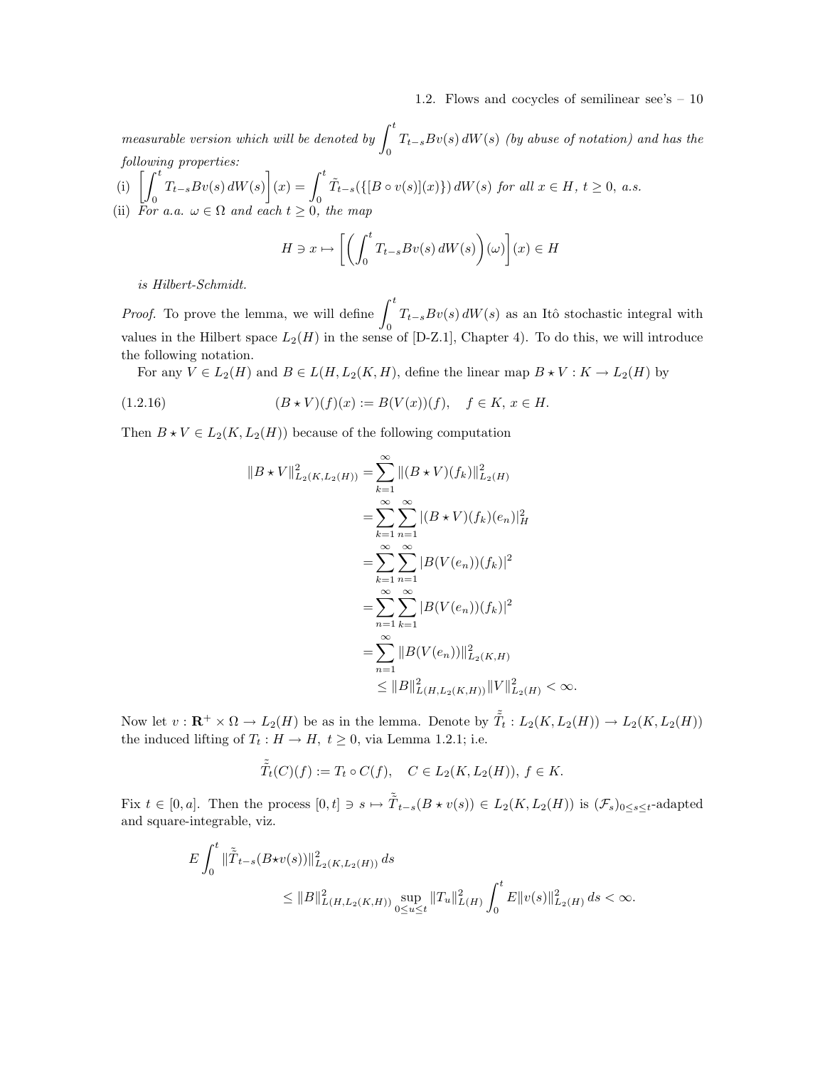*measurable version which will be denoted by* $\int_0^t T_{t-s}Bv(s)\,dW(s)$ *(by abuse of notation) and has the following properties:*

(i) $\left[\int_0^t T_{t-s}Bv(s)\,dW(s)\right](x) = \int_0^t \tilde{T}_{t-s}(\{[B\circ v(s)](x)\})\,dW(s)$ *for all* $x \in H$, $t \geq 0$, *a.s.*

(ii) *For a.a.* $\omega \in \Omega$ *and each* $t \geq 0$, *the map*

$$H \ni x \mapsto \left[\left(\int_0^t T_{t-s}Bv(s)\,dW(s)\right)(\omega)\right](x) \in H$$

*is Hilbert-Schmidt.*

*Proof.* To prove the lemma, we will define $\int_0^t T_{t-s}Bv(s)\,dW(s)$ as an Itô stochastic integral with values in the Hilbert space $L_2(H)$ in the sense of [D-Z.1], Chapter 4). To do this, we will introduce the following notation.

For any $V \in L_2(H)$ and $B \in L(H, L_2(K,H))$, define the linear map $B \star V : K \to L_2(H)$ by

$$(B \star V)(f)(x) := B(V(x))(f), \quad f \in K,\ x \in H. \tag{1.2.16}$$

Then $B \star V \in L_2(K, L_2(H))$ because of the following computation

$$\begin{aligned}
\|B \star V\|^2_{L_2(K,L_2(H))} &= \sum_{k=1}^{\infty} \|(B\star V)(f_k)\|^2_{L_2(H)} \\
&= \sum_{k=1}^{\infty}\sum_{n=1}^{\infty} |(B\star V)(f_k)(e_n)|^2_H \\
&= \sum_{k=1}^{\infty}\sum_{n=1}^{\infty} |B(V(e_n))(f_k)|^2 \\
&= \sum_{n=1}^{\infty}\sum_{k=1}^{\infty} |B(V(e_n))(f_k)|^2 \\
&= \sum_{n=1}^{\infty} \|B(V(e_n))\|^2_{L_2(K,H)} \\
&\leq \|B\|^2_{L(H,L_2(K,H))}\|V\|^2_{L_2(H)} < \infty.
\end{aligned}$$

Now let $v : \mathbf{R}^+ \times \Omega \to L_2(H)$ be as in the lemma. Denote by $\tilde{\tilde{T}}_t : L_2(K, L_2(H)) \to L_2(K, L_2(H))$ the induced lifting of $T_t : H \to H$, $t \geq 0$, via Lemma 1.2.1; i.e.

$$\tilde{\tilde{T}}_t(C)(f) := T_t \circ C(f), \quad C \in L_2(K, L_2(H)),\ f \in K.$$

Fix $t \in [0,a]$. Then the process $[0,t] \ni s \mapsto \tilde{\tilde{T}}_{t-s}(B \star v(s)) \in L_2(K, L_2(H))$ is $(\mathcal{F}_s)_{0\leq s\leq t}$-adapted and square-integrable, viz.

$$\begin{aligned}
E\int_0^t &\|\tilde{\tilde{T}}_{t-s}(B\star v(s))\|^2_{L_2(K,L_2(H))}\,ds \\
&\leq \|B\|^2_{L(H,L_2(K,H))}\sup_{0\leq u\leq t}\|T_u\|^2_{L(H)}\int_0^t E\|v(s)\|^2_{L_2(H)}\,ds < \infty.
\end{aligned}$$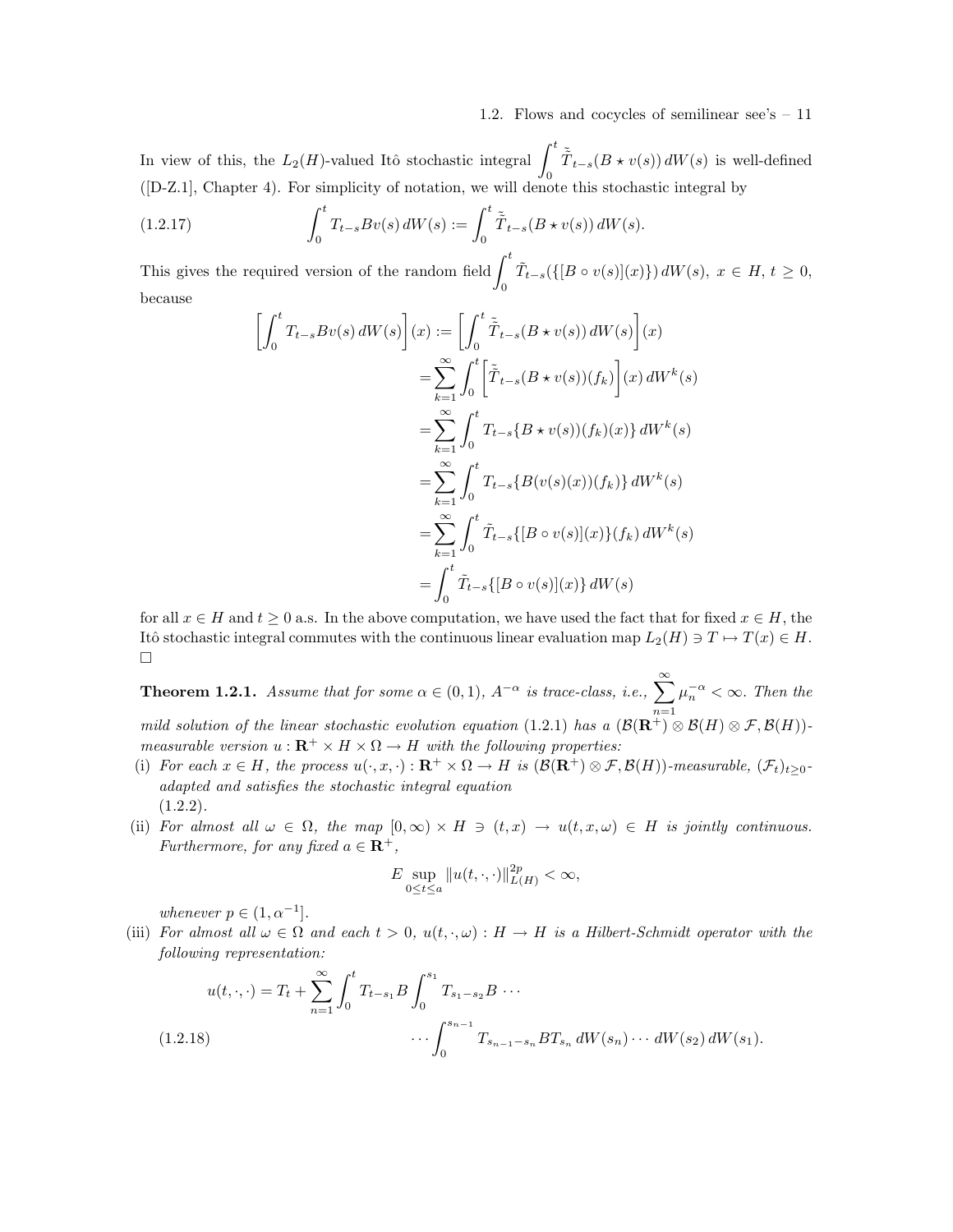In view of this, the $L_2(H)$-valued Itô stochastic integral $\int_0^t \tilde{\tilde{T}}_{t-s}(B \star v(s))\, dW(s)$ is well-defined ([D-Z.1], Chapter 4). For simplicity of notation, we will denote this stochastic integral by

$$\int_0^t T_{t-s} B v(s)\, dW(s) := \int_0^t \tilde{\tilde{T}}_{t-s}(B \star v(s))\, dW(s). \tag{1.2.17}$$

This gives the required version of the random field $\int_0^t \tilde{T}_{t-s}(\{[B \circ v(s)](x)\})\, dW(s),\ x \in H,\ t \geq 0,$ because

$$\begin{aligned}
\left[\int_0^t T_{t-s} B v(s)\, dW(s)\right](x) &:= \left[\int_0^t \tilde{\tilde{T}}_{t-s}(B \star v(s))\, dW(s)\right](x) \\
&= \sum_{k=1}^{\infty} \int_0^t \left[\tilde{\tilde{T}}_{t-s}(B \star v(s))(f_k)\right](x)\, dW^k(s) \\
&= \sum_{k=1}^{\infty} \int_0^t T_{t-s}\{B \star v(s))(f_k)(x)\}\, dW^k(s) \\
&= \sum_{k=1}^{\infty} \int_0^t T_{t-s}\{B(v(s)(x))(f_k)\}\, dW^k(s) \\
&= \sum_{k=1}^{\infty} \int_0^t \tilde{T}_{t-s}\{[B \circ v(s)](x)\}(f_k)\, dW^k(s) \\
&= \int_0^t \tilde{T}_{t-s}\{[B \circ v(s)](x)\}\, dW(s)
\end{aligned}$$

for all $x \in H$ and $t \geq 0$ a.s. In the above computation, we have used the fact that for fixed $x \in H$, the Itô stochastic integral commutes with the continuous linear evaluation map $L_2(H) \ni T \mapsto T(x) \in H$. □

**Theorem 1.2.1.** *Assume that for some $\alpha \in (0,1)$, $A^{-\alpha}$ is trace-class, i.e., $\sum_{n=1}^{\infty} \mu_n^{-\alpha} < \infty$. Then the mild solution of the linear stochastic evolution equation (1.2.1) has a $(\mathcal{B}(\mathbf{R}^+) \otimes \mathcal{B}(H) \otimes \mathcal{F}, \mathcal{B}(H))$-measurable version $u : \mathbf{R}^+ \times H \times \Omega \to H$ with the following properties:*

(i) *For each $x \in H$, the process $u(\cdot, x, \cdot) : \mathbf{R}^+ \times \Omega \to H$ is $(\mathcal{B}(\mathbf{R}^+) \otimes \mathcal{F}, \mathcal{B}(H))$-measurable, $(\mathcal{F}_t)_{t \geq 0}$-adapted and satisfies the stochastic integral equation* (1.2.2).

(ii) *For almost all $\omega \in \Omega$, the map $[0, \infty) \times H \ni (t, x) \to u(t, x, \omega) \in H$ is jointly continuous. Furthermore, for any fixed $a \in \mathbf{R}^+$,*

$$E \sup_{0 \leq t \leq a} \|u(t, \cdot, \cdot)\|_{L(H)}^{2p} < \infty,$$

*whenever $p \in (1, \alpha^{-1}]$.*

(iii) *For almost all $\omega \in \Omega$ and each $t > 0$, $u(t, \cdot, \omega) : H \to H$ is a Hilbert-Schmidt operator with the following representation:*

$$\begin{aligned}
u(t, \cdot, \cdot) = T_t + \sum_{n=1}^{\infty} \int_0^t T_{t-s_1} B \int_0^{s_1} T_{s_1 - s_2} B \,\cdots& \\
\cdots \int_0^{s_{n-1}} T_{s_{n-1} - s_n} B T_{s_n}\, dW(s_n) \cdots dW(s_2)\, dW(s_1).&
\end{aligned} \tag{1.2.18}$$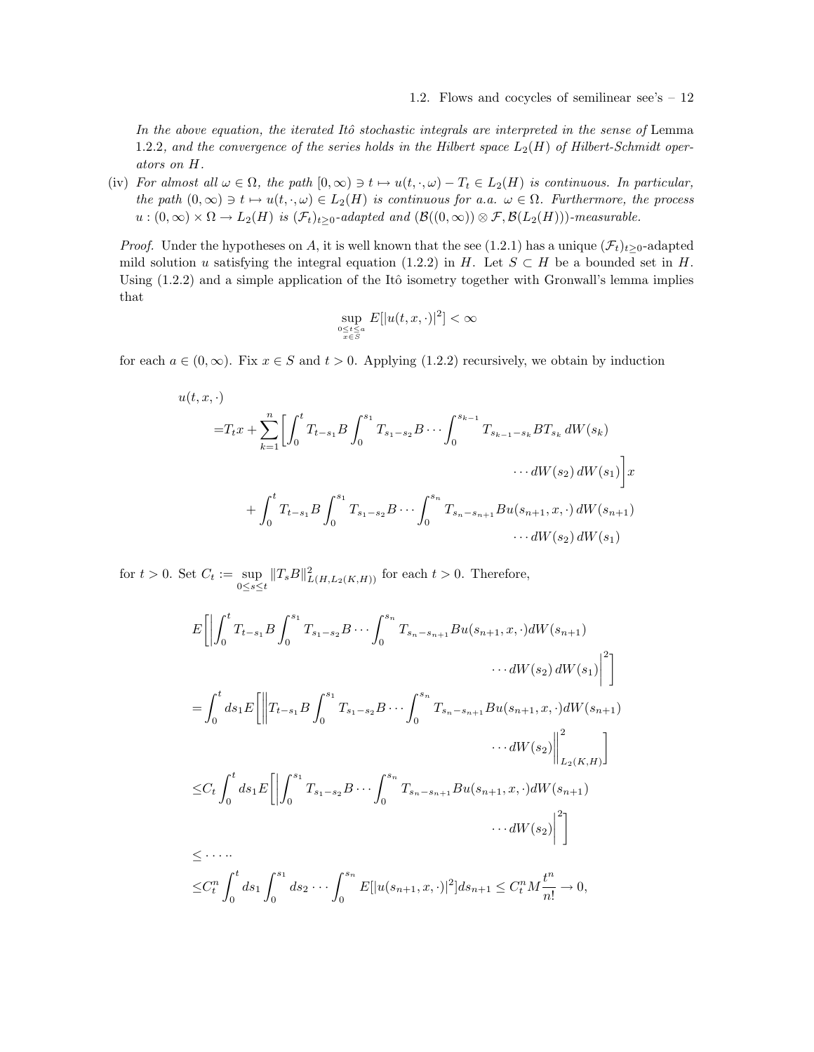*In the above equation, the iterated Itô stochastic integrals are interpreted in the sense of* Lemma 1.2.2*, and the convergence of the series holds in the Hilbert space $L_2(H)$ of Hilbert-Schmidt operators on $H$.*

(iv) *For almost all $\omega \in \Omega$, the path $[0,\infty) \ni t \mapsto u(t,\cdot,\omega) - T_t \in L_2(H)$ is continuous. In particular, the path $(0,\infty) \ni t \mapsto u(t,\cdot,\omega) \in L_2(H)$ is continuous for a.a. $\omega \in \Omega$. Furthermore, the process $u : (0,\infty) \times \Omega \to L_2(H)$ is $(\mathcal{F}_t)_{t\geq 0}$-adapted and $(\mathcal{B}((0,\infty)) \otimes \mathcal{F}, \mathcal{B}(L_2(H)))$-measurable.*

*Proof.* Under the hypotheses on $A$, it is well known that the see (1.2.1) has a unique $(\mathcal{F}_t)_{t\geq 0}$-adapted mild solution $u$ satisfying the integral equation (1.2.2) in $H$. Let $S \subset H$ be a bounded set in $H$. Using (1.2.2) and a simple application of the Itô isometry together with Gronwall's lemma implies that

$$\sup_{\substack{0\leq t\leq a \\ x\in S}} E[|u(t,x,\cdot)|^2] < \infty$$

for each $a \in (0,\infty)$. Fix $x \in S$ and $t > 0$. Applying (1.2.2) recursively, we obtain by induction

$$\begin{aligned}
&u(t,x,\cdot) \\
&= T_t x + \sum_{k=1}^{n} \left[ \int_0^t T_{t-s_1} B \int_0^{s_1} T_{s_1-s_2} B \cdots \int_0^{s_{k-1}} T_{s_{k-1}-s_k} B T_{s_k} \, dW(s_k) \cdots dW(s_2)\, dW(s_1) \right] x \\
&\quad + \int_0^t T_{t-s_1} B \int_0^{s_1} T_{s_1-s_2} B \cdots \int_0^{s_n} T_{s_n-s_{n+1}} B u(s_{n+1},x,\cdot)\, dW(s_{n+1}) \cdots dW(s_2)\, dW(s_1)
\end{aligned}$$

for $t > 0$. Set $C_t := \sup_{0\leq s\leq t} \|T_s B\|^2_{L(H, L_2(K,H))}$ for each $t > 0$. Therefore,

$$\begin{aligned}
&E\left[ \left| \int_0^t T_{t-s_1} B \int_0^{s_1} T_{s_1-s_2} B \cdots \int_0^{s_n} T_{s_n-s_{n+1}} B u(s_{n+1},x,\cdot) dW(s_{n+1}) \cdots dW(s_2)\, dW(s_1) \right|^2 \right] \\
&= \int_0^t ds_1 E\left[ \left\| T_{t-s_1} B \int_0^{s_1} T_{s_1-s_2} B \cdots \int_0^{s_n} T_{s_n-s_{n+1}} B u(s_{n+1},x,\cdot) dW(s_{n+1}) \cdots dW(s_2) \right\|^2_{L_2(K,H)} \right] \\
&\leq C_t \int_0^t ds_1 E\left[ \left| \int_0^{s_1} T_{s_1-s_2} B \cdots \int_0^{s_n} T_{s_n-s_{n+1}} B u(s_{n+1},x,\cdot) dW(s_{n+1}) \cdots dW(s_2) \right|^2 \right] \\
&\leq \cdots . \\
&\leq C_t^n \int_0^t ds_1 \int_0^{s_1} ds_2 \cdots \int_0^{s_n} E[|u(s_{n+1},x,\cdot)|^2] ds_{n+1} \leq C_t^n M \frac{t^n}{n!} \to 0,
\end{aligned}$$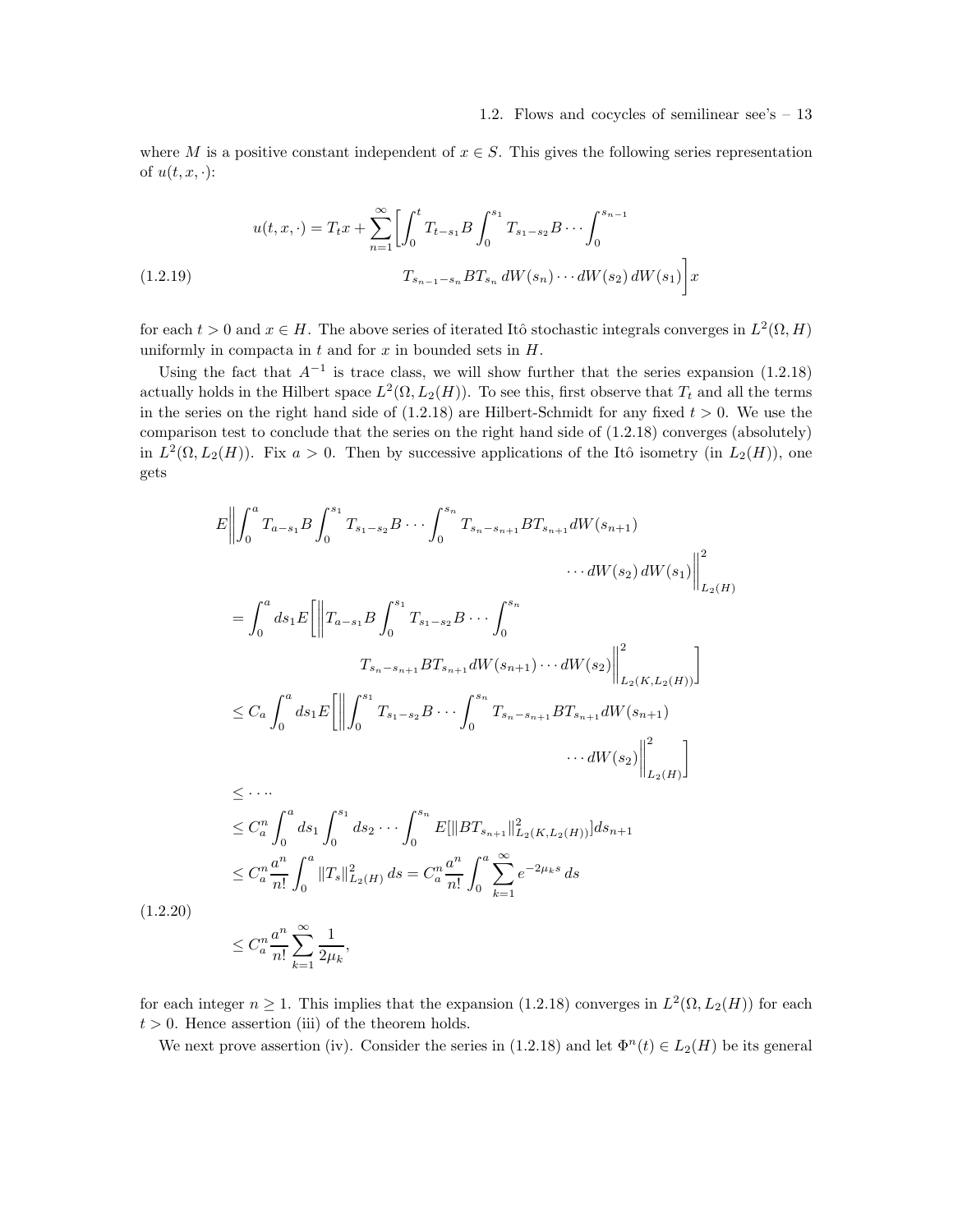where $M$ is a positive constant independent of $x \in S$. This gives the following series representation of $u(t, x, \cdot)$:

$$
\begin{aligned}
u(t,x,\cdot) = T_t x + \sum_{n=1}^{\infty} \Big[ \int_0^t T_{t-s_1} B \int_0^{s_1} T_{s_1 - s_2} B \cdots \int_0^{s_{n-1}} \\
T_{s_{n-1}-s_n} B T_{s_n} \, dW(s_n) \cdots dW(s_2) \, dW(s_1) \Big] x
\end{aligned}
\tag{1.2.19}
$$

for each $t > 0$ and $x \in H$. The above series of iterated Itô stochastic integrals converges in $L^2(\Omega, H)$ uniformly in compacta in $t$ and for $x$ in bounded sets in $H$.

Using the fact that $A^{-1}$ is trace class, we will show further that the series expansion (1.2.18) actually holds in the Hilbert space $L^2(\Omega, L_2(H))$. To see this, first observe that $T_t$ and all the terms in the series on the right hand side of (1.2.18) are Hilbert-Schmidt for any fixed $t > 0$. We use the comparison test to conclude that the series on the right hand side of (1.2.18) converges (absolutely) in $L^2(\Omega, L_2(H))$. Fix $a > 0$. Then by successive applications of the Itô isometry (in $L_2(H)$), one gets

$$
\begin{aligned}
& E \Big\| \int_0^a T_{a-s_1} B \int_0^{s_1} T_{s_1-s_2} B \cdots \int_0^{s_n} T_{s_n - s_{n+1}} B T_{s_{n+1}} dW(s_{n+1}) \\
& \qquad\qquad\qquad\qquad\qquad\qquad \cdots dW(s_2) \, dW(s_1) \Big\|^2_{L_2(H)} \\
& = \int_0^a ds_1 E \Big[ \Big\| T_{a-s_1} B \int_0^{s_1} T_{s_1 - s_2} B \cdots \int_0^{s_n} \\
& \qquad\qquad T_{s_n - s_{n+1}} B T_{s_{n+1}} dW(s_{n+1}) \cdots dW(s_2) \Big\|^2_{L_2(K, L_2(H))} \Big] \\
& \leq C_a \int_0^a ds_1 E \Big[ \Big\| \int_0^{s_1} T_{s_1 - s_2} B \cdots \int_0^{s_n} T_{s_n - s_{n+1}} B T_{s_{n+1}} dW(s_{n+1}) \\
& \qquad\qquad\qquad\qquad\qquad\qquad \cdots dW(s_2) \Big\|^2_{L_2(H)} \Big] \\
& \leq \cdots \\
& \leq C_a^n \int_0^a ds_1 \int_0^{s_1} ds_2 \cdots \int_0^{s_n} E[\|B T_{s_{n+1}}\|^2_{L_2(K, L_2(H))}] ds_{n+1} \\
& \leq C_a^n \frac{a^n}{n!} \int_0^a \|T_s\|^2_{L_2(H)} \, ds = C_a^n \frac{a^n}{n!} \int_0^a \sum_{k=1}^{\infty} e^{-2\mu_k s} \, ds \\
& \leq C_a^n \frac{a^n}{n!} \sum_{k=1}^{\infty} \frac{1}{2\mu_k},
\end{aligned}
\tag{1.2.20}
$$

for each integer $n \geq 1$. This implies that the expansion (1.2.18) converges in $L^2(\Omega, L_2(H))$ for each $t > 0$. Hence assertion (iii) of the theorem holds.

We next prove assertion (iv). Consider the series in (1.2.18) and let $\Phi^n(t) \in L_2(H)$ be its general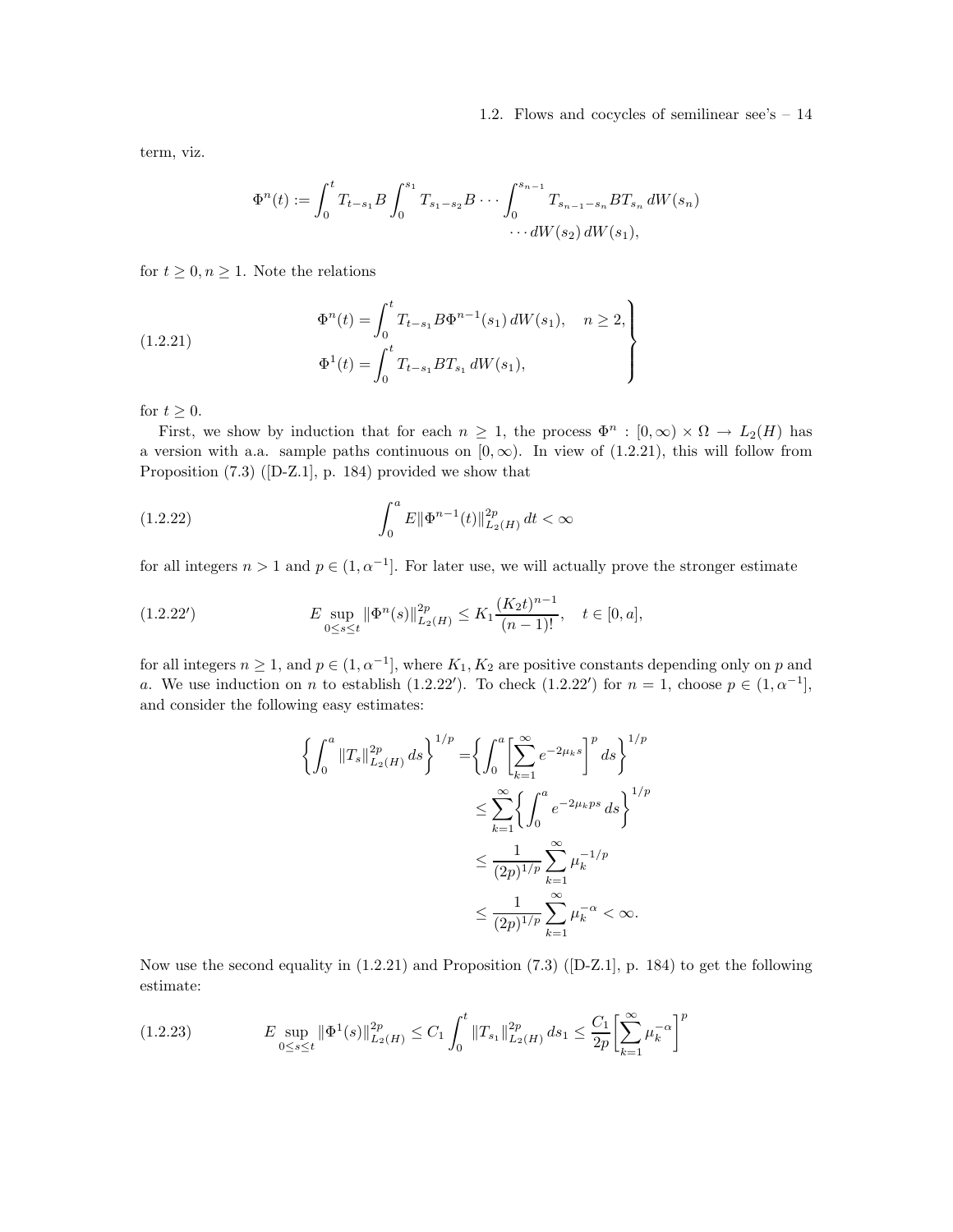term, viz.

$$\Phi^n(t) := \int_0^t T_{t-s_1} B \int_0^{s_1} T_{s_1-s_2} B \cdots \int_0^{s_{n-1}} T_{s_{n-1}-s_n} B T_{s_n} \, dW(s_n) \cdots dW(s_2)\, dW(s_1),$$

for $t \geq 0, n \geq 1$. Note the relations

$$\left.\begin{aligned} \Phi^n(t) &= \int_0^t T_{t-s_1} B \Phi^{n-1}(s_1)\, dW(s_1), \quad n \geq 2, \\ \Phi^1(t) &= \int_0^t T_{t-s_1} B T_{s_1}\, dW(s_1), \end{aligned}\right\} \tag{1.2.21}$$

for $t \geq 0$.

First, we show by induction that for each $n \geq 1$, the process $\Phi^n : [0,\infty) \times \Omega \to L_2(H)$ has a version with a.a. sample paths continuous on $[0,\infty)$. In view of (1.2.21), this will follow from Proposition (7.3) ([D-Z.1], p. 184) provided we show that

$$\int_0^a E\|\Phi^{n-1}(t)\|_{L_2(H)}^{2p}\, dt < \infty \tag{1.2.22}$$

for all integers $n > 1$ and $p \in (1, \alpha^{-1}]$. For later use, we will actually prove the stronger estimate

$$E \sup_{0 \leq s \leq t} \|\Phi^n(s)\|_{L_2(H)}^{2p} \leq K_1 \frac{(K_2 t)^{n-1}}{(n-1)!}, \quad t \in [0,a], \tag{1.2.22$'$}$$

for all integers $n \geq 1$, and $p \in (1, \alpha^{-1}]$, where $K_1, K_2$ are positive constants depending only on $p$ and $a$. We use induction on $n$ to establish (1.2.22$'$). To check (1.2.22$'$) for $n = 1$, choose $p \in (1, \alpha^{-1}]$, and consider the following easy estimates:

$$\begin{aligned} \left\{ \int_0^a \|T_s\|_{L_2(H)}^{2p}\, ds \right\}^{1/p} &= \left\{ \int_0^a \left[ \sum_{k=1}^\infty e^{-2\mu_k s} \right]^p ds \right\}^{1/p} \\ &\leq \sum_{k=1}^\infty \left\{ \int_0^a e^{-2\mu_k p s}\, ds \right\}^{1/p} \\ &\leq \frac{1}{(2p)^{1/p}} \sum_{k=1}^\infty \mu_k^{-1/p} \\ &\leq \frac{1}{(2p)^{1/p}} \sum_{k=1}^\infty \mu_k^{-\alpha} < \infty. \end{aligned}$$

Now use the second equality in (1.2.21) and Proposition (7.3) ([D-Z.1], p. 184) to get the following estimate:

$$E \sup_{0 \leq s \leq t} \|\Phi^1(s)\|_{L_2(H)}^{2p} \leq C_1 \int_0^t \|T_{s_1}\|_{L_2(H)}^{2p}\, ds_1 \leq \frac{C_1}{2p} \left[ \sum_{k=1}^\infty \mu_k^{-\alpha} \right]^p \tag{1.2.23}$$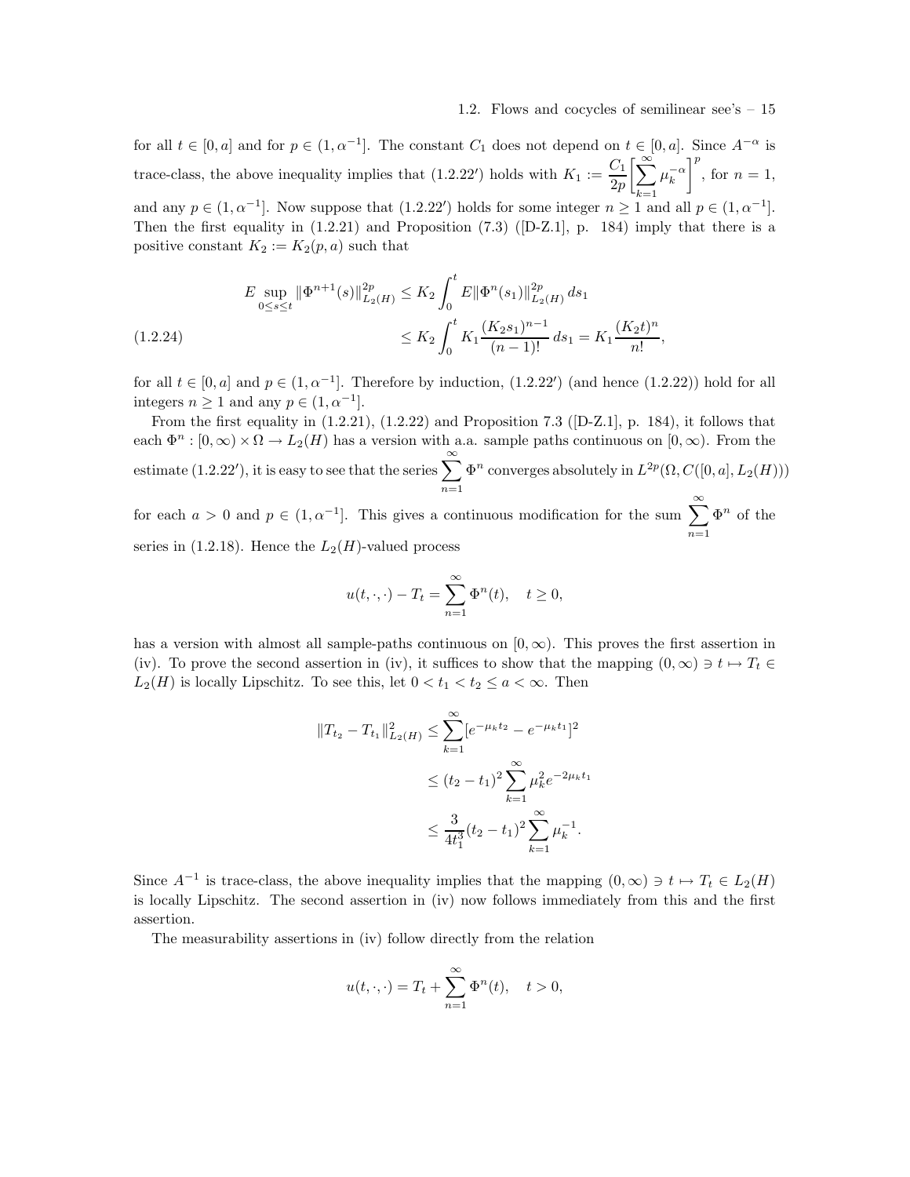for all $t \in [0, a]$ and for $p \in (1, \alpha^{-1}]$. The constant $C_1$ does not depend on $t \in [0, a]$. Since $A^{-\alpha}$ is trace-class, the above inequality implies that (1.2.22′) holds with $K_1 := \frac{C_1}{2p}\left[\sum_{k=1}^{\infty} \mu_k^{-\alpha}\right]^p$, for $n = 1$, and any $p \in (1, \alpha^{-1}]$. Now suppose that (1.2.22′) holds for some integer $n \geq 1$ and all $p \in (1, \alpha^{-1}]$. Then the first equality in (1.2.21) and Proposition (7.3) ([D-Z.1], p. 184) imply that there is a positive constant $K_2 := K_2(p, a)$ such that

$$
\begin{aligned}
E \sup_{0 \leq s \leq t} \|\Phi^{n+1}(s)\|_{L_2(H)}^{2p} &\leq K_2 \int_0^t E\|\Phi^n(s_1)\|_{L_2(H)}^{2p} \, ds_1 \\
&\leq K_2 \int_0^t K_1 \frac{(K_2 s_1)^{n-1}}{(n-1)!} \, ds_1 = K_1 \frac{(K_2 t)^n}{n!},
\end{aligned}
\tag{1.2.24}
$$

for all $t \in [0, a]$ and $p \in (1, \alpha^{-1}]$. Therefore by induction, (1.2.22′) (and hence (1.2.22)) hold for all integers $n \geq 1$ and any $p \in (1, \alpha^{-1}]$.

From the first equality in (1.2.21), (1.2.22) and Proposition 7.3 ([D-Z.1], p. 184), it follows that each $\Phi^n : [0, \infty) \times \Omega \to L_2(H)$ has a version with a.a. sample paths continuous on $[0, \infty)$. From the estimate (1.2.22′), it is easy to see that the series $\sum_{n=1}^{\infty} \Phi^n$ converges absolutely in $L^{2p}(\Omega, C([0, a], L_2(H)))$ for each $a > 0$ and $p \in (1, \alpha^{-1}]$. This gives a continuous modification for the sum $\sum_{n=1}^{\infty} \Phi^n$ of the series in (1.2.18). Hence the $L_2(H)$-valued process

$$
u(t, \cdot, \cdot) - T_t = \sum_{n=1}^{\infty} \Phi^n(t), \quad t \geq 0,
$$

has a version with almost all sample-paths continuous on $[0, \infty)$. This proves the first assertion in (iv). To prove the second assertion in (iv), it suffices to show that the mapping $(0, \infty) \ni t \mapsto T_t \in L_2(H)$ is locally Lipschitz. To see this, let $0 < t_1 < t_2 \leq a < \infty$. Then

$$
\begin{aligned}
\|T_{t_2} - T_{t_1}\|_{L_2(H)}^2 &\leq \sum_{k=1}^{\infty} [e^{-\mu_k t_2} - e^{-\mu_k t_1}]^2 \\
&\leq (t_2 - t_1)^2 \sum_{k=1}^{\infty} \mu_k^2 e^{-2\mu_k t_1} \\
&\leq \frac{3}{4t_1^3}(t_2 - t_1)^2 \sum_{k=1}^{\infty} \mu_k^{-1}.
\end{aligned}
$$

Since $A^{-1}$ is trace-class, the above inequality implies that the mapping $(0, \infty) \ni t \mapsto T_t \in L_2(H)$ is locally Lipschitz. The second assertion in (iv) now follows immediately from this and the first assertion.

The measurability assertions in (iv) follow directly from the relation

$$
u(t, \cdot, \cdot) = T_t + \sum_{n=1}^{\infty} \Phi^n(t), \quad t > 0,
$$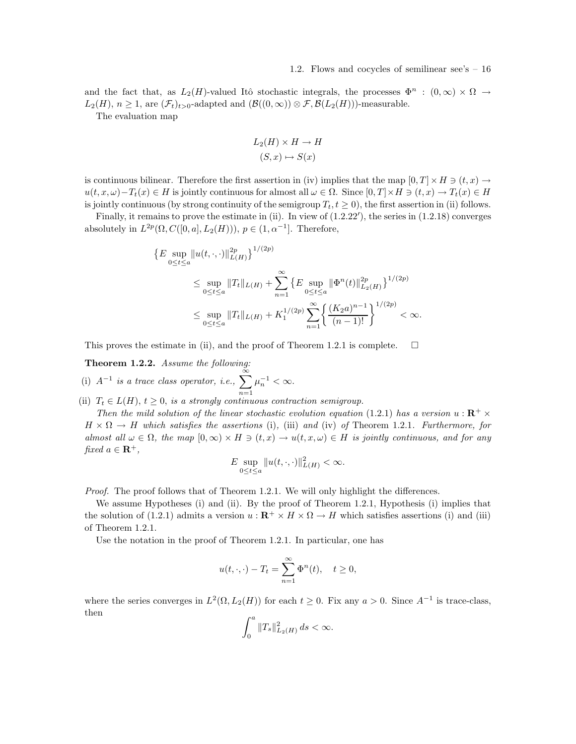and the fact that, as $L_2(H)$-valued Itô stochastic integrals, the processes $\Phi^n : (0,\infty) \times \Omega \to L_2(H)$, $n \geq 1$, are $(\mathcal{F}_t)_{t>0}$-adapted and $(\mathcal{B}((0,\infty)) \otimes \mathcal{F}, \mathcal{B}(L_2(H)))$-measurable.

The evaluation map

$$
\begin{gathered}
L_2(H) \times H \to H \\
(S, x) \mapsto S(x)
\end{gathered}
$$

is continuous bilinear. Therefore the first assertion in (iv) implies that the map $[0,T] \times H \ni (t,x) \to u(t,x,\omega) - T_t(x) \in H$ is jointly continuous for almost all $\omega \in \Omega$. Since $[0,T] \times H \ni (t,x) \to T_t(x) \in H$ is jointly continuous (by strong continuity of the semigroup $T_t, t \geq 0$), the first assertion in (ii) follows.

Finally, it remains to prove the estimate in (ii). In view of (1.2.22′), the series in (1.2.18) converges absolutely in $L^{2p}(\Omega, C([0,a], L_2(H)))$, $p \in (1, \alpha^{-1}]$. Therefore,

$$
\begin{aligned}
&\big\{E \sup_{0 \leq t \leq a} \|u(t,\cdot,\cdot)\|_{L(H)}^{2p}\big\}^{1/(2p)} \\
&\qquad \leq \sup_{0 \leq t \leq a} \|T_t\|_{L(H)} + \sum_{n=1}^{\infty} \big\{E \sup_{0 \leq t \leq a} \|\Phi^n(t)\|_{L_2(H)}^{2p}\big\}^{1/(2p)} \\
&\qquad \leq \sup_{0 \leq t \leq a} \|T_t\|_{L(H)} + K_1^{1/(2p)} \sum_{n=1}^{\infty} \left\{\frac{(K_2 a)^{n-1}}{(n-1)!}\right\}^{1/(2p)} < \infty.
\end{aligned}
$$

This proves the estimate in (ii), and the proof of Theorem 1.2.1 is complete. $\square$

**Theorem 1.2.2.** *Assume the following:*

(i) *$A^{-1}$ is a trace class operator, i.e., $\sum_{n=1}^{\infty} \mu_n^{-1} < \infty$.*

(ii) *$T_t \in L(H)$, $t \geq 0$, is a strongly continuous contraction semigroup.*

*Then the mild solution of the linear stochastic evolution equation* (1.2.1) *has a version $u : \mathbf{R}^+ \times H \times \Omega \to H$ which satisfies the assertions* (i), (iii) *and* (iv) *of* Theorem 1.2.1. *Furthermore, for almost all $\omega \in \Omega$, the map $[0,\infty) \times H \ni (t,x) \to u(t,x,\omega) \in H$ is jointly continuous, and for any fixed $a \in \mathbf{R}^+$,*

$$
E \sup_{0 \leq t \leq a} \|u(t,\cdot,\cdot)\|_{L(H)}^2 < \infty.
$$

*Proof.* The proof follows that of Theorem 1.2.1. We will only highlight the differences.

We assume Hypotheses (i) and (ii). By the proof of Theorem 1.2.1, Hypothesis (i) implies that the solution of (1.2.1) admits a version $u : \mathbf{R}^+ \times H \times \Omega \to H$ which satisfies assertions (i) and (iii) of Theorem 1.2.1.

Use the notation in the proof of Theorem 1.2.1. In particular, one has

$$
u(t,\cdot,\cdot) - T_t = \sum_{n=1}^{\infty} \Phi^n(t), \quad t \geq 0,
$$

where the series converges in $L^2(\Omega, L_2(H))$ for each $t \geq 0$. Fix any $a > 0$. Since $A^{-1}$ is trace-class, then

$$
\int_0^a \|T_s\|_{L_2(H)}^2 \, ds < \infty.
$$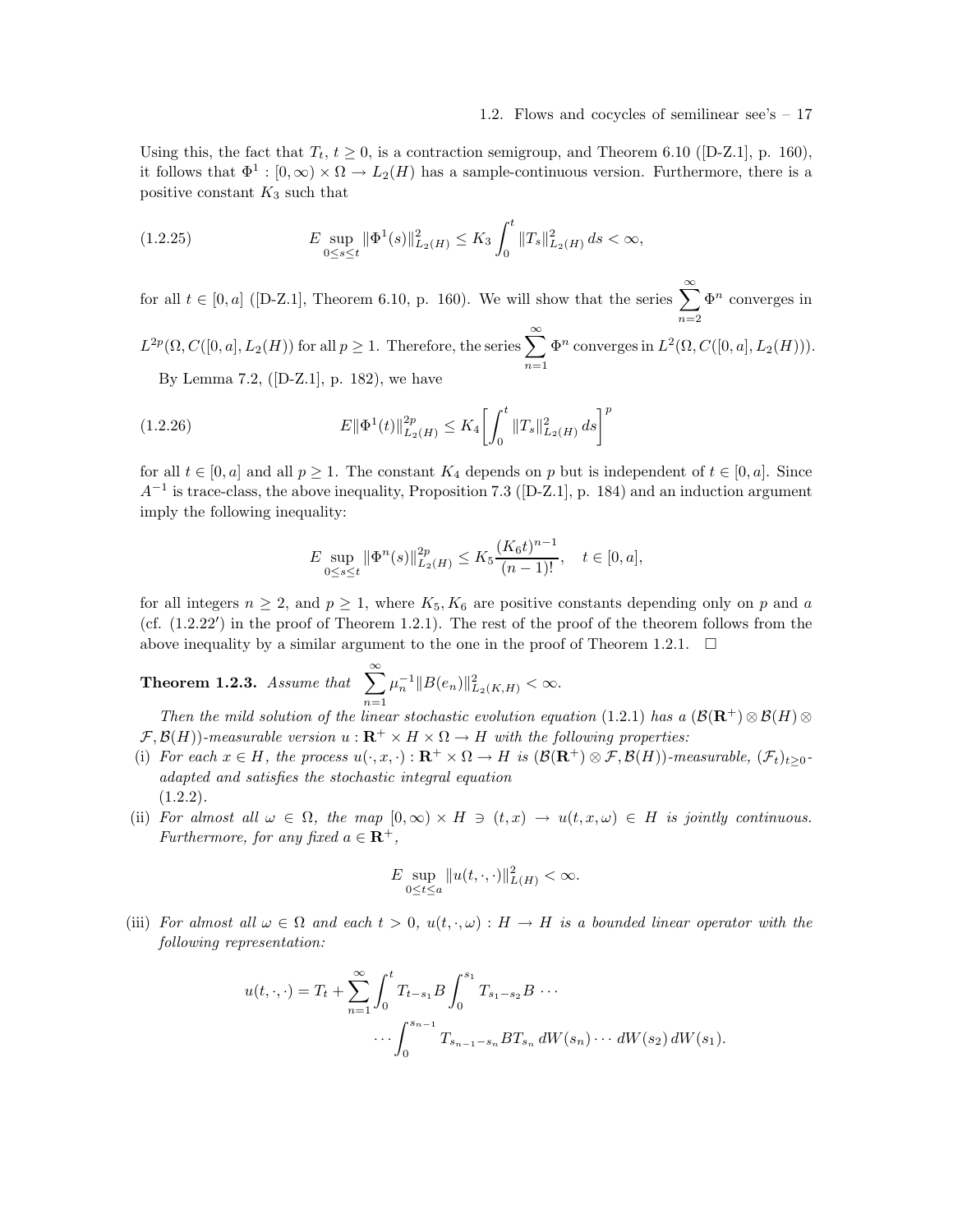Using this, the fact that $T_t$, $t \geq 0$, is a contraction semigroup, and Theorem 6.10 ([D-Z.1], p. 160), it follows that $\Phi^1 : [0, \infty) \times \Omega \to L_2(H)$ has a sample-continuous version. Furthermore, there is a positive constant $K_3$ such that

$$
E \sup_{0 \leq s \leq t} \|\Phi^1(s)\|^2_{L_2(H)} \leq K_3 \int_0^t \|T_s\|^2_{L_2(H)} \, ds < \infty, \tag{1.2.25}
$$

for all $t \in [0, a]$ ([D-Z.1], Theorem 6.10, p. 160). We will show that the series $\sum_{n=2}^{\infty} \Phi^n$ converges in $L^{2p}(\Omega, C([0, a], L_2(H))$ for all $p \geq 1$. Therefore, the series $\sum_{n=1}^{\infty} \Phi^n$ converges in $L^2(\Omega, C([0, a], L_2(H)))$.

By Lemma 7.2, ([D-Z.1], p. 182), we have

$$
E\|\Phi^1(t)\|^{2p}_{L_2(H)} \leq K_4 \left[ \int_0^t \|T_s\|^2_{L_2(H)} \, ds \right]^p \tag{1.2.26}
$$

for all $t \in [0, a]$ and all $p \geq 1$. The constant $K_4$ depends on $p$ but is independent of $t \in [0, a]$. Since $A^{-1}$ is trace-class, the above inequality, Proposition 7.3 ([D-Z.1], p. 184) and an induction argument imply the following inequality:

$$
E \sup_{0 \leq s \leq t} \|\Phi^n(s)\|^{2p}_{L_2(H)} \leq K_5 \frac{(K_6 t)^{n-1}}{(n-1)!}, \quad t \in [0, a],
$$

for all integers $n \geq 2$, and $p \geq 1$, where $K_5, K_6$ are positive constants depending only on $p$ and $a$ (cf. (1.2.22$'$) in the proof of Theorem 1.2.1). The rest of the proof of the theorem follows from the above inequality by a similar argument to the one in the proof of Theorem 1.2.1. $\square$

**Theorem 1.2.3.** *Assume that* $\sum_{n=1}^{\infty} \mu_n^{-1} \|B(e_n)\|^2_{L_2(K,H)} < \infty$.

*Then the mild solution of the linear stochastic evolution equation (1.2.1) has a $(\mathcal{B}(\mathbf{R}^+) \otimes \mathcal{B}(H) \otimes \mathcal{F}, \mathcal{B}(H))$-measurable version $u : \mathbf{R}^+ \times H \times \Omega \to H$ with the following properties:*

(i) *For each $x \in H$, the process $u(\cdot, x, \cdot) : \mathbf{R}^+ \times \Omega \to H$ is $(\mathcal{B}(\mathbf{R}^+) \otimes \mathcal{F}, \mathcal{B}(H))$-measurable, $(\mathcal{F}_t)_{t \geq 0}$-adapted and satisfies the stochastic integral equation (1.2.2).*

(ii) *For almost all $\omega \in \Omega$, the map $[0, \infty) \times H \ni (t, x) \to u(t, x, \omega) \in H$ is jointly continuous. Furthermore, for any fixed $a \in \mathbf{R}^+$,*

$$
E \sup_{0 \leq t \leq a} \|u(t, \cdot, \cdot)\|^2_{L(H)} < \infty.
$$

(iii) *For almost all $\omega \in \Omega$ and each $t > 0$, $u(t, \cdot, \omega) : H \to H$ is a bounded linear operator with the following representation:*

$$
u(t, \cdot, \cdot) = T_t + \sum_{n=1}^{\infty} \int_0^t T_{t-s_1} B \int_0^{s_1} T_{s_1 - s_2} B \cdots
$$
$$
\cdots \int_0^{s_{n-1}} T_{s_{n-1} - s_n} B T_{s_n} \, dW(s_n) \cdots dW(s_2) \, dW(s_1).
$$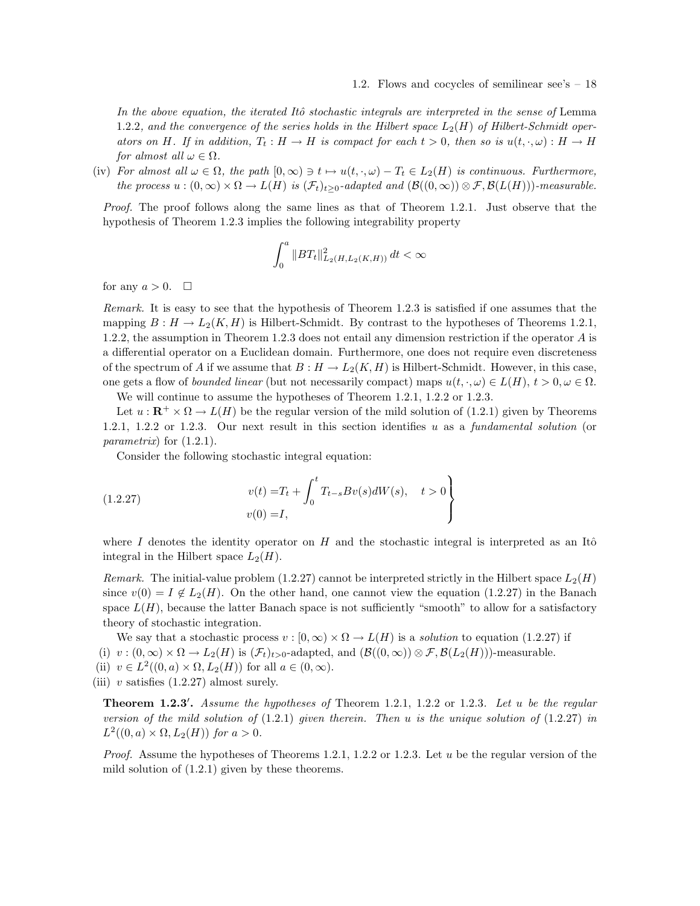*In the above equation, the iterated Itô stochastic integrals are interpreted in the sense of* Lemma 1.2.2*, and the convergence of the series holds in the Hilbert space $L_2(H)$ of Hilbert-Schmidt operators on $H$. If in addition, $T_t : H \to H$ is compact for each $t > 0$, then so is $u(t, \cdot, \omega) : H \to H$ for almost all $\omega \in \Omega$.*

(iv) *For almost all $\omega \in \Omega$, the path $[0, \infty) \ni t \mapsto u(t, \cdot, \omega) - T_t \in L_2(H)$ is continuous. Furthermore, the process $u : (0, \infty) \times \Omega \to L(H)$ is $(\mathcal{F}_t)_{t \geq 0}$-adapted and $(\mathcal{B}((0, \infty)) \otimes \mathcal{F}, \mathcal{B}(L(H)))$-measurable.*

*Proof.* The proof follows along the same lines as that of Theorem 1.2.1. Just observe that the hypothesis of Theorem 1.2.3 implies the following integrability property

$$\int_0^a \|BT_t\|^2_{L_2(H, L_2(K,H))} \, dt < \infty$$

for any $a > 0$. $\square$

*Remark.* It is easy to see that the hypothesis of Theorem 1.2.3 is satisfied if one assumes that the mapping $B : H \to L_2(K, H)$ is Hilbert-Schmidt. By contrast to the hypotheses of Theorems 1.2.1, 1.2.2, the assumption in Theorem 1.2.3 does not entail any dimension restriction if the operator $A$ is a differential operator on a Euclidean domain. Furthermore, one does not require even discreteness of the spectrum of $A$ if we assume that $B : H \to L_2(K, H)$ is Hilbert-Schmidt. However, in this case, one gets a flow of *bounded linear* (but not necessarily compact) maps $u(t, \cdot, \omega) \in L(H)$, $t > 0, \omega \in \Omega$.

We will continue to assume the hypotheses of Theorem 1.2.1, 1.2.2 or 1.2.3.

Let $u : \mathbf{R}^+ \times \Omega \to L(H)$ be the regular version of the mild solution of (1.2.1) given by Theorems 1.2.1, 1.2.2 or 1.2.3. Our next result in this section identifies $u$ as a *fundamental solution* (or *parametrix*) for (1.2.1).

Consider the following stochastic integral equation:

$$\left.\begin{aligned} v(t) &= T_t + \int_0^t T_{t-s} B v(s) dW(s), \quad t > 0 \\ v(0) &= I, \end{aligned}\right\} \tag{1.2.27}$$

where $I$ denotes the identity operator on $H$ and the stochastic integral is interpreted as an Itô integral in the Hilbert space $L_2(H)$.

*Remark.* The initial-value problem (1.2.27) cannot be interpreted strictly in the Hilbert space $L_2(H)$ since $v(0) = I \notin L_2(H)$. On the other hand, one cannot view the equation (1.2.27) in the Banach space $L(H)$, because the latter Banach space is not sufficiently "smooth" to allow for a satisfactory theory of stochastic integration.

We say that a stochastic process $v : [0, \infty) \times \Omega \to L(H)$ is a *solution* to equation (1.2.27) if

(i) $v : (0, \infty) \times \Omega \to L_2(H)$ is $(\mathcal{F}_t)_{t>0}$-adapted, and $(\mathcal{B}((0, \infty)) \otimes \mathcal{F}, \mathcal{B}(L_2(H)))$-measurable.

(ii) $v \in L^2((0, a) \times \Omega, L_2(H))$ for all $a \in (0, \infty)$.

(iii) $v$ satisfies (1.2.27) almost surely.

**Theorem 1.2.3′.** *Assume the hypotheses of* Theorem 1.2.1, 1.2.2 or 1.2.3. *Let $u$ be the regular version of the mild solution of* (1.2.1) *given therein. Then $u$ is the unique solution of* (1.2.27) *in $L^2((0, a) \times \Omega, L_2(H))$ for $a > 0$.*

*Proof.* Assume the hypotheses of Theorems 1.2.1, 1.2.2 or 1.2.3. Let $u$ be the regular version of the mild solution of (1.2.1) given by these theorems.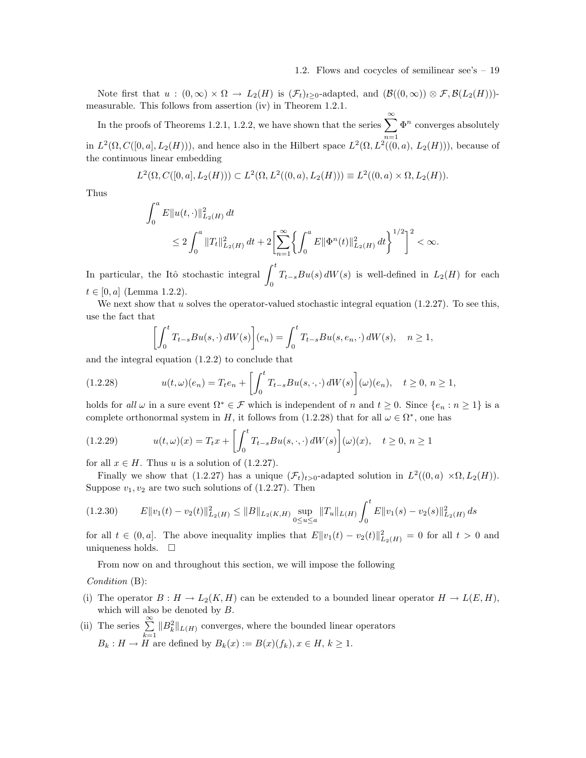Note first that $u : (0,\infty) \times \Omega \to L_2(H)$ is $(\mathcal{F}_t)_{t\geq 0}$-adapted, and $(\mathcal{B}((0,\infty)) \otimes \mathcal{F}, \mathcal{B}(L_2(H)))$-measurable. This follows from assertion (iv) in Theorem 1.2.1.

In the proofs of Theorems 1.2.1, 1.2.2, we have shown that the series $\sum_{n=1}^{\infty} \Phi^n$ converges absolutely in $L^2(\Omega, C([0,a], L_2(H)))$, and hence also in the Hilbert space $L^2(\Omega, L^2((0,a), L_2(H)))$, because of the continuous linear embedding

$$L^2(\Omega, C([0,a], L_2(H))) \subset L^2(\Omega, L^2((0,a), L_2(H))) \equiv L^2((0,a) \times \Omega, L_2(H)).$$

Thus

$$\int_0^a E\|u(t,\cdot)\|_{L_2(H)}^2 \, dt \leq 2\int_0^a \|T_t\|_{L_2(H)}^2 \, dt + 2\left[\sum_{n=1}^{\infty} \left\{\int_0^a E\|\Phi^n(t)\|_{L_2(H)}^2 \, dt\right\}^{1/2}\right]^2 < \infty.$$

In particular, the Itô stochastic integral $\int_0^t T_{t-s}Bu(s)\, dW(s)$ is well-defined in $L_2(H)$ for each $t \in [0,a]$ (Lemma 1.2.2).

We next show that $u$ solves the operator-valued stochastic integral equation (1.2.27). To see this, use the fact that

$$\left[\int_0^t T_{t-s}Bu(s,\cdot)\, dW(s)\right](e_n) = \int_0^t T_{t-s}Bu(s, e_n, \cdot)\, dW(s), \quad n \geq 1,$$

and the integral equation (1.2.2) to conclude that

$$u(t,\omega)(e_n) = T_t e_n + \left[\int_0^t T_{t-s}Bu(s,\cdot,\cdot)\, dW(s)\right](\omega)(e_n), \quad t \geq 0,\ n \geq 1, \tag{1.2.28}$$

holds for *all* $\omega$ in a sure event $\Omega^* \in \mathcal{F}$ which is independent of $n$ and $t \geq 0$. Since $\{e_n : n \geq 1\}$ is a complete orthonormal system in $H$, it follows from (1.2.28) that for all $\omega \in \Omega^*$, one has

$$u(t,\omega)(x) = T_t x + \left[\int_0^t T_{t-s}Bu(s,\cdot,\cdot)\, dW(s)\right](\omega)(x), \quad t \geq 0,\ n \geq 1 \tag{1.2.29}$$

for all $x \in H$. Thus $u$ is a solution of (1.2.27).

Finally we show that (1.2.27) has a unique $(\mathcal{F}_t)_{t>0}$-adapted solution in $L^2((0,a) \times \Omega, L_2(H))$. Suppose $v_1, v_2$ are two such solutions of (1.2.27). Then

$$E\|v_1(t) - v_2(t)\|_{L_2(H)}^2 \leq \|B\|_{L_2(K,H)} \sup_{0\leq u\leq a} \|T_u\|_{L(H)} \int_0^t E\|v_1(s) - v_2(s)\|_{L_2(H)}^2 \, ds \tag{1.2.30}$$

for all $t \in (0,a]$. The above inequality implies that $E\|v_1(t) - v_2(t)\|_{L_2(H)}^2 = 0$ for all $t > 0$ and uniqueness holds. $\square$

From now on and throughout this section, we will impose the following

*Condition* (B):

(i) The operator $B : H \to L_2(K,H)$ can be extended to a bounded linear operator $H \to L(E,H)$, which will also be denoted by $B$.

(ii) The series $\sum_{k=1}^{\infty} \|B_k^2\|_{L(H)}$ converges, where the bounded linear operators $B_k : H \to H$ are defined by $B_k(x) := B(x)(f_k)$, $x \in H$, $k \geq 1$.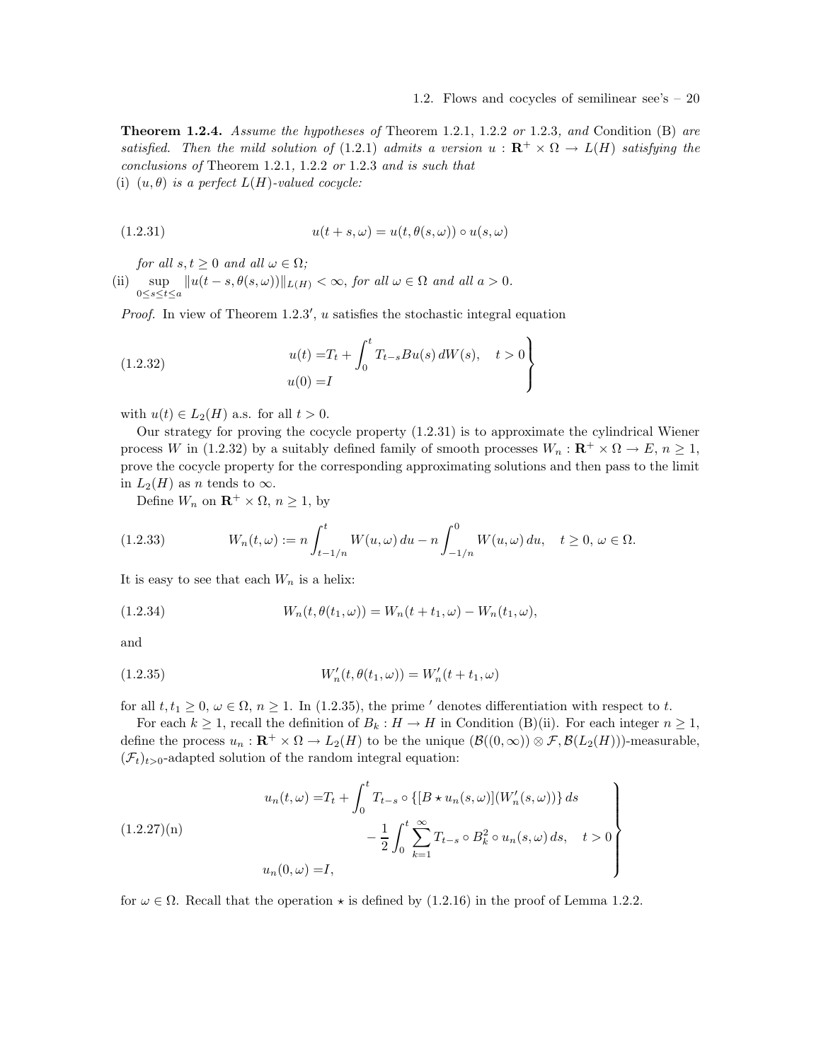**Theorem 1.2.4.** *Assume the hypotheses of* Theorem 1.2.1, 1.2.2 *or* 1.2.3*, and* Condition (B) *are satisfied. Then the mild solution of* (1.2.1) *admits a version* $u : \mathbf{R}^+ \times \Omega \to L(H)$ *satisfying the conclusions of* Theorem 1.2.1, 1.2.2 *or* 1.2.3 *and is such that*

(i) $(u, \theta)$ *is a perfect* $L(H)$*-valued cocycle:*

$$u(t+s,\omega) = u(t, \theta(s,\omega)) \circ u(s,\omega) \tag{1.2.31}$$

*for all* $s, t \geq 0$ *and all* $\omega \in \Omega$*;*

(ii) $\sup_{0 \leq s \leq t \leq a} \|u(t-s, \theta(s,\omega))\|_{L(H)} < \infty$*, for all* $\omega \in \Omega$ *and all* $a > 0$*.*

*Proof.* In view of Theorem 1.2.3′, $u$ satisfies the stochastic integral equation

$$\left.\begin{aligned} u(t) =& T_t + \int_0^t T_{t-s} B u(s)\, dW(s), \quad t > 0 \\ u(0) =& I \end{aligned}\right\} \tag{1.2.32}$$

with $u(t) \in L_2(H)$ a.s. for all $t > 0$.

Our strategy for proving the cocycle property (1.2.31) is to approximate the cylindrical Wiener process $W$ in (1.2.32) by a suitably defined family of smooth processes $W_n : \mathbf{R}^+ \times \Omega \to E$, $n \geq 1$, prove the cocycle property for the corresponding approximating solutions and then pass to the limit in $L_2(H)$ as $n$ tends to $\infty$.

Define $W_n$ on $\mathbf{R}^+ \times \Omega$, $n \geq 1$, by

$$W_n(t,\omega) := n \int_{t-1/n}^t W(u,\omega)\, du - n \int_{-1/n}^0 W(u,\omega)\, du, \quad t \geq 0,\ \omega \in \Omega. \tag{1.2.33}$$

It is easy to see that each $W_n$ is a helix:

$$W_n(t, \theta(t_1, \omega)) = W_n(t + t_1, \omega) - W_n(t_1, \omega), \tag{1.2.34}$$

and

$$W_n'(t, \theta(t_1, \omega)) = W_n'(t + t_1, \omega) \tag{1.2.35}$$

for all $t, t_1 \geq 0$, $\omega \in \Omega$, $n \geq 1$. In (1.2.35), the prime $'$ denotes differentiation with respect to $t$.

For each $k \geq 1$, recall the definition of $B_k : H \to H$ in Condition (B)(ii). For each integer $n \geq 1$, define the process $u_n : \mathbf{R}^+ \times \Omega \to L_2(H)$ to be the unique $(\mathcal{B}((0,\infty)) \otimes \mathcal{F}, \mathcal{B}(L_2(H)))$-measurable, $(\mathcal{F}_t)_{t>0}$-adapted solution of the random integral equation:

$$\left.\begin{aligned} u_n(t,\omega) =& T_t + \int_0^t T_{t-s} \circ \{[B \star u_n(s,\omega)](W_n'(s,\omega))\}\, ds \\ & \qquad - \frac{1}{2} \int_0^t \sum_{k=1}^\infty T_{t-s} \circ B_k^2 \circ u_n(s,\omega)\, ds, \quad t > 0 \\ u_n(0,\omega) =& I, \end{aligned}\right\} \tag{1.2.27(n)}$$

for $\omega \in \Omega$. Recall that the operation $\star$ is defined by (1.2.16) in the proof of Lemma 1.2.2.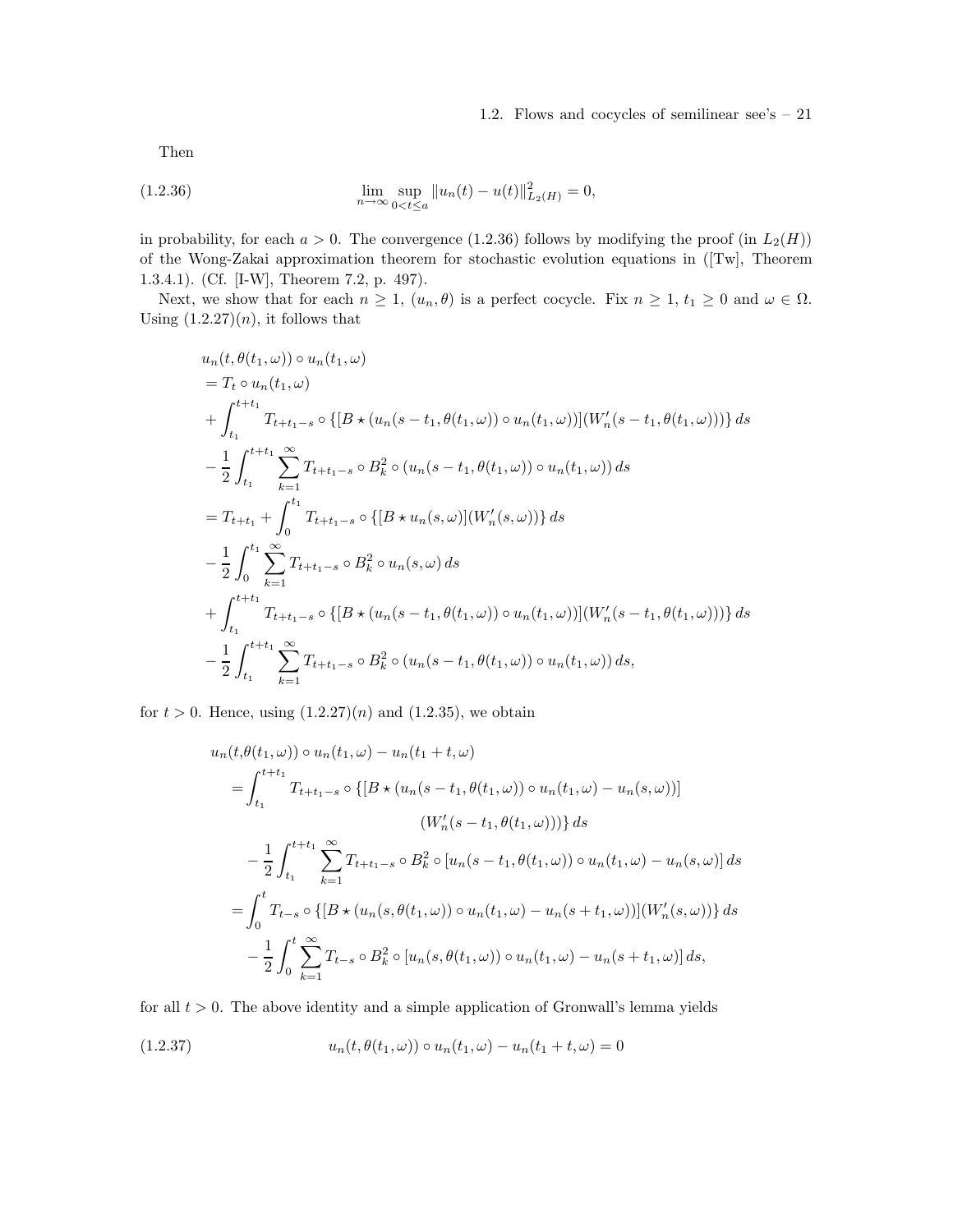Then

$$\lim_{n\to\infty} \sup_{0<t\leq a} \|u_n(t) - u(t)\|^2_{L_2(H)} = 0, \tag{1.2.36}$$

in probability, for each $a > 0$. The convergence (1.2.36) follows by modifying the proof (in $L_2(H)$) of the Wong-Zakai approximation theorem for stochastic evolution equations in ([Tw], Theorem 1.3.4.1). (Cf. [I-W], Theorem 7.2, p. 497).

Next, we show that for each $n \geq 1$, $(u_n, \theta)$ is a perfect cocycle. Fix $n \geq 1$, $t_1 \geq 0$ and $\omega \in \Omega$. Using (1.2.27)($n$), it follows that

$$\begin{aligned}
&u_n(t, \theta(t_1, \omega)) \circ u_n(t_1, \omega) \\
&= T_t \circ u_n(t_1, \omega) \\
&+ \int_{t_1}^{t+t_1} T_{t+t_1-s} \circ \{[B \star (u_n(s-t_1, \theta(t_1,\omega)) \circ u_n(t_1,\omega))](W_n'(s-t_1, \theta(t_1,\omega)))\}\, ds \\
&- \frac{1}{2}\int_{t_1}^{t+t_1} \sum_{k=1}^{\infty} T_{t+t_1-s} \circ B_k^2 \circ (u_n(s-t_1, \theta(t_1,\omega)) \circ u_n(t_1,\omega))\, ds \\
&= T_{t+t_1} + \int_0^{t_1} T_{t+t_1-s} \circ \{[B \star u_n(s,\omega)](W_n'(s,\omega))\}\, ds \\
&- \frac{1}{2}\int_0^{t_1} \sum_{k=1}^{\infty} T_{t+t_1-s} \circ B_k^2 \circ u_n(s,\omega)\, ds \\
&+ \int_{t_1}^{t+t_1} T_{t+t_1-s} \circ \{[B \star (u_n(s-t_1, \theta(t_1,\omega)) \circ u_n(t_1,\omega))](W_n'(s-t_1, \theta(t_1,\omega)))\}\, ds \\
&- \frac{1}{2}\int_{t_1}^{t+t_1} \sum_{k=1}^{\infty} T_{t+t_1-s} \circ B_k^2 \circ (u_n(s-t_1, \theta(t_1,\omega)) \circ u_n(t_1,\omega))\, ds,
\end{aligned}$$

for $t > 0$. Hence, using (1.2.27)($n$) and (1.2.35), we obtain

$$\begin{aligned}
u_n(t,&\theta(t_1, \omega)) \circ u_n(t_1, \omega) - u_n(t_1 + t, \omega) \\
=& \int_{t_1}^{t+t_1} T_{t+t_1-s} \circ \{[B \star (u_n(s-t_1, \theta(t_1,\omega)) \circ u_n(t_1,\omega) - u_n(s,\omega))] \\
&\qquad\qquad (W_n'(s-t_1, \theta(t_1,\omega)))\}\, ds \\
&- \frac{1}{2}\int_{t_1}^{t+t_1} \sum_{k=1}^{\infty} T_{t+t_1-s} \circ B_k^2 \circ [u_n(s-t_1, \theta(t_1,\omega)) \circ u_n(t_1,\omega) - u_n(s,\omega)]\, ds \\
=& \int_0^{t} T_{t-s} \circ \{[B \star (u_n(s, \theta(t_1,\omega)) \circ u_n(t_1,\omega) - u_n(s+t_1,\omega))](W_n'(s,\omega))\}\, ds \\
&- \frac{1}{2}\int_0^{t} \sum_{k=1}^{\infty} T_{t-s} \circ B_k^2 \circ [u_n(s, \theta(t_1,\omega)) \circ u_n(t_1,\omega) - u_n(s+t_1,\omega)]\, ds,
\end{aligned}$$

for all $t > 0$. The above identity and a simple application of Gronwall's lemma yields

$$u_n(t, \theta(t_1, \omega)) \circ u_n(t_1, \omega) - u_n(t_1 + t, \omega) = 0 \tag{1.2.37}$$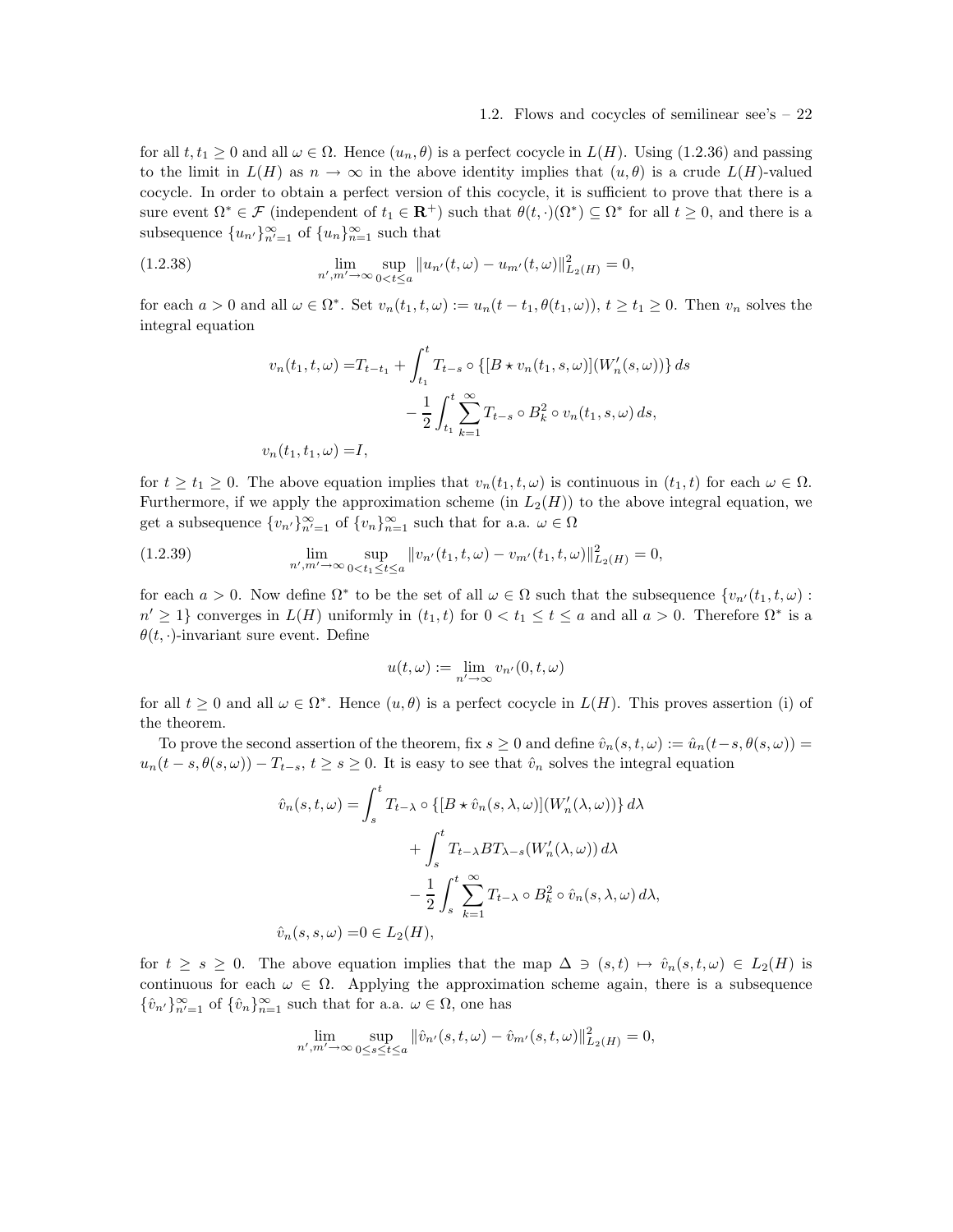for all $t, t_1 \geq 0$ and all $\omega \in \Omega$. Hence $(u_n, \theta)$ is a perfect cocycle in $L(H)$. Using (1.2.36) and passing to the limit in $L(H)$ as $n \to \infty$ in the above identity implies that $(u, \theta)$ is a crude $L(H)$-valued cocycle. In order to obtain a perfect version of this cocycle, it is sufficient to prove that there is a sure event $\Omega^* \in \mathcal{F}$ (independent of $t_1 \in \mathbf{R}^+$) such that $\theta(t, \cdot)(\Omega^*) \subseteq \Omega^*$ for all $t \geq 0$, and there is a subsequence $\{u_{n'}\}_{n'=1}^\infty$ of $\{u_n\}_{n=1}^\infty$ such that

$$\lim_{n', m' \to \infty} \sup_{0 < t \leq a} \|u_{n'}(t, \omega) - u_{m'}(t, \omega)\|_{L_2(H)}^2 = 0, \tag{1.2.38}$$

for each $a > 0$ and all $\omega \in \Omega^*$. Set $v_n(t_1, t, \omega) := u_n(t - t_1, \theta(t_1, \omega))$, $t \geq t_1 \geq 0$. Then $v_n$ solves the integral equation

$$\begin{aligned}
v_n(t_1, t, \omega) =& T_{t-t_1} + \int_{t_1}^t T_{t-s} \circ \{[B \star v_n(t_1, s, \omega)](W_n'(s, \omega))\}\, ds \\
&- \frac{1}{2} \int_{t_1}^t \sum_{k=1}^\infty T_{t-s} \circ B_k^2 \circ v_n(t_1, s, \omega)\, ds, \\
v_n(t_1, t_1, \omega) =& I,
\end{aligned}$$

for $t \geq t_1 \geq 0$. The above equation implies that $v_n(t_1, t, \omega)$ is continuous in $(t_1, t)$ for each $\omega \in \Omega$. Furthermore, if we apply the approximation scheme (in $L_2(H)$) to the above integral equation, we get a subsequence $\{v_{n'}\}_{n'=1}^\infty$ of $\{v_n\}_{n=1}^\infty$ such that for a.a. $\omega \in \Omega$

$$\lim_{n', m' \to \infty} \sup_{0 < t_1 \leq t \leq a} \|v_{n'}(t_1, t, \omega) - v_{m'}(t_1, t, \omega)\|_{L_2(H)}^2 = 0, \tag{1.2.39}$$

for each $a > 0$. Now define $\Omega^*$ to be the set of all $\omega \in \Omega$ such that the subsequence $\{v_{n'}(t_1, t, \omega) : n' \geq 1\}$ converges in $L(H)$ uniformly in $(t_1, t)$ for $0 < t_1 \leq t \leq a$ and all $a > 0$. Therefore $\Omega^*$ is a $\theta(t, \cdot)$-invariant sure event. Define

$$u(t, \omega) := \lim_{n' \to \infty} v_{n'}(0, t, \omega)$$

for all $t \geq 0$ and all $\omega \in \Omega^*$. Hence $(u, \theta)$ is a perfect cocycle in $L(H)$. This proves assertion (i) of the theorem.

To prove the second assertion of the theorem, fix $s \geq 0$ and define $\hat{v}_n(s, t, \omega) := \hat{u}_n(t - s, \theta(s, \omega)) = u_n(t - s, \theta(s, \omega)) - T_{t-s}$, $t \geq s \geq 0$. It is easy to see that $\hat{v}_n$ solves the integral equation

$$\begin{aligned}
\hat{v}_n(s, t, \omega) =& \int_s^t T_{t-\lambda} \circ \{[B \star \hat{v}_n(s, \lambda, \omega)](W_n'(\lambda, \omega))\}\, d\lambda \\
&+ \int_s^t T_{t-\lambda} B T_{\lambda - s}(W_n'(\lambda, \omega))\, d\lambda \\
&- \frac{1}{2} \int_s^t \sum_{k=1}^\infty T_{t-\lambda} \circ B_k^2 \circ \hat{v}_n(s, \lambda, \omega)\, d\lambda, \\
\hat{v}_n(s, s, \omega) =& 0 \in L_2(H),
\end{aligned}$$

for $t \geq s \geq 0$. The above equation implies that the map $\Delta \ni (s, t) \mapsto \hat{v}_n(s, t, \omega) \in L_2(H)$ is continuous for each $\omega \in \Omega$. Applying the approximation scheme again, there is a subsequence $\{\hat{v}_{n'}\}_{n'=1}^\infty$ of $\{\hat{v}_n\}_{n=1}^\infty$ such that for a.a. $\omega \in \Omega$, one has

$$\lim_{n', m' \to \infty} \sup_{0 \leq s \leq t \leq a} \|\hat{v}_{n'}(s, t, \omega) - \hat{v}_{m'}(s, t, \omega)\|_{L_2(H)}^2 = 0,$$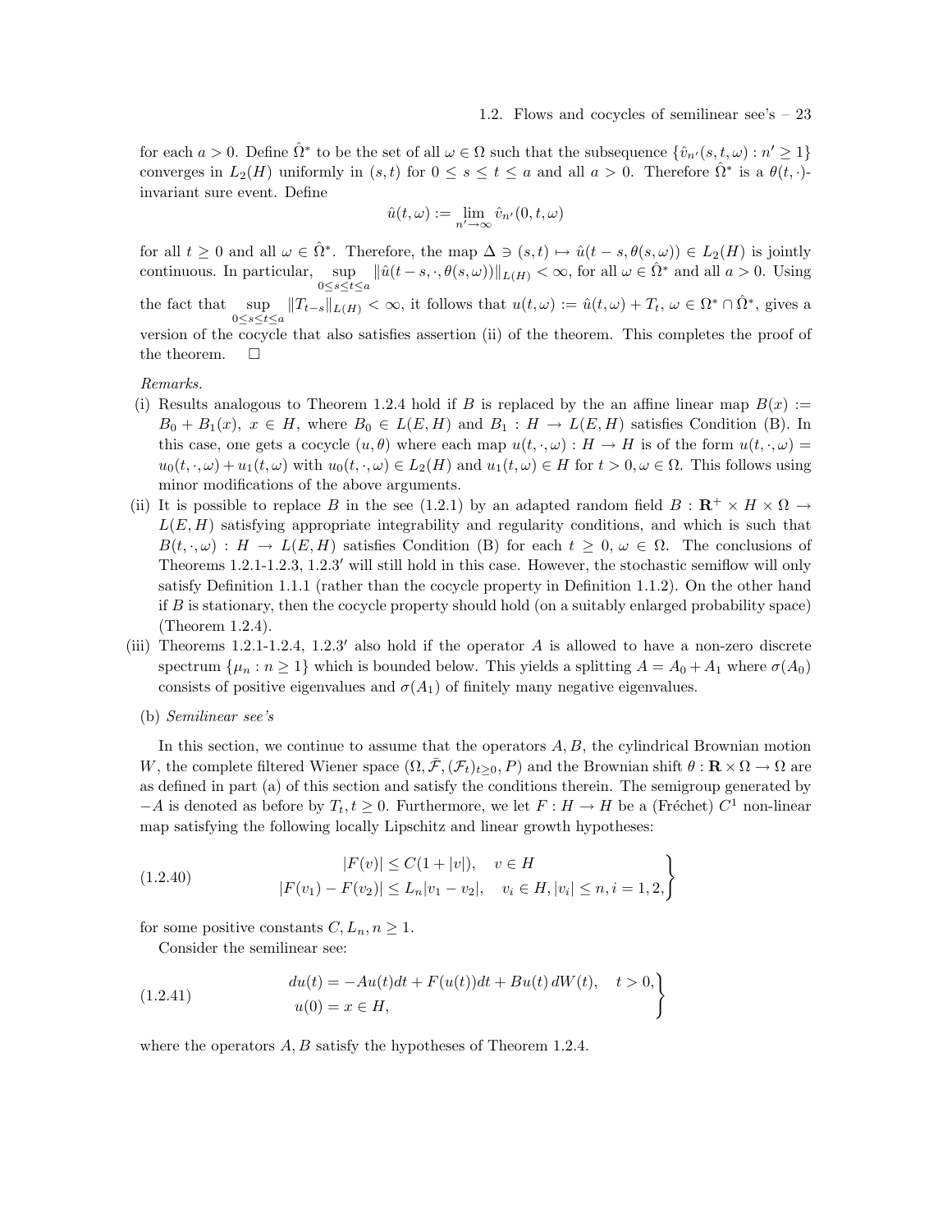for each $a > 0$. Define $\hat{\Omega}^*$ to be the set of all $\omega \in \Omega$ such that the subsequence $\{\hat{v}_{n'}(s,t,\omega) : n' \geq 1\}$ converges in $L_2(H)$ uniformly in $(s,t)$ for $0 \leq s \leq t \leq a$ and all $a > 0$. Therefore $\hat{\Omega}^*$ is a $\theta(t,\cdot)$-invariant sure event. Define

$$\hat{u}(t,\omega) := \lim_{n' \to \infty} \hat{v}_{n'}(0,t,\omega)$$

for all $t \geq 0$ and all $\omega \in \hat{\Omega}^*$. Therefore, the map $\Delta \ni (s,t) \mapsto \hat{u}(t-s, \theta(s,\omega)) \in L_2(H)$ is jointly continuous. In particular, $\sup_{0 \leq s \leq t \leq a} \|\hat{u}(t-s,\cdot,\theta(s,\omega))\|_{L(H)} < \infty$, for all $\omega \in \hat{\Omega}^*$ and all $a > 0$. Using the fact that $\sup_{0 \leq s \leq t \leq a} \|T_{t-s}\|_{L(H)} < \infty$, it follows that $u(t,\omega) := \hat{u}(t,\omega) + T_t$, $\omega \in \Omega^* \cap \hat{\Omega}^*$, gives a version of the cocycle that also satisfies assertion (ii) of the theorem. This completes the proof of the theorem. $\square$

*Remarks.*

(i) Results analogous to Theorem 1.2.4 hold if $B$ is replaced by the an affine linear map $B(x) := B_0 + B_1(x)$, $x \in H$, where $B_0 \in L(E,H)$ and $B_1 : H \to L(E,H)$ satisfies Condition (B). In this case, one gets a cocycle $(u, \theta)$ where each map $u(t,\cdot,\omega) : H \to H$ is of the form $u(t,\cdot,\omega) = u_0(t,\cdot,\omega) + u_1(t,\omega)$ with $u_0(t,\cdot,\omega) \in L_2(H)$ and $u_1(t,\omega) \in H$ for $t > 0, \omega \in \Omega$. This follows using minor modifications of the above arguments.

(ii) It is possible to replace $B$ in the see (1.2.1) by an adapted random field $B : \mathbf{R}^+ \times H \times \Omega \to L(E,H)$ satisfying appropriate integrability and regularity conditions, and which is such that $B(t,\cdot,\omega) : H \to L(E,H)$ satisfies Condition (B) for each $t \geq 0$, $\omega \in \Omega$. The conclusions of Theorems 1.2.1-1.2.3, 1.2.3$'$ will still hold in this case. However, the stochastic semiflow will only satisfy Definition 1.1.1 (rather than the cocycle property in Definition 1.1.2). On the other hand if $B$ is stationary, then the cocycle property should hold (on a suitably enlarged probability space) (Theorem 1.2.4).

(iii) Theorems 1.2.1-1.2.4, 1.2.3$'$ also hold if the operator $A$ is allowed to have a non-zero discrete spectrum $\{\mu_n : n \geq 1\}$ which is bounded below. This yields a splitting $A = A_0 + A_1$ where $\sigma(A_0)$ consists of positive eigenvalues and $\sigma(A_1)$ of finitely many negative eigenvalues.

(b) *Semilinear see's*

In this section, we continue to assume that the operators $A, B$, the cylindrical Brownian motion $W$, the complete filtered Wiener space $(\Omega, \bar{\mathcal{F}}, (\mathcal{F}_t)_{t \geq 0}, P)$ and the Brownian shift $\theta : \mathbf{R} \times \Omega \to \Omega$ are as defined in part (a) of this section and satisfy the conditions therein. The semigroup generated by $-A$ is denoted as before by $T_t, t \geq 0$. Furthermore, we let $F : H \to H$ be a (Fréchet) $C^1$ non-linear map satisfying the following locally Lipschitz and linear growth hypotheses:

$$\left.\begin{aligned} |F(v)| &\leq C(1 + |v|), \quad v \in H \\ |F(v_1) - F(v_2)| &\leq L_n |v_1 - v_2|, \quad v_i \in H, |v_i| \leq n, i = 1,2, \end{aligned}\right\} \tag{1.2.40}$$

for some positive constants $C, L_n, n \geq 1$.

Consider the semilinear see:

$$\left.\begin{aligned} du(t) &= -Au(t)dt + F(u(t))dt + Bu(t)\,dW(t), \quad t > 0, \\ u(0) &= x \in H, \end{aligned}\right\} \tag{1.2.41}$$

where the operators $A, B$ satisfy the hypotheses of Theorem 1.2.4.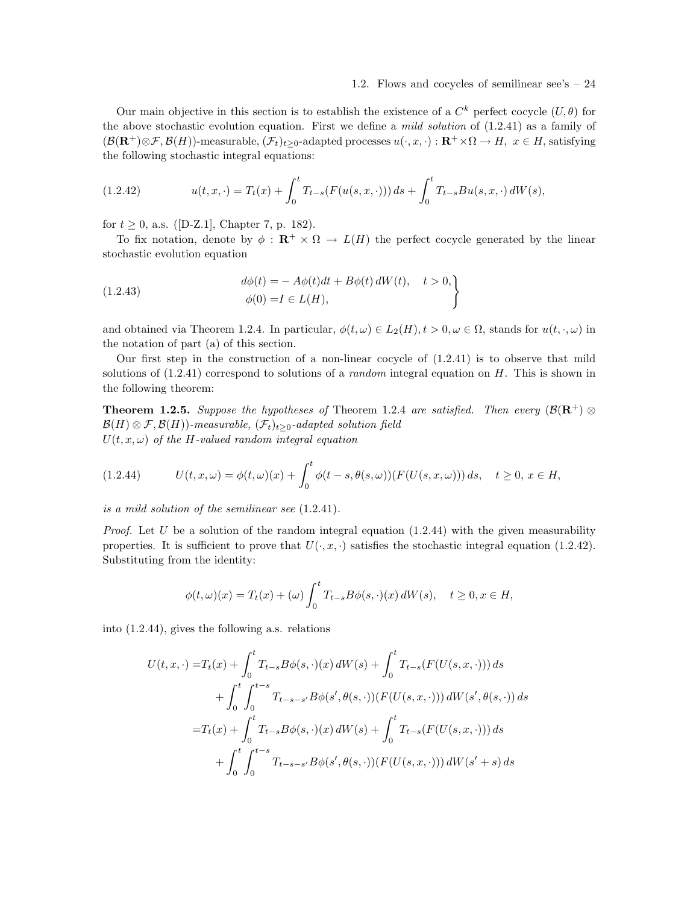Our main objective in this section is to establish the existence of a $C^k$ perfect cocycle $(U, \theta)$ for the above stochastic evolution equation. First we define a *mild solution* of (1.2.41) as a family of $(\mathcal{B}(\mathbf{R}^+)\otimes\mathcal{F}, \mathcal{B}(H))$-measurable, $(\mathcal{F}_t)_{t\geq 0}$-adapted processes $u(\cdot, x, \cdot) : \mathbf{R}^+ \times \Omega \to H,\ x \in H$, satisfying the following stochastic integral equations:

$$
u(t, x, \cdot) = T_t(x) + \int_0^t T_{t-s}(F(u(s, x, \cdot)))\, ds + \int_0^t T_{t-s} B u(s, x, \cdot)\, dW(s), \tag{1.2.42}
$$

for $t \geq 0$, a.s. ([D-Z.1], Chapter 7, p. 182).

To fix notation, denote by $\phi : \mathbf{R}^+ \times \Omega \to L(H)$ the perfect cocycle generated by the linear stochastic evolution equation

$$
\left.\begin{aligned}
d\phi(t) =& - A\phi(t)dt + B\phi(t)\, dW(t), \quad t > 0, \\
\phi(0) =& I \in L(H),
\end{aligned}\right\} \tag{1.2.43}
$$

and obtained via Theorem 1.2.4. In particular, $\phi(t, \omega) \in L_2(H), t > 0, \omega \in \Omega$, stands for $u(t, \cdot, \omega)$ in the notation of part (a) of this section.

Our first step in the construction of a non-linear cocycle of (1.2.41) is to observe that mild solutions of (1.2.41) correspond to solutions of a *random* integral equation on $H$. This is shown in the following theorem:

**Theorem 1.2.5.** *Suppose the hypotheses of* Theorem 1.2.4 *are satisfied. Then every* $(\mathcal{B}(\mathbf{R}^+) \otimes \mathcal{B}(H) \otimes \mathcal{F}, \mathcal{B}(H))$*-measurable,* $(\mathcal{F}_t)_{t\geq 0}$*-adapted solution field*
$U(t, x, \omega)$ *of the $H$-valued random integral equation*

$$
U(t, x, \omega) = \phi(t, \omega)(x) + \int_0^t \phi(t - s, \theta(s, \omega))(F(U(s, x, \omega)))\, ds, \quad t \geq 0,\ x \in H, \tag{1.2.44}
$$

*is a mild solution of the semilinear see* (1.2.41).

*Proof.* Let $U$ be a solution of the random integral equation (1.2.44) with the given measurability properties. It is sufficient to prove that $U(\cdot, x, \cdot)$ satisfies the stochastic integral equation (1.2.42). Substituting from the identity:

$$
\phi(t, \omega)(x) = T_t(x) + (\omega) \int_0^t T_{t-s} B\phi(s, \cdot)(x)\, dW(s), \quad t \geq 0, x \in H,
$$

into (1.2.44), gives the following a.s. relations

$$
\begin{aligned}
U(t, x, \cdot) =& T_t(x) + \int_0^t T_{t-s} B\phi(s, \cdot)(x)\, dW(s) + \int_0^t T_{t-s}(F(U(s, x, \cdot)))\, ds \\
&+ \int_0^t \int_0^{t-s} T_{t-s-s'} B\phi(s', \theta(s, \cdot))(F(U(s, x, \cdot)))\, dW(s', \theta(s, \cdot))\, ds \\
=& T_t(x) + \int_0^t T_{t-s} B\phi(s, \cdot)(x)\, dW(s) + \int_0^t T_{t-s}(F(U(s, x, \cdot)))\, ds \\
&+ \int_0^t \int_0^{t-s} T_{t-s-s'} B\phi(s', \theta(s, \cdot))(F(U(s, x, \cdot)))\, dW(s' + s)\, ds
\end{aligned}
$$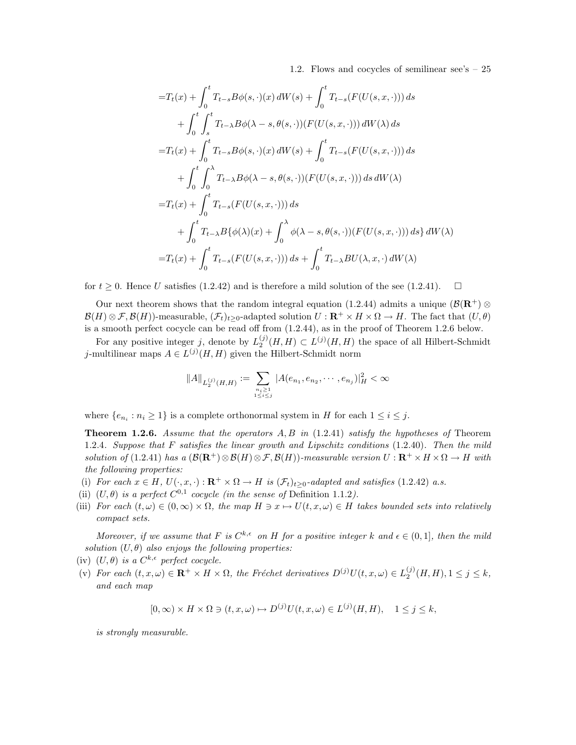$$
\begin{aligned}
=&T_t(x) + \int_0^t T_{t-s} B\phi(s,\cdot)(x)\, dW(s) + \int_0^t T_{t-s}(F(U(s,x,\cdot)))\, ds \\
&+ \int_0^t \int_s^t T_{t-\lambda} B\phi(\lambda - s, \theta(s,\cdot))(F(U(s,x,\cdot)))\, dW(\lambda)\, ds \\
=&T_t(x) + \int_0^t T_{t-s} B\phi(s,\cdot)(x)\, dW(s) + \int_0^t T_{t-s}(F(U(s,x,\cdot)))\, ds \\
&+ \int_0^t \int_0^\lambda T_{t-\lambda} B\phi(\lambda - s, \theta(s,\cdot))(F(U(s,x,\cdot)))\, ds\, dW(\lambda) \\
=&T_t(x) + \int_0^t T_{t-s}(F(U(s,x,\cdot)))\, ds \\
&+ \int_0^t T_{t-\lambda} B\{\phi(\lambda)(x) + \int_0^\lambda \phi(\lambda - s, \theta(s,\cdot))(F(U(s,x,\cdot)))\, ds\}\, dW(\lambda) \\
=&T_t(x) + \int_0^t T_{t-s}(F(U(s,x,\cdot)))\, ds + \int_0^t T_{t-\lambda} BU(\lambda, x, \cdot)\, dW(\lambda)
\end{aligned}
$$

for $t \geq 0$. Hence $U$ satisfies (1.2.42) and is therefore a mild solution of the see (1.2.41). $\square$

Our next theorem shows that the random integral equation (1.2.44) admits a unique $(\mathcal{B}(\mathbf{R}^+) \otimes \mathcal{B}(H) \otimes \mathcal{F}, \mathcal{B}(H))$-measurable, $(\mathcal{F}_t)_{t\geq 0}$-adapted solution $U : \mathbf{R}^+ \times H \times \Omega \to H$. The fact that $(U, \theta)$ is a smooth perfect cocycle can be read off from (1.2.44), as in the proof of Theorem 1.2.6 below.

For any positive integer $j$, denote by $L_2^{(j)}(H,H) \subset L^{(j)}(H,H)$ the space of all Hilbert-Schmidt $j$-multilinear maps $A \in L^{(j)}(H,H)$ given the Hilbert-Schmidt norm

$$
\|A\|_{L_2^{(j)}(H,H)} := \sum_{\substack{n_i \geq 1 \\ 1 \leq i \leq j}} |A(e_{n_1}, e_{n_2}, \cdots, e_{n_j})|_H^2 < \infty
$$

where $\{e_{n_i} : n_i \geq 1\}$ is a complete orthonormal system in $H$ for each $1 \leq i \leq j$.

**Theorem 1.2.6.** *Assume that the operators $A, B$ in* (1.2.41) *satisfy the hypotheses of* Theorem 1.2.4. *Suppose that $F$ satisfies the linear growth and Lipschitz conditions* (1.2.40). *Then the mild solution of* (1.2.41) *has a $(\mathcal{B}(\mathbf{R}^+) \otimes \mathcal{B}(H) \otimes \mathcal{F}, \mathcal{B}(H))$-measurable version $U : \mathbf{R}^+ \times H \times \Omega \to H$ with the following properties:*

(i) *For each $x \in H$, $U(\cdot, x, \cdot) : \mathbf{R}^+ \times \Omega \to H$ is $(\mathcal{F}_t)_{t\geq 0}$-adapted and satisfies* (1.2.42) *a.s.*

(ii) *$(U, \theta)$ is a perfect $C^{0,1}$ cocycle (in the sense of* Definition 1.1.2*).*

(iii) *For each $(t, \omega) \in (0, \infty) \times \Omega$, the map $H \ni x \mapsto U(t, x, \omega) \in H$ takes bounded sets into relatively compact sets.*

*Moreover, if we assume that $F$ is $C^{k,\epsilon}$ on $H$ for a positive integer $k$ and $\epsilon \in (0, 1]$, then the mild solution $(U, \theta)$ also enjoys the following properties:*

(iv) *$(U, \theta)$ is a $C^{k,\epsilon}$ perfect cocycle.*

(v) *For each $(t, x, \omega) \in \mathbf{R}^+ \times H \times \Omega$, the Fréchet derivatives $D^{(j)}U(t, x, \omega) \in L_2^{(j)}(H, H), 1 \leq j \leq k$, and each map*

$$
[0, \infty) \times H \times \Omega \ni (t, x, \omega) \mapsto D^{(j)}U(t, x, \omega) \in L^{(j)}(H, H), \quad 1 \leq j \leq k,
$$

*is strongly measurable.*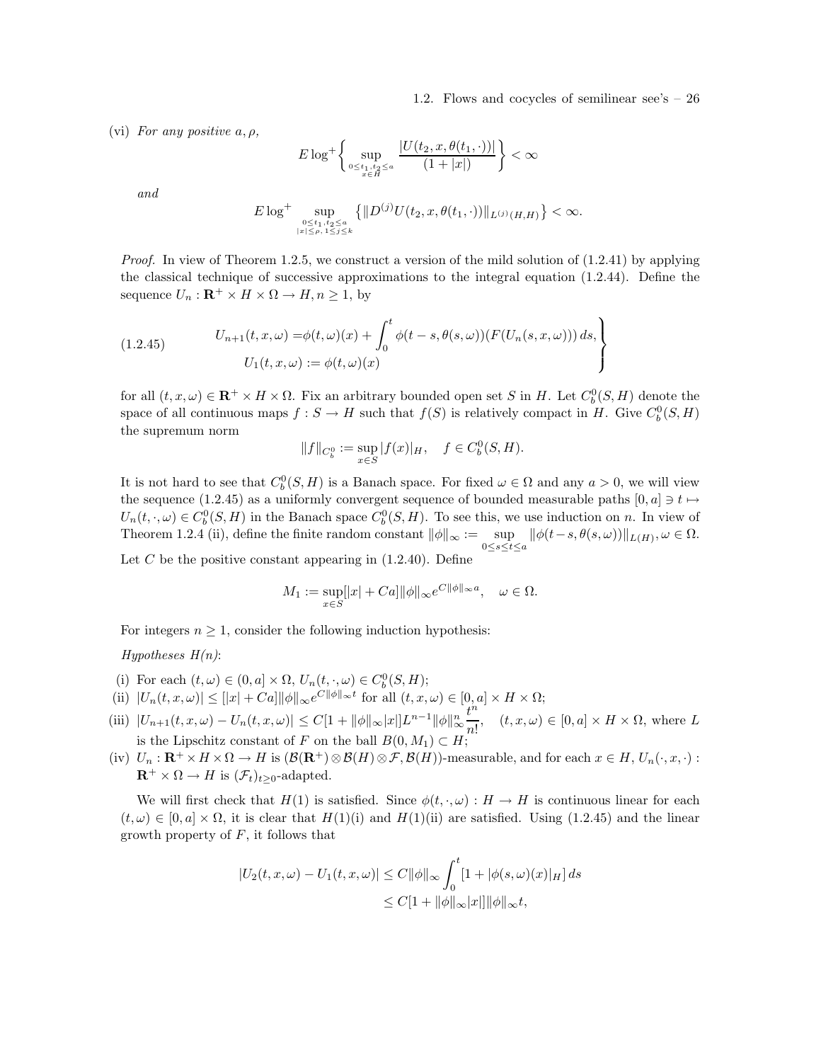(vi) *For any positive* $a, \rho$,

$$E \log^+ \left\{ \sup_{\substack{0 \le t_1, t_2 \le a \\ x \in H}} \frac{|U(t_2, x, \theta(t_1, \cdot))|}{(1 + |x|)} \right\} < \infty$$

*and*

$$E \log^+ \sup_{\substack{0 \le t_1, t_2 \le a \\ |x| \le \rho, 1 \le j \le k}} \left\{ \|D^{(j)} U(t_2, x, \theta(t_1, \cdot))\|_{L^{(j)}(H,H)} \right\} < \infty.$$

*Proof.* In view of Theorem 1.2.5, we construct a version of the mild solution of (1.2.41) by applying the classical technique of successive approximations to the integral equation (1.2.44). Define the sequence $U_n : \mathbf{R}^+ \times H \times \Omega \to H, n \ge 1$, by

$$\left.\begin{aligned} U_{n+1}(t, x, \omega) =& \phi(t, \omega)(x) + \int_0^t \phi(t - s, \theta(s, \omega))(F(U_n(s, x, \omega)))\, ds, \\ U_1(t, x, \omega) :=& \phi(t, \omega)(x) \end{aligned}\right\} \tag{1.2.45}$$

for all $(t, x, \omega) \in \mathbf{R}^+ \times H \times \Omega$. Fix an arbitrary bounded open set $S$ in $H$. Let $C_b^0(S, H)$ denote the space of all continuous maps $f : S \to H$ such that $f(S)$ is relatively compact in $H$. Give $C_b^0(S, H)$ the supremum norm

$$\|f\|_{C_b^0} := \sup_{x \in S} |f(x)|_H, \quad f \in C_b^0(S, H).$$

It is not hard to see that $C_b^0(S, H)$ is a Banach space. For fixed $\omega \in \Omega$ and any $a > 0$, we will view the sequence (1.2.45) as a uniformly convergent sequence of bounded measurable paths $[0, a] \ni t \mapsto U_n(t, \cdot, \omega) \in C_b^0(S, H)$ in the Banach space $C_b^0(S, H)$. To see this, we use induction on $n$. In view of Theorem 1.2.4 (ii), define the finite random constant $\|\phi\|_\infty := \sup\limits_{0 \le s \le t \le a} \|\phi(t - s, \theta(s, \omega))\|_{L(H)}, \omega \in \Omega$. Let $C$ be the positive constant appearing in (1.2.40). Define

$$M_1 := \sup_{x \in S} [|x| + Ca] \|\phi\|_\infty e^{C\|\phi\|_\infty a}, \quad \omega \in \Omega.$$

For integers $n \ge 1$, consider the following induction hypothesis:

*Hypotheses H(n)*:

(i) For each $(t, \omega) \in (0, a] \times \Omega$, $U_n(t, \cdot, \omega) \in C_b^0(S, H)$;

(ii) $|U_n(t, x, \omega)| \le [|x| + Ca] \|\phi\|_\infty e^{C\|\phi\|_\infty t}$ for all $(t, x, \omega) \in [0, a] \times H \times \Omega$;

(iii) $|U_{n+1}(t, x, \omega) - U_n(t, x, \omega)| \le C[1 + \|\phi\|_\infty |x|] L^{n-1} \|\phi\|_\infty^n \dfrac{t^n}{n!}, \quad (t, x, \omega) \in [0, a] \times H \times \Omega$, where $L$ is the Lipschitz constant of $F$ on the ball $B(0, M_1) \subset H$;

(iv) $U_n : \mathbf{R}^+ \times H \times \Omega \to H$ is $(\mathcal{B}(\mathbf{R}^+) \otimes \mathcal{B}(H) \otimes \mathcal{F}, \mathcal{B}(H))$-measurable, and for each $x \in H$, $U_n(\cdot, x, \cdot) : \mathbf{R}^+ \times \Omega \to H$ is $(\mathcal{F}_t)_{t \ge 0}$-adapted.

We will first check that $H(1)$ is satisfied. Since $\phi(t, \cdot, \omega) : H \to H$ is continuous linear for each $(t, \omega) \in [0, a] \times \Omega$, it is clear that $H(1)$(i) and $H(1)$(ii) are satisfied. Using (1.2.45) and the linear growth property of $F$, it follows that

$$\begin{aligned} |U_2(t, x, \omega) - U_1(t, x, \omega)| &\le C\|\phi\|_\infty \int_0^t [1 + |\phi(s, \omega)(x)|_H]\, ds \\ &\le C[1 + \|\phi\|_\infty |x|] \|\phi\|_\infty t, \end{aligned}$$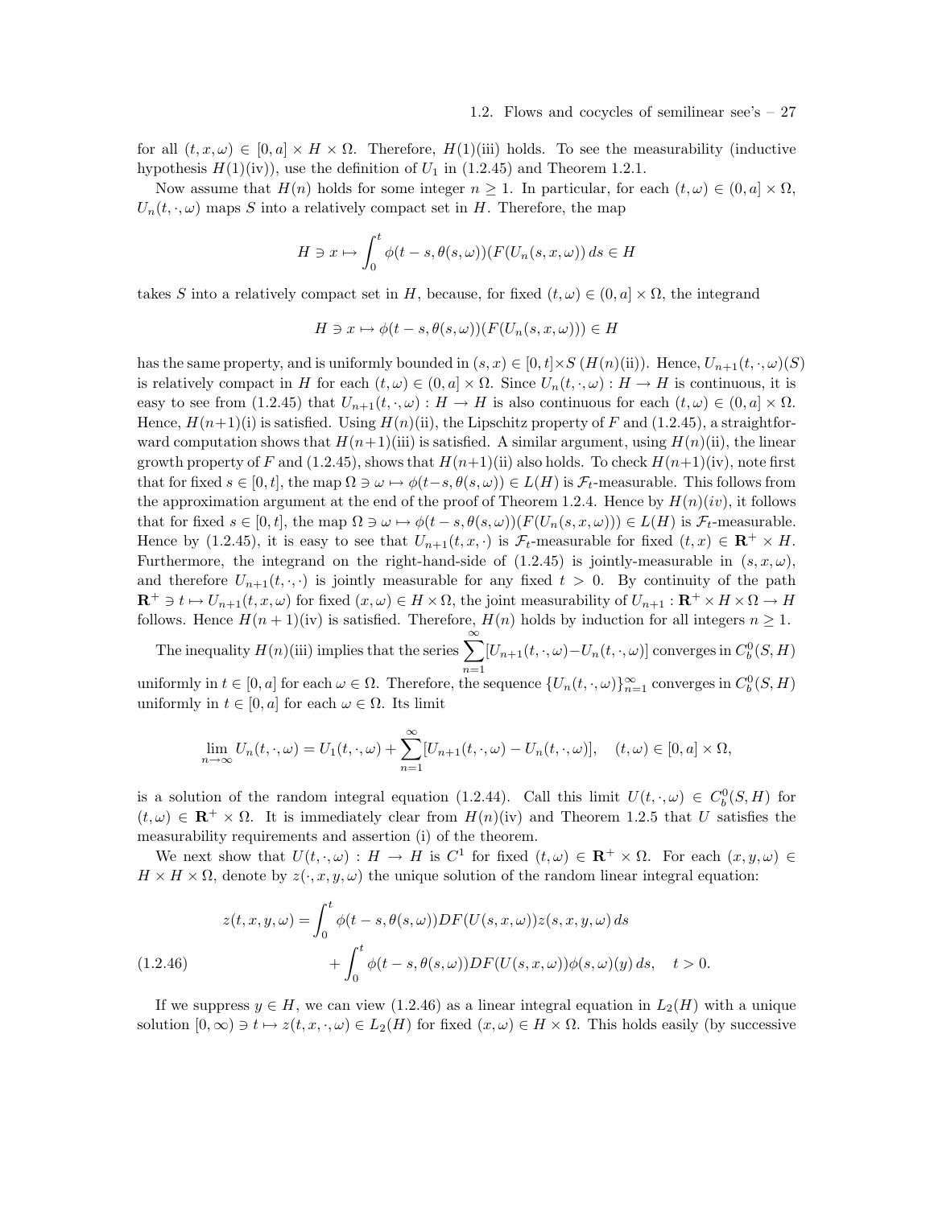for all $(t,x,\omega) \in [0,a] \times H \times \Omega$. Therefore, $H(1)$(iii) holds. To see the measurability (inductive hypothesis $H(1)$(iv)), use the definition of $U_1$ in (1.2.45) and Theorem 1.2.1.

Now assume that $H(n)$ holds for some integer $n \geq 1$. In particular, for each $(t,\omega) \in (0,a] \times \Omega$, $U_n(t,\cdot,\omega)$ maps $S$ into a relatively compact set in $H$. Therefore, the map

$$H \ni x \mapsto \int_0^t \phi(t-s,\theta(s,\omega))(F(U_n(s,x,\omega))\,ds \in H$$

takes $S$ into a relatively compact set in $H$, because, for fixed $(t,\omega) \in (0,a] \times \Omega$, the integrand

$$H \ni x \mapsto \phi(t-s,\theta(s,\omega))(F(U_n(s,x,\omega))) \in H$$

has the same property, and is uniformly bounded in $(s,x) \in [0,t] \times S$ ($H(n)$(ii)). Hence, $U_{n+1}(t,\cdot,\omega)(S)$ is relatively compact in $H$ for each $(t,\omega) \in (0,a] \times \Omega$. Since $U_n(t,\cdot,\omega) : H \to H$ is continuous, it is easy to see from (1.2.45) that $U_{n+1}(t,\cdot,\omega) : H \to H$ is also continuous for each $(t,\omega) \in (0,a] \times \Omega$. Hence, $H(n+1)$(i) is satisfied. Using $H(n)$(ii), the Lipschitz property of $F$ and (1.2.45), a straightforward computation shows that $H(n+1)$(iii) is satisfied. A similar argument, using $H(n)$(ii), the linear growth property of $F$ and (1.2.45), shows that $H(n+1)$(ii) also holds. To check $H(n+1)$(iv), note first that for fixed $s \in [0,t]$, the map $\Omega \ni \omega \mapsto \phi(t-s,\theta(s,\omega)) \in L(H)$ is $\mathcal{F}_t$-measurable. This follows from the approximation argument at the end of the proof of Theorem 1.2.4. Hence by $H(n)(iv)$, it follows that for fixed $s \in [0,t]$, the map $\Omega \ni \omega \mapsto \phi(t-s,\theta(s,\omega))(F(U_n(s,x,\omega))) \in L(H)$ is $\mathcal{F}_t$-measurable. Hence by (1.2.45), it is easy to see that $U_{n+1}(t,x,\cdot)$ is $\mathcal{F}_t$-measurable for fixed $(t,x) \in \mathbf{R}^+ \times H$. Furthermore, the integrand on the right-hand-side of (1.2.45) is jointly-measurable in $(s,x,\omega)$, and therefore $U_{n+1}(t,\cdot,\cdot)$ is jointly measurable for any fixed $t > 0$. By continuity of the path $\mathbf{R}^+ \ni t \mapsto U_{n+1}(t,x,\omega)$ for fixed $(x,\omega) \in H \times \Omega$, the joint measurability of $U_{n+1} : \mathbf{R}^+ \times H \times \Omega \to H$ follows. Hence $H(n+1)$(iv) is satisfied. Therefore, $H(n)$ holds by induction for all integers $n \geq 1$.

The inequality $H(n)$(iii) implies that the series $\sum\limits_{n=1}^{\infty}[U_{n+1}(t,\cdot,\omega) - U_n(t,\cdot,\omega)]$ converges in $C_b^0(S,H)$ uniformly in $t \in [0,a]$ for each $\omega \in \Omega$. Therefore, the sequence $\{U_n(t,\cdot,\omega)\}_{n=1}^{\infty}$ converges in $C_b^0(S,H)$ uniformly in $t \in [0,a]$ for each $\omega \in \Omega$. Its limit

$$\lim_{n\to\infty} U_n(t,\cdot,\omega) = U_1(t,\cdot,\omega) + \sum_{n=1}^{\infty}[U_{n+1}(t,\cdot,\omega) - U_n(t,\cdot,\omega)], \quad (t,\omega) \in [0,a] \times \Omega,$$

is a solution of the random integral equation (1.2.44). Call this limit $U(t,\cdot,\omega) \in C_b^0(S,H)$ for $(t,\omega) \in \mathbf{R}^+ \times \Omega$. It is immediately clear from $H(n)$(iv) and Theorem 1.2.5 that $U$ satisfies the measurability requirements and assertion (i) of the theorem.

We next show that $U(t,\cdot,\omega) : H \to H$ is $C^1$ for fixed $(t,\omega) \in \mathbf{R}^+ \times \Omega$. For each $(x,y,\omega) \in H \times H \times \Omega$, denote by $z(\cdot,x,y,\omega)$ the unique solution of the random linear integral equation:

$$\begin{aligned} z(t,x,y,\omega) = &\int_0^t \phi(t-s,\theta(s,\omega))DF(U(s,x,\omega))z(s,x,y,\omega)\,ds \\ &+ \int_0^t \phi(t-s,\theta(s,\omega))DF(U(s,x,\omega))\phi(s,\omega)(y)\,ds, \quad t > 0. \end{aligned} \tag{1.2.46}$$

If we suppress $y \in H$, we can view (1.2.46) as a linear integral equation in $L_2(H)$ with a unique solution $[0,\infty) \ni t \mapsto z(t,x,\cdot,\omega) \in L_2(H)$ for fixed $(x,\omega) \in H \times \Omega$. This holds easily (by successive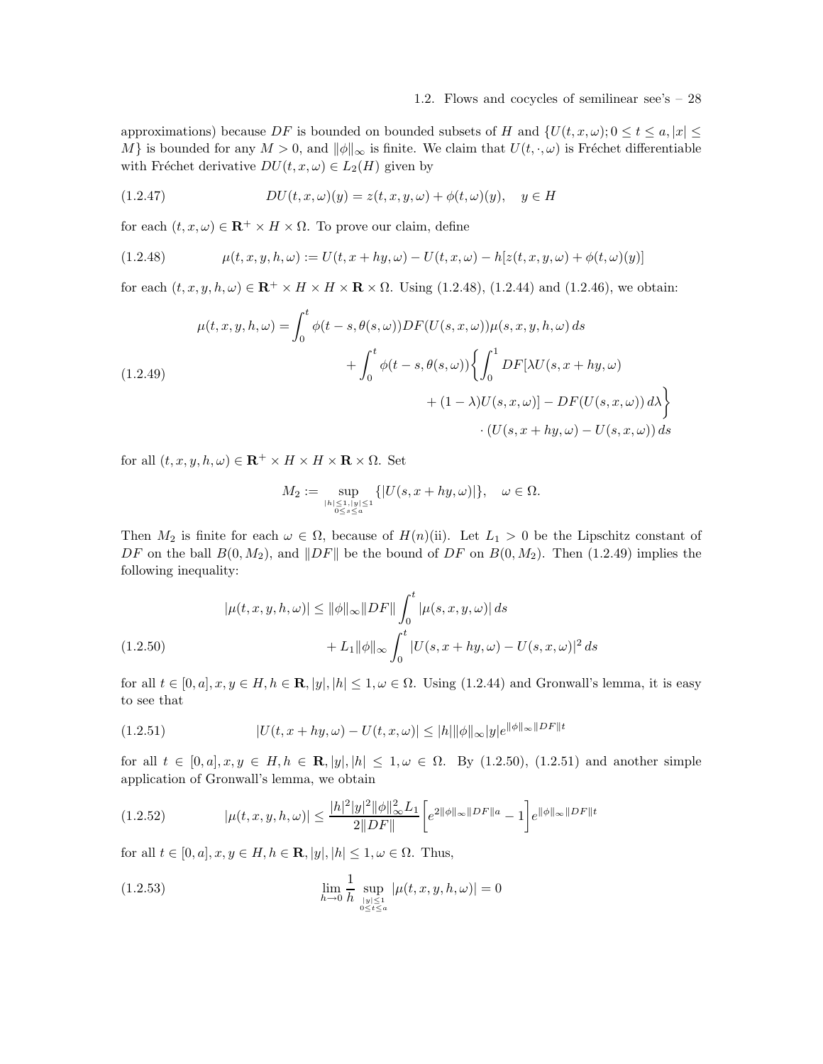approximations) because $DF$ is bounded on bounded subsets of $H$ and $\{U(t,x,\omega); 0 \le t \le a, |x| \le M\}$ is bounded for any $M > 0$, and $\|\phi\|_\infty$ is finite. We claim that $U(t,\cdot,\omega)$ is Fréchet differentiable with Fréchet derivative $DU(t,x,\omega) \in L_2(H)$ given by

$$DU(t,x,\omega)(y) = z(t,x,y,\omega) + \phi(t,\omega)(y), \quad y \in H \tag{1.2.47}$$

for each $(t,x,\omega) \in \mathbf{R}^+ \times H \times \Omega$. To prove our claim, define

$$\mu(t,x,y,h,\omega) := U(t,x+hy,\omega) - U(t,x,\omega) - h[z(t,x,y,\omega) + \phi(t,\omega)(y)] \tag{1.2.48}$$

for each $(t,x,y,h,\omega) \in \mathbf{R}^+ \times H \times H \times \mathbf{R} \times \Omega$. Using (1.2.48), (1.2.44) and (1.2.46), we obtain:

$$\begin{aligned}
\mu(t,x,y,h,\omega) = \int_0^t \phi(t-s,\theta(s,\omega)) DF(U(s,x,\omega))\mu(s,x,y,h,\omega)\,ds \\
+ \int_0^t \phi(t-s,\theta(s,\omega))\bigg\{\int_0^1 DF[\lambda U(s,x+hy,\omega) \\
+ (1-\lambda)U(s,x,\omega)] - DF(U(s,x,\omega))\,d\lambda\bigg\} \\
\cdot (U(s,x+hy,\omega) - U(s,x,\omega))\,ds
\end{aligned} \tag{1.2.49}$$

for all $(t,x,y,h,\omega) \in \mathbf{R}^+ \times H \times H \times \mathbf{R} \times \Omega$. Set

$$M_2 := \sup_{\substack{|h|\le 1, |y|\le 1 \\ 0 \le s \le a}} \{|U(s,x+hy,\omega)|\}, \quad \omega \in \Omega.$$

Then $M_2$ is finite for each $\omega \in \Omega$, because of $H(n)$(ii). Let $L_1 > 0$ be the Lipschitz constant of $DF$ on the ball $B(0,M_2)$, and $\|DF\|$ be the bound of $DF$ on $B(0,M_2)$. Then (1.2.49) implies the following inequality:

$$\begin{aligned}
|\mu(t,x,y,h,\omega)| \le \|\phi\|_\infty \|DF\| \int_0^t |\mu(s,x,y,\omega)|\,ds \\
+ L_1 \|\phi\|_\infty \int_0^t |U(s,x+hy,\omega) - U(s,x,\omega)|^2\,ds
\end{aligned} \tag{1.2.50}$$

for all $t \in [0,a], x,y \in H, h \in \mathbf{R}, |y|, |h| \le 1, \omega \in \Omega$. Using (1.2.44) and Gronwall's lemma, it is easy to see that

$$|U(t,x+hy,\omega) - U(t,x,\omega)| \le |h| \|\phi\|_\infty |y| e^{\|\phi\|_\infty \|DF\| t} \tag{1.2.51}$$

for all $t \in [0,a], x,y \in H, h \in \mathbf{R}, |y|, |h| \le 1, \omega \in \Omega$. By (1.2.50), (1.2.51) and another simple application of Gronwall's lemma, we obtain

$$|\mu(t,x,y,h,\omega)| \le \frac{|h|^2 |y|^2 \|\phi\|_\infty^2 L_1}{2\|DF\|}\bigg[e^{2\|\phi\|_\infty \|DF\| a} - 1\bigg] e^{\|\phi\|_\infty \|DF\| t} \tag{1.2.52}$$

for all $t \in [0,a], x,y \in H, h \in \mathbf{R}, |y|, |h| \le 1, \omega \in \Omega$. Thus,

$$\lim_{h \to 0} \frac{1}{h} \sup_{\substack{|y| \le 1 \\ 0 \le t \le a}} |\mu(t,x,y,h,\omega)| = 0 \tag{1.2.53}$$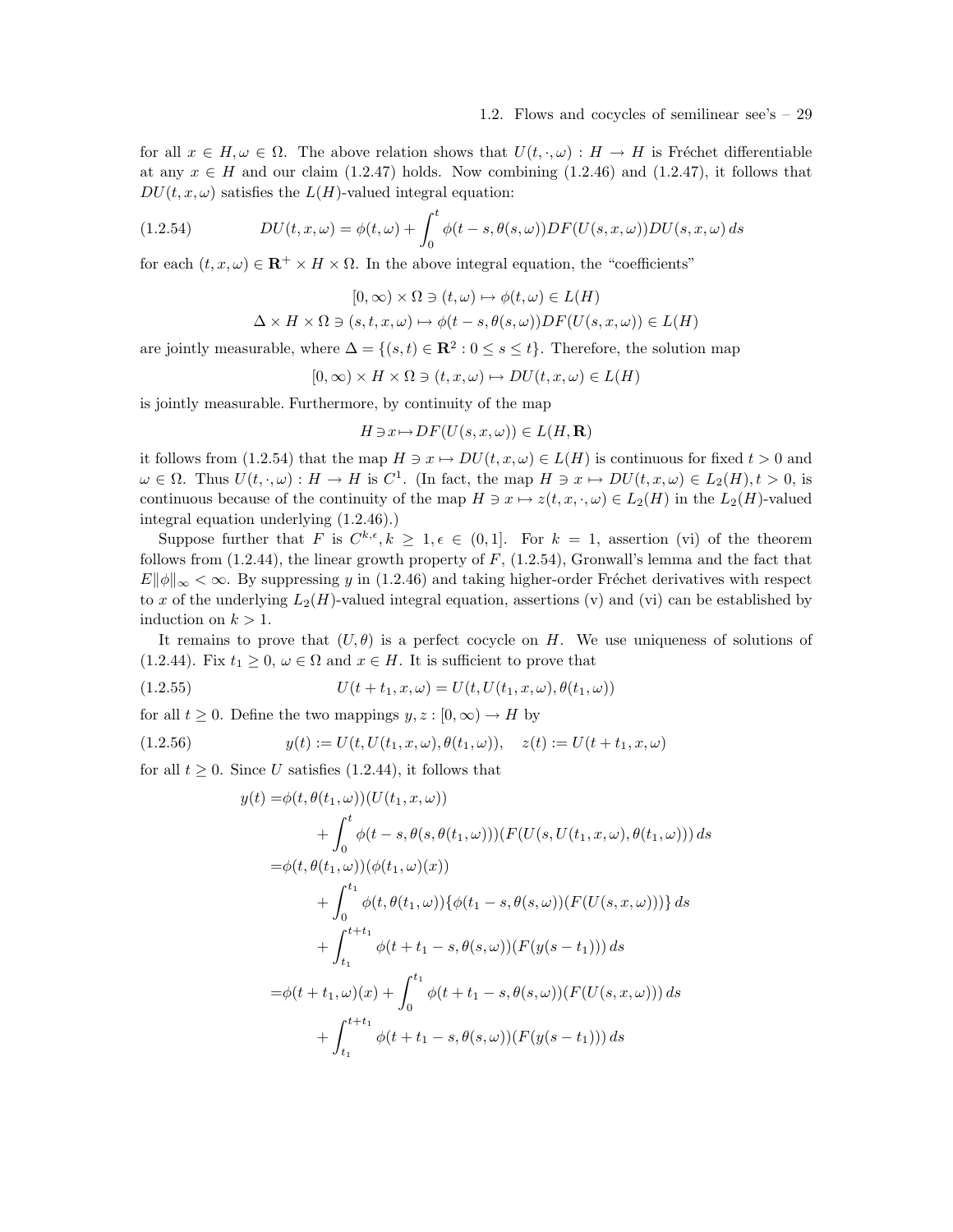for all $x \in H, \omega \in \Omega$. The above relation shows that $U(t, \cdot, \omega) : H \to H$ is Fréchet differentiable at any $x \in H$ and our claim (1.2.47) holds. Now combining (1.2.46) and (1.2.47), it follows that $DU(t, x, \omega)$ satisfies the $L(H)$-valued integral equation:

$$DU(t, x, \omega) = \phi(t, \omega) + \int_0^t \phi(t - s, \theta(s, \omega)) DF(U(s, x, \omega)) DU(s, x, \omega)\, ds \tag{1.2.54}$$

for each $(t, x, \omega) \in \mathbf{R}^+ \times H \times \Omega$. In the above integral equation, the "coefficients"

$$[0, \infty) \times \Omega \ni (t, \omega) \mapsto \phi(t, \omega) \in L(H)$$
$$\Delta \times H \times \Omega \ni (s, t, x, \omega) \mapsto \phi(t - s, \theta(s, \omega)) DF(U(s, x, \omega)) \in L(H)$$

are jointly measurable, where $\Delta = \{(s, t) \in \mathbf{R}^2 : 0 \leq s \leq t\}$. Therefore, the solution map

$$[0, \infty) \times H \times \Omega \ni (t, x, \omega) \mapsto DU(t, x, \omega) \in L(H)$$

is jointly measurable. Furthermore, by continuity of the map

$$H \ni x \mapsto DF(U(s, x, \omega)) \in L(H, \mathbf{R})$$

it follows from (1.2.54) that the map $H \ni x \mapsto DU(t, x, \omega) \in L(H)$ is continuous for fixed $t > 0$ and $\omega \in \Omega$. Thus $U(t, \cdot, \omega) : H \to H$ is $C^1$. (In fact, the map $H \ni x \mapsto DU(t, x, \omega) \in L_2(H), t > 0$, is continuous because of the continuity of the map $H \ni x \mapsto z(t, x, \cdot, \omega) \in L_2(H)$ in the $L_2(H)$-valued integral equation underlying (1.2.46).)

Suppose further that $F$ is $C^{k,\epsilon}, k \geq 1, \epsilon \in (0, 1]$. For $k = 1$, assertion (vi) of the theorem follows from (1.2.44), the linear growth property of $F$, (1.2.54), Gronwall's lemma and the fact that $E\|\phi\|_\infty < \infty$. By suppressing $y$ in (1.2.46) and taking higher-order Fréchet derivatives with respect to $x$ of the underlying $L_2(H)$-valued integral equation, assertions (v) and (vi) can be established by induction on $k > 1$.

It remains to prove that $(U, \theta)$ is a perfect cocycle on $H$. We use uniqueness of solutions of (1.2.44). Fix $t_1 \geq 0$, $\omega \in \Omega$ and $x \in H$. It is sufficient to prove that

$$U(t + t_1, x, \omega) = U(t, U(t_1, x, \omega), \theta(t_1, \omega)) \tag{1.2.55}$$

for all $t \geq 0$. Define the two mappings $y, z : [0, \infty) \to H$ by

$$y(t) := U(t, U(t_1, x, \omega), \theta(t_1, \omega)), \quad z(t) := U(t + t_1, x, \omega) \tag{1.2.56}$$

for all $t \geq 0$. Since $U$ satisfies (1.2.44), it follows that

$$\begin{aligned}
y(t) =& \phi(t, \theta(t_1, \omega))(U(t_1, x, \omega)) \\
&+ \int_0^t \phi(t - s, \theta(s, \theta(t_1, \omega)))(F(U(s, U(t_1, x, \omega), \theta(t_1, \omega)))\, ds \\
=& \phi(t, \theta(t_1, \omega))(\phi(t_1, \omega)(x)) \\
&+ \int_0^{t_1} \phi(t, \theta(t_1, \omega))\{\phi(t_1 - s, \theta(s, \omega))(F(U(s, x, \omega)))\}\, ds \\
&+ \int_{t_1}^{t+t_1} \phi(t + t_1 - s, \theta(s, \omega))(F(y(s - t_1)))\, ds \\
=& \phi(t + t_1, \omega)(x) + \int_0^{t_1} \phi(t + t_1 - s, \theta(s, \omega))(F(U(s, x, \omega)))\, ds \\
&+ \int_{t_1}^{t+t_1} \phi(t + t_1 - s, \theta(s, \omega))(F(y(s - t_1)))\, ds
\end{aligned}$$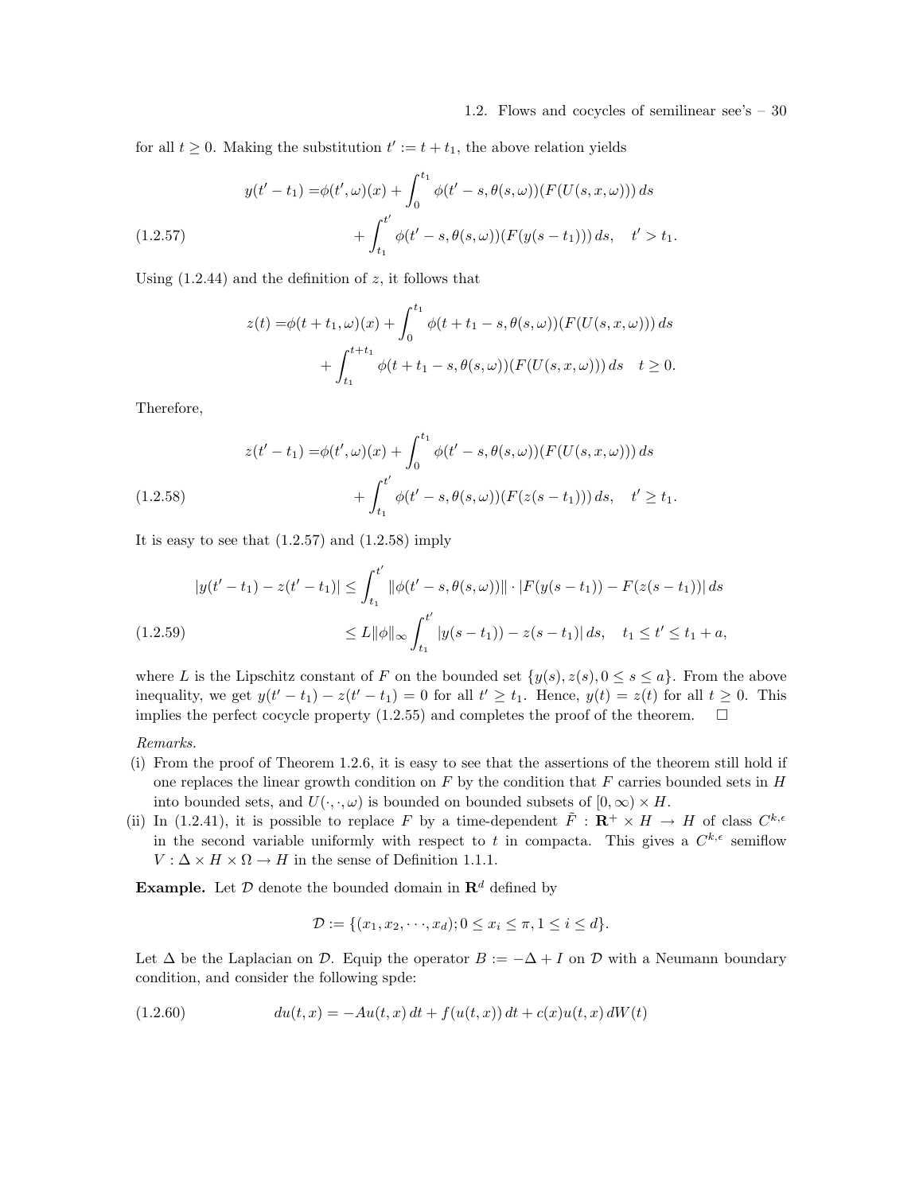for all $t \geq 0$. Making the substitution $t' := t + t_1$, the above relation yields

$$
\begin{aligned}
y(t'-t_1) =& \phi(t',\omega)(x) + \int_0^{t_1} \phi(t'-s,\theta(s,\omega))(F(U(s,x,\omega)))\,ds \\
&+ \int_{t_1}^{t'} \phi(t'-s,\theta(s,\omega))(F(y(s-t_1)))\,ds, \quad t' > t_1.
\end{aligned} \tag{1.2.57}
$$

Using (1.2.44) and the definition of $z$, it follows that

$$
\begin{aligned}
z(t) =& \phi(t+t_1,\omega)(x) + \int_0^{t_1} \phi(t+t_1-s,\theta(s,\omega))(F(U(s,x,\omega)))\,ds \\
&+ \int_{t_1}^{t+t_1} \phi(t+t_1-s,\theta(s,\omega))(F(U(s,x,\omega)))\,ds \quad t \geq 0.
\end{aligned}
$$

Therefore,

$$
\begin{aligned}
z(t'-t_1) =& \phi(t',\omega)(x) + \int_0^{t_1} \phi(t'-s,\theta(s,\omega))(F(U(s,x,\omega)))\,ds \\
&+ \int_{t_1}^{t'} \phi(t'-s,\theta(s,\omega))(F(z(s-t_1)))\,ds, \quad t' \geq t_1.
\end{aligned} \tag{1.2.58}
$$

It is easy to see that (1.2.57) and (1.2.58) imply

$$
\begin{aligned}
|y(t'-t_1) - z(t'-t_1)| &\leq \int_{t_1}^{t'} \|\phi(t'-s,\theta(s,\omega))\| \cdot |F(y(s-t_1)) - F(z(s-t_1))|\,ds \\
&\leq L\|\phi\|_\infty \int_{t_1}^{t'} |y(s-t_1)) - z(s-t_1)|\,ds, \quad t_1 \leq t' \leq t_1 + a,
\end{aligned} \tag{1.2.59}
$$

where $L$ is the Lipschitz constant of $F$ on the bounded set $\{y(s), z(s), 0 \leq s \leq a\}$. From the above inequality, we get $y(t'-t_1) - z(t'-t_1) = 0$ for all $t' \geq t_1$. Hence, $y(t) = z(t)$ for all $t \geq 0$. This implies the perfect cocycle property (1.2.55) and completes the proof of the theorem. □

*Remarks.*

(i) From the proof of Theorem 1.2.6, it is easy to see that the assertions of the theorem still hold if one replaces the linear growth condition on $F$ by the condition that $F$ carries bounded sets in $H$ into bounded sets, and $U(\cdot,\cdot,\omega)$ is bounded on bounded subsets of $[0,\infty) \times H$.

(ii) In (1.2.41), it is possible to replace $F$ by a time-dependent $\tilde{F} : \mathbf{R}^+ \times H \to H$ of class $C^{k,\epsilon}$ in the second variable uniformly with respect to $t$ in compacta. This gives a $C^{k,\epsilon}$ semiflow $V : \Delta \times H \times \Omega \to H$ in the sense of Definition 1.1.1.

**Example.** Let $\mathcal{D}$ denote the bounded domain in $\mathbf{R}^d$ defined by

$$
\mathcal{D} := \{(x_1, x_2, \cdots, x_d); 0 \leq x_i \leq \pi, 1 \leq i \leq d\}.
$$

Let $\Delta$ be the Laplacian on $\mathcal{D}$. Equip the operator $B := -\Delta + I$ on $\mathcal{D}$ with a Neumann boundary condition, and consider the following spde:

$$
du(t,x) = -Au(t,x)\,dt + f(u(t,x))\,dt + c(x)u(t,x)\,dW(t) \tag{1.2.60}
$$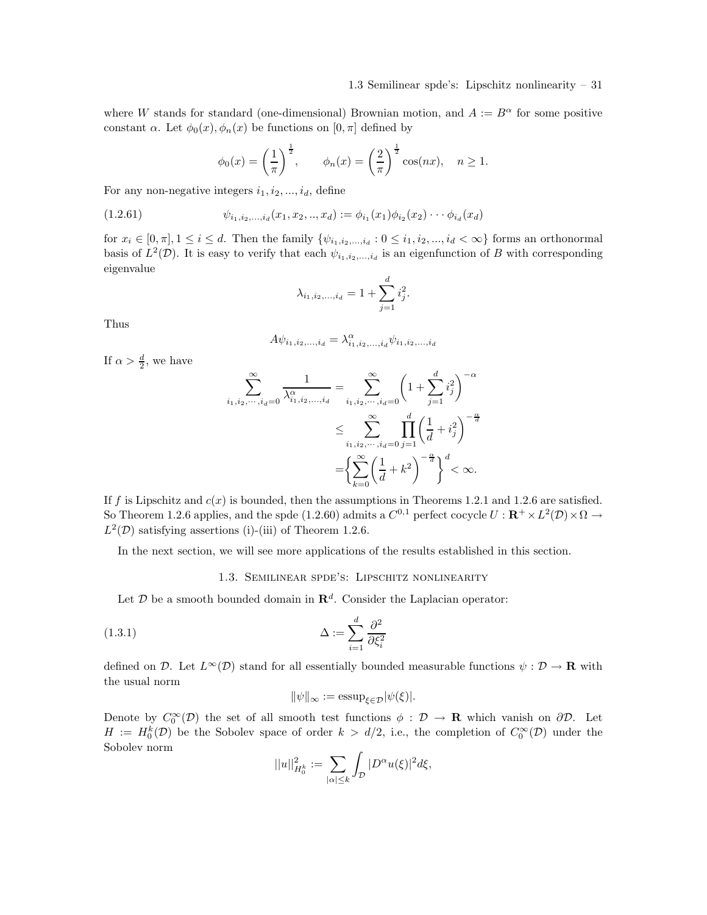where $W$ stands for standard (one-dimensional) Brownian motion, and $A := B^\alpha$ for some positive constant $\alpha$. Let $\phi_0(x), \phi_n(x)$ be functions on $[0, \pi]$ defined by

$$\phi_0(x) = \left(\frac{1}{\pi}\right)^{\frac{1}{2}}, \qquad \phi_n(x) = \left(\frac{2}{\pi}\right)^{\frac{1}{2}} \cos(nx), \quad n \geq 1.$$

For any non-negative integers $i_1, i_2, ..., i_d$, define

$$\psi_{i_1,i_2,...,i_d}(x_1, x_2, .., x_d) := \phi_{i_1}(x_1)\phi_{i_2}(x_2) \cdots \phi_{i_d}(x_d) \tag{1.2.61}$$

for $x_i \in [0, \pi], 1 \leq i \leq d$. Then the family $\{\psi_{i_1,i_2,...,i_d} : 0 \leq i_1, i_2, ..., i_d < \infty\}$ forms an orthonormal basis of $L^2(\mathcal{D})$. It is easy to verify that each $\psi_{i_1,i_2,...,i_d}$ is an eigenfunction of $B$ with corresponding eigenvalue

$$\lambda_{i_1,i_2,...,i_d} = 1 + \sum_{j=1}^{d} i_j^2.$$

Thus

$$A\psi_{i_1,i_2,...,i_d} = \lambda^\alpha_{i_1,i_2,...,i_d} \psi_{i_1,i_2,...,i_d}$$

If $\alpha > \frac{d}{2}$, we have

$$\begin{aligned}
\sum_{i_1,i_2,\cdots,i_d=0}^{\infty} \frac{1}{\lambda^\alpha_{i_1,i_2,...,i_d}} &= \sum_{i_1,i_2,\cdots,i_d=0}^{\infty} \left(1 + \sum_{j=1}^{d} i_j^2\right)^{-\alpha} \\
&\leq \sum_{i_1,i_2,\cdots,i_d=0}^{\infty} \prod_{j=1}^{d} \left(\frac{1}{d} + i_j^2\right)^{-\frac{\alpha}{d}} \\
&= \left\{\sum_{k=0}^{\infty} \left(\frac{1}{d} + k^2\right)^{-\frac{\alpha}{d}}\right\}^d < \infty.
\end{aligned}$$

If $f$ is Lipschitz and $c(x)$ is bounded, then the assumptions in Theorems 1.2.1 and 1.2.6 are satisfied. So Theorem 1.2.6 applies, and the spde (1.2.60) admits a $C^{0,1}$ perfect cocycle $U : \mathbf{R}^+ \times L^2(\mathcal{D}) \times \Omega \to L^2(\mathcal{D})$ satisfying assertions (i)-(iii) of Theorem 1.2.6.

In the next section, we will see more applications of the results established in this section.

## 1.3. Semilinear spde's: Lipschitz nonlinearity

Let $\mathcal{D}$ be a smooth bounded domain in $\mathbf{R}^d$. Consider the Laplacian operator:

$$\Delta := \sum_{i=1}^{d} \frac{\partial^2}{\partial \xi_i^2} \tag{1.3.1}$$

defined on $\mathcal{D}$. Let $L^\infty(\mathcal{D})$ stand for all essentially bounded measurable functions $\psi : \mathcal{D} \to \mathbf{R}$ with the usual norm

$$\|\psi\|_\infty := \text{essup}_{\xi \in \mathcal{D}} |\psi(\xi)|.$$

Denote by $C_0^\infty(\mathcal{D})$ the set of all smooth test functions $\phi : \mathcal{D} \to \mathbf{R}$ which vanish on $\partial\mathcal{D}$. Let $H := H_0^k(\mathcal{D})$ be the Sobolev space of order $k > d/2$, i.e., the completion of $C_0^\infty(\mathcal{D})$ under the Sobolev norm

$$||u||^2_{H_0^k} := \sum_{|\alpha| \leq k} \int_{\mathcal{D}} |D^\alpha u(\xi)|^2 d\xi,$$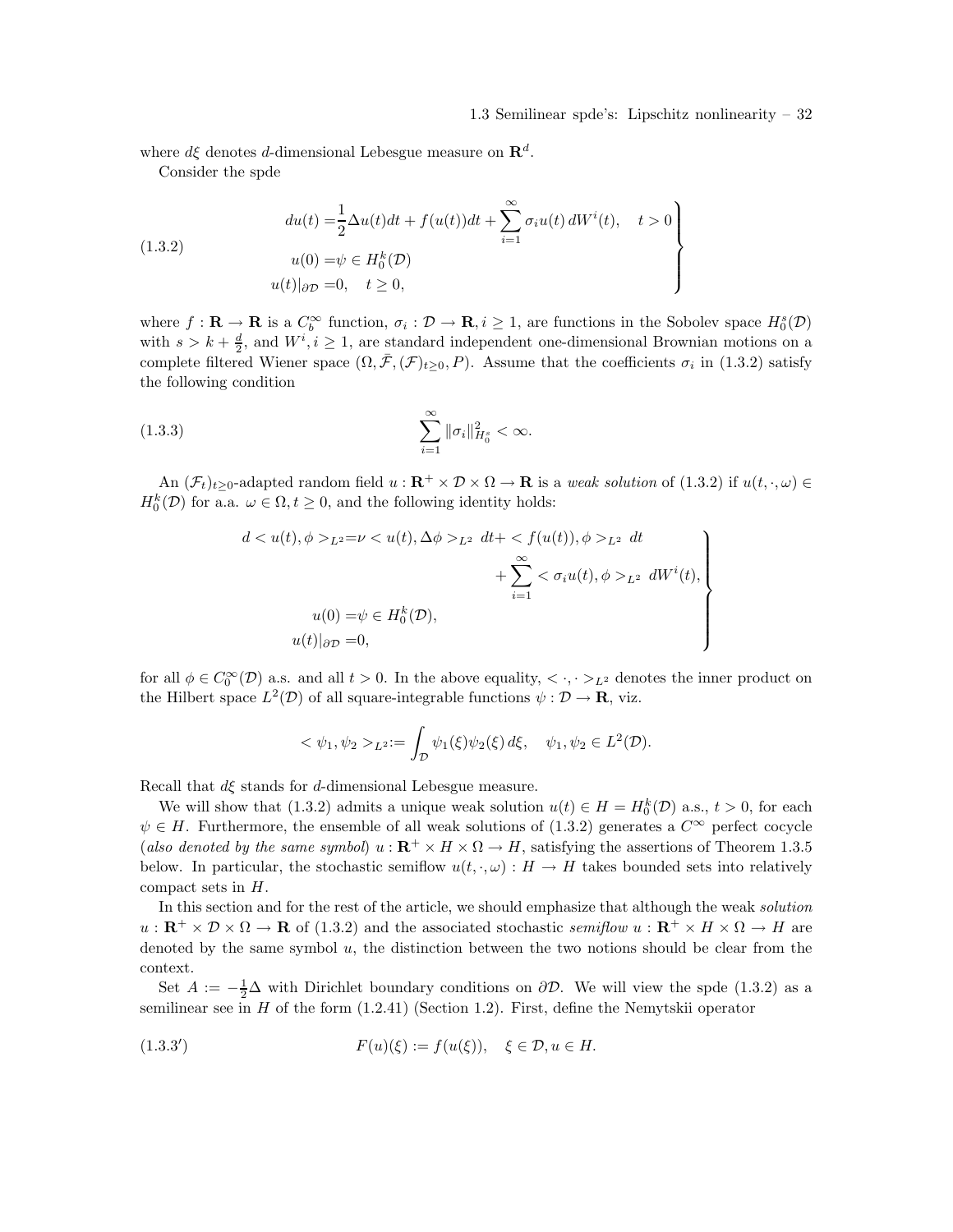where $d\xi$ denotes $d$-dimensional Lebesgue measure on $\mathbf{R}^d$.

Consider the spde

$$
\left.\begin{aligned}
du(t) =& \frac{1}{2}\Delta u(t)dt + f(u(t))dt + \sum_{i=1}^{\infty} \sigma_i u(t)\, dW^i(t), \quad t > 0 \\
u(0) =& \psi \in H_0^k(\mathcal{D}) \\
u(t)|_{\partial \mathcal{D}} =& 0, \quad t \geq 0,
\end{aligned}\right\} \tag{1.3.2}
$$

where $f : \mathbf{R} \to \mathbf{R}$ is a $C_b^\infty$ function, $\sigma_i : \mathcal{D} \to \mathbf{R}, i \geq 1$, are functions in the Sobolev space $H_0^s(\mathcal{D})$ with $s > k + \frac{d}{2}$, and $W^i, i \geq 1$, are standard independent one-dimensional Brownian motions on a complete filtered Wiener space $(\Omega, \bar{\mathcal{F}}, (\mathcal{F})_{t \geq 0}, P)$. Assume that the coefficients $\sigma_i$ in (1.3.2) satisfy the following condition

$$
\sum_{i=1}^{\infty} \|\sigma_i\|_{H_0^s}^2 < \infty. \tag{1.3.3}
$$

An $(\mathcal{F}_t)_{t \geq 0}$-adapted random field $u : \mathbf{R}^+ \times \mathcal{D} \times \Omega \to \mathbf{R}$ is a *weak solution* of (1.3.2) if $u(t, \cdot, \omega) \in H_0^k(\mathcal{D})$ for a.a. $\omega \in \Omega, t \geq 0$, and the following identity holds:

$$
\left.\begin{aligned}
d < u(t), \phi >_{L^2} =& \nu < u(t), \Delta \phi >_{L^2} \, dt + < f(u(t)), \phi >_{L^2} \, dt \\
& \qquad\qquad + \sum_{i=1}^{\infty} < \sigma_i u(t), \phi >_{L^2} \, dW^i(t), \\
u(0) =& \psi \in H_0^k(\mathcal{D}), \\
u(t)|_{\partial \mathcal{D}} =& 0,
\end{aligned}\right\}
$$

for all $\phi \in C_0^\infty(\mathcal{D})$ a.s. and all $t > 0$. In the above equality, $< \cdot, \cdot >_{L^2}$ denotes the inner product on the Hilbert space $L^2(\mathcal{D})$ of all square-integrable functions $\psi : \mathcal{D} \to \mathbf{R}$, viz.

$$
< \psi_1, \psi_2 >_{L^2} := \int_{\mathcal{D}} \psi_1(\xi) \psi_2(\xi) \, d\xi, \quad \psi_1, \psi_2 \in L^2(\mathcal{D}).
$$

Recall that $d\xi$ stands for $d$-dimensional Lebesgue measure.

We will show that (1.3.2) admits a unique weak solution $u(t) \in H = H_0^k(\mathcal{D})$ a.s., $t > 0$, for each $\psi \in H$. Furthermore, the ensemble of all weak solutions of (1.3.2) generates a $C^\infty$ perfect cocycle (*also denoted by the same symbol*) $u : \mathbf{R}^+ \times H \times \Omega \to H$, satisfying the assertions of Theorem 1.3.5 below. In particular, the stochastic semiflow $u(t, \cdot, \omega) : H \to H$ takes bounded sets into relatively compact sets in $H$.

In this section and for the rest of the article, we should emphasize that although the weak *solution* $u : \mathbf{R}^+ \times \mathcal{D} \times \Omega \to \mathbf{R}$ of (1.3.2) and the associated stochastic *semiflow* $u : \mathbf{R}^+ \times H \times \Omega \to H$ are denoted by the same symbol $u$, the distinction between the two notions should be clear from the context.

Set $A := -\frac{1}{2}\Delta$ with Dirichlet boundary conditions on $\partial \mathcal{D}$. We will view the spde (1.3.2) as a semilinear see in $H$ of the form (1.2.41) (Section 1.2). First, define the Nemytskii operator

$$
F(u)(\xi) := f(u(\xi)), \quad \xi \in \mathcal{D}, u \in H. \tag{1.3.3$'$}
$$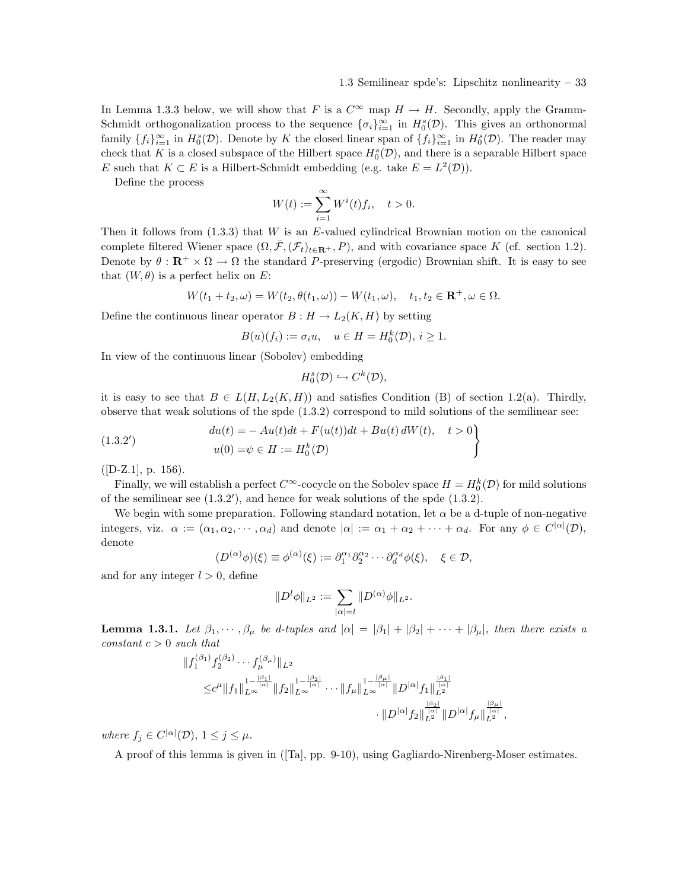In Lemma 1.3.3 below, we will show that $F$ is a $C^\infty$ map $H \to H$. Secondly, apply the Gramm-Schmidt orthogonalization process to the sequence $\{\sigma_i\}_{i=1}^\infty$ in $H_0^s(\mathcal{D})$. This gives an orthonormal family $\{f_i\}_{i=1}^\infty$ in $H_0^s(\mathcal{D})$. Denote by $K$ the closed linear span of $\{f_i\}_{i=1}^\infty$ in $H_0^s(\mathcal{D})$. The reader may check that $K$ is a closed subspace of the Hilbert space $H_0^s(\mathcal{D})$, and there is a separable Hilbert space $E$ such that $K \subset E$ is a Hilbert-Schmidt embedding (e.g. take $E = L^2(\mathcal{D})$).

Define the process

$$W(t) := \sum_{i=1}^\infty W^i(t) f_i, \quad t > 0.$$

Then it follows from (1.3.3) that $W$ is an $E$-valued cylindrical Brownian motion on the canonical complete filtered Wiener space $(\Omega, \bar{\mathcal{F}}, (\mathcal{F}_t)_{t\in\mathbf{R}^+}, P)$, and with covariance space $K$ (cf. section 1.2). Denote by $\theta : \mathbf{R}^+ \times \Omega \to \Omega$ the standard $P$-preserving (ergodic) Brownian shift. It is easy to see that $(W, \theta)$ is a perfect helix on $E$:

$$W(t_1 + t_2, \omega) = W(t_2, \theta(t_1, \omega)) - W(t_1, \omega), \quad t_1, t_2 \in \mathbf{R}^+, \omega \in \Omega.$$

Define the continuous linear operator $B : H \to L_2(K, H)$ by setting

$$B(u)(f_i) := \sigma_i u, \quad u \in H = H_0^k(\mathcal{D}), \ i \geq 1.$$

In view of the continuous linear (Sobolev) embedding

$$H_0^s(\mathcal{D}) \hookrightarrow C^k(\mathcal{D}),$$

it is easy to see that $B \in L(H, L_2(K, H))$ and satisfies Condition (B) of section 1.2(a). Thirdly, observe that weak solutions of the spde (1.3.2) correspond to mild solutions of the semilinear see:

$$\left.\begin{aligned} du(t) &= -Au(t)dt + F(u(t))dt + Bu(t)\, dW(t), \quad t > 0 \\ u(0) &= \psi \in H := H_0^k(\mathcal{D}) \end{aligned}\right\} \tag{1.3.2$'$}$$

([D-Z.1], p. 156).

Finally, we will establish a perfect $C^\infty$-cocycle on the Sobolev space $H = H_0^k(\mathcal{D})$ for mild solutions of the semilinear see (1.3.2$'$), and hence for weak solutions of the spde (1.3.2).

We begin with some preparation. Following standard notation, let $\alpha$ be a d-tuple of non-negative integers, viz. $\alpha := (\alpha_1, \alpha_2, \cdots, \alpha_d)$ and denote $|\alpha| := \alpha_1 + \alpha_2 + \cdots + \alpha_d$. For any $\phi \in C^{|\alpha|}(\mathcal{D})$, denote

$$(D^{(\alpha)}\phi)(\xi) \equiv \phi^{(\alpha)}(\xi) := \partial_1^{\alpha_1}\partial_2^{\alpha_2}\cdots\partial_d^{\alpha_d}\phi(\xi), \quad \xi \in \mathcal{D},$$

and for any integer $l > 0$, define

$$\|D^l\phi\|_{L^2} := \sum_{|\alpha|=l} \|D^{(\alpha)}\phi\|_{L^2}.$$

**Lemma 1.3.1.** *Let $\beta_1, \cdots, \beta_\mu$ be d-tuples and $|\alpha| = |\beta_1| + |\beta_2| + \cdots + |\beta_\mu|$, then there exists a constant $c > 0$ such that*

$$\begin{aligned} &\|f_1^{(\beta_1)} f_2^{(\beta_2)} \cdots f_\mu^{(\beta_\mu)}\|_{L^2} \\ &\leq c^\mu \|f_1\|_{L^\infty}^{1-\frac{|\beta_1|}{|\alpha|}} \|f_2\|_{L^\infty}^{1-\frac{|\beta_2|}{|\alpha|}} \cdots \|f_\mu\|_{L^\infty}^{1-\frac{|\beta_\mu|}{|\alpha|}} \|D^{|\alpha|}f_1\|_{L^2}^{\frac{|\beta_1|}{|\alpha|}} \\ &\qquad\qquad \cdot \|D^{|\alpha|}f_2\|_{L^2}^{\frac{|\beta_2|}{|\alpha|}} \|D^{|\alpha|}f_\mu\|_{L^2}^{\frac{|\beta_\mu|}{|\alpha|}}, \end{aligned}$$

*where $f_j \in C^{|\alpha|}(\mathcal{D})$, $1 \leq j \leq \mu$.*

A proof of this lemma is given in ([Ta], pp. 9-10), using Gagliardo-Nirenberg-Moser estimates.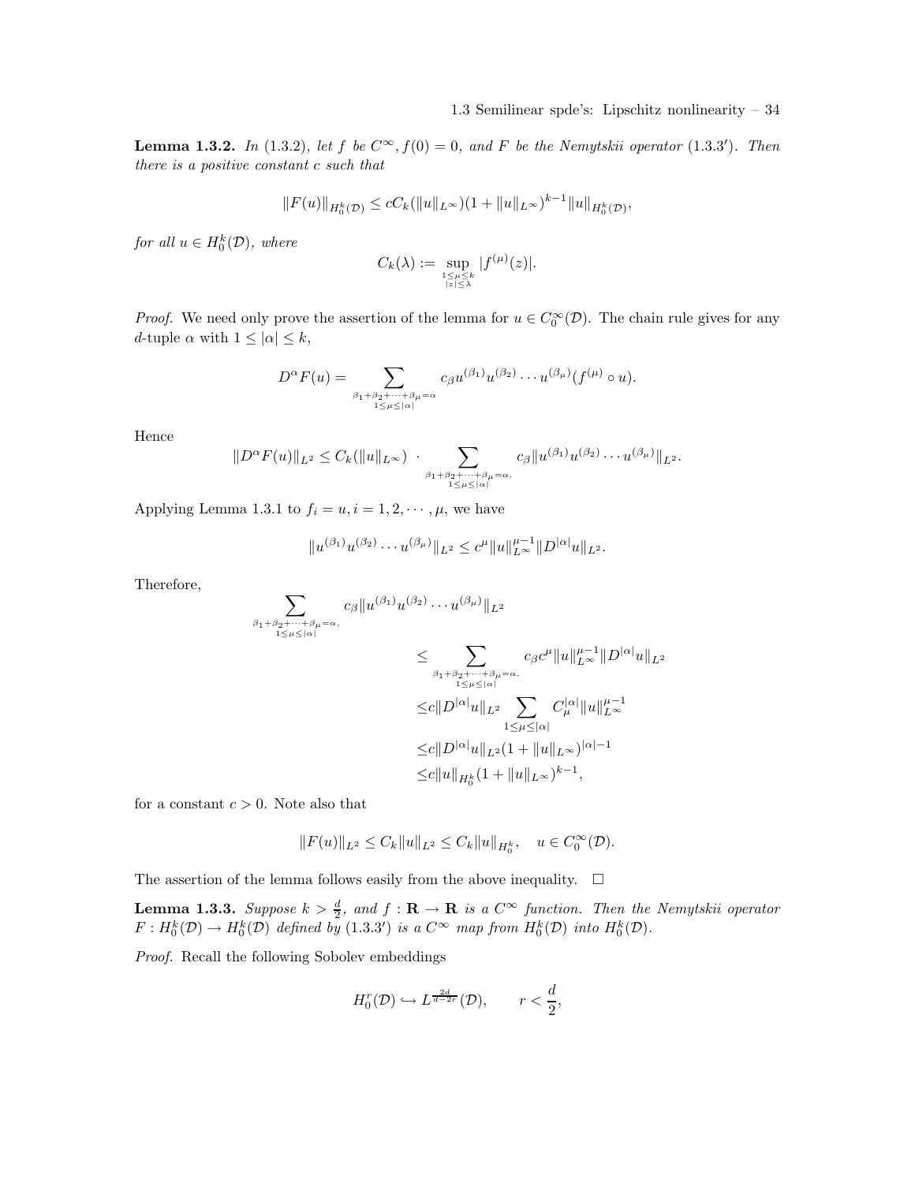**Lemma 1.3.2.** *In (1.3.2), let $f$ be $C^\infty, f(0) = 0$, and $F$ be the Nemytskii operator (1.3.3′). Then there is a positive constant $c$ such that*

$$\|F(u)\|_{H_0^k(\mathcal{D})} \leq cC_k(\|u\|_{L^\infty})(1 + \|u\|_{L^\infty})^{k-1}\|u\|_{H_0^k(\mathcal{D})},$$

*for all $u \in H_0^k(\mathcal{D})$, where*

$$C_k(\lambda) := \sup_{\substack{1 \leq \mu \leq k \\ |z| \leq \lambda}} |f^{(\mu)}(z)|.$$

*Proof.* We need only prove the assertion of the lemma for $u \in C_0^\infty(\mathcal{D})$. The chain rule gives for any $d$-tuple $\alpha$ with $1 \leq |\alpha| \leq k$,

$$D^\alpha F(u) = \sum_{\substack{\beta_1+\beta_2+\cdots+\beta_\mu=\alpha \\ 1\leq\mu\leq|\alpha|}} c_\beta u^{(\beta_1)}u^{(\beta_2)}\cdots u^{(\beta_\mu)}(f^{(\mu)} \circ u).$$

Hence

$$\|D^\alpha F(u)\|_{L^2} \leq C_k(\|u\|_{L^\infty}) \cdot \sum_{\substack{\beta_1+\beta_2+\cdots+\beta_\mu=\alpha, \\ 1\leq\mu\leq|\alpha|}} c_\beta\|u^{(\beta_1)}u^{(\beta_2)}\cdots u^{(\beta_\mu)}\|_{L^2}.$$

Applying Lemma 1.3.1 to $f_i = u, i = 1, 2, \cdots, \mu$, we have

$$\|u^{(\beta_1)}u^{(\beta_2)}\cdots u^{(\beta_\mu)}\|_{L^2} \leq c^\mu\|u\|_{L^\infty}^{\mu-1}\|D^{|\alpha|}u\|_{L^2}.$$

Therefore,

$$\begin{aligned}
\sum_{\substack{\beta_1+\beta_2+\cdots+\beta_\mu=\alpha, \\ 1\leq\mu\leq|\alpha|}} c_\beta\|u^{(\beta_1)}u^{(\beta_2)}\cdots u^{(\beta_\mu)}\|_{L^2}
&\leq \sum_{\substack{\beta_1+\beta_2+\cdots+\beta_\mu=\alpha, \\ 1\leq\mu\leq|\alpha|}} c_\beta c^\mu\|u\|_{L^\infty}^{\mu-1}\|D^{|\alpha|}u\|_{L^2} \\
&\leq c\|D^{|\alpha|}u\|_{L^2}\sum_{1\leq\mu\leq|\alpha|} C_\mu^{|\alpha|}\|u\|_{L^\infty}^{\mu-1} \\
&\leq c\|D^{|\alpha|}u\|_{L^2}(1 + \|u\|_{L^\infty})^{|\alpha|-1} \\
&\leq c\|u\|_{H_0^k}(1 + \|u\|_{L^\infty})^{k-1},
\end{aligned}$$

for a constant $c > 0$. Note also that

$$\|F(u)\|_{L^2} \leq C_k\|u\|_{L^2} \leq C_k\|u\|_{H_0^k}, \quad u \in C_0^\infty(\mathcal{D}).$$

The assertion of the lemma follows easily from the above inequality. $\square$

**Lemma 1.3.3.** *Suppose $k > \frac{d}{2}$, and $f : \mathbf{R} \to \mathbf{R}$ is a $C^\infty$ function. Then the Nemytskii operator $F : H_0^k(\mathcal{D}) \to H_0^k(\mathcal{D})$ defined by (1.3.3′) is a $C^\infty$ map from $H_0^k(\mathcal{D})$ into $H_0^k(\mathcal{D})$.*

*Proof.* Recall the following Sobolev embeddings

$$H_0^r(\mathcal{D}) \hookrightarrow L^{\frac{2d}{d-2r}}(\mathcal{D}), \qquad r < \frac{d}{2},$$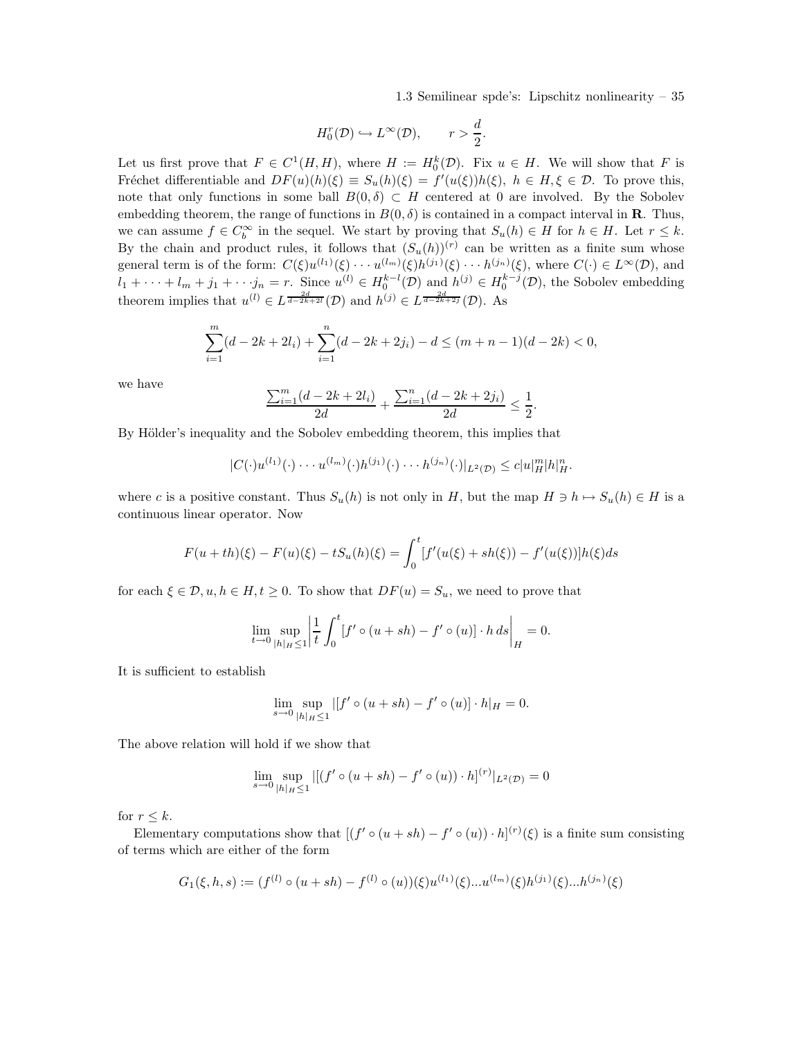$$H_0^r(\mathcal{D}) \hookrightarrow L^\infty(\mathcal{D}), \qquad r > \frac{d}{2}.$$

Let us first prove that $F \in C^1(H, H)$, where $H := H_0^k(\mathcal{D})$. Fix $u \in H$. We will show that $F$ is Fréchet differentiable and $DF(u)(h)(\xi) \equiv S_u(h)(\xi) = f'(u(\xi))h(\xi)$, $h \in H, \xi \in \mathcal{D}$. To prove this, note that only functions in some ball $B(0, \delta) \subset H$ centered at 0 are involved. By the Sobolev embedding theorem, the range of functions in $B(0, \delta)$ is contained in a compact interval in $\mathbf{R}$. Thus, we can assume $f \in C_b^\infty$ in the sequel. We start by proving that $S_u(h) \in H$ for $h \in H$. Let $r \leq k$. By the chain and product rules, it follows that $(S_u(h))^{(r)}$ can be written as a finite sum whose general term is of the form: $C(\xi)u^{(l_1)}(\xi) \cdots u^{(l_m)}(\xi)h^{(j_1)}(\xi) \cdots h^{(j_n)}(\xi)$, where $C(\cdot) \in L^\infty(\mathcal{D})$, and $l_1 + \cdots + l_m + j_1 + \cdots j_n = r$. Since $u^{(l)} \in H_0^{k-l}(\mathcal{D})$ and $h^{(j)} \in H_0^{k-j}(\mathcal{D})$, the Sobolev embedding theorem implies that $u^{(l)} \in L^{\frac{2d}{d-2k+2l}}(\mathcal{D})$ and $h^{(j)} \in L^{\frac{2d}{d-2k+2j}}(\mathcal{D})$. As

$$\sum_{i=1}^m (d - 2k + 2l_i) + \sum_{i=1}^n (d - 2k + 2j_i) - d \leq (m + n - 1)(d - 2k) < 0,$$

we have

$$\frac{\sum_{i=1}^m (d - 2k + 2l_i)}{2d} + \frac{\sum_{i=1}^n (d - 2k + 2j_i)}{2d} \leq \frac{1}{2}.$$

By Hölder's inequality and the Sobolev embedding theorem, this implies that

$$|C(\cdot)u^{(l_1)}(\cdot) \cdots u^{(l_m)}(\cdot)h^{(j_1)}(\cdot) \cdots h^{(j_n)}(\cdot)|_{L^2(\mathcal{D})} \leq c|u|_H^m |h|_H^n.$$

where $c$ is a positive constant. Thus $S_u(h)$ is not only in $H$, but the map $H \ni h \mapsto S_u(h) \in H$ is a continuous linear operator. Now

$$F(u + th)(\xi) - F(u)(\xi) - tS_u(h)(\xi) = \int_0^t [f'(u(\xi) + sh(\xi)) - f'(u(\xi))]h(\xi)ds$$

for each $\xi \in \mathcal{D}, u, h \in H, t \geq 0$. To show that $DF(u) = S_u$, we need to prove that

$$\lim_{t \to 0} \sup_{|h|_H \leq 1} \left| \frac{1}{t} \int_0^t [f' \circ (u + sh) - f' \circ (u)] \cdot h \, ds \right|_H = 0.$$

It is sufficient to establish

$$\lim_{s \to 0} \sup_{|h|_H \leq 1} |[f' \circ (u + sh) - f' \circ (u)] \cdot h|_H = 0.$$

The above relation will hold if we show that

$$\lim_{s \to 0} \sup_{|h|_H \leq 1} |[(f' \circ (u + sh) - f' \circ (u)) \cdot h]^{(r)}|_{L^2(\mathcal{D})} = 0$$

for $r \leq k$.

Elementary computations show that $[(f' \circ (u + sh) - f' \circ (u)) \cdot h]^{(r)}(\xi)$ is a finite sum consisting of terms which are either of the form

$$G_1(\xi, h, s) := (f^{(l)} \circ (u + sh) - f^{(l)} \circ (u))(\xi)u^{(l_1)}(\xi)...u^{(l_m)}(\xi)h^{(j_1)}(\xi)...h^{(j_n)}(\xi)$$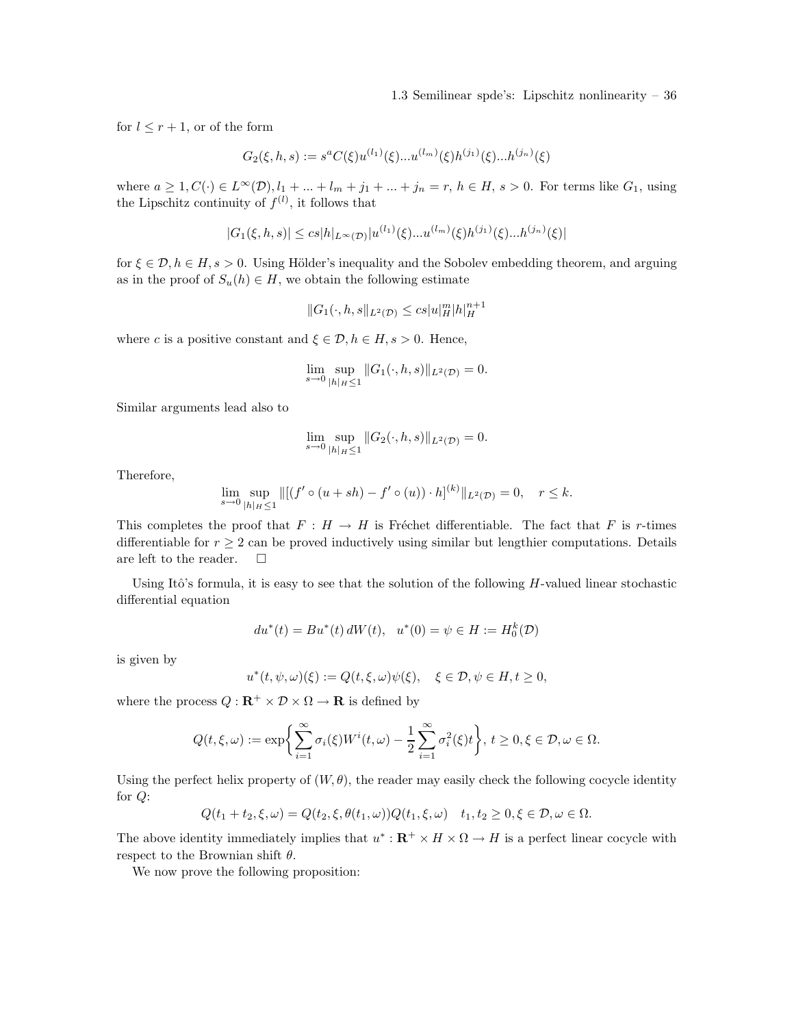for $l \leq r+1$, or of the form

$$G_2(\xi, h, s) := s^a C(\xi) u^{(l_1)}(\xi)...u^{(l_m)}(\xi) h^{(j_1)}(\xi)...h^{(j_n)}(\xi)$$

where $a \geq 1, C(\cdot) \in L^\infty(\mathcal{D}), l_1 + ... + l_m + j_1 + ... + j_n = r$, $h \in H$, $s > 0$. For terms like $G_1$, using the Lipschitz continuity of $f^{(l)}$, it follows that

$$|G_1(\xi, h, s)| \leq cs|h|_{L^\infty(\mathcal{D})} |u^{(l_1)}(\xi)...u^{(l_m)}(\xi) h^{(j_1)}(\xi)...h^{(j_n)}(\xi)|$$

for $\xi \in \mathcal{D}, h \in H, s > 0$. Using Hölder's inequality and the Sobolev embedding theorem, and arguing as in the proof of $S_u(h) \in H$, we obtain the following estimate

$$\|G_1(\cdot, h, s\|_{L^2(\mathcal{D})} \leq cs|u|_H^m |h|_H^{n+1}$$

where $c$ is a positive constant and $\xi \in \mathcal{D}, h \in H, s > 0$. Hence,

$$\lim_{s \to 0} \sup_{|h|_H \leq 1} \|G_1(\cdot, h, s)\|_{L^2(\mathcal{D})} = 0.$$

Similar arguments lead also to

$$\lim_{s \to 0} \sup_{|h|_H \leq 1} \|G_2(\cdot, h, s)\|_{L^2(\mathcal{D})} = 0.$$

Therefore,

$$\lim_{s \to 0} \sup_{|h|_H \leq 1} \|[(f' \circ (u + sh) - f' \circ (u)) \cdot h]^{(k)}\|_{L^2(\mathcal{D})} = 0, \quad r \leq k.$$

This completes the proof that $F : H \to H$ is Fréchet differentiable. The fact that $F$ is $r$-times differentiable for $r \geq 2$ can be proved inductively using similar but lengthier computations. Details are left to the reader. $\square$

Using Itô's formula, it is easy to see that the solution of the following $H$-valued linear stochastic differential equation

$$du^*(t) = Bu^*(t)\, dW(t), \quad u^*(0) = \psi \in H := H_0^k(\mathcal{D})$$

is given by

$$u^*(t, \psi, \omega)(\xi) := Q(t, \xi, \omega)\psi(\xi), \quad \xi \in \mathcal{D}, \psi \in H, t \geq 0,$$

where the process $Q : \mathbf{R}^+ \times \mathcal{D} \times \Omega \to \mathbf{R}$ is defined by

$$Q(t, \xi, \omega) := \exp\left\{ \sum_{i=1}^{\infty} \sigma_i(\xi) W^i(t, \omega) - \frac{1}{2} \sum_{i=1}^{\infty} \sigma_i^2(\xi) t \right\}, \, t \geq 0, \xi \in \mathcal{D}, \omega \in \Omega.$$

Using the perfect helix property of $(W, \theta)$, the reader may easily check the following cocycle identity for $Q$:

$$Q(t_1 + t_2, \xi, \omega) = Q(t_2, \xi, \theta(t_1, \omega)) Q(t_1, \xi, \omega) \quad t_1, t_2 \geq 0, \xi \in \mathcal{D}, \omega \in \Omega.$$

The above identity immediately implies that $u^* : \mathbf{R}^+ \times H \times \Omega \to H$ is a perfect linear cocycle with respect to the Brownian shift $\theta$.

We now prove the following proposition: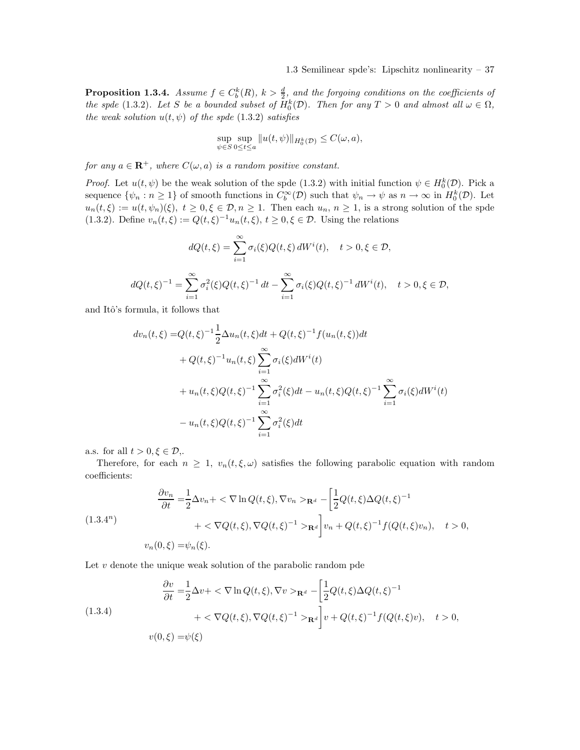**Proposition 1.3.4.** *Assume $f \in C_b^k(R)$, $k > \frac{d}{2}$, and the forgoing conditions on the coefficients of the spde* (1.3.2)*. Let $S$ be a bounded subset of $H_0^k(\mathcal{D})$. Then for any $T > 0$ and almost all $\omega \in \Omega$, the weak solution $u(t, \psi)$ of the spde* (1.3.2) *satisfies*

$$\sup_{\psi \in S} \sup_{0 \leq t \leq a} \|u(t, \psi)\|_{H_0^k(\mathcal{D})} \leq C(\omega, a),$$

*for any $a \in \mathbf{R}^+$, where $C(\omega, a)$ is a random positive constant.*

*Proof.* Let $u(t, \psi)$ be the weak solution of the spde (1.3.2) with initial function $\psi \in H_0^k(\mathcal{D})$. Pick a sequence $\{\psi_n : n \geq 1\}$ of smooth functions in $C_b^\infty(\mathcal{D})$ such that $\psi_n \to \psi$ as $n \to \infty$ in $H_0^k(\mathcal{D})$. Let $u_n(t, \xi) := u(t, \psi_n)(\xi)$, $t \geq 0, \xi \in \mathcal{D}, n \geq 1$. Then each $u_n$, $n \geq 1$, is a strong solution of the spde (1.3.2). Define $v_n(t, \xi) := Q(t, \xi)^{-1} u_n(t, \xi)$, $t \geq 0, \xi \in \mathcal{D}$. Using the relations

$$dQ(t, \xi) = \sum_{i=1}^{\infty} \sigma_i(\xi) Q(t, \xi) \, dW^i(t), \quad t > 0, \xi \in \mathcal{D},$$

$$dQ(t, \xi)^{-1} = \sum_{i=1}^{\infty} \sigma_i^2(\xi) Q(t, \xi)^{-1} \, dt - \sum_{i=1}^{\infty} \sigma_i(\xi) Q(t, \xi)^{-1} \, dW^i(t), \quad t > 0, \xi \in \mathcal{D},$$

and Itô's formula, it follows that

$$\begin{aligned}
dv_n(t, \xi) =& Q(t, \xi)^{-1} \frac{1}{2} \Delta u_n(t, \xi) dt + Q(t, \xi)^{-1} f(u_n(t, \xi)) dt \\
&+ Q(t, \xi)^{-1} u_n(t, \xi) \sum_{i=1}^{\infty} \sigma_i(\xi) dW^i(t) \\
&+ u_n(t, \xi) Q(t, \xi)^{-1} \sum_{i=1}^{\infty} \sigma_i^2(\xi) dt - u_n(t, \xi) Q(t, \xi)^{-1} \sum_{i=1}^{\infty} \sigma_i(\xi) dW^i(t) \\
&- u_n(t, \xi) Q(t, \xi)^{-1} \sum_{i=1}^{\infty} \sigma_i^2(\xi) dt
\end{aligned}$$

a.s. for all $t > 0, \xi \in \mathcal{D}$,.

Therefore, for each $n \geq 1$, $v_n(t, \xi, \omega)$ satisfies the following parabolic equation with random coefficients:

$$\begin{aligned}
\frac{\partial v_n}{\partial t} =& \frac{1}{2} \Delta v_n + < \nabla \ln Q(t, \xi), \nabla v_n >_{\mathbf{R}^d} - \Big[ \frac{1}{2} Q(t, \xi) \Delta Q(t, \xi)^{-1} \\
&+ < \nabla Q(t, \xi), \nabla Q(t, \xi)^{-1} >_{\mathbf{R}^d} \Big] v_n + Q(t, \xi)^{-1} f(Q(t, \xi) v_n), \quad t > 0, \\
v_n(0, \xi) =& \psi_n(\xi).
\end{aligned} \tag{1.3.4$^n$}$$

Let $v$ denote the unique weak solution of the parabolic random pde

$$\begin{aligned}
\frac{\partial v}{\partial t} =& \frac{1}{2} \Delta v + < \nabla \ln Q(t, \xi), \nabla v >_{\mathbf{R}^d} - \Big[ \frac{1}{2} Q(t, \xi) \Delta Q(t, \xi)^{-1} \\
&+ < \nabla Q(t, \xi), \nabla Q(t, \xi)^{-1} >_{\mathbf{R}^d} \Big] v + Q(t, \xi)^{-1} f(Q(t, \xi) v), \quad t > 0, \\
v(0, \xi) =& \psi(\xi)
\end{aligned} \tag{1.3.4}$$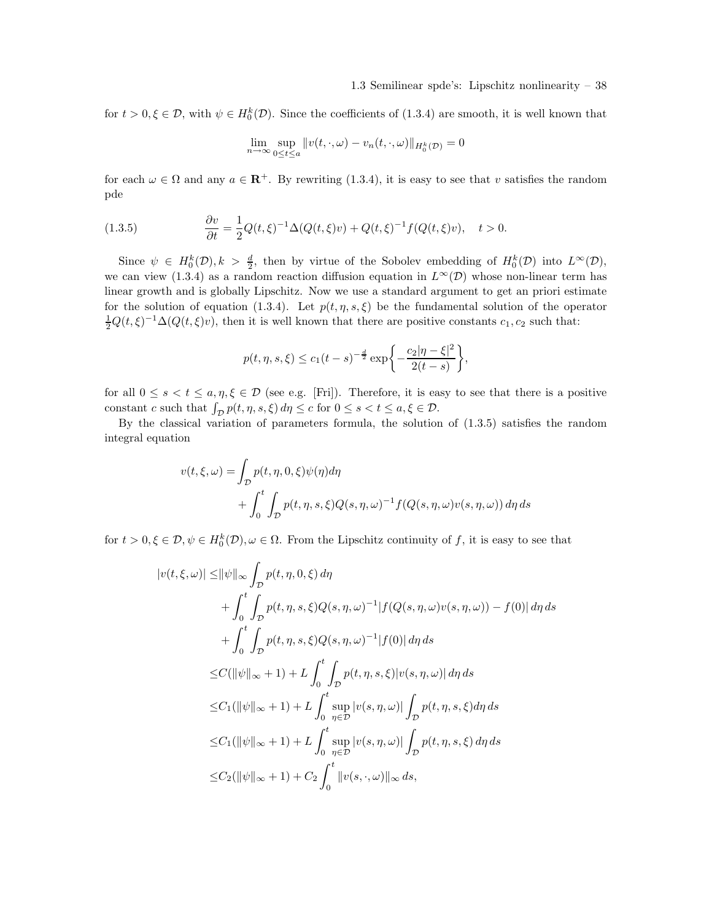for $t > 0, \xi \in \mathcal{D}$, with $\psi \in H_0^k(\mathcal{D})$. Since the coefficients of (1.3.4) are smooth, it is well known that

$$\lim_{n\to\infty} \sup_{0\le t\le a} \|v(t,\cdot,\omega) - v_n(t,\cdot,\omega)\|_{H_0^k(\mathcal{D})} = 0$$

for each $\omega \in \Omega$ and any $a \in \mathbf{R}^+$. By rewriting (1.3.4), it is easy to see that $v$ satisfies the random pde

$$\frac{\partial v}{\partial t} = \frac{1}{2} Q(t,\xi)^{-1} \Delta(Q(t,\xi)v) + Q(t,\xi)^{-1} f(Q(t,\xi)v), \quad t > 0. \tag{1.3.5}$$

Since $\psi \in H_0^k(\mathcal{D}), k > \frac{d}{2}$, then by virtue of the Sobolev embedding of $H_0^k(\mathcal{D})$ into $L^\infty(\mathcal{D})$, we can view (1.3.4) as a random reaction diffusion equation in $L^\infty(\mathcal{D})$ whose non-linear term has linear growth and is globally Lipschitz. Now we use a standard argument to get an priori estimate for the solution of equation (1.3.4). Let $p(t,\eta,s,\xi)$ be the fundamental solution of the operator $\frac{1}{2}Q(t,\xi)^{-1}\Delta(Q(t,\xi)v)$, then it is well known that there are positive constants $c_1, c_2$ such that:

$$p(t,\eta,s,\xi) \le c_1 (t-s)^{-\frac{d}{2}} \exp\left\{ -\frac{c_2|\eta-\xi|^2}{2(t-s)} \right\},$$

for all $0 \le s < t \le a, \eta, \xi \in \mathcal{D}$ (see e.g. [Fri]). Therefore, it is easy to see that there is a positive constant $c$ such that $\int_{\mathcal{D}} p(t,\eta,s,\xi)\, d\eta \le c$ for $0 \le s < t \le a, \xi \in \mathcal{D}$.

By the classical variation of parameters formula, the solution of (1.3.5) satisfies the random integral equation

$$\begin{aligned} v(t,\xi,\omega) = &\int_{\mathcal{D}} p(t,\eta,0,\xi)\psi(\eta) d\eta \\ &+ \int_0^t \int_{\mathcal{D}} p(t,\eta,s,\xi) Q(s,\eta,\omega)^{-1} f(Q(s,\eta,\omega)v(s,\eta,\omega))\, d\eta\, ds \end{aligned}$$

for $t > 0, \xi \in \mathcal{D}, \psi \in H_0^k(\mathcal{D}), \omega \in \Omega$. From the Lipschitz continuity of $f$, it is easy to see that

$$\begin{aligned} |v(t,\xi,\omega)| \le &\|\psi\|_\infty \int_{\mathcal{D}} p(t,\eta,0,\xi)\, d\eta \\ &+ \int_0^t \int_{\mathcal{D}} p(t,\eta,s,\xi) Q(s,\eta,\omega)^{-1} |f(Q(s,\eta,\omega)v(s,\eta,\omega)) - f(0)|\, d\eta\, ds \\ &+ \int_0^t \int_{\mathcal{D}} p(t,\eta,s,\xi) Q(s,\eta,\omega)^{-1} |f(0)|\, d\eta\, ds \\ \le &C(\|\psi\|_\infty + 1) + L \int_0^t \int_{\mathcal{D}} p(t,\eta,s,\xi) |v(s,\eta,\omega)|\, d\eta\, ds \\ \le &C_1(\|\psi\|_\infty + 1) + L \int_0^t \sup_{\eta\in\mathcal{D}} |v(s,\eta,\omega)| \int_{\mathcal{D}} p(t,\eta,s,\xi) d\eta\, ds \\ \le &C_1(\|\psi\|_\infty + 1) + L \int_0^t \sup_{\eta\in\mathcal{D}} |v(s,\eta,\omega)| \int_{\mathcal{D}} p(t,\eta,s,\xi)\, d\eta\, ds \\ \le &C_2(\|\psi\|_\infty + 1) + C_2 \int_0^t \|v(s,\cdot,\omega)\|_\infty\, ds, \end{aligned}$$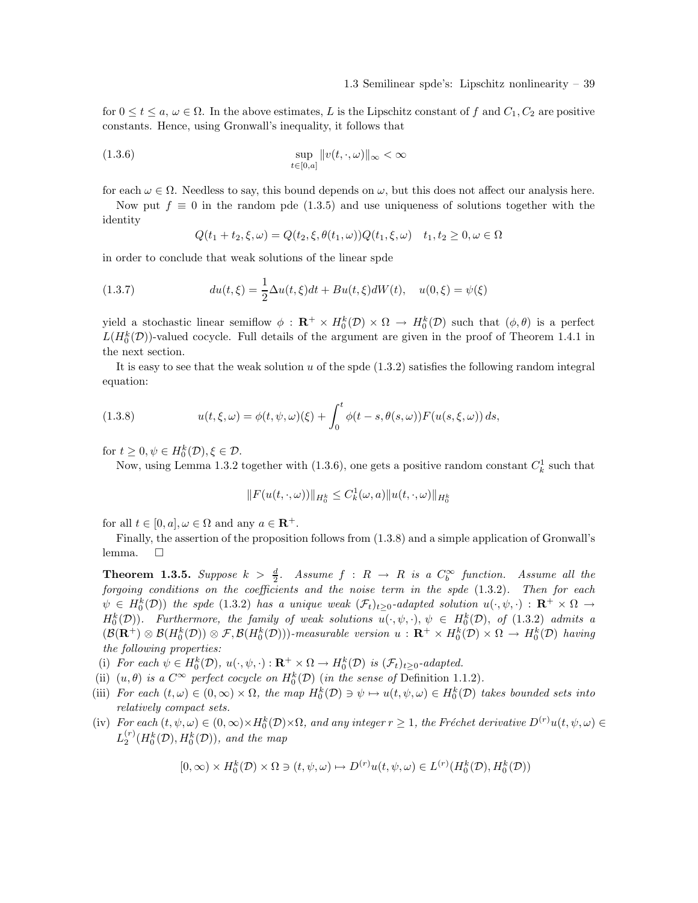for $0 \le t \le a$, $\omega \in \Omega$. In the above estimates, $L$ is the Lipschitz constant of $f$ and $C_1, C_2$ are positive constants. Hence, using Gronwall's inequality, it follows that

$$\sup_{t\in[0,a]} \|v(t,\cdot,\omega)\|_\infty < \infty \tag{1.3.6}$$

for each $\omega \in \Omega$. Needless to say, this bound depends on $\omega$, but this does not affect our analysis here.

Now put $f \equiv 0$ in the random pde (1.3.5) and use uniqueness of solutions together with the identity

$$Q(t_1 + t_2, \xi, \omega) = Q(t_2, \xi, \theta(t_1, \omega))Q(t_1, \xi, \omega) \quad t_1, t_2 \ge 0, \omega \in \Omega$$

in order to conclude that weak solutions of the linear spde

$$du(t,\xi) = \frac{1}{2}\Delta u(t,\xi)dt + Bu(t,\xi)dW(t), \quad u(0,\xi) = \psi(\xi) \tag{1.3.7}$$

yield a stochastic linear semiflow $\phi : \mathbf{R}^+ \times H_0^k(\mathcal{D}) \times \Omega \to H_0^k(\mathcal{D})$ such that $(\phi, \theta)$ is a perfect $L(H_0^k(\mathcal{D}))$-valued cocycle. Full details of the argument are given in the proof of Theorem 1.4.1 in the next section.

It is easy to see that the weak solution $u$ of the spde (1.3.2) satisfies the following random integral equation:

$$u(t,\xi,\omega) = \phi(t,\psi,\omega)(\xi) + \int_0^t \phi(t-s, \theta(s,\omega))F(u(s,\xi,\omega))\,ds, \tag{1.3.8}$$

for $t \ge 0, \psi \in H_0^k(\mathcal{D}), \xi \in \mathcal{D}$.

Now, using Lemma 1.3.2 together with (1.3.6), one gets a positive random constant $C_k^1$ such that

$$\|F(u(t,\cdot,\omega))\|_{H_0^k} \le C_k^1(\omega, a)\|u(t,\cdot,\omega)\|_{H_0^k}$$

for all $t \in [0,a], \omega \in \Omega$ and any $a \in \mathbf{R}^+$.

Finally, the assertion of the proposition follows from (1.3.8) and a simple application of Gronwall's lemma. □

**Theorem 1.3.5.** *Suppose $k > \frac{d}{2}$. Assume $f : R \to R$ is a $C_b^\infty$ function. Assume all the forgoing conditions on the coefficients and the noise term in the spde (1.3.2). Then for each $\psi \in H_0^k(\mathcal{D}))$ the spde (1.3.2) has a unique weak $(\mathcal{F}_t)_{t\ge 0}$-adapted solution $u(\cdot,\psi,\cdot) : \mathbf{R}^+ \times \Omega \to H_0^k(\mathcal{D}))$. Furthermore, the family of weak solutions $u(\cdot,\psi,\cdot)$, $\psi \in H_0^k(\mathcal{D})$, of (1.3.2) admits a $(\mathcal{B}(\mathbf{R}^+) \otimes \mathcal{B}(H_0^k(\mathcal{D})) \otimes \mathcal{F}, \mathcal{B}(H_0^k(\mathcal{D})))$-measurable version $u : \mathbf{R}^+ \times H_0^k(\mathcal{D}) \times \Omega \to H_0^k(\mathcal{D})$ having the following properties:*

(i) *For each $\psi \in H_0^k(\mathcal{D})$, $u(\cdot,\psi,\cdot) : \mathbf{R}^+ \times \Omega \to H_0^k(\mathcal{D})$ is $(\mathcal{F}_t)_{t\ge 0}$-adapted.*

(ii) *$(u, \theta)$ is a $C^\infty$ perfect cocycle on $H_0^k(\mathcal{D})$ (in the sense of* Definition 1.1.2*).*

(iii) *For each $(t,\omega) \in (0,\infty) \times \Omega$, the map $H_0^k(\mathcal{D}) \ni \psi \mapsto u(t,\psi,\omega) \in H_0^k(\mathcal{D})$ takes bounded sets into relatively compact sets.*

(iv) *For each $(t,\psi,\omega) \in (0,\infty) \times H_0^k(\mathcal{D}) \times \Omega$, and any integer $r \ge 1$, the Fréchet derivative $D^{(r)}u(t,\psi,\omega) \in L_2^{(r)}(H_0^k(\mathcal{D}), H_0^k(\mathcal{D}))$, and the map*

$$[0,\infty) \times H_0^k(\mathcal{D}) \times \Omega \ni (t,\psi,\omega) \mapsto D^{(r)}u(t,\psi,\omega) \in L^{(r)}(H_0^k(\mathcal{D}), H_0^k(\mathcal{D}))$$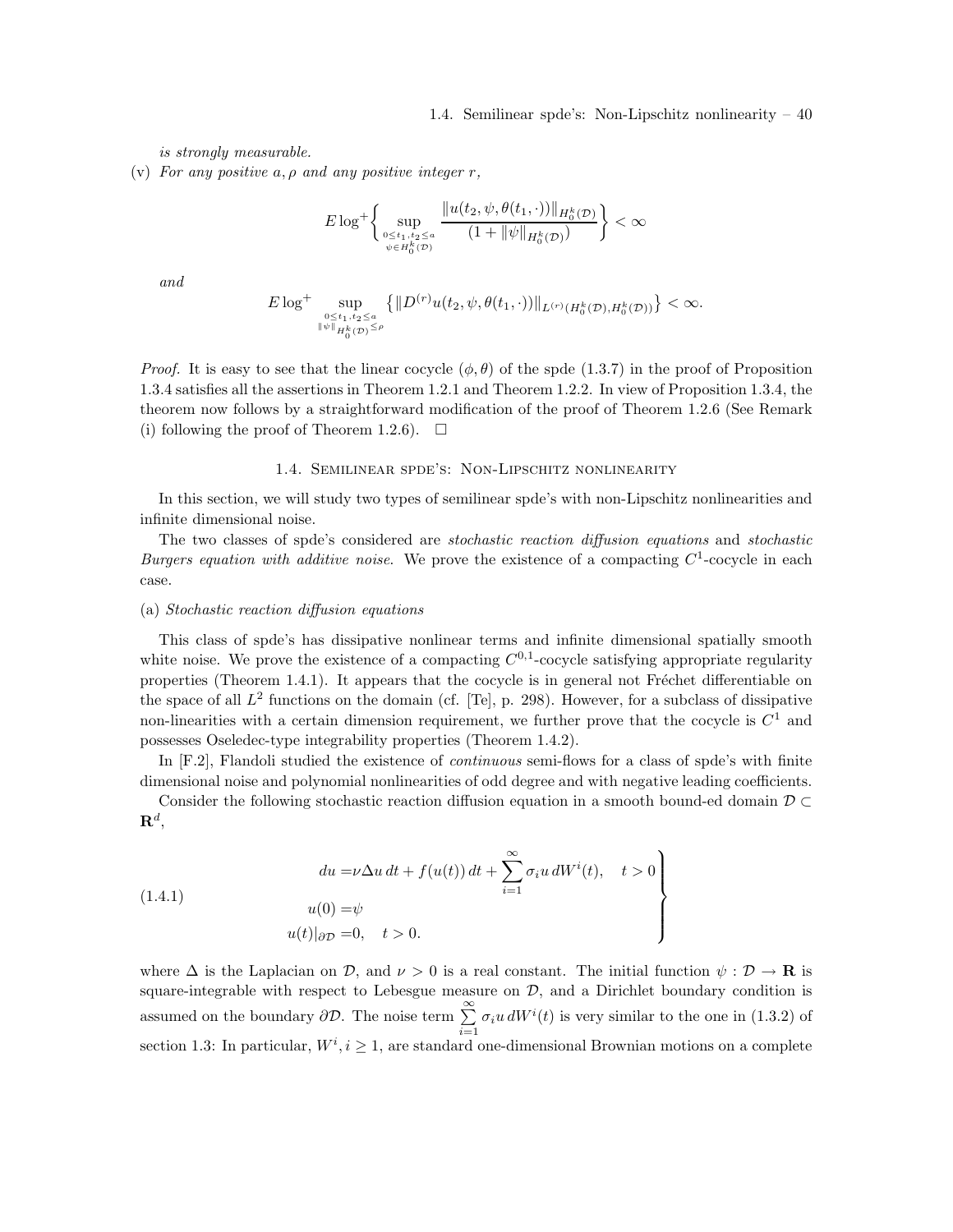*is strongly measurable.*

(v) *For any positive $a, \rho$ and any positive integer $r$,*

$$E \log^+ \Bigg\{ \sup_{\substack{0 \le t_1, t_2 \le a \\ \psi \in H_0^k(\mathcal{D})}} \frac{\|u(t_2, \psi, \theta(t_1, \cdot))\|_{H_0^k(\mathcal{D})}}{(1 + \|\psi\|_{H_0^k(\mathcal{D})})} \Bigg\} < \infty$$

*and*

$$E \log^+ \sup_{\substack{0 \le t_1, t_2 \le a \\ \|\psi\|_{H_0^k(\mathcal{D})} \le \rho}} \left\{ \|D^{(r)} u(t_2, \psi, \theta(t_1, \cdot))\|_{L^{(r)}(H_0^k(\mathcal{D}), H_0^k(\mathcal{D}))} \right\} < \infty.$$

*Proof.* It is easy to see that the linear cocycle $(\phi, \theta)$ of the spde (1.3.7) in the proof of Proposition 1.3.4 satisfies all the assertions in Theorem 1.2.1 and Theorem 1.2.2. In view of Proposition 1.3.4, the theorem now follows by a straightforward modification of the proof of Theorem 1.2.6 (See Remark (i) following the proof of Theorem 1.2.6). $\square$

## 1.4. Semilinear spde's: Non-Lipschitz nonlinearity

In this section, we will study two types of semilinear spde's with non-Lipschitz nonlinearities and infinite dimensional noise.

The two classes of spde's considered are *stochastic reaction diffusion equations* and *stochastic Burgers equation with additive noise*. We prove the existence of a compacting $C^1$-cocycle in each case.

### (a) *Stochastic reaction diffusion equations*

This class of spde's has dissipative nonlinear terms and infinite dimensional spatially smooth white noise. We prove the existence of a compacting $C^{0,1}$-cocycle satisfying appropriate regularity properties (Theorem 1.4.1). It appears that the cocycle is in general not Fréchet differentiable on the space of all $L^2$ functions on the domain (cf. [Te], p. 298). However, for a subclass of dissipative non-linearities with a certain dimension requirement, we further prove that the cocycle is $C^1$ and possesses Oseledec-type integrability properties (Theorem 1.4.2).

In [F.2], Flandoli studied the existence of *continuous* semi-flows for a class of spde's with finite dimensional noise and polynomial nonlinearities of odd degree and with negative leading coefficients.

Consider the following stochastic reaction diffusion equation in a smooth bound-ed domain $\mathcal{D} \subset \mathbf{R}^d$,

$$\tag{1.4.1} \left.\begin{aligned} du &= \nu \Delta u \, dt + f(u(t)) \, dt + \sum_{i=1}^{\infty} \sigma_i u \, dW^i(t), \quad t > 0 \\ u(0) &= \psi \\ u(t)|_{\partial \mathcal{D}} &= 0, \quad t > 0. \end{aligned}\right\}$$

where $\Delta$ is the Laplacian on $\mathcal{D}$, and $\nu > 0$ is a real constant. The initial function $\psi : \mathcal{D} \to \mathbf{R}$ is square-integrable with respect to Lebesgue measure on $\mathcal{D}$, and a Dirichlet boundary condition is assumed on the boundary $\partial \mathcal{D}$. The noise term $\sum_{i=1}^{\infty} \sigma_i u \, dW^i(t)$ is very similar to the one in (1.3.2) of section 1.3: In particular, $W^i, i \ge 1$, are standard one-dimensional Brownian motions on a complete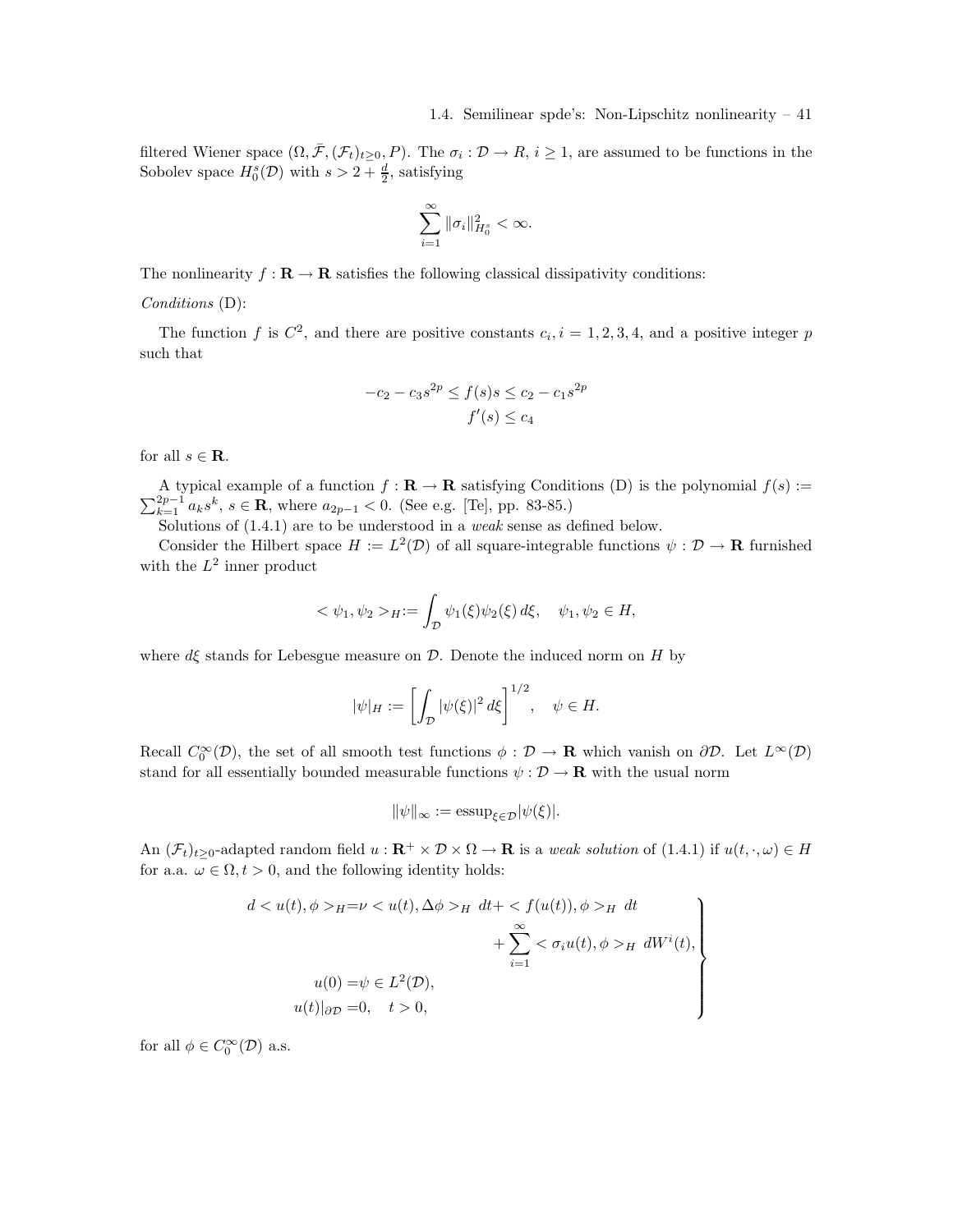filtered Wiener space $(\Omega, \bar{\mathcal{F}}, (\mathcal{F}_t)_{t\geq 0}, P)$. The $\sigma_i : \mathcal{D} \to R$, $i \geq 1$, are assumed to be functions in the Sobolev space $H_0^s(\mathcal{D})$ with $s > 2 + \frac{d}{2}$, satisfying

$$\sum_{i=1}^{\infty} \|\sigma_i\|_{H_0^s}^2 < \infty.$$

The nonlinearity $f : \mathbf{R} \to \mathbf{R}$ satisfies the following classical dissipativity conditions:

*Conditions* (D):

The function $f$ is $C^2$, and there are positive constants $c_i, i = 1, 2, 3, 4$, and a positive integer $p$ such that

$$-c_2 - c_3 s^{2p} \leq f(s)s \leq c_2 - c_1 s^{2p}$$
$$f'(s) \leq c_4$$

for all $s \in \mathbf{R}$.

A typical example of a function $f : \mathbf{R} \to \mathbf{R}$ satisfying Conditions (D) is the polynomial $f(s) := \sum_{k=1}^{2p-1} a_k s^k$, $s \in \mathbf{R}$, where $a_{2p-1} < 0$. (See e.g. [Te], pp. 83-85.)

Solutions of (1.4.1) are to be understood in a *weak* sense as defined below.

Consider the Hilbert space $H := L^2(\mathcal{D})$ of all square-integrable functions $\psi : \mathcal{D} \to \mathbf{R}$ furnished with the $L^2$ inner product

$$< \psi_1, \psi_2 >_H := \int_{\mathcal{D}} \psi_1(\xi)\psi_2(\xi)\, d\xi, \quad \psi_1, \psi_2 \in H,$$

where $d\xi$ stands for Lebesgue measure on $\mathcal{D}$. Denote the induced norm on $H$ by

$$|\psi|_H := \left[\int_{\mathcal{D}} |\psi(\xi)|^2\, d\xi\right]^{1/2}, \quad \psi \in H.$$

Recall $C_0^\infty(\mathcal{D})$, the set of all smooth test functions $\phi : \mathcal{D} \to \mathbf{R}$ which vanish on $\partial\mathcal{D}$. Let $L^\infty(\mathcal{D})$ stand for all essentially bounded measurable functions $\psi : \mathcal{D} \to \mathbf{R}$ with the usual norm

$$\|\psi\|_\infty := \mathrm{essup}_{\xi\in\mathcal{D}} |\psi(\xi)|.$$

An $(\mathcal{F}_t)_{t\geq 0}$-adapted random field $u : \mathbf{R}^+ \times \mathcal{D} \times \Omega \to \mathbf{R}$ is a *weak solution* of (1.4.1) if $u(t, \cdot, \omega) \in H$ for a.a. $\omega \in \Omega, t > 0$, and the following identity holds:

$$\left.\begin{aligned} d < u(t), \phi >_H =& \nu < u(t), \Delta\phi >_H \ dt + < f(u(t)), \phi >_H \ dt \\ & + \sum_{i=1}^{\infty} < \sigma_i u(t), \phi >_H \ dW^i(t), \\ u(0) =& \psi \in L^2(\mathcal{D}), \\ u(t)|_{\partial\mathcal{D}} =& 0, \quad t > 0, \end{aligned}\right\}$$

for all $\phi \in C_0^\infty(\mathcal{D})$ a.s.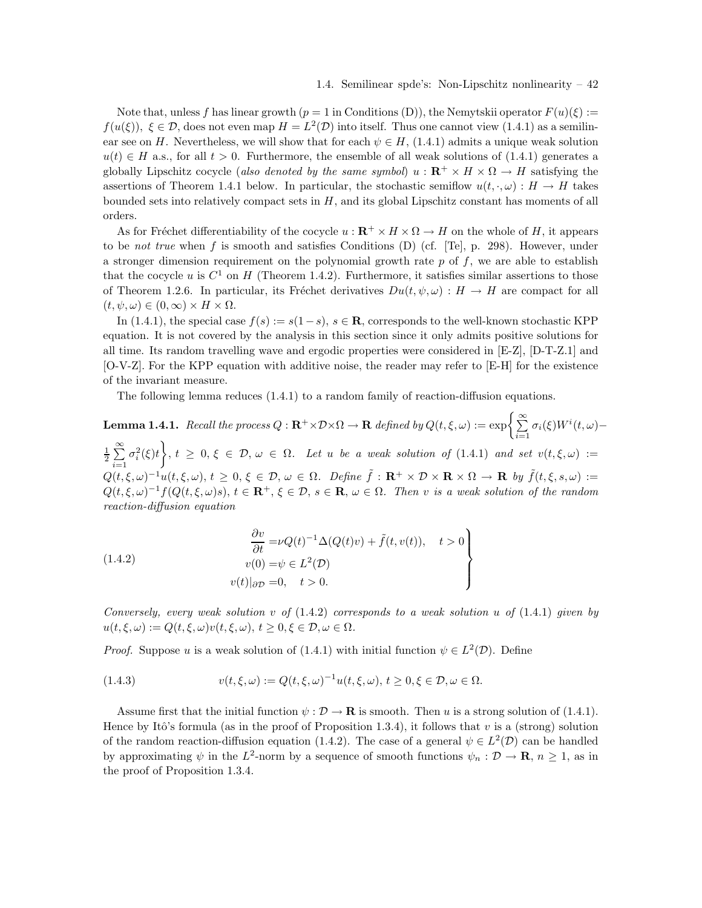Note that, unless $f$ has linear growth ($p = 1$ in Conditions (D)), the Nemytskii operator $F(u)(\xi) := f(u(\xi))$, $\xi \in \mathcal{D}$, does not even map $H = L^2(\mathcal{D})$ into itself. Thus one cannot view (1.4.1) as a semilinear see on $H$. Nevertheless, we will show that for each $\psi \in H$, (1.4.1) admits a unique weak solution $u(t) \in H$ a.s., for all $t > 0$. Furthermore, the ensemble of all weak solutions of (1.4.1) generates a globally Lipschitz cocycle (*also denoted by the same symbol*) $u : \mathbf{R}^+ \times H \times \Omega \to H$ satisfying the assertions of Theorem 1.4.1 below. In particular, the stochastic semiflow $u(t, \cdot, \omega) : H \to H$ takes bounded sets into relatively compact sets in $H$, and its global Lipschitz constant has moments of all orders.

As for Fréchet differentiability of the cocycle $u : \mathbf{R}^+ \times H \times \Omega \to H$ on the whole of $H$, it appears to be *not true* when $f$ is smooth and satisfies Conditions (D) (cf. [Te], p. 298). However, under a stronger dimension requirement on the polynomial growth rate $p$ of $f$, we are able to establish that the cocycle $u$ is $C^1$ on $H$ (Theorem 1.4.2). Furthermore, it satisfies similar assertions to those of Theorem 1.2.6. In particular, its Fréchet derivatives $Du(t, \psi, \omega) : H \to H$ are compact for all $(t, \psi, \omega) \in (0, \infty) \times H \times \Omega$.

In (1.4.1), the special case $f(s) := s(1-s)$, $s \in \mathbf{R}$, corresponds to the well-known stochastic KPP equation. It is not covered by the analysis in this section since it only admits positive solutions for all time. Its random travelling wave and ergodic properties were considered in [E-Z], [D-T-Z.1] and [O-V-Z]. For the KPP equation with additive noise, the reader may refer to [E-H] for the existence of the invariant measure.

The following lemma reduces (1.4.1) to a random family of reaction-diffusion equations.

**Lemma 1.4.1.** *Recall the process $Q : \mathbf{R}^+ \times \mathcal{D} \times \Omega \to \mathbf{R}$ defined by $Q(t, \xi, \omega) := \exp\left\{ \sum_{i=1}^{\infty} \sigma_i(\xi) W^i(t, \omega) - \frac{1}{2} \sum_{i=1}^{\infty} \sigma_i^2(\xi) t \right\}$, $t \geq 0$, $\xi \in \mathcal{D}$, $\omega \in \Omega$. Let $u$ be a weak solution of (1.4.1) and set $v(t, \xi, \omega) := Q(t, \xi, \omega)^{-1} u(t, \xi, \omega)$, $t \geq 0$, $\xi \in \mathcal{D}$, $\omega \in \Omega$. Define $\tilde{f} : \mathbf{R}^+ \times \mathcal{D} \times \mathbf{R} \times \Omega \to \mathbf{R}$ by $\tilde{f}(t, \xi, s, \omega) := Q(t, \xi, \omega)^{-1} f(Q(t, \xi, \omega)s)$, $t \in \mathbf{R}^+$, $\xi \in \mathcal{D}$, $s \in \mathbf{R}$, $\omega \in \Omega$. Then $v$ is a weak solution of the random reaction-diffusion equation*

$$
\left.
\begin{aligned}
\frac{\partial v}{\partial t} &= \nu Q(t)^{-1} \Delta(Q(t)v) + \tilde{f}(t, v(t)), \quad t > 0 \\
v(0) &= \psi \in L^2(\mathcal{D}) \\
v(t)|_{\partial \mathcal{D}} &= 0, \quad t > 0.
\end{aligned}
\right\}
\tag{1.4.2}
$$

*Conversely, every weak solution $v$ of (1.4.2) corresponds to a weak solution $u$ of (1.4.1) given by $u(t, \xi, \omega) := Q(t, \xi, \omega) v(t, \xi, \omega)$, $t \geq 0, \xi \in \mathcal{D}, \omega \in \Omega$.*

*Proof.* Suppose $u$ is a weak solution of (1.4.1) with initial function $\psi \in L^2(\mathcal{D})$. Define

$$
v(t, \xi, \omega) := Q(t, \xi, \omega)^{-1} u(t, \xi, \omega), \; t \geq 0, \xi \in \mathcal{D}, \omega \in \Omega. \tag{1.4.3}
$$

Assume first that the initial function $\psi : \mathcal{D} \to \mathbf{R}$ is smooth. Then $u$ is a strong solution of (1.4.1). Hence by Itô's formula (as in the proof of Proposition 1.3.4), it follows that $v$ is a (strong) solution of the random reaction-diffusion equation (1.4.2). The case of a general $\psi \in L^2(\mathcal{D})$ can be handled by approximating $\psi$ in the $L^2$-norm by a sequence of smooth functions $\psi_n : \mathcal{D} \to \mathbf{R}$, $n \geq 1$, as in the proof of Proposition 1.3.4.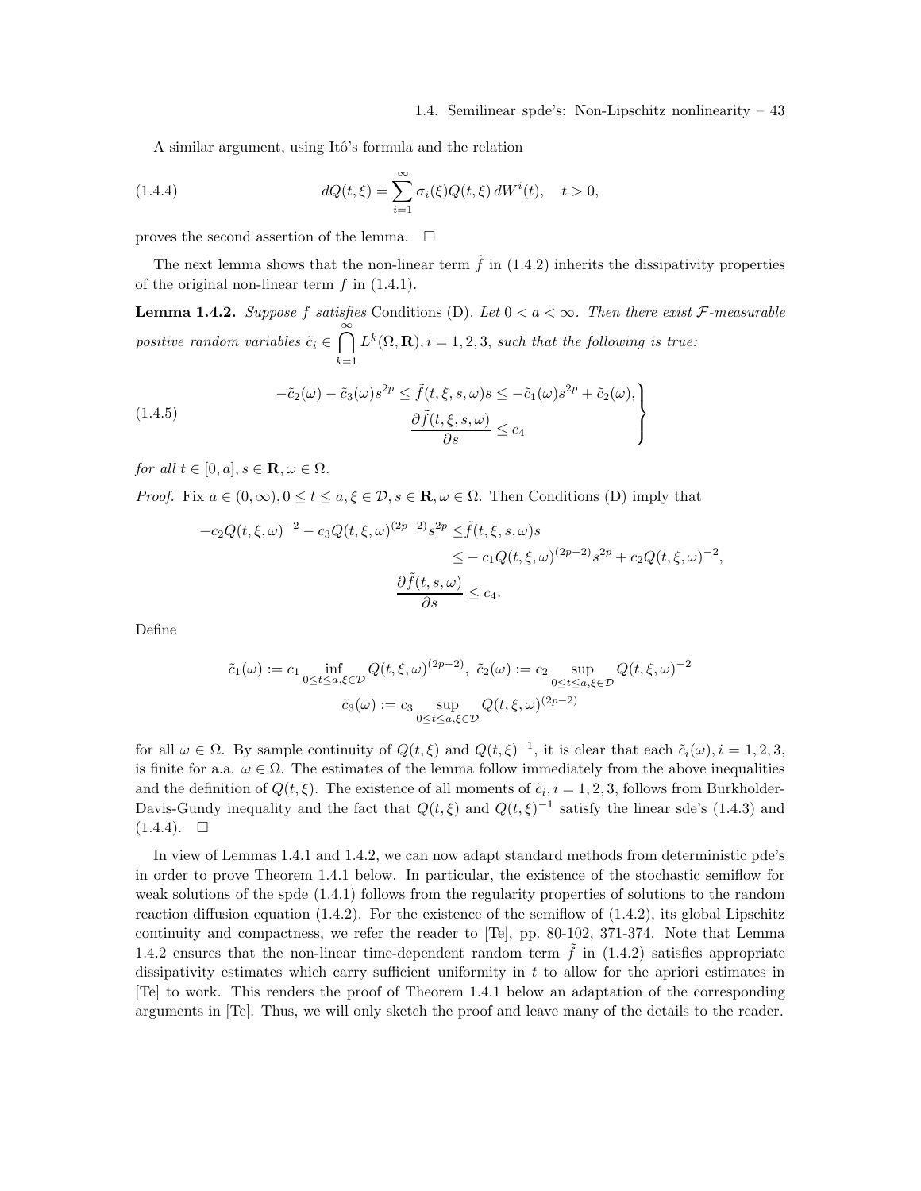A similar argument, using Itô's formula and the relation

$$dQ(t,\xi) = \sum_{i=1}^{\infty} \sigma_i(\xi) Q(t,\xi)\, dW^i(t), \quad t > 0, \tag{1.4.4}$$

proves the second assertion of the lemma. $\square$

The next lemma shows that the non-linear term $\tilde{f}$ in (1.4.2) inherits the dissipativity properties of the original non-linear term $f$ in (1.4.1).

**Lemma 1.4.2.** *Suppose $f$ satisfies* Conditions (D). *Let $0 < a < \infty$. Then there exist $\mathcal{F}$-measurable positive random variables $\tilde{c}_i \in \bigcap_{k=1}^{\infty} L^k(\Omega, \mathbf{R}), i = 1, 2, 3$, such that the following is true:*

$$\left.\begin{aligned} -\tilde{c}_2(\omega) - \tilde{c}_3(\omega) s^{2p} \leq \tilde{f}(t,\xi,s,\omega)s &\leq -\tilde{c}_1(\omega)s^{2p} + \tilde{c}_2(\omega), \\ \frac{\partial \tilde{f}(t,\xi,s,\omega)}{\partial s} &\leq c_4 \end{aligned}\right\} \tag{1.4.5}$$

*for all $t \in [0,a], s \in \mathbf{R}, \omega \in \Omega$.*

*Proof.* Fix $a \in (0,\infty), 0 \leq t \leq a, \xi \in \mathcal{D}, s \in \mathbf{R}, \omega \in \Omega$. Then Conditions (D) imply that

$$\begin{aligned} -c_2 Q(t,\xi,\omega)^{-2} - c_3 Q(t,\xi,\omega)^{(2p-2)} s^{2p} \leq & \tilde{f}(t,\xi,s,\omega)s \\ & \leq -c_1 Q(t,\xi,\omega)^{(2p-2)} s^{2p} + c_2 Q(t,\xi,\omega)^{-2}, \\ & \frac{\partial \tilde{f}(t,s,\omega)}{\partial s} \leq c_4. \end{aligned}$$

Define

$$\begin{gathered} \tilde{c}_1(\omega) := c_1 \inf_{0 \leq t \leq a, \xi \in \mathcal{D}} Q(t,\xi,\omega)^{(2p-2)},\ \tilde{c}_2(\omega) := c_2 \sup_{0 \leq t \leq a, \xi \in \mathcal{D}} Q(t,\xi,\omega)^{-2} \\ \tilde{c}_3(\omega) := c_3 \sup_{0 \leq t \leq a, \xi \in \mathcal{D}} Q(t,\xi,\omega)^{(2p-2)} \end{gathered}$$

for all $\omega \in \Omega$. By sample continuity of $Q(t,\xi)$ and $Q(t,\xi)^{-1}$, it is clear that each $\tilde{c}_i(\omega), i = 1,2,3$, is finite for a.a. $\omega \in \Omega$. The estimates of the lemma follow immediately from the above inequalities and the definition of $Q(t,\xi)$. The existence of all moments of $\tilde{c}_i, i = 1,2,3$, follows from Burkholder-Davis-Gundy inequality and the fact that $Q(t,\xi)$ and $Q(t,\xi)^{-1}$ satisfy the linear sde's (1.4.3) and (1.4.4). $\square$

In view of Lemmas 1.4.1 and 1.4.2, we can now adapt standard methods from deterministic pde's in order to prove Theorem 1.4.1 below. In particular, the existence of the stochastic semiflow for weak solutions of the spde (1.4.1) follows from the regularity properties of solutions to the random reaction diffusion equation (1.4.2). For the existence of the semiflow of (1.4.2), its global Lipschitz continuity and compactness, we refer the reader to [Te], pp. 80-102, 371-374. Note that Lemma 1.4.2 ensures that the non-linear time-dependent random term $\tilde{f}$ in (1.4.2) satisfies appropriate dissipativity estimates which carry sufficient uniformity in $t$ to allow for the apriori estimates in [Te] to work. This renders the proof of Theorem 1.4.1 below an adaptation of the corresponding arguments in [Te]. Thus, we will only sketch the proof and leave many of the details to the reader.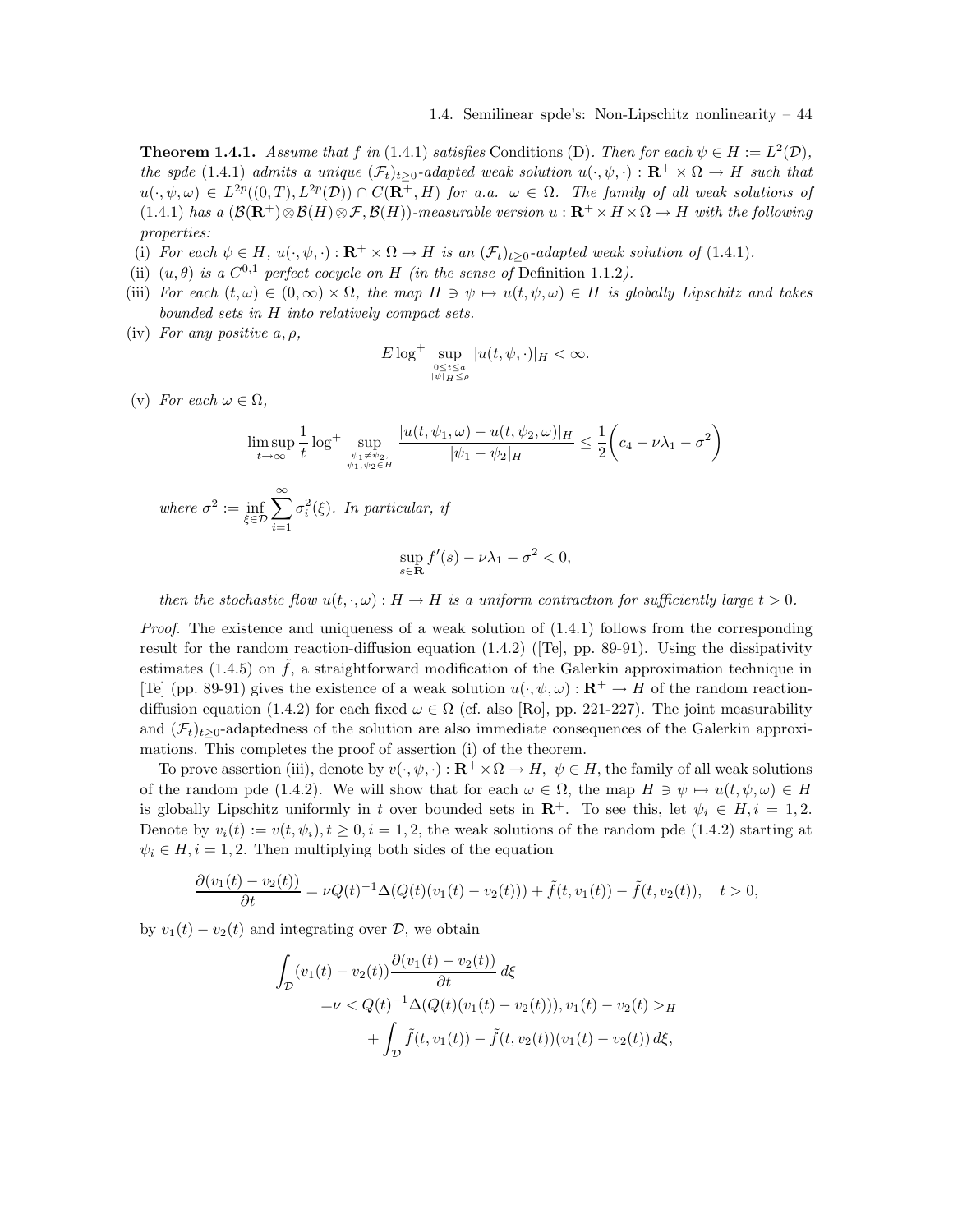**Theorem 1.4.1.** *Assume that $f$ in* (1.4.1) *satisfies* Conditions (D). *Then for each $\psi \in H := L^2(\mathcal{D})$, the spde* (1.4.1) *admits a unique $(\mathcal{F}_t)_{t\geq 0}$-adapted weak solution $u(\cdot,\psi,\cdot) : \mathbf{R}^+ \times \Omega \to H$ such that $u(\cdot,\psi,\omega) \in L^{2p}((0,T), L^{2p}(\mathcal{D})) \cap C(\mathbf{R}^+, H)$ for a.a. $\omega \in \Omega$. The family of all weak solutions of* (1.4.1) *has a $(\mathcal{B}(\mathbf{R}^+) \otimes \mathcal{B}(H) \otimes \mathcal{F}, \mathcal{B}(H))$-measurable version $u : \mathbf{R}^+ \times H \times \Omega \to H$ with the following properties:*

(i) *For each $\psi \in H$, $u(\cdot,\psi,\cdot) : \mathbf{R}^+ \times \Omega \to H$ is an $(\mathcal{F}_t)_{t\geq 0}$-adapted weak solution of* (1.4.1).

(ii) *$(u,\theta)$ is a $C^{0,1}$ perfect cocycle on $H$ (in the sense of* Definition 1.1.2*).*

(iii) *For each $(t,\omega) \in (0,\infty) \times \Omega$, the map $H \ni \psi \mapsto u(t,\psi,\omega) \in H$ is globally Lipschitz and takes bounded sets in $H$ into relatively compact sets.*

(iv) *For any positive $a, \rho$,*

$$E \log^+ \sup_{\substack{0 \leq t \leq a \\ |\psi|_H \leq \rho}} |u(t,\psi,\cdot)|_H < \infty.$$

(v) *For each $\omega \in \Omega$,*

$$\limsup_{t\to\infty} \frac{1}{t} \log^+ \sup_{\substack{\psi_1 \neq \psi_2, \\ \psi_1,\psi_2 \in H}} \frac{|u(t,\psi_1,\omega) - u(t,\psi_2,\omega)|_H}{|\psi_1 - \psi_2|_H} \leq \frac{1}{2}\bigg( c_4 - \nu\lambda_1 - \sigma^2 \bigg)$$

*where $\sigma^2 := \inf_{\xi \in \mathcal{D}} \sum_{i=1}^{\infty} \sigma_i^2(\xi)$. In particular, if*

$$\sup_{s\in\mathbf{R}} f'(s) - \nu\lambda_1 - \sigma^2 < 0,$$

*then the stochastic flow $u(t,\cdot,\omega) : H \to H$ is a uniform contraction for sufficiently large $t > 0$.*

*Proof.* The existence and uniqueness of a weak solution of (1.4.1) follows from the corresponding result for the random reaction-diffusion equation (1.4.2) ([Te], pp. 89-91). Using the dissipativity estimates (1.4.5) on $\tilde{f}$, a straightforward modification of the Galerkin approximation technique in [Te] (pp. 89-91) gives the existence of a weak solution $u(\cdot,\psi,\omega) : \mathbf{R}^+ \to H$ of the random reaction-diffusion equation (1.4.2) for each fixed $\omega \in \Omega$ (cf. also [Ro], pp. 221-227). The joint measurability and $(\mathcal{F}_t)_{t\geq 0}$-adaptedness of the solution are also immediate consequences of the Galerkin approximations. This completes the proof of assertion (i) of the theorem.

To prove assertion (iii), denote by $v(\cdot,\psi,\cdot) : \mathbf{R}^+ \times \Omega \to H$, $\psi \in H$, the family of all weak solutions of the random pde (1.4.2). We will show that for each $\omega \in \Omega$, the map $H \ni \psi \mapsto u(t,\psi,\omega) \in H$ is globally Lipschitz uniformly in $t$ over bounded sets in $\mathbf{R}^+$. To see this, let $\psi_i \in H, i = 1,2$. Denote by $v_i(t) := v(t,\psi_i), t \geq 0, i = 1,2$, the weak solutions of the random pde (1.4.2) starting at $\psi_i \in H, i = 1,2$. Then multiplying both sides of the equation

$$\frac{\partial(v_1(t) - v_2(t))}{\partial t} = \nu Q(t)^{-1}\Delta(Q(t)(v_1(t) - v_2(t))) + \tilde{f}(t,v_1(t)) - \tilde{f}(t,v_2(t)), \quad t > 0,$$

by $v_1(t) - v_2(t)$ and integrating over $\mathcal{D}$, we obtain

$$\begin{aligned}
\int_{\mathcal{D}} (v_1(t) - v_2(t)) &\frac{\partial(v_1(t) - v_2(t))}{\partial t}\, d\xi \\
&= \nu < Q(t)^{-1}\Delta(Q(t)(v_1(t) - v_2(t))), v_1(t) - v_2(t) >_H \\
&\qquad + \int_{\mathcal{D}} \tilde{f}(t,v_1(t)) - \tilde{f}(t,v_2(t))(v_1(t) - v_2(t))\, d\xi,
\end{aligned}$$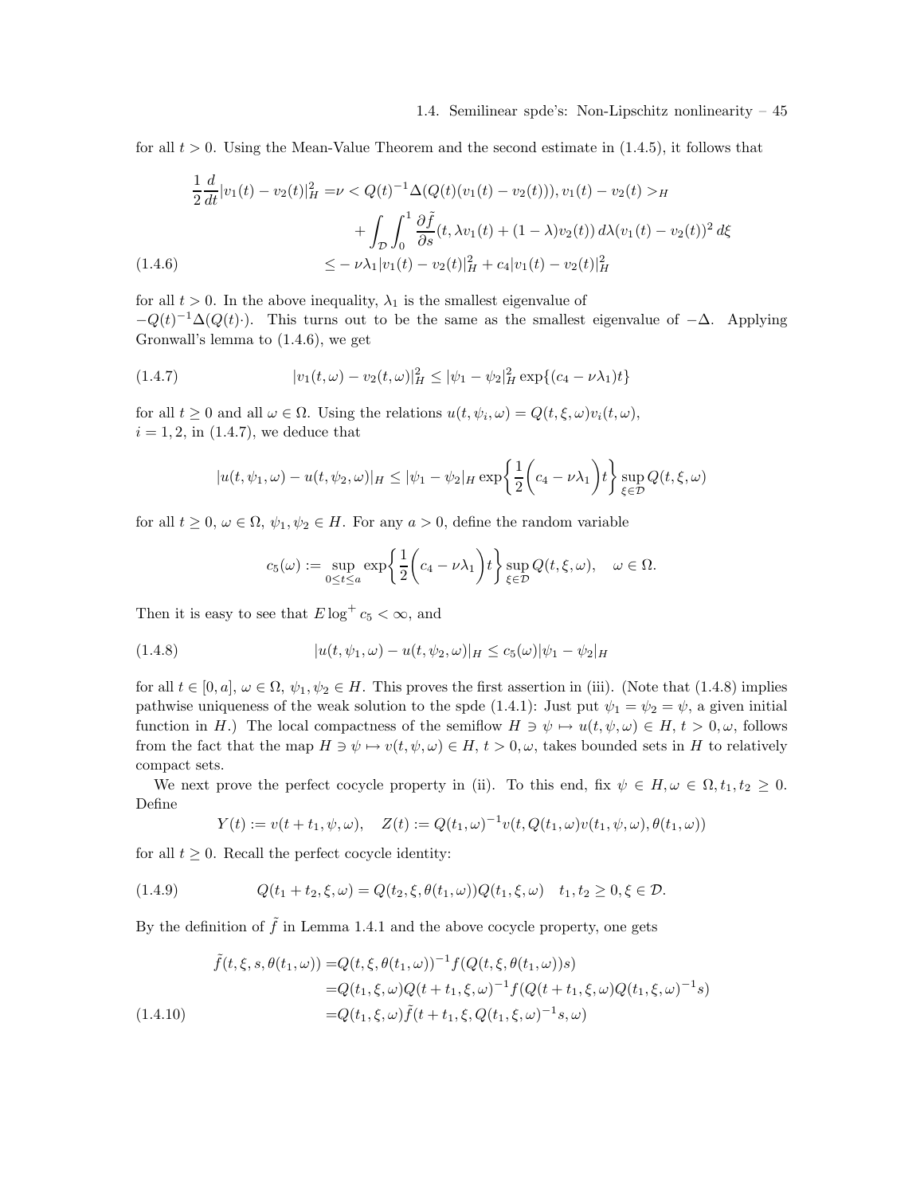for all $t > 0$. Using the Mean-Value Theorem and the second estimate in (1.4.5), it follows that

$$
\begin{aligned}
\frac{1}{2}\frac{d}{dt}|v_1(t) - v_2(t)|_H^2 =& \nu < Q(t)^{-1}\Delta(Q(t)(v_1(t) - v_2(t))), v_1(t) - v_2(t) >_H \\
&+ \int_{\mathcal{D}}\int_0^1 \frac{\partial \tilde{f}}{\partial s}(t, \lambda v_1(t) + (1-\lambda)v_2(t))\, d\lambda (v_1(t) - v_2(t))^2\, d\xi \\
\leq& -\nu\lambda_1 |v_1(t) - v_2(t)|_H^2 + c_4|v_1(t) - v_2(t)|_H^2
\end{aligned} \tag{1.4.6}
$$

for all $t > 0$. In the above inequality, $\lambda_1$ is the smallest eigenvalue of $-Q(t)^{-1}\Delta(Q(t)\cdot)$. This turns out to be the same as the smallest eigenvalue of $-\Delta$. Applying Gronwall's lemma to (1.4.6), we get

$$
|v_1(t,\omega) - v_2(t,\omega)|_H^2 \leq |\psi_1 - \psi_2|_H^2 \exp\{(c_4 - \nu\lambda_1)t\} \tag{1.4.7}
$$

for all $t \geq 0$ and all $\omega \in \Omega$. Using the relations $u(t,\psi_i,\omega) = Q(t,\xi,\omega)v_i(t,\omega)$, $i = 1,2$, in (1.4.7), we deduce that

$$
|u(t,\psi_1,\omega) - u(t,\psi_2,\omega)|_H \leq |\psi_1 - \psi_2|_H \exp\bigg\{\frac{1}{2}\bigg(c_4 - \nu\lambda_1\bigg)t\bigg\} \sup_{\xi\in\mathcal{D}} Q(t,\xi,\omega)
$$

for all $t \geq 0$, $\omega \in \Omega$, $\psi_1, \psi_2 \in H$. For any $a > 0$, define the random variable

$$
c_5(\omega) := \sup_{0\leq t\leq a} \exp\bigg\{\frac{1}{2}\bigg(c_4 - \nu\lambda_1\bigg)t\bigg\} \sup_{\xi\in\mathcal{D}} Q(t,\xi,\omega), \quad \omega \in \Omega.
$$

Then it is easy to see that $E\log^+ c_5 < \infty$, and

$$
|u(t,\psi_1,\omega) - u(t,\psi_2,\omega)|_H \leq c_5(\omega)|\psi_1 - \psi_2|_H \tag{1.4.8}
$$

for all $t \in [0,a]$, $\omega \in \Omega$, $\psi_1, \psi_2 \in H$. This proves the first assertion in (iii). (Note that (1.4.8) implies pathwise uniqueness of the weak solution to the spde (1.4.1): Just put $\psi_1 = \psi_2 = \psi$, a given initial function in $H$.) The local compactness of the semiflow $H \ni \psi \mapsto u(t,\psi,\omega) \in H$, $t > 0, \omega$, follows from the fact that the map $H \ni \psi \mapsto v(t,\psi,\omega) \in H$, $t > 0, \omega$, takes bounded sets in $H$ to relatively compact sets.

We next prove the perfect cocycle property in (ii). To this end, fix $\psi \in H, \omega \in \Omega, t_1, t_2 \geq 0$. Define

$$
Y(t) := v(t + t_1, \psi, \omega), \quad Z(t) := Q(t_1,\omega)^{-1} v(t, Q(t_1,\omega)v(t_1,\psi,\omega), \theta(t_1,\omega))
$$

for all $t \geq 0$. Recall the perfect cocycle identity:

$$
Q(t_1 + t_2, \xi, \omega) = Q(t_2, \xi, \theta(t_1,\omega))Q(t_1,\xi,\omega) \quad t_1, t_2 \geq 0, \xi \in \mathcal{D}. \tag{1.4.9}
$$

By the definition of $\tilde{f}$ in Lemma 1.4.1 and the above cocycle property, one gets

$$
\begin{aligned}
\tilde{f}(t,\xi,s,\theta(t_1,\omega)) =& Q(t,\xi,\theta(t_1,\omega))^{-1} f(Q(t,\xi,\theta(t_1,\omega))s) \\
=& Q(t_1,\xi,\omega)Q(t+t_1,\xi,\omega)^{-1} f(Q(t+t_1,\xi,\omega)Q(t_1,\xi,\omega)^{-1}s) \\
=& Q(t_1,\xi,\omega)\tilde{f}(t+t_1,\xi,Q(t_1,\xi,\omega)^{-1}s,\omega)
\end{aligned} \tag{1.4.10}
$$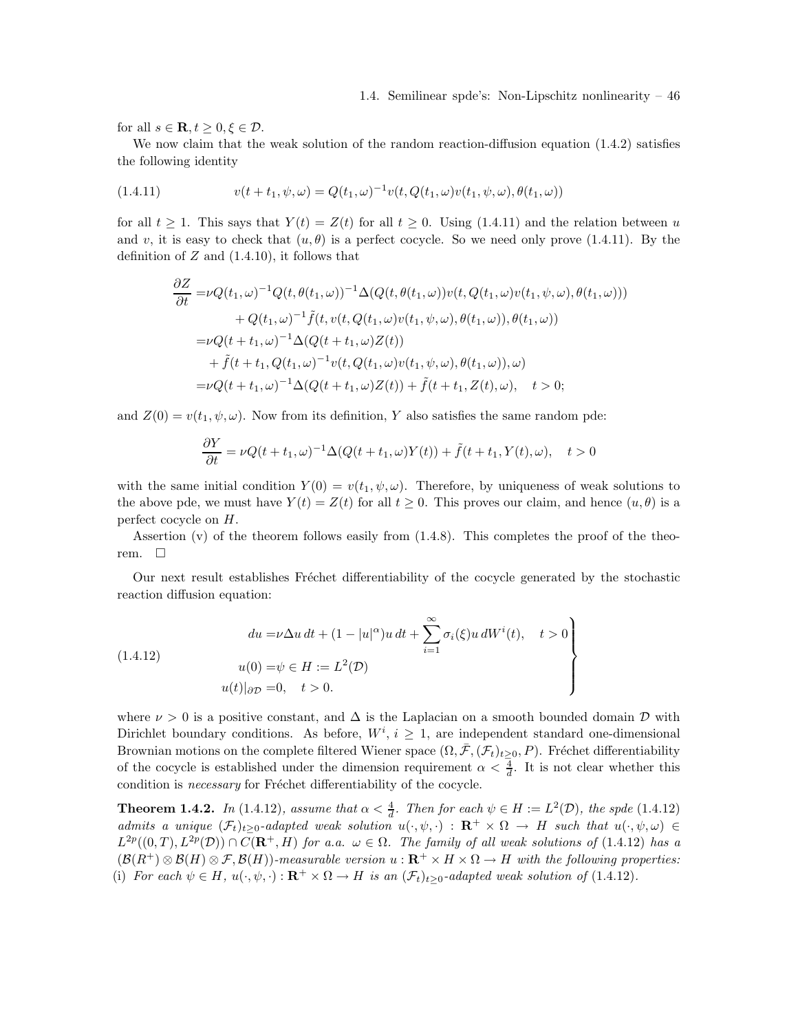for all $s \in \mathbf{R}, t \geq 0, \xi \in \mathcal{D}$.

We now claim that the weak solution of the random reaction-diffusion equation (1.4.2) satisfies the following identity

$$
v(t+t_1,\psi,\omega) = Q(t_1,\omega)^{-1} v(t, Q(t_1,\omega)v(t_1,\psi,\omega), \theta(t_1,\omega)) \tag{1.4.11}
$$

for all $t \geq 1$. This says that $Y(t) = Z(t)$ for all $t \geq 0$. Using (1.4.11) and the relation between $u$ and $v$, it is easy to check that $(u,\theta)$ is a perfect cocycle. So we need only prove (1.4.11). By the definition of $Z$ and (1.4.10), it follows that

$$
\begin{aligned}
\frac{\partial Z}{\partial t} =& \nu Q(t_1,\omega)^{-1} Q(t,\theta(t_1,\omega))^{-1} \Delta(Q(t,\theta(t_1,\omega))v(t, Q(t_1,\omega)v(t_1,\psi,\omega), \theta(t_1,\omega))) \\
&+ Q(t_1,\omega)^{-1} \tilde{f}(t, v(t, Q(t_1,\omega)v(t_1,\psi,\omega),\theta(t_1,\omega)), \theta(t_1,\omega)) \\
=& \nu Q(t+t_1,\omega)^{-1} \Delta(Q(t+t_1,\omega)Z(t)) \\
&+ \tilde{f}(t+t_1, Q(t_1,\omega)^{-1} v(t, Q(t_1,\omega)v(t_1,\psi,\omega),\theta(t_1,\omega)),\omega) \\
=& \nu Q(t+t_1,\omega)^{-1} \Delta(Q(t+t_1,\omega)Z(t)) + \tilde{f}(t+t_1, Z(t), \omega), \quad t > 0;
\end{aligned}
$$

and $Z(0) = v(t_1,\psi,\omega)$. Now from its definition, $Y$ also satisfies the same random pde:

$$
\frac{\partial Y}{\partial t} = \nu Q(t+t_1,\omega)^{-1} \Delta(Q(t+t_1,\omega)Y(t)) + \tilde{f}(t+t_1, Y(t),\omega), \quad t > 0
$$

with the same initial condition $Y(0) = v(t_1,\psi,\omega)$. Therefore, by uniqueness of weak solutions to the above pde, we must have $Y(t) = Z(t)$ for all $t \geq 0$. This proves our claim, and hence $(u,\theta)$ is a perfect cocycle on $H$.

Assertion (v) of the theorem follows easily from (1.4.8). This completes the proof of the theorem. $\square$

Our next result establishes Fréchet differentiability of the cocycle generated by the stochastic reaction diffusion equation:

$$
\left.
\begin{aligned}
du =& \nu \Delta u \, dt + (1 - |u|^{\alpha}) u \, dt + \sum_{i=1}^{\infty} \sigma_i(\xi) u \, dW^i(t), \quad t > 0 \\
u(0) =& \psi \in H := L^2(\mathcal{D}) \\
u(t)|_{\partial \mathcal{D}} =& 0, \quad t > 0.
\end{aligned}
\right\} \tag{1.4.12}
$$

where $\nu > 0$ is a positive constant, and $\Delta$ is the Laplacian on a smooth bounded domain $\mathcal{D}$ with Dirichlet boundary conditions. As before, $W^i$, $i \geq 1$, are independent standard one-dimensional Brownian motions on the complete filtered Wiener space $(\Omega, \bar{\mathcal{F}}, (\mathcal{F}_t)_{t\geq 0}, P)$. Fréchet differentiability of the cocycle is established under the dimension requirement $\alpha < \frac{4}{d}$. It is not clear whether this condition is *necessary* for Fréchet differentiability of the cocycle.

**Theorem 1.4.2.** *In* (1.4.12)*, assume that $\alpha < \frac{4}{d}$. Then for each $\psi \in H := L^2(\mathcal{D})$, the spde* (1.4.12) *admits a unique $(\mathcal{F}_t)_{t\geq 0}$-adapted weak solution $u(\cdot,\psi,\cdot) : \mathbf{R}^+ \times \Omega \to H$ such that $u(\cdot,\psi,\omega) \in L^{2p}((0,T), L^{2p}(\mathcal{D})) \cap C(\mathbf{R}^+, H)$ for a.a. $\omega \in \Omega$. The family of all weak solutions of* (1.4.12) *has a $(\mathcal{B}(R^+) \otimes \mathcal{B}(H) \otimes \mathcal{F}, \mathcal{B}(H))$-measurable version $u : \mathbf{R}^+ \times H \times \Omega \to H$ with the following properties:*

(i) *For each $\psi \in H$, $u(\cdot,\psi,\cdot) : \mathbf{R}^+ \times \Omega \to H$ is an $(\mathcal{F}_t)_{t\geq 0}$-adapted weak solution of* (1.4.12).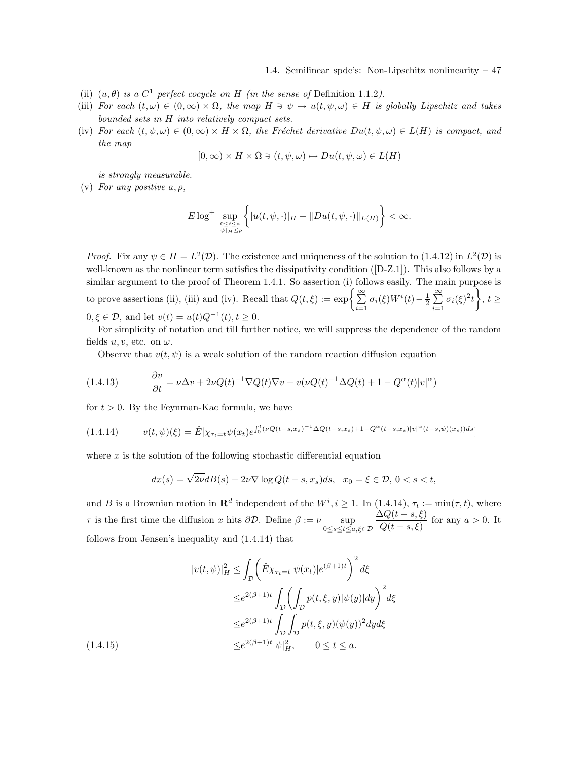(ii) $(u, \theta)$ *is a $C^1$ perfect cocycle on $H$ (in the sense of* Definition 1.1.2*).*

(iii) *For each $(t, \omega) \in (0, \infty) \times \Omega$, the map $H \ni \psi \mapsto u(t, \psi, \omega) \in H$ is globally Lipschitz and takes bounded sets in $H$ into relatively compact sets.*

(iv) *For each $(t, \psi, \omega) \in (0, \infty) \times H \times \Omega$, the Fréchet derivative $Du(t, \psi, \omega) \in L(H)$ is compact, and the map*

$$[0, \infty) \times H \times \Omega \ni (t, \psi, \omega) \mapsto Du(t, \psi, \omega) \in L(H)$$

*is strongly measurable.*

(v) *For any positive $a, \rho$,*

$$E \log^+ \sup_{\substack{0 \le t \le a \\ |\psi|_H \le \rho}} \left\{ |u(t, \psi, \cdot)|_H + \|Du(t, \psi, \cdot)\|_{L(H)} \right\} < \infty.$$

*Proof.* Fix any $\psi \in H = L^2(\mathcal{D})$. The existence and uniqueness of the solution to (1.4.12) in $L^2(\mathcal{D})$ is well-known as the nonlinear term satisfies the dissipativity condition ([D-Z.1]). This also follows by a similar argument to the proof of Theorem 1.4.1. So assertion (i) follows easily. The main purpose is to prove assertions (ii), (iii) and (iv). Recall that $Q(t, \xi) := \exp\left\{ \sum_{i=1}^{\infty} \sigma_i(\xi) W^i(t) - \frac{1}{2} \sum_{i=1}^{\infty} \sigma_i(\xi)^2 t \right\}$, $t \ge 0, \xi \in \mathcal{D}$, and let $v(t) = u(t) Q^{-1}(t), t \ge 0$.

For simplicity of notation and till further notice, we will suppress the dependence of the random fields $u, v$, etc. on $\omega$.

Observe that $v(t, \psi)$ is a weak solution of the random reaction diffusion equation

$$\frac{\partial v}{\partial t} = \nu \Delta v + 2\nu Q(t)^{-1} \nabla Q(t) \nabla v + v(\nu Q(t)^{-1} \Delta Q(t) + 1 - Q^{\alpha}(t)|v|^{\alpha}) \tag{1.4.13}$$

for $t > 0$. By the Feynman-Kac formula, we have

$$v(t, \psi)(\xi) = \hat{E}[\chi_{\tau_t = t} \psi(x_t) e^{\int_0^t (\nu Q(t-s, x_s)^{-1} \Delta Q(t-s, x_s) + 1 - Q^{\alpha}(t-s, x_s)|v|^{\alpha}(t-s, \psi)(x_s)) ds}] \tag{1.4.14}$$

where $x$ is the solution of the following stochastic differential equation

$$dx(s) = \sqrt{2\nu} dB(s) + 2\nu \nabla \log Q(t-s, x_s) ds, \quad x_0 = \xi \in \mathcal{D}, \, 0 < s < t,$$

and $B$ is a Brownian motion in $\mathbf{R}^d$ independent of the $W^i, i \ge 1$. In (1.4.14), $\tau_t := \min(\tau, t)$, where $\tau$ is the first time the diffusion $x$ hits $\partial \mathcal{D}$. Define $\beta := \nu \sup_{0 \le s \le t \le a, \xi \in \mathcal{D}} \frac{\Delta Q(t-s, \xi)}{Q(t-s, \xi)}$ for any $a > 0$. It follows from Jensen's inequality and (1.4.14) that

$$\begin{aligned}
|v(t, \psi)|_H^2 &\le \int_{\mathcal{D}} \left( \hat{E} \chi_{\tau_t = t} |\psi(x_t)| e^{(\beta+1)t} \right)^2 d\xi \\
&\le e^{2(\beta+1)t} \int_{\mathcal{D}} \left( \int_{\mathcal{D}} p(t, \xi, y) |\psi(y)| dy \right)^2 d\xi \\
&\le e^{2(\beta+1)t} \int_{\mathcal{D}} \int_{\mathcal{D}} p(t, \xi, y) (\psi(y))^2 dy d\xi \\
&\le e^{2(\beta+1)t} |\psi|_H^2, \qquad 0 \le t \le a.
\end{aligned} \tag{1.4.15}$$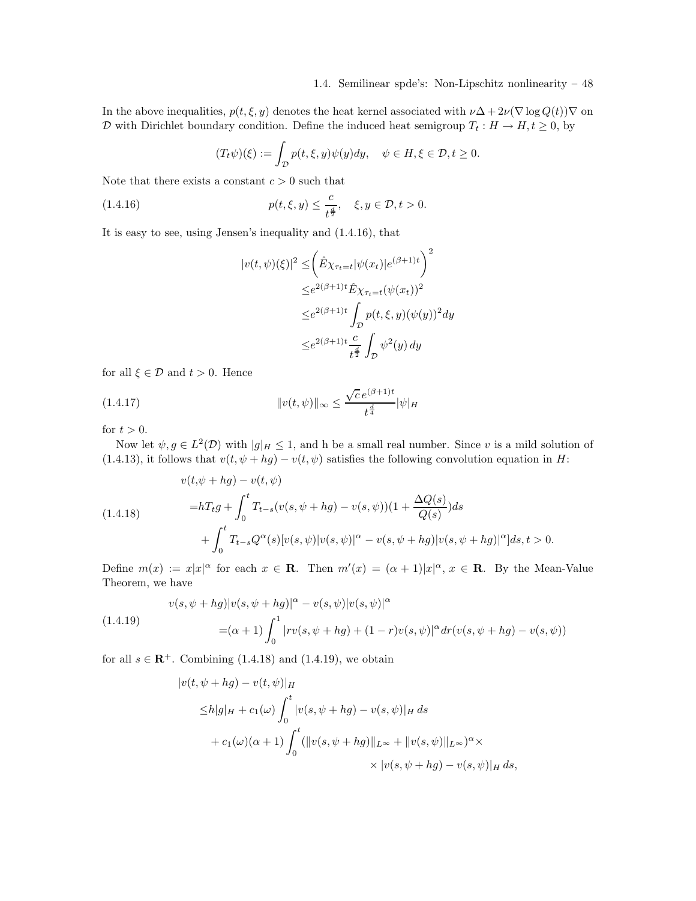In the above inequalities, $p(t, \xi, y)$ denotes the heat kernel associated with $\nu\Delta + 2\nu(\nabla \log Q(t))\nabla$ on $\mathcal{D}$ with Dirichlet boundary condition. Define the induced heat semigroup $T_t : H \to H, t \geq 0$, by

$$(T_t\psi)(\xi) := \int_{\mathcal{D}} p(t, \xi, y)\psi(y)dy, \quad \psi \in H, \xi \in \mathcal{D}, t \geq 0.$$

Note that there exists a constant $c > 0$ such that

$$p(t, \xi, y) \leq \frac{c}{t^{\frac{d}{2}}}, \quad \xi, y \in \mathcal{D}, t > 0. \tag{1.4.16}$$

It is easy to see, using Jensen's inequality and (1.4.16), that

$$\begin{aligned}
|v(t, \psi)(\xi)|^2 \leq & \left(\hat{E}\chi_{\tau_t = t}|\psi(x_t)|e^{(\beta+1)t}\right)^2 \\
\leq & e^{2(\beta+1)t}\hat{E}\chi_{\tau_t=t}(\psi(x_t))^2 \\
\leq & e^{2(\beta+1)t}\int_{\mathcal{D}} p(t, \xi, y)(\psi(y))^2 dy \\
\leq & e^{2(\beta+1)t}\frac{c}{t^{\frac{d}{2}}}\int_{\mathcal{D}} \psi^2(y)\, dy
\end{aligned}$$

for all $\xi \in \mathcal{D}$ and $t > 0$. Hence

$$\|v(t, \psi)\|_\infty \leq \frac{\sqrt{c}\, e^{(\beta+1)t}}{t^{\frac{d}{4}}}|\psi|_H \tag{1.4.17}$$

for $t > 0$.

Now let $\psi, g \in L^2(\mathcal{D})$ with $|g|_H \leq 1$, and h be a small real number. Since $v$ is a mild solution of (1.4.13), it follows that $v(t, \psi + hg) - v(t, \psi)$ satisfies the following convolution equation in $H$:

$$\begin{aligned}
v(t, &\psi + hg) - v(t, \psi) \\
=& hT_t g + \int_0^t T_{t-s}(v(s, \psi + hg) - v(s, \psi))(1 + \frac{\Delta Q(s)}{Q(s)})ds \\
&+ \int_0^t T_{t-s}Q^\alpha(s)[v(s, \psi)|v(s, \psi)|^\alpha - v(s, \psi + hg)|v(s, \psi + hg)|^\alpha]ds, t > 0.
\end{aligned} \tag{1.4.18}$$

Define $m(x) := x|x|^\alpha$ for each $x \in \mathbf{R}$. Then $m'(x) = (\alpha + 1)|x|^\alpha$, $x \in \mathbf{R}$. By the Mean-Value Theorem, we have

$$\begin{aligned}
v(s, &\psi + hg)|v(s, \psi + hg)|^\alpha - v(s, \psi)|v(s, \psi)|^\alpha \\
&= (\alpha + 1)\int_0^1 |rv(s, \psi + hg) + (1 - r)v(s, \psi)|^\alpha dr(v(s, \psi + hg) - v(s, \psi))
\end{aligned} \tag{1.4.19}$$

for all $s \in \mathbf{R}^+$. Combining (1.4.18) and (1.4.19), we obtain

$$\begin{aligned}
|v(t, &\psi + hg) - v(t, \psi)|_H \\
\leq & h|g|_H + c_1(\omega)\int_0^t |v(s, \psi + hg) - v(s, \psi)|_H\, ds \\
&+ c_1(\omega)(\alpha + 1)\int_0^t (\|v(s, \psi + hg)\|_{L^\infty} + \|v(s, \psi)\|_{L^\infty})^\alpha \times \\
&\qquad\qquad \times |v(s, \psi + hg) - v(s, \psi)|_H\, ds,
\end{aligned}$$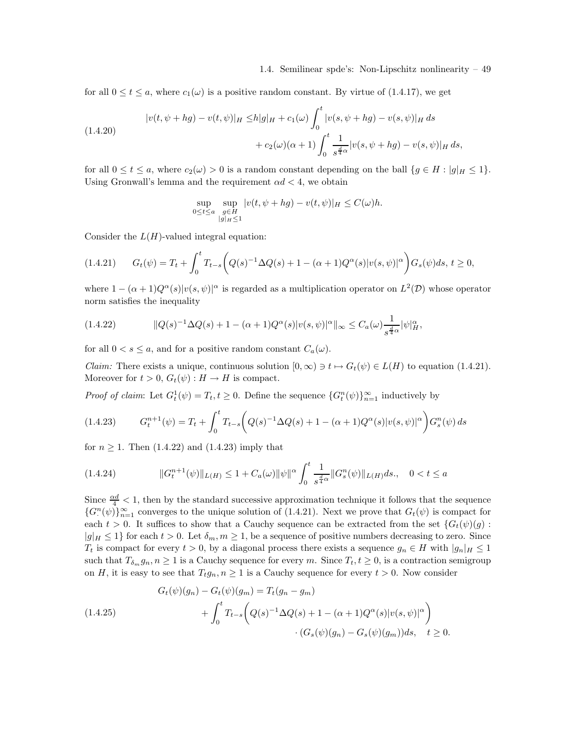for all $0 \le t \le a$, where $c_1(\omega)$ is a positive random constant. By virtue of (1.4.17), we get

$$
\begin{aligned}
|v(t,\psi+hg)-v(t,\psi)|_H \le & h|g|_H + c_1(\omega)\int_0^t |v(s,\psi+hg)-v(s,\psi)|_H\,ds \\
& + c_2(\omega)(\alpha+1)\int_0^t \frac{1}{s^{\frac{d}{4}\alpha}}|v(s,\psi+hg)-v(s,\psi)|_H\,ds,
\end{aligned}
\tag{1.4.20}
$$

for all $0 \le t \le a$, where $c_2(\omega) > 0$ is a random constant depending on the ball $\{g \in H : |g|_H \le 1\}$. Using Gronwall's lemma and the requirement $\alpha d < 4$, we obtain

$$
\sup_{0\le t\le a}\ \sup_{\substack{g\in H\\ |g|_H\le 1}} |v(t,\psi+hg)-v(t,\psi)|_H \le C(\omega)h.
$$

Consider the $L(H)$-valued integral equation:

$$
G_t(\psi) = T_t + \int_0^t T_{t-s}\Big(Q(s)^{-1}\Delta Q(s) + 1 - (\alpha+1)Q^{\alpha}(s)|v(s,\psi)|^{\alpha}\Big)G_s(\psi)ds,\ t\ge 0,
\tag{1.4.21}
$$

where $1-(\alpha+1)Q^{\alpha}(s)|v(s,\psi)|^{\alpha}$ is regarded as a multiplication operator on $L^2(\mathcal{D})$ whose operator norm satisfies the inequality

$$
\|Q(s)^{-1}\Delta Q(s) + 1 - (\alpha+1)Q^{\alpha}(s)|v(s,\psi)|^{\alpha}\|_{\infty} \le C_a(\omega)\frac{1}{s^{\frac{d}{4}\alpha}}|\psi|_H^{\alpha},
\tag{1.4.22}
$$

for all $0 < s \le a$, and for a positive random constant $C_a(\omega)$.

*Claim:* There exists a unique, continuous solution $[0,\infty) \ni t \mapsto G_t(\psi) \in L(H)$ to equation (1.4.21). Moreover for $t > 0$, $G_t(\psi) : H \to H$ is compact.

*Proof of claim*: Let $G_t^1(\psi) = T_t, t \ge 0$. Define the sequence $\{G_t^n(\psi)\}_{n=1}^{\infty}$ inductively by

$$
G_t^{n+1}(\psi) = T_t + \int_0^t T_{t-s}\Big(Q(s)^{-1}\Delta Q(s) + 1 - (\alpha+1)Q^{\alpha}(s)|v(s,\psi)|^{\alpha}\Big)G_s^n(\psi)\,ds
\tag{1.4.23}
$$

for $n \ge 1$. Then (1.4.22) and (1.4.23) imply that

$$
\|G_t^{n+1}(\psi)\|_{L(H)} \le 1 + C_a(\omega)\|\psi\|^{\alpha}\int_0^t \frac{1}{s^{\frac{d}{4}\alpha}}\|G_s^n(\psi)\|_{L(H)}ds., \quad 0 < t \le a
\tag{1.4.24}
$$

Since $\frac{\alpha d}{4} < 1$, then by the standard successive approximation technique it follows that the sequence $\{G_{\cdot}^n(\psi)\}_{n=1}^{\infty}$ converges to the unique solution of (1.4.21). Next we prove that $G_t(\psi)$ is compact for each $t > 0$. It suffices to show that a Cauchy sequence can be extracted from the set $\{G_t(\psi)(g) : |g|_H \le 1\}$ for each $t > 0$. Let $\delta_m, m \ge 1$, be a sequence of positive numbers decreasing to zero. Since $T_t$ is compact for every $t > 0$, by a diagonal process there exists a sequence $g_n \in H$ with $|g_n|_H \le 1$ such that $T_{\delta_m}g_n, n \ge 1$ is a Cauchy sequence for every $m$. Since $T_t, t \ge 0$, is a contraction semigroup on $H$, it is easy to see that $T_t g_n, n \ge 1$ is a Cauchy sequence for every $t > 0$. Now consider

$$
\begin{aligned}
G_t(\psi)(g_n) - G_t(\psi)(g_m) = & T_t(g_n - g_m) \\
& + \int_0^t T_{t-s}\Big(Q(s)^{-1}\Delta Q(s) + 1 - (\alpha+1)Q^{\alpha}(s)|v(s,\psi)|^{\alpha}\Big) \\
& \qquad \cdot (G_s(\psi)(g_n) - G_s(\psi)(g_m))ds, \quad t \ge 0.
\end{aligned}
\tag{1.4.25}
$$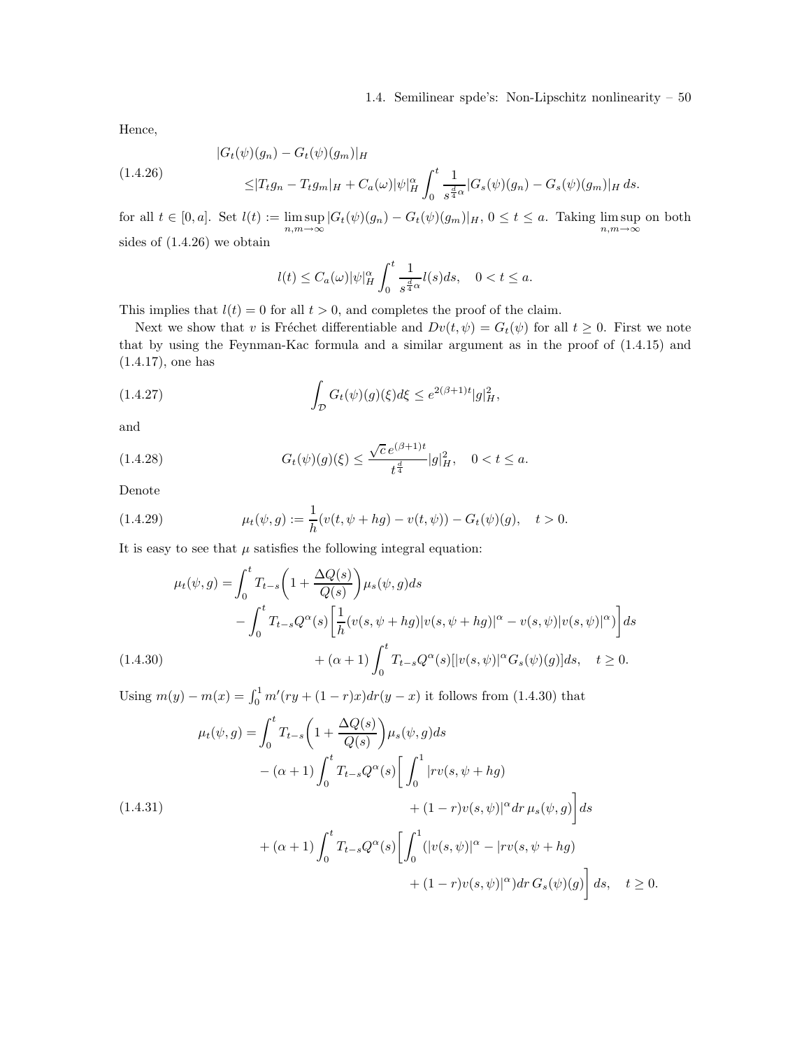Hence,

$$
\begin{aligned}
&|G_t(\psi)(g_n) - G_t(\psi)(g_m)|_H \\
&\leq |T_t g_n - T_t g_m|_H + C_a(\omega)|\psi|_H^\alpha \int_0^t \frac{1}{s^{\frac{d}{4}\alpha}} |G_s(\psi)(g_n) - G_s(\psi)(g_m)|_H \, ds.
\end{aligned}
\tag{1.4.26}
$$

for all $t \in [0, a]$. Set $l(t) := \limsup_{n,m\to\infty} |G_t(\psi)(g_n) - G_t(\psi)(g_m)|_H$, $0 \leq t \leq a$. Taking $\limsup_{n,m\to\infty}$ on both sides of (1.4.26) we obtain

$$
l(t) \leq C_a(\omega)|\psi|_H^\alpha \int_0^t \frac{1}{s^{\frac{d}{4}\alpha}} l(s) ds, \quad 0 < t \leq a.
$$

This implies that $l(t) = 0$ for all $t > 0$, and completes the proof of the claim.

Next we show that $v$ is Fréchet differentiable and $Dv(t, \psi) = G_t(\psi)$ for all $t \geq 0$. First we note that by using the Feynman-Kac formula and a similar argument as in the proof of (1.4.15) and (1.4.17), one has

$$
\int_{\mathcal{D}} G_t(\psi)(g)(\xi) d\xi \leq e^{2(\beta+1)t} |g|_H^2,
\tag{1.4.27}
$$

and

$$
G_t(\psi)(g)(\xi) \leq \frac{\sqrt{c}\, e^{(\beta+1)t}}{t^{\frac{d}{4}}} |g|_H^2, \quad 0 < t \leq a.
\tag{1.4.28}
$$

Denote

$$
\mu_t(\psi, g) := \frac{1}{h}(v(t, \psi + hg) - v(t, \psi)) - G_t(\psi)(g), \quad t > 0.
\tag{1.4.29}
$$

It is easy to see that $\mu$ satisfies the following integral equation:

$$
\begin{aligned}
\mu_t(\psi, g) = &\int_0^t T_{t-s}\left(1 + \frac{\Delta Q(s)}{Q(s)}\right) \mu_s(\psi, g) ds \\
&- \int_0^t T_{t-s} Q^\alpha(s) \left[ \frac{1}{h}(v(s, \psi + hg)|v(s, \psi + hg)|^\alpha - v(s, \psi)|v(s, \psi)|^\alpha) \right] ds \\
&+ (\alpha + 1) \int_0^t T_{t-s} Q^\alpha(s) [|v(s, \psi)|^\alpha G_s(\psi)(g)] ds, \quad t \geq 0.
\end{aligned}
\tag{1.4.30}
$$

Using $m(y) - m(x) = \int_0^1 m'(ry + (1-r)x) dr (y - x)$ it follows from (1.4.30) that

$$
\begin{aligned}
\mu_t(\psi, g) = &\int_0^t T_{t-s}\left(1 + \frac{\Delta Q(s)}{Q(s)}\right) \mu_s(\psi, g) ds \\
&- (\alpha + 1) \int_0^t T_{t-s} Q^\alpha(s) \bigg[ \int_0^1 |rv(s, \psi + hg) \\
&\qquad\qquad + (1 - r)v(s, \psi)|^\alpha dr \, \mu_s(\psi, g) \bigg] ds \\
&+ (\alpha + 1) \int_0^t T_{t-s} Q^\alpha(s) \bigg[ \int_0^1 (|v(s, \psi)|^\alpha - |rv(s, \psi + hg) \\
&\qquad\qquad + (1 - r)v(s, \psi)|^\alpha) dr \, G_s(\psi)(g) \bigg] ds, \quad t \geq 0.
\end{aligned}
\tag{1.4.31}
$$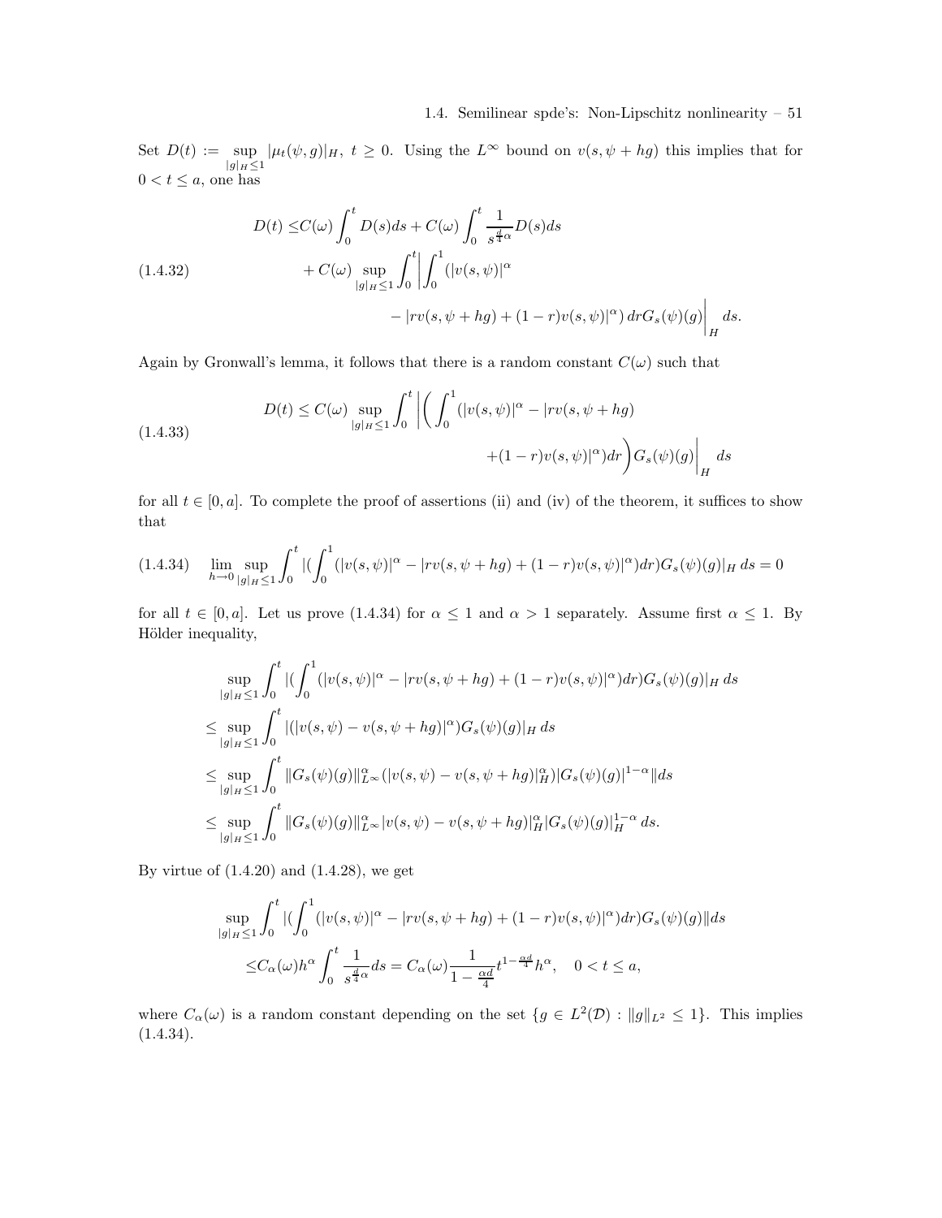Set $D(t) := \sup_{|g|_H \le 1} |\mu_t(\psi, g)|_H$, $t \ge 0$. Using the $L^\infty$ bound on $v(s, \psi + hg)$ this implies that for $0 < t \le a$, one has

$$
\begin{aligned}
D(t) \le & C(\omega) \int_0^t D(s) ds + C(\omega) \int_0^t \frac{1}{s^{\frac{d}{4}\alpha}} D(s) ds \\
& + C(\omega) \sup_{|g|_H \le 1} \int_0^t \bigg| \int_0^1 (|v(s,\psi)|^\alpha \\
& \qquad - |rv(s, \psi + hg) + (1-r)v(s,\psi)|^\alpha)\, dr G_s(\psi)(g) \bigg|_H ds.
\end{aligned} \tag{1.4.32}
$$

Again by Gronwall's lemma, it follows that there is a random constant $C(\omega)$ such that

$$
\begin{aligned}
D(t) \le C(\omega) \sup_{|g|_H \le 1} \int_0^t \bigg| \bigg( \int_0^1 (|v(s,\psi)|^\alpha - |rv(s, \psi + hg) \\
+ (1-r)v(s,\psi)|^\alpha) dr \bigg) G_s(\psi)(g) \bigg|_H ds
\end{aligned} \tag{1.4.33}
$$

for all $t \in [0, a]$. To complete the proof of assertions (ii) and (iv) of the theorem, it suffices to show that

$$
\lim_{h \to 0} \sup_{|g|_H \le 1} \int_0^t |(\int_0^1 (|v(s,\psi)|^\alpha - |rv(s, \psi + hg) + (1-r)v(s,\psi)|^\alpha) dr) G_s(\psi)(g)|_H \, ds = 0 \tag{1.4.34}
$$

for all $t \in [0, a]$. Let us prove (1.4.34) for $\alpha \le 1$ and $\alpha > 1$ separately. Assume first $\alpha \le 1$. By Hölder inequality,

$$
\begin{aligned}
& \sup_{|g|_H \le 1} \int_0^t |(\int_0^1 (|v(s,\psi)|^\alpha - |rv(s, \psi + hg) + (1-r)v(s,\psi)|^\alpha) dr) G_s(\psi)(g)|_H \, ds \\
\le & \sup_{|g|_H \le 1} \int_0^t |(|v(s,\psi) - v(s, \psi + hg)|^\alpha) G_s(\psi)(g)|_H \, ds \\
\le & \sup_{|g|_H \le 1} \int_0^t \| G_s(\psi)(g) \|_{L^\infty}^\alpha (|v(s,\psi) - v(s, \psi + hg)|_H^\alpha) |G_s(\psi)(g)|^{1-\alpha} \| ds \\
\le & \sup_{|g|_H \le 1} \int_0^t \| G_s(\psi)(g) \|_{L^\infty}^\alpha |v(s,\psi) - v(s, \psi + hg)|_H^\alpha |G_s(\psi)(g)|_H^{1-\alpha} \, ds.
\end{aligned}
$$

By virtue of (1.4.20) and (1.4.28), we get

$$
\begin{aligned}
& \sup_{|g|_H \le 1} \int_0^t |(\int_0^1 (|v(s,\psi)|^\alpha - |rv(s, \psi + hg) + (1-r)v(s,\psi)|^\alpha) dr) G_s(\psi)(g) \| ds \\
& \le C_\alpha(\omega) h^\alpha \int_0^t \frac{1}{s^{\frac{d}{4}\alpha}} ds = C_\alpha(\omega) \frac{1}{1 - \frac{\alpha d}{4}} t^{1 - \frac{\alpha d}{4}} h^\alpha, \quad 0 < t \le a,
\end{aligned}
$$

where $C_\alpha(\omega)$ is a random constant depending on the set $\{g \in L^2(\mathcal{D}) : \|g\|_{L^2} \le 1\}$. This implies (1.4.34).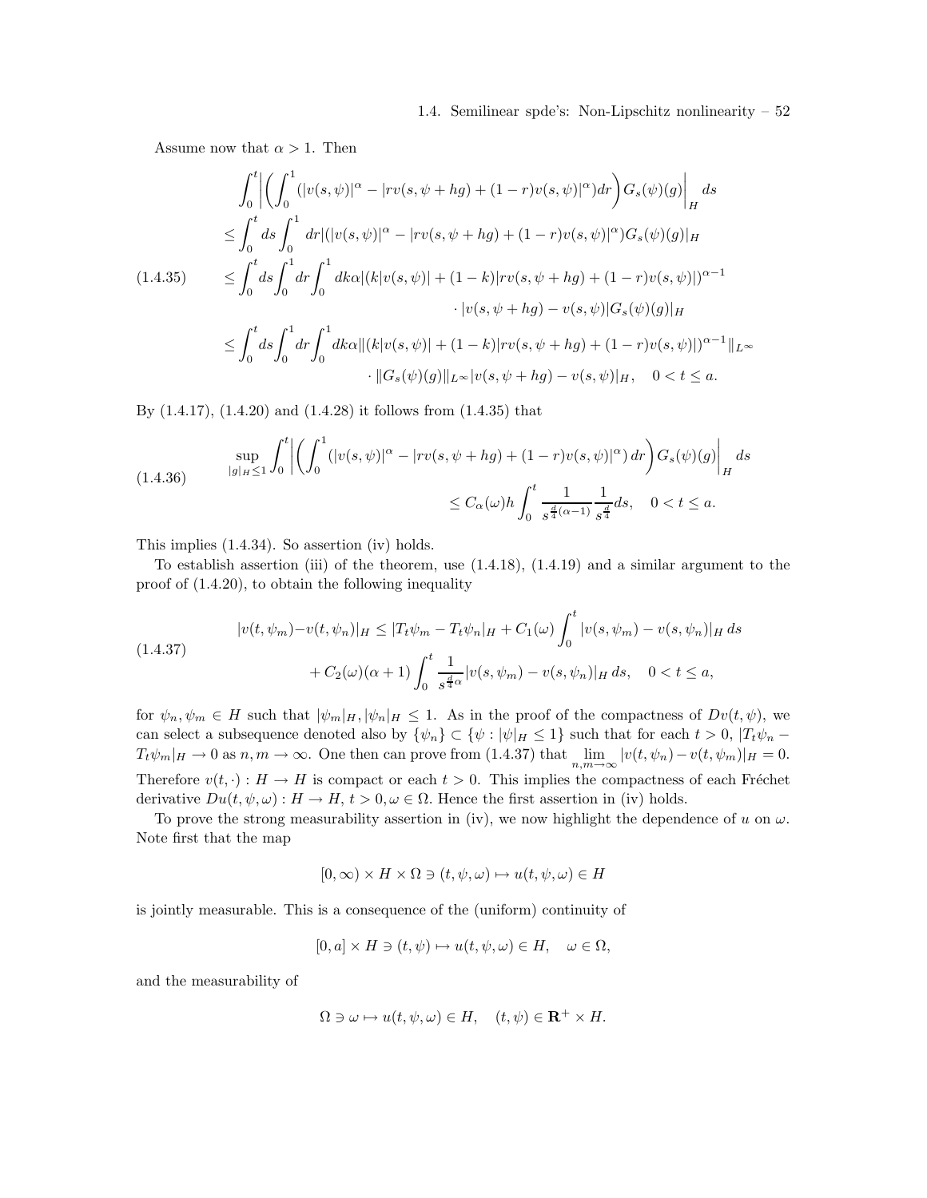Assume now that $\alpha > 1$. Then

$$
\begin{aligned}
&\int_0^t \left| \left( \int_0^1 (|v(s,\psi)|^\alpha - |rv(s,\psi+hg) + (1-r)v(s,\psi)|^\alpha) dr \right) G_s(\psi)(g) \right|_H ds \\
&\le \int_0^t ds \int_0^1 dr |(|v(s,\psi)|^\alpha - |rv(s,\psi+hg) + (1-r)v(s,\psi)|^\alpha) G_s(\psi)(g)|_H \\
&\le \int_0^t ds \int_0^1 dr \int_0^1 dk \alpha |(k|v(s,\psi)| + (1-k)|rv(s,\psi+hg) + (1-r)v(s,\psi)|)^{\alpha-1} \\
&\qquad\qquad \cdot |v(s,\psi+hg) - v(s,\psi)| G_s(\psi)(g)|_H \\
&\le \int_0^t ds \int_0^1 dr \int_0^1 dk \alpha \|(k|v(s,\psi)| + (1-k)|rv(s,\psi+hg) + (1-r)v(s,\psi)|)^{\alpha-1}\|_{L^\infty} \\
&\qquad\qquad \cdot \|G_s(\psi)(g)\|_{L^\infty} |v(s,\psi+hg) - v(s,\psi)|_H, \quad 0 < t \le a.
\end{aligned}
\tag{1.4.35}
$$

By (1.4.17), (1.4.20) and (1.4.28) it follows from (1.4.35) that

$$
\begin{aligned}
\sup_{|g|_H \le 1} \int_0^t &\left| \left( \int_0^1 (|v(s,\psi)|^\alpha - |rv(s,\psi+hg) + (1-r)v(s,\psi)|^\alpha) \, dr \right) G_s(\psi)(g) \right|_H ds \\
&\le C_\alpha(\omega) h \int_0^t \frac{1}{s^{\frac{d}{4}(\alpha-1)}} \frac{1}{s^{\frac{d}{4}}} ds, \quad 0 < t \le a.
\end{aligned}
\tag{1.4.36}
$$

This implies (1.4.34). So assertion (iv) holds.

To establish assertion (iii) of the theorem, use (1.4.18), (1.4.19) and a similar argument to the proof of (1.4.20), to obtain the following inequality

$$
\begin{aligned}
|v(t,\psi_m) - v(t,\psi_n)|_H &\le |T_t\psi_m - T_t\psi_n|_H + C_1(\omega) \int_0^t |v(s,\psi_m) - v(s,\psi_n)|_H \, ds \\
&\quad + C_2(\omega)(\alpha+1) \int_0^t \frac{1}{s^{\frac{d}{4}\alpha}} |v(s,\psi_m) - v(s,\psi_n)|_H \, ds, \quad 0 < t \le a,
\end{aligned}
\tag{1.4.37}
$$

for $\psi_n, \psi_m \in H$ such that $|\psi_m|_H, |\psi_n|_H \le 1$. As in the proof of the compactness of $Dv(t,\psi)$, we can select a subsequence denoted also by $\{\psi_n\} \subset \{\psi : |\psi|_H \le 1\}$ such that for each $t > 0$, $|T_t\psi_n - T_t\psi_m|_H \to 0$ as $n, m \to \infty$. One then can prove from (1.4.37) that $\lim_{n,m\to\infty} |v(t,\psi_n) - v(t,\psi_m)|_H = 0$. Therefore $v(t,\cdot) : H \to H$ is compact or each $t > 0$. This implies the compactness of each Fréchet derivative $Du(t,\psi,\omega) : H \to H$, $t > 0, \omega \in \Omega$. Hence the first assertion in (iv) holds.

To prove the strong measurability assertion in (iv), we now highlight the dependence of $u$ on $\omega$. Note first that the map

$$
[0,\infty) \times H \times \Omega \ni (t,\psi,\omega) \mapsto u(t,\psi,\omega) \in H
$$

is jointly measurable. This is a consequence of the (uniform) continuity of

$$
[0,a] \times H \ni (t,\psi) \mapsto u(t,\psi,\omega) \in H, \quad \omega \in \Omega,
$$

and the measurability of

$$
\Omega \ni \omega \mapsto u(t,\psi,\omega) \in H, \quad (t,\psi) \in \mathbf{R}^+ \times H.
$$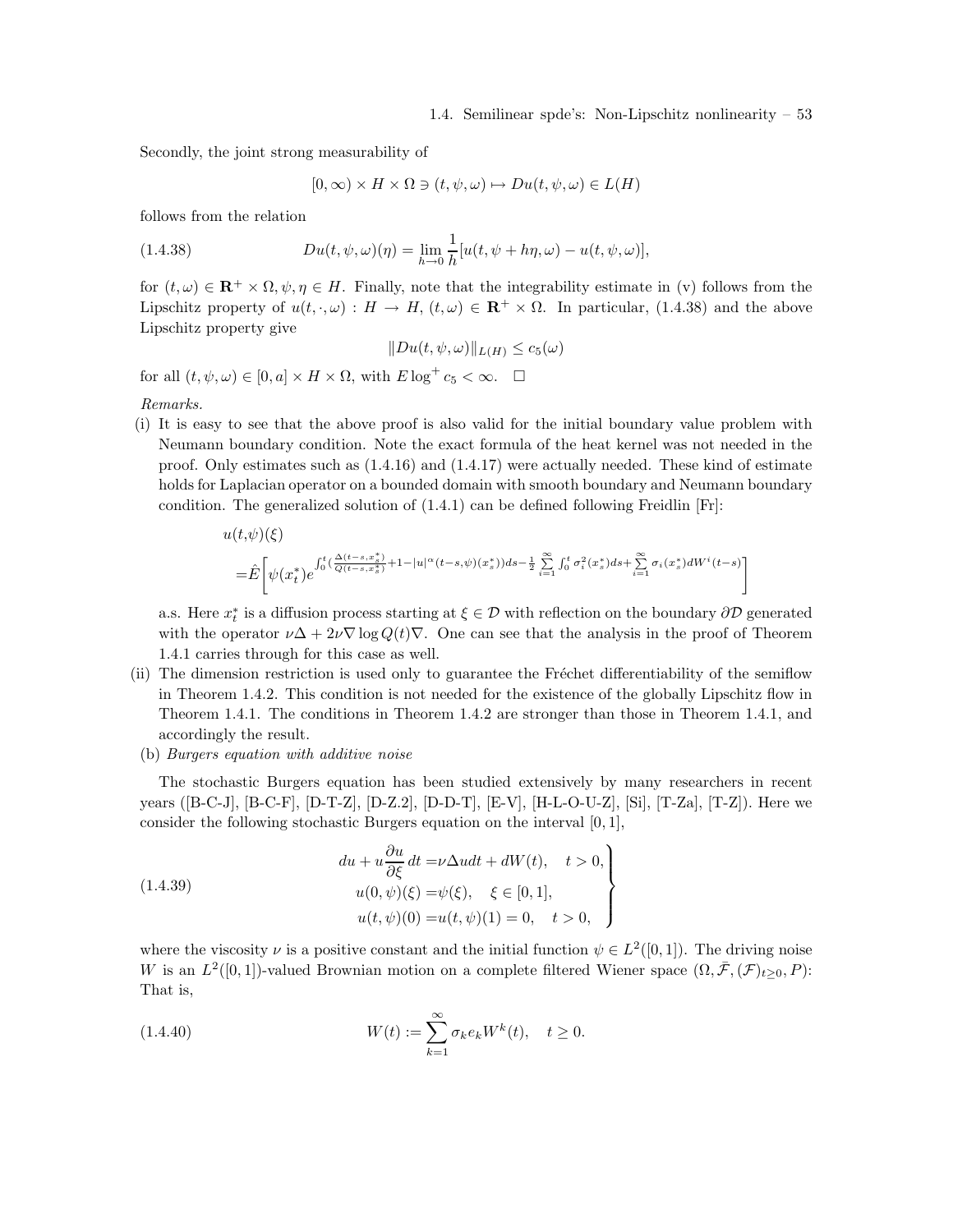Secondly, the joint strong measurability of

$$[0,\infty) \times H \times \Omega \ni (t,\psi,\omega) \mapsto Du(t,\psi,\omega) \in L(H)$$

follows from the relation

$$Du(t,\psi,\omega)(\eta) = \lim_{h\to 0} \frac{1}{h}[u(t,\psi + h\eta,\omega) - u(t,\psi,\omega)], \tag{1.4.38}$$

for $(t,\omega) \in \mathbf{R}^+ \times \Omega$, $\psi, \eta \in H$. Finally, note that the integrability estimate in (v) follows from the Lipschitz property of $u(t,\cdot,\omega) : H \to H$, $(t,\omega) \in \mathbf{R}^+ \times \Omega$. In particular, (1.4.38) and the above Lipschitz property give

$$\|Du(t,\psi,\omega)\|_{L(H)} \leq c_5(\omega)$$

for all $(t,\psi,\omega) \in [0,a] \times H \times \Omega$, with $E\log^+ c_5 < \infty$. $\square$

*Remarks.*

(i) It is easy to see that the above proof is also valid for the initial boundary value problem with Neumann boundary condition. Note the exact formula of the heat kernel was not needed in the proof. Only estimates such as (1.4.16) and (1.4.17) were actually needed. These kind of estimate holds for Laplacian operator on a bounded domain with smooth boundary and Neumann boundary condition. The generalized solution of (1.4.1) can be defined following Freidlin [Fr]:

$$u(t,\psi)(\xi) = \hat{E}\left[\psi(x_t^*) e^{\int_0^t \left(\frac{\Delta(t-s,x_s^*)}{Q(t-s,x_s^*)} + 1 - |u|^\alpha(t-s,\psi)(x_s^*)\right)ds - \frac{1}{2}\sum_{i=1}^\infty \int_0^t \sigma_i^2(x_s^*)ds + \sum_{i=1}^\infty \sigma_i(x_s^*)dW^i(t-s)}\right]$$

a.s. Here $x_t^*$ is a diffusion process starting at $\xi \in \mathcal{D}$ with reflection on the boundary $\partial\mathcal{D}$ generated with the operator $\nu\Delta + 2\nu\nabla\log Q(t)\nabla$. One can see that the analysis in the proof of Theorem 1.4.1 carries through for this case as well.

(ii) The dimension restriction is used only to guarantee the Fréchet differentiability of the semiflow in Theorem 1.4.2. This condition is not needed for the existence of the globally Lipschitz flow in Theorem 1.4.1. The conditions in Theorem 1.4.2 are stronger than those in Theorem 1.4.1, and accordingly the result.

(b) *Burgers equation with additive noise*

The stochastic Burgers equation has been studied extensively by many researchers in recent years ([B-C-J], [B-C-F], [D-T-Z], [D-Z.2], [D-D-T], [E-V], [H-L-O-U-Z], [Si], [T-Za], [T-Z]). Here we consider the following stochastic Burgers equation on the interval $[0,1]$,

$$\left.\begin{aligned} du + u\frac{\partial u}{\partial \xi}\,dt &= \nu\Delta u dt + dW(t), \quad t > 0, \\ u(0,\psi)(\xi) &= \psi(\xi), \quad \xi \in [0,1], \\ u(t,\psi)(0) &= u(t,\psi)(1) = 0, \quad t > 0, \end{aligned}\right\} \tag{1.4.39}$$

where the viscosity $\nu$ is a positive constant and the initial function $\psi \in L^2([0,1])$. The driving noise $W$ is an $L^2([0,1])$-valued Brownian motion on a complete filtered Wiener space $(\Omega, \bar{\mathcal{F}}, (\mathcal{F})_{t\geq 0}, P)$: That is,

$$W(t) := \sum_{k=1}^\infty \sigma_k e_k W^k(t), \quad t \geq 0. \tag{1.4.40}$$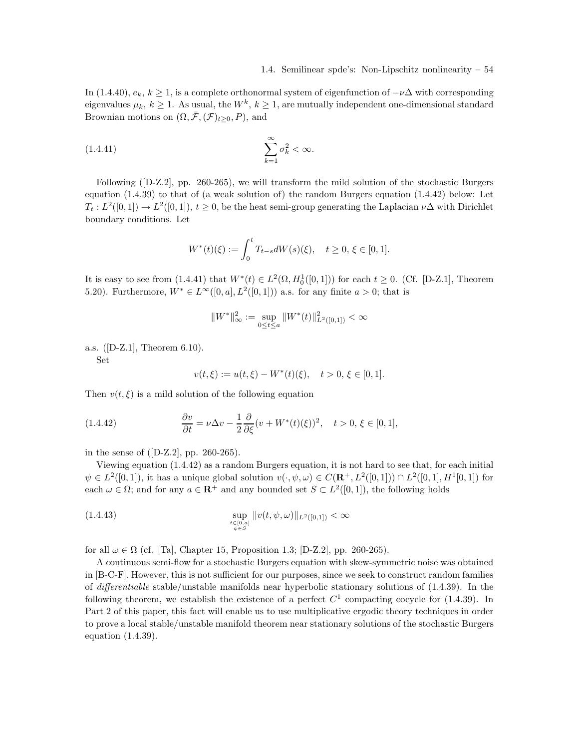In (1.4.40), $e_k$, $k \geq 1$, is a complete orthonormal system of eigenfunction of $-\nu\Delta$ with corresponding eigenvalues $\mu_k$, $k \geq 1$. As usual, the $W^k$, $k \geq 1$, are mutually independent one-dimensional standard Brownian motions on $(\Omega, \bar{\mathcal{F}}, (\mathcal{F})_{t\geq 0}, P)$, and

$$\sum_{k=1}^{\infty} \sigma_k^2 < \infty. \tag{1.4.41}$$

Following ([D-Z.2], pp. 260-265), we will transform the mild solution of the stochastic Burgers equation (1.4.39) to that of (a weak solution of) the random Burgers equation (1.4.42) below: Let $T_t : L^2([0,1]) \to L^2([0,1])$, $t \geq 0$, be the heat semi-group generating the Laplacian $\nu\Delta$ with Dirichlet boundary conditions. Let

$$W^*(t)(\xi) := \int_0^t T_{t-s} dW(s)(\xi), \quad t \geq 0, \, \xi \in [0,1].$$

It is easy to see from (1.4.41) that $W^*(t) \in L^2(\Omega, H_0^1([0,1]))$ for each $t \geq 0$. (Cf. [D-Z.1], Theorem 5.20). Furthermore, $W^* \in L^\infty([0,a], L^2([0,1]))$ a.s. for any finite $a > 0$; that is

$$\|W^*\|_\infty^2 := \sup_{0 \leq t \leq a} \|W^*(t)\|_{L^2([0,1])}^2 < \infty$$

a.s. ([D-Z.1], Theorem 6.10).

Set

$$v(t,\xi) := u(t,\xi) - W^*(t)(\xi), \quad t > 0, \, \xi \in [0,1].$$

Then $v(t,\xi)$ is a mild solution of the following equation

$$\frac{\partial v}{\partial t} = \nu\Delta v - \frac{1}{2}\frac{\partial}{\partial \xi}(v + W^*(t)(\xi))^2, \quad t > 0, \, \xi \in [0,1], \tag{1.4.42}$$

in the sense of ([D-Z.2], pp. 260-265).

Viewing equation (1.4.42) as a random Burgers equation, it is not hard to see that, for each initial $\psi \in L^2([0,1])$, it has a unique global solution $v(\cdot, \psi, \omega) \in C(\mathbf{R}^+, L^2([0,1])) \cap L^2([0,1], H^1[0,1])$ for each $\omega \in \Omega$; and for any $a \in \mathbf{R}^+$ and any bounded set $S \subset L^2([0,1])$, the following holds

$$\sup_{\substack{t \in [0,a] \\ \psi \in S}} \|v(t, \psi, \omega)\|_{L^2([0,1])} < \infty \tag{1.4.43}$$

for all $\omega \in \Omega$ (cf. [Ta], Chapter 15, Proposition 1.3; [D-Z.2], pp. 260-265).

A continuous semi-flow for a stochastic Burgers equation with skew-symmetric noise was obtained in [B-C-F]. However, this is not sufficient for our purposes, since we seek to construct random families of *differentiable* stable/unstable manifolds near hyperbolic stationary solutions of (1.4.39). In the following theorem, we establish the existence of a perfect $C^1$ compacting cocycle for (1.4.39). In Part 2 of this paper, this fact will enable us to use multiplicative ergodic theory techniques in order to prove a local stable/unstable manifold theorem near stationary solutions of the stochastic Burgers equation (1.4.39).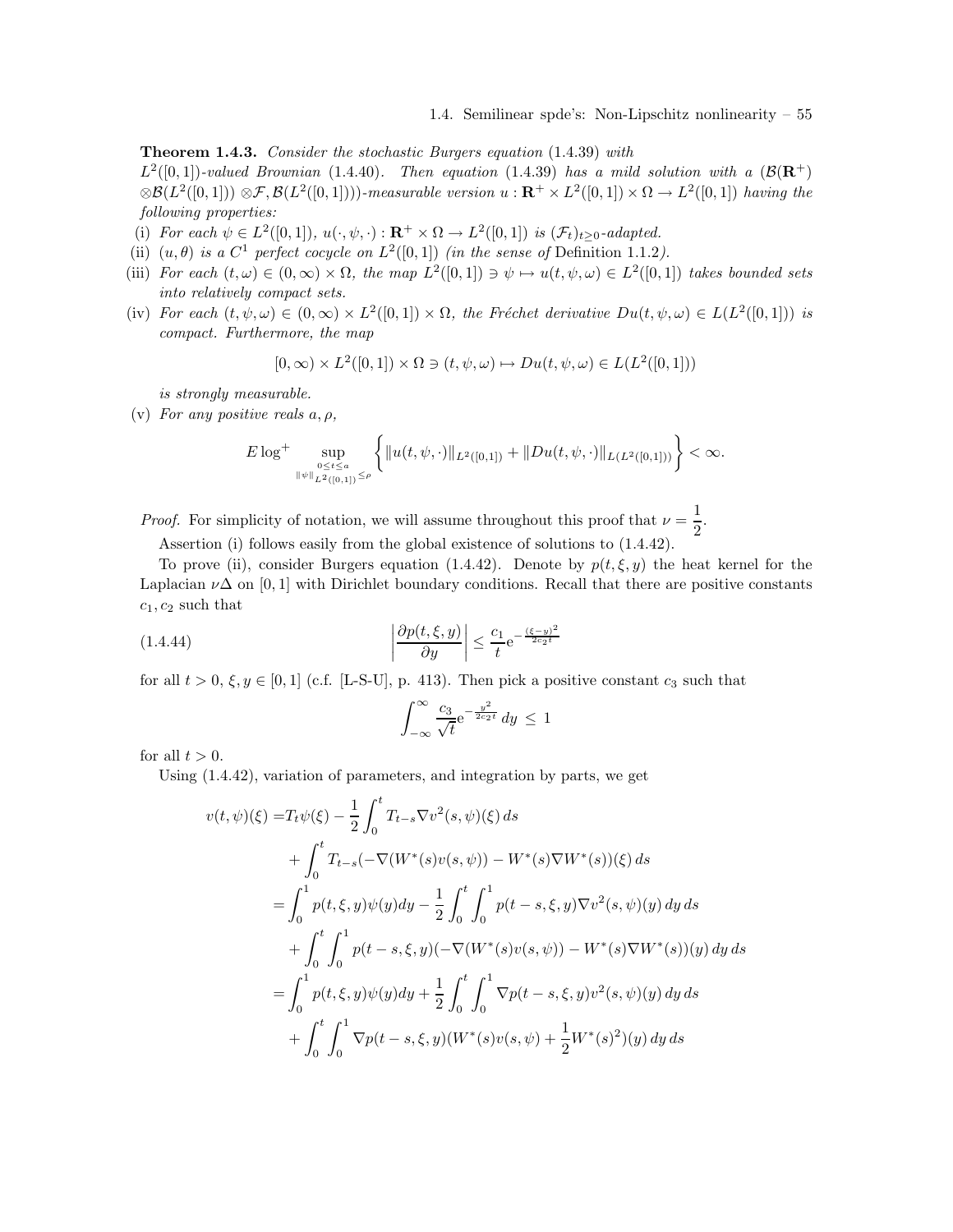**Theorem 1.4.3.** *Consider the stochastic Burgers equation* (1.4.39) *with* $L^2([0,1])$*-valued Brownian* (1.4.40)*. Then equation* (1.4.39) *has a mild solution with a* $(\mathcal{B}(\mathbf{R}^+)\otimes\mathcal{B}(L^2([0,1]))\otimes\mathcal{F},\mathcal{B}(L^2([0,1])))$*-measurable version* $u:\mathbf{R}^+\times L^2([0,1])\times\Omega\to L^2([0,1])$ *having the following properties:*

(i) *For each* $\psi\in L^2([0,1])$*,* $u(\cdot,\psi,\cdot):\mathbf{R}^+\times\Omega\to L^2([0,1])$ *is* $(\mathcal{F}_t)_{t\geq 0}$*-adapted.*

(ii) $(u,\theta)$ *is a* $C^1$ *perfect cocycle on* $L^2([0,1])$ *(in the sense of* Definition 1.1.2*).*

(iii) *For each* $(t,\omega)\in(0,\infty)\times\Omega$*, the map* $L^2([0,1])\ni\psi\mapsto u(t,\psi,\omega)\in L^2([0,1])$ *takes bounded sets into relatively compact sets.*

(iv) *For each* $(t,\psi,\omega)\in(0,\infty)\times L^2([0,1])\times\Omega$*, the Fréchet derivative* $Du(t,\psi,\omega)\in L(L^2([0,1]))$ *is compact. Furthermore, the map*

$$[0,\infty)\times L^2([0,1])\times\Omega\ni(t,\psi,\omega)\mapsto Du(t,\psi,\omega)\in L(L^2([0,1]))$$

*is strongly measurable.*

(v) *For any positive reals* $a,\rho$*,*

$$E\log^+\sup_{\substack{0\leq t\leq a\\ \|\psi\|_{L^2([0,1])}\leq\rho}}\left\{\|u(t,\psi,\cdot)\|_{L^2([0,1])}+\|Du(t,\psi,\cdot)\|_{L(L^2([0,1]))}\right\}<\infty.$$

*Proof.* For simplicity of notation, we will assume throughout this proof that $\nu=\dfrac{1}{2}$.

Assertion (i) follows easily from the global existence of solutions to (1.4.42).

To prove (ii), consider Burgers equation (1.4.42). Denote by $p(t,\xi,y)$ the heat kernel for the Laplacian $\nu\Delta$ on $[0,1]$ with Dirichlet boundary conditions. Recall that there are positive constants $c_1,c_2$ such that

$$\left|\frac{\partial p(t,\xi,y)}{\partial y}\right|\leq\frac{c_1}{t}e^{-\frac{(\xi-y)^2}{2c_2t}}\tag{1.4.44}$$

for all $t>0$, $\xi,y\in[0,1]$ (c.f. [L-S-U], p. 413). Then pick a positive constant $c_3$ such that

$$\int_{-\infty}^{\infty}\frac{c_3}{\sqrt{t}}e^{-\frac{y^2}{2c_2t}}\,dy\ \leq\ 1$$

for all $t>0$.

Using (1.4.42), variation of parameters, and integration by parts, we get

$$\begin{aligned}
v(t,\psi)(\xi)=&T_t\psi(\xi)-\frac{1}{2}\int_0^t T_{t-s}\nabla v^2(s,\psi)(\xi)\,ds\\
&+\int_0^t T_{t-s}(-\nabla(W^*(s)v(s,\psi))-W^*(s)\nabla W^*(s))(\xi)\,ds\\
=&\int_0^1 p(t,\xi,y)\psi(y)dy-\frac{1}{2}\int_0^t\int_0^1 p(t-s,\xi,y)\nabla v^2(s,\psi)(y)\,dy\,ds\\
&+\int_0^t\int_0^1 p(t-s,\xi,y)(-\nabla(W^*(s)v(s,\psi))-W^*(s)\nabla W^*(s))(y)\,dy\,ds\\
=&\int_0^1 p(t,\xi,y)\psi(y)dy+\frac{1}{2}\int_0^t\int_0^1\nabla p(t-s,\xi,y)v^2(s,\psi)(y)\,dy\,ds\\
&+\int_0^t\int_0^1\nabla p(t-s,\xi,y)(W^*(s)v(s,\psi)+\frac{1}{2}W^*(s)^2)(y)\,dy\,ds
\end{aligned}$$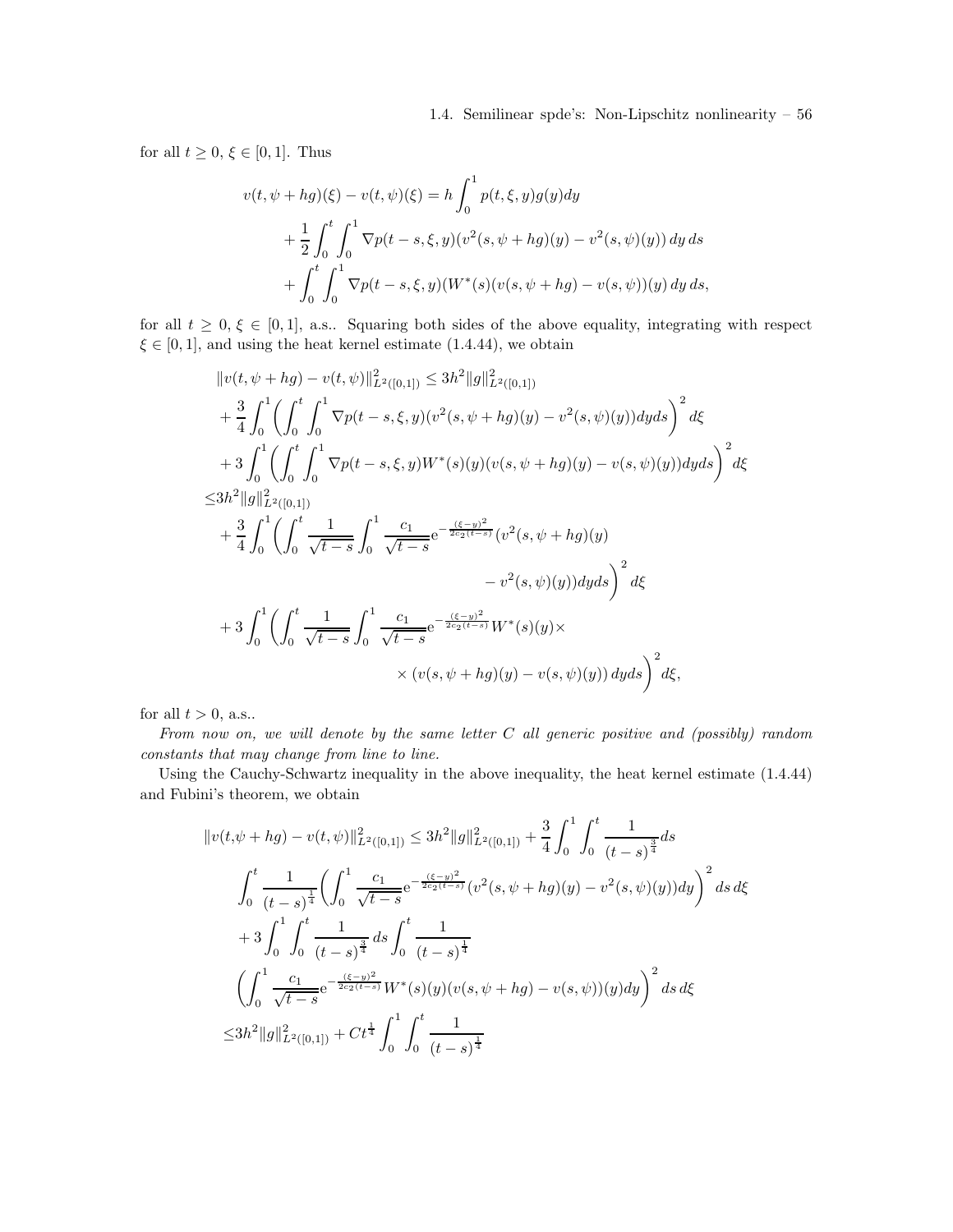for all $t \geq 0$, $\xi \in [0,1]$. Thus

$$
\begin{aligned}
v(t, \psi + hg)(\xi) - v(t, \psi)(\xi) &= h \int_0^1 p(t, \xi, y) g(y) dy \\
&+ \frac{1}{2} \int_0^t \int_0^1 \nabla p(t-s, \xi, y)(v^2(s, \psi + hg)(y) - v^2(s, \psi)(y)) \, dy \, ds \\
&+ \int_0^t \int_0^1 \nabla p(t-s, \xi, y)(W^*(s)(v(s, \psi + hg) - v(s, \psi))(y) \, dy \, ds,
\end{aligned}
$$

for all $t \geq 0$, $\xi \in [0,1]$, a.s.. Squaring both sides of the above equality, integrating with respect $\xi \in [0,1]$, and using the heat kernel estimate (1.4.44), we obtain

$$
\begin{aligned}
&\|v(t, \psi + hg) - v(t, \psi)\|^2_{L^2([0,1])} \leq 3h^2 \|g\|^2_{L^2([0,1])} \\
&+ \frac{3}{4} \int_0^1 \left( \int_0^t \int_0^1 \nabla p(t-s, \xi, y)(v^2(s, \psi + hg)(y) - v^2(s, \psi)(y)) dy ds \right)^2 d\xi \\
&+ 3 \int_0^1 \left( \int_0^t \int_0^1 \nabla p(t-s, \xi, y) W^*(s)(y)(v(s, \psi + hg)(y) - v(s, \psi)(y)) dy ds \right)^2 d\xi \\
\leq & 3h^2 \|g\|^2_{L^2([0,1])} \\
&+ \frac{3}{4} \int_0^1 \left( \int_0^t \frac{1}{\sqrt{t-s}} \int_0^1 \frac{c_1}{\sqrt{t-s}} \mathrm{e}^{-\frac{(\xi - y)^2}{2c_2(t-s)}} (v^2(s, \psi + hg)(y) \right. \\
&\qquad\qquad\qquad\qquad \left. - v^2(s, \psi)(y)) dy ds \right)^2 d\xi \\
&+ 3 \int_0^1 \left( \int_0^t \frac{1}{\sqrt{t-s}} \int_0^1 \frac{c_1}{\sqrt{t-s}} \mathrm{e}^{-\frac{(\xi - y)^2}{2c_2(t-s)}} W^*(s)(y) \times \right. \\
&\qquad\qquad\qquad\qquad \left. \times (v(s, \psi + hg)(y) - v(s, \psi)(y)) \, dy ds \right)^2 d\xi,
\end{aligned}
$$

for all $t > 0$, a.s..

*From now on, we will denote by the same letter $C$ all generic positive and (possibly) random constants that may change from line to line.*

Using the Cauchy-Schwartz inequality in the above inequality, the heat kernel estimate (1.4.44) and Fubini's theorem, we obtain

$$
\begin{aligned}
\|v(t, &\psi + hg) - v(t, \psi)\|^2_{L^2([0,1])} \leq 3h^2 \|g\|^2_{L^2([0,1])} + \frac{3}{4} \int_0^1 \int_0^t \frac{1}{(t-s)^{\frac{3}{4}}} ds \\
&\int_0^t \frac{1}{(t-s)^{\frac{1}{4}}} \left( \int_0^1 \frac{c_1}{\sqrt{t-s}} \mathrm{e}^{-\frac{(\xi - y)^2}{2c_2(t-s)}} (v^2(s, \psi + hg)(y) - v^2(s, \psi)(y)) dy \right)^2 ds \, d\xi \\
&+ 3 \int_0^1 \int_0^t \frac{1}{(t-s)^{\frac{3}{4}}} \, ds \int_0^t \frac{1}{(t-s)^{\frac{1}{4}}} \\
&\left( \int_0^1 \frac{c_1}{\sqrt{t-s}} \mathrm{e}^{-\frac{(\xi - y)^2}{2c_2(t-s)}} W^*(s)(y)(v(s, \psi + hg) - v(s, \psi))(y) dy \right)^2 ds \, d\xi \\
\leq & 3h^2 \|g\|^2_{L^2([0,1])} + C t^{\frac{1}{4}} \int_0^1 \int_0^t \frac{1}{(t-s)^{\frac{1}{4}}}
\end{aligned}
$$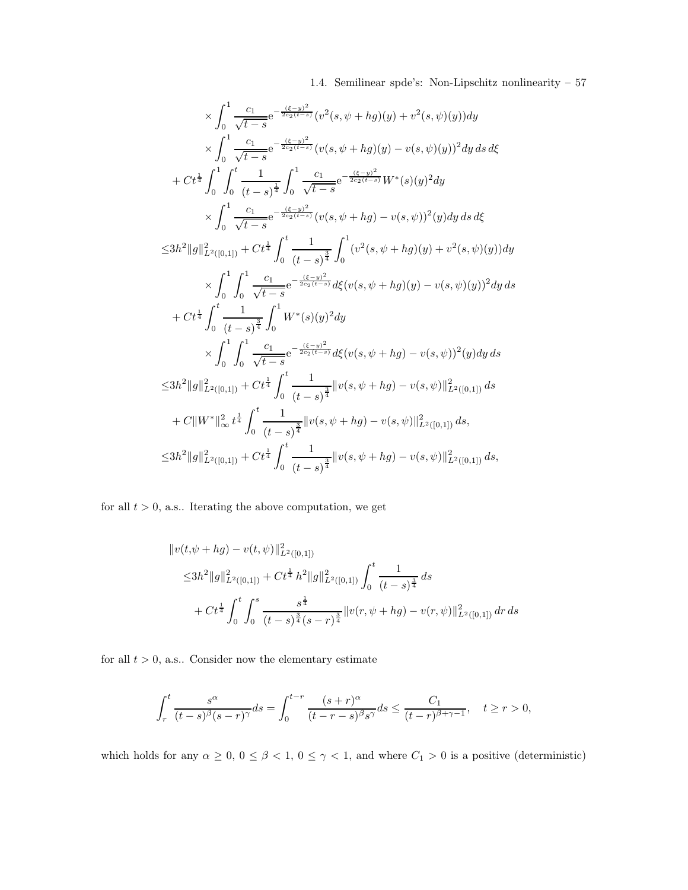$$
\begin{aligned}
&\times \int_0^1 \frac{c_1}{\sqrt{t-s}} \mathrm{e}^{-\frac{(\xi-y)^2}{2c_2(t-s)}} (v^2(s,\psi+hg)(y) + v^2(s,\psi)(y))dy \\
&\times \int_0^1 \frac{c_1}{\sqrt{t-s}} \mathrm{e}^{-\frac{(\xi-y)^2}{2c_2(t-s)}} (v(s,\psi+hg)(y) - v(s,\psi)(y))^2 dy\, ds\, d\xi \\
&+ Ct^{\frac{1}{4}} \int_0^1 \int_0^t \frac{1}{(t-s)^{\frac{1}{4}}} \int_0^1 \frac{c_1}{\sqrt{t-s}} \mathrm{e}^{-\frac{(\xi-y)^2}{2c_2(t-s)}} W^*(s)(y)^2 dy \\
&\times \int_0^1 \frac{c_1}{\sqrt{t-s}} \mathrm{e}^{-\frac{(\xi-y)^2}{2c_2(t-s)}} (v(s,\psi+hg) - v(s,\psi))^2(y) dy\, ds\, d\xi \\
\leq & 3h^2 \|g\|^2_{L^2([0,1])} + Ct^{\frac{1}{4}} \int_0^t \frac{1}{(t-s)^{\frac{3}{4}}} \int_0^1 (v^2(s,\psi+hg)(y) + v^2(s,\psi)(y))dy \\
&\times \int_0^1 \int_0^1 \frac{c_1}{\sqrt{t-s}} \mathrm{e}^{-\frac{(\xi-y)^2}{2c_2(t-s)}} d\xi (v(s,\psi+hg)(y) - v(s,\psi)(y))^2 dy\, ds \\
&+ Ct^{\frac{1}{4}} \int_0^t \frac{1}{(t-s)^{\frac{3}{4}}} \int_0^1 W^*(s)(y)^2 dy \\
&\times \int_0^1 \int_0^1 \frac{c_1}{\sqrt{t-s}} \mathrm{e}^{-\frac{(\xi-y)^2}{2c_2(t-s)}} d\xi (v(s,\psi+hg) - v(s,\psi))^2(y) dy\, ds \\
\leq & 3h^2 \|g\|^2_{L^2([0,1])} + Ct^{\frac{1}{4}} \int_0^t \frac{1}{(t-s)^{\frac{3}{4}}} \|v(s,\psi+hg) - v(s,\psi)\|^2_{L^2([0,1])}\, ds \\
&+ C\|W^*\|^2_\infty\, t^{\frac{1}{4}} \int_0^t \frac{1}{(t-s)^{\frac{3}{4}}} \|v(s,\psi+hg) - v(s,\psi)\|^2_{L^2([0,1])}\, ds, \\
\leq & 3h^2 \|g\|^2_{L^2([0,1])} + Ct^{\frac{1}{4}} \int_0^t \frac{1}{(t-s)^{\frac{3}{4}}} \|v(s,\psi+hg) - v(s,\psi)\|^2_{L^2([0,1])}\, ds,
\end{aligned}
$$

for all $t > 0$, a.s.. Iterating the above computation, we get

$$
\begin{aligned}
\|v(t,&\psi+hg) - v(t,\psi)\|^2_{L^2([0,1])} \\
&\leq 3h^2 \|g\|^2_{L^2([0,1])} + Ct^{\frac{1}{4}}\, h^2 \|g\|^2_{L^2([0,1])} \int_0^t \frac{1}{(t-s)^{\frac{3}{4}}}\, ds \\
&+ Ct^{\frac{1}{4}} \int_0^t \int_0^s \frac{s^{\frac{1}{4}}}{(t-s)^{\frac{3}{4}} (s-r)^{\frac{3}{4}}} \|v(r,\psi+hg) - v(r,\psi)\|^2_{L^2([0,1])}\, dr\, ds
\end{aligned}
$$

for all $t > 0$, a.s.. Consider now the elementary estimate

$$
\int_r^t \frac{s^\alpha}{(t-s)^\beta (s-r)^\gamma} ds = \int_0^{t-r} \frac{(s+r)^\alpha}{(t-r-s)^\beta s^\gamma} ds \leq \frac{C_1}{(t-r)^{\beta+\gamma-1}}, \quad t \geq r > 0,
$$

which holds for any $\alpha \geq 0$, $0 \leq \beta < 1$, $0 \leq \gamma < 1$, and where $C_1 > 0$ is a positive (deterministic)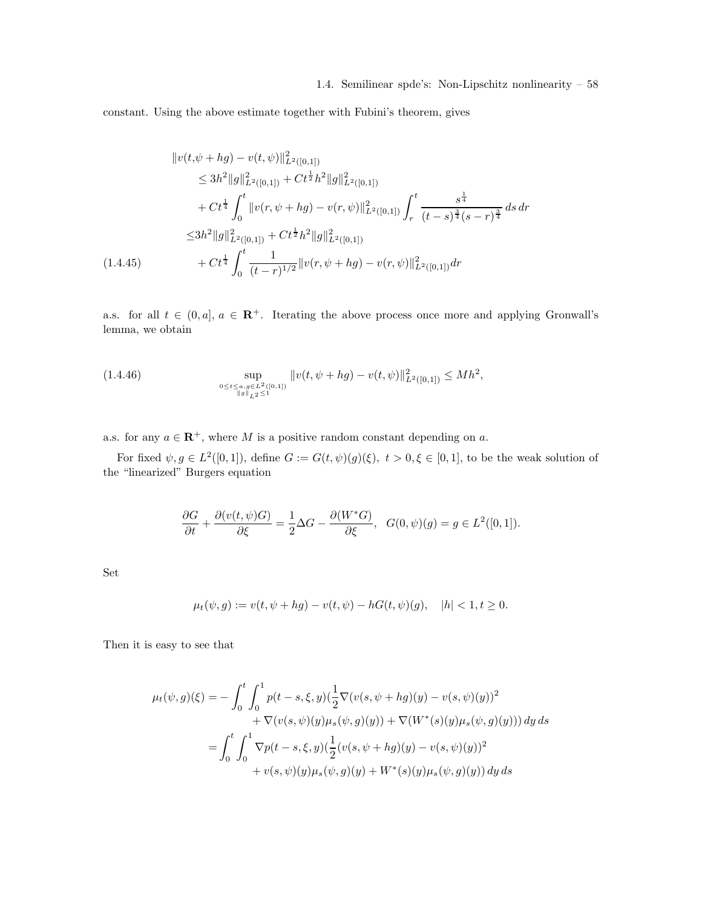constant. Using the above estimate together with Fubini's theorem, gives

$$
\begin{aligned}
\|v(t,&\psi + hg) - v(t,\psi)\|^2_{L^2([0,1])} \\
&\leq 3h^2\|g\|^2_{L^2([0,1])} + Ct^{\frac{1}{2}}h^2\|g\|^2_{L^2([0,1])} \\
&\quad + Ct^{\frac{1}{4}}\int_0^t \|v(r,\psi+hg) - v(r,\psi)\|^2_{L^2([0,1])}\int_r^t \frac{s^{\frac{1}{4}}}{(t-s)^{\frac{3}{4}}(s-r)^{\frac{3}{4}}}\,ds\,dr \\
&\leq 3h^2\|g\|^2_{L^2([0,1])} + Ct^{\frac{1}{2}}h^2\|g\|^2_{L^2([0,1])} \\
&\quad + Ct^{\frac{1}{4}}\int_0^t \frac{1}{(t-r)^{1/2}}\|v(r,\psi+hg) - v(r,\psi)\|^2_{L^2([0,1])}dr
\end{aligned}
\tag{1.4.45}
$$

a.s. for all $t \in (0, a]$, $a \in \mathbf{R}^+$. Iterating the above process once more and applying Gronwall's lemma, we obtain

$$
\sup_{\substack{0\leq t\leq a,\, g\in L^2([0,1])\\ \|g\|_{L^2}\leq 1}} \|v(t,\psi+hg) - v(t,\psi)\|^2_{L^2([0,1])} \leq Mh^2,
\tag{1.4.46}
$$

a.s. for any $a \in \mathbf{R}^+$, where $M$ is a positive random constant depending on $a$.

For fixed $\psi, g \in L^2([0,1])$, define $G := G(t,\psi)(g)(\xi)$, $t > 0, \xi \in [0,1]$, to be the weak solution of the "linearized" Burgers equation

$$
\frac{\partial G}{\partial t} + \frac{\partial(v(t,\psi)G)}{\partial \xi} = \frac{1}{2}\Delta G - \frac{\partial(W^* G)}{\partial \xi}, \quad G(0,\psi)(g) = g \in L^2([0,1]).
$$

Set

$$
\mu_t(\psi, g) := v(t,\psi+hg) - v(t,\psi) - hG(t,\psi)(g), \quad |h| < 1, t \geq 0.
$$

Then it is easy to see that

$$
\begin{aligned}
\mu_t(\psi,g)(\xi) = &-\int_0^t\int_0^1 p(t-s,\xi,y)\Big(\frac{1}{2}\nabla(v(s,\psi+hg)(y) - v(s,\psi)(y))^2 \\
&\qquad + \nabla(v(s,\psi)(y)\mu_s(\psi,g)(y)) + \nabla(W^*(s)(y)\mu_s(\psi,g)(y))\Big)\,dy\,ds \\
= &\int_0^t\int_0^1 \nabla p(t-s,\xi,y)\Big(\frac{1}{2}(v(s,\psi+hg)(y) - v(s,\psi)(y))^2 \\
&\qquad + v(s,\psi)(y)\mu_s(\psi,g)(y) + W^*(s)(y)\mu_s(\psi,g)(y)\Big)\,dy\,ds
\end{aligned}
$$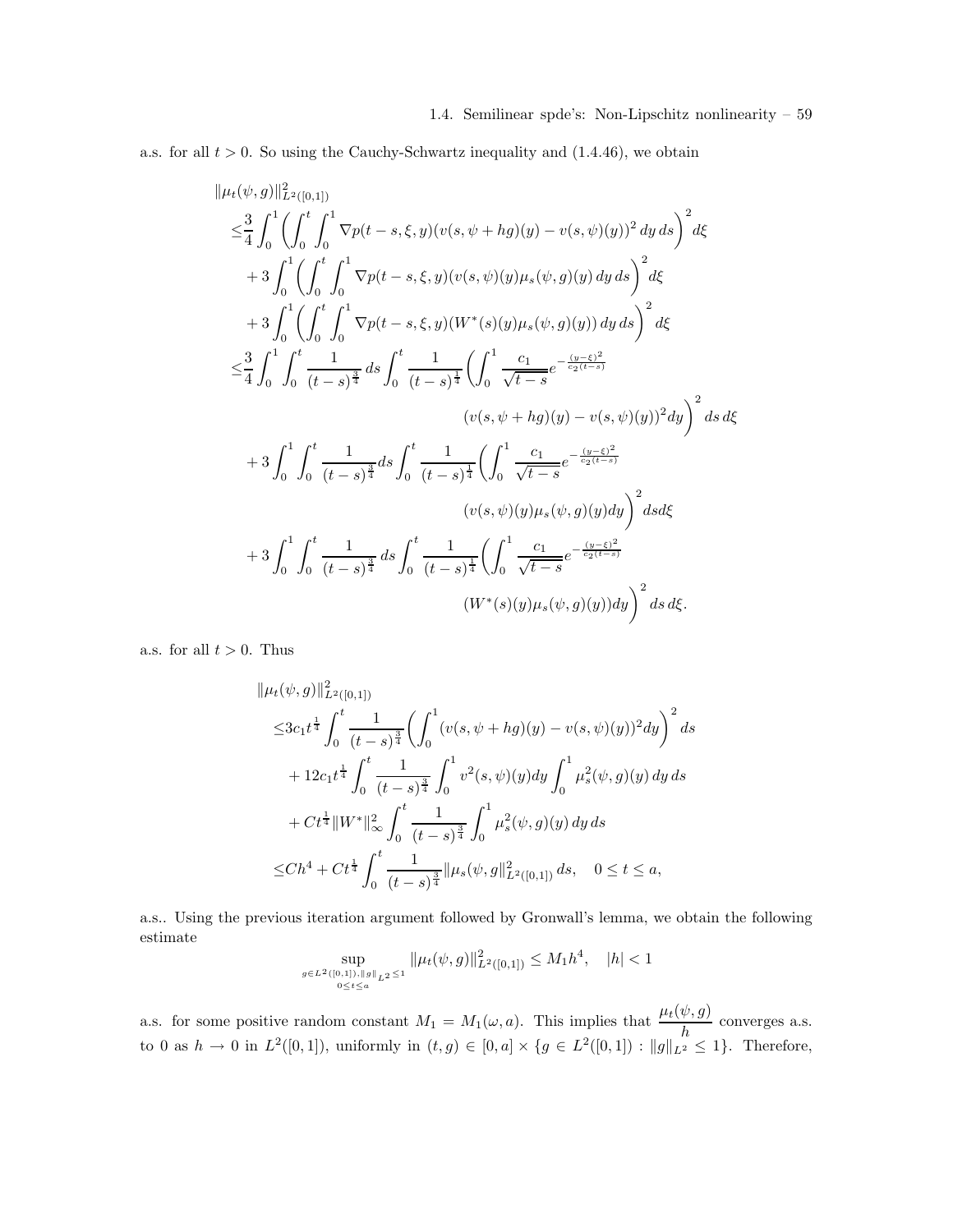a.s. for all $t > 0$. So using the Cauchy-Schwartz inequality and (1.4.46), we obtain

$$
\begin{aligned}
&\|\mu_t(\psi, g)\|^2_{L^2([0,1])} \\
\leq &\frac{3}{4}\int_0^1 \left(\int_0^t \int_0^1 \nabla p(t-s, \xi, y)(v(s, \psi + hg)(y) - v(s, \psi)(y))^2 \, dy \, ds\right)^2 d\xi \\
&+ 3\int_0^1 \left(\int_0^t \int_0^1 \nabla p(t-s, \xi, y)(v(s, \psi)(y)\mu_s(\psi, g)(y) \, dy \, ds\right)^2 d\xi \\
&+ 3\int_0^1 \left(\int_0^t \int_0^1 \nabla p(t-s, \xi, y)(W^*(s)(y)\mu_s(\psi, g)(y)) \, dy \, ds\right)^2 d\xi \\
\leq &\frac{3}{4}\int_0^1 \int_0^t \frac{1}{(t-s)^{\frac{3}{4}}} \, ds \int_0^t \frac{1}{(t-s)^{\frac{1}{4}}} \bigg(\int_0^1 \frac{c_1}{\sqrt{t-s}} e^{-\frac{(y-\xi)^2}{c_2(t-s)}} \\
&\qquad\qquad (v(s, \psi + hg)(y) - v(s, \psi)(y))^2 dy\bigg)^2 \, ds \, d\xi \\
&+ 3\int_0^1 \int_0^t \frac{1}{(t-s)^{\frac{3}{4}}} ds \int_0^t \frac{1}{(t-s)^{\frac{1}{4}}} \bigg(\int_0^1 \frac{c_1}{\sqrt{t-s}} e^{-\frac{(y-\xi)^2}{c_2(t-s)}} \\
&\qquad\qquad (v(s, \psi)(y)\mu_s(\psi, g)(y) dy\bigg)^2 ds d\xi \\
&+ 3\int_0^1 \int_0^t \frac{1}{(t-s)^{\frac{3}{4}}} \, ds \int_0^t \frac{1}{(t-s)^{\frac{1}{4}}} \bigg(\int_0^1 \frac{c_1}{\sqrt{t-s}} e^{-\frac{(y-\xi)^2}{c_2(t-s)}} \\
&\qquad\qquad (W^*(s)(y)\mu_s(\psi, g)(y)) dy\bigg)^2 \, ds \, d\xi.
\end{aligned}
$$

a.s. for all $t > 0$. Thus

$$
\begin{aligned}
&\|\mu_t(\psi, g)\|^2_{L^2([0,1])} \\
\leq &3c_1 t^{\frac{1}{4}} \int_0^t \frac{1}{(t-s)^{\frac{3}{4}}} \left(\int_0^1 (v(s, \psi + hg)(y) - v(s, \psi)(y))^2 dy\right)^2 ds \\
&+ 12 c_1 t^{\frac{1}{4}} \int_0^t \frac{1}{(t-s)^{\frac{3}{4}}} \int_0^1 v^2(s, \psi)(y) dy \int_0^1 \mu_s^2(\psi, g)(y) \, dy \, ds \\
&+ C t^{\frac{1}{4}} \|W^*\|^2_\infty \int_0^t \frac{1}{(t-s)^{\frac{3}{4}}} \int_0^1 \mu_s^2(\psi, g)(y) \, dy \, ds \\
\leq &Ch^4 + C t^{\frac{1}{4}} \int_0^t \frac{1}{(t-s)^{\frac{3}{4}}} \|\mu_s(\psi, g\|^2_{L^2([0,1])} \, ds, \quad 0 \leq t \leq a,
\end{aligned}
$$

a.s.. Using the previous iteration argument followed by Gronwall's lemma, we obtain the following estimate

$$
\sup_{\substack{g \in L^2([0,1]), \|g\|_{L^2} \leq 1 \\ 0 \leq t \leq a}} \|\mu_t(\psi, g)\|^2_{L^2([0,1])} \leq M_1 h^4, \quad |h| < 1
$$

a.s. for some positive random constant $M_1 = M_1(\omega, a)$. This implies that $\dfrac{\mu_t(\psi, g)}{h}$ converges a.s. to 0 as $h \to 0$ in $L^2([0,1])$, uniformly in $(t, g) \in [0, a] \times \{g \in L^2([0,1]) : \|g\|_{L^2} \leq 1\}$. Therefore,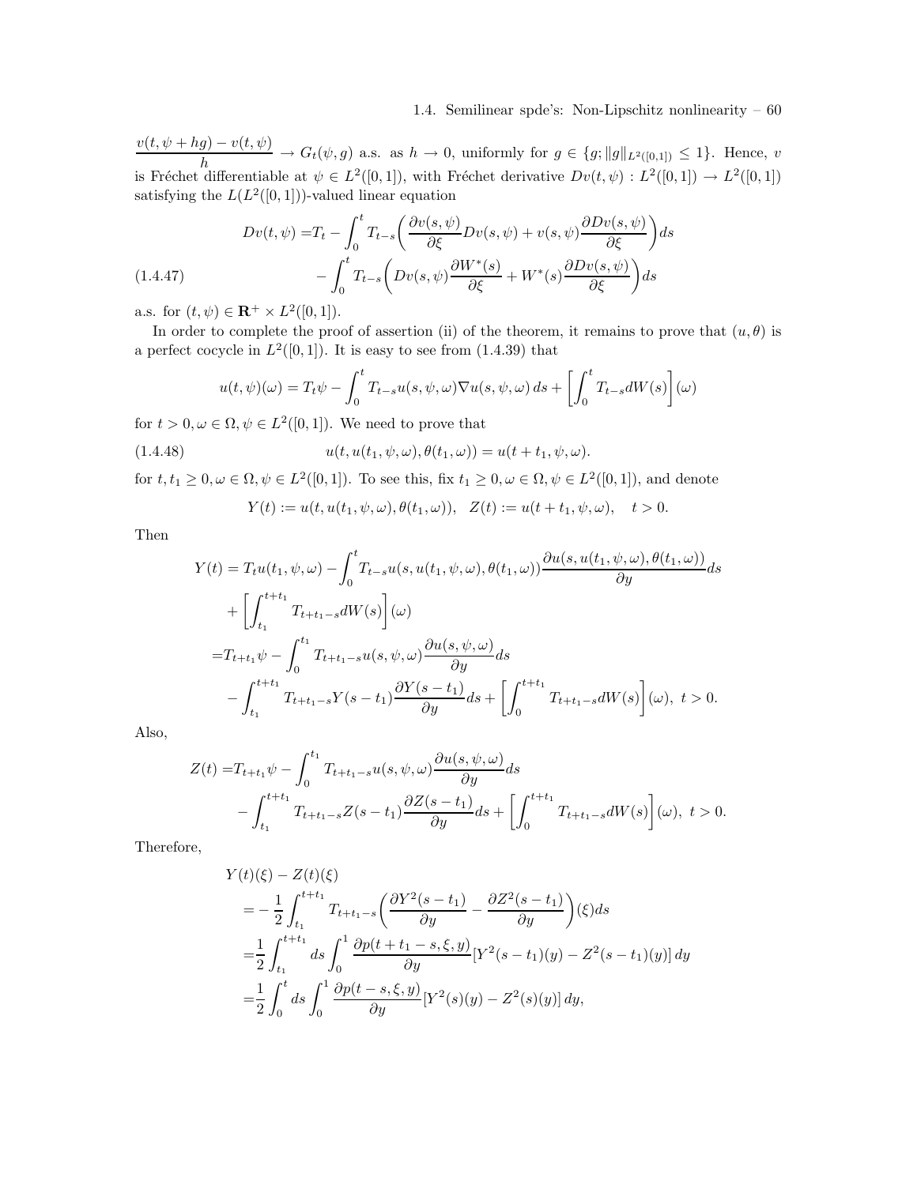$\dfrac{v(t,\psi+hg)-v(t,\psi)}{h} \to G_t(\psi,g)$ a.s. as $h \to 0$, uniformly for $g \in \{g; \|g\|_{L^2([0,1])} \le 1\}$. Hence, $v$ is Fréchet differentiable at $\psi \in L^2([0,1])$, with Fréchet derivative $Dv(t,\psi) : L^2([0,1]) \to L^2([0,1])$ satisfying the $L(L^2([0,1]))$-valued linear equation

$$
\begin{aligned}
Dv(t,\psi) =& T_t - \int_0^t T_{t-s}\bigg(\frac{\partial v(s,\psi)}{\partial \xi} Dv(s,\psi) + v(s,\psi)\frac{\partial Dv(s,\psi)}{\partial \xi}\bigg) ds \\
& - \int_0^t T_{t-s}\bigg(Dv(s,\psi)\frac{\partial W^*(s)}{\partial \xi} + W^*(s)\frac{\partial Dv(s,\psi)}{\partial \xi}\bigg) ds
\end{aligned}
\tag{1.4.47}
$$

a.s. for $(t,\psi) \in \mathbf{R}^+ \times L^2([0,1])$.

In order to complete the proof of assertion (ii) of the theorem, it remains to prove that $(u,\theta)$ is a perfect cocycle in $L^2([0,1])$. It is easy to see from (1.4.39) that

$$
u(t,\psi)(\omega) = T_t\psi - \int_0^t T_{t-s}u(s,\psi,\omega)\nabla u(s,\psi,\omega)\, ds + \left[\int_0^t T_{t-s} dW(s)\right](\omega)
$$

for $t > 0, \omega \in \Omega, \psi \in L^2([0,1])$. We need to prove that

$$
u(t, u(t_1,\psi,\omega), \theta(t_1,\omega)) = u(t+t_1,\psi,\omega). \tag{1.4.48}
$$

for $t, t_1 \ge 0, \omega \in \Omega, \psi \in L^2([0,1])$. To see this, fix $t_1 \ge 0, \omega \in \Omega, \psi \in L^2([0,1])$, and denote

$$
Y(t) := u(t, u(t_1,\psi,\omega), \theta(t_1,\omega)), \quad Z(t) := u(t+t_1,\psi,\omega), \quad t > 0.
$$

Then

$$
\begin{aligned}
Y(t) =& T_t u(t_1,\psi,\omega) - \int_0^t T_{t-s} u(s,u(t_1,\psi,\omega),\theta(t_1,\omega)) \frac{\partial u(s,u(t_1,\psi,\omega),\theta(t_1,\omega))}{\partial y} ds \\
&+ \left[\int_{t_1}^{t+t_1} T_{t+t_1-s} dW(s)\right](\omega) \\
=& T_{t+t_1}\psi - \int_0^{t_1} T_{t+t_1-s}u(s,\psi,\omega)\frac{\partial u(s,\psi,\omega)}{\partial y} ds \\
&- \int_{t_1}^{t+t_1} T_{t+t_1-s} Y(s-t_1)\frac{\partial Y(s-t_1)}{\partial y} ds + \left[\int_0^{t+t_1} T_{t+t_1-s} dW(s)\right](\omega), \ t > 0.
\end{aligned}
$$

Also,

$$
\begin{aligned}
Z(t) =& T_{t+t_1}\psi - \int_0^{t_1} T_{t+t_1-s}u(s,\psi,\omega)\frac{\partial u(s,\psi,\omega)}{\partial y} ds \\
&- \int_{t_1}^{t+t_1} T_{t+t_1-s} Z(s-t_1)\frac{\partial Z(s-t_1)}{\partial y} ds + \left[\int_0^{t+t_1} T_{t+t_1-s} dW(s)\right](\omega), \ t > 0.
\end{aligned}
$$

Therefore,

$$
\begin{aligned}
&Y(t)(\xi) - Z(t)(\xi) \\
&= -\frac{1}{2}\int_{t_1}^{t+t_1} T_{t+t_1-s}\bigg(\frac{\partial Y^2(s-t_1)}{\partial y} - \frac{\partial Z^2(s-t_1)}{\partial y}\bigg)(\xi) ds \\
&= \frac{1}{2}\int_{t_1}^{t+t_1} ds \int_0^1 \frac{\partial p(t+t_1-s,\xi,y)}{\partial y}[Y^2(s-t_1)(y) - Z^2(s-t_1)(y)]\, dy \\
&= \frac{1}{2}\int_0^t ds \int_0^1 \frac{\partial p(t-s,\xi,y)}{\partial y}[Y^2(s)(y) - Z^2(s)(y)]\, dy,
\end{aligned}
$$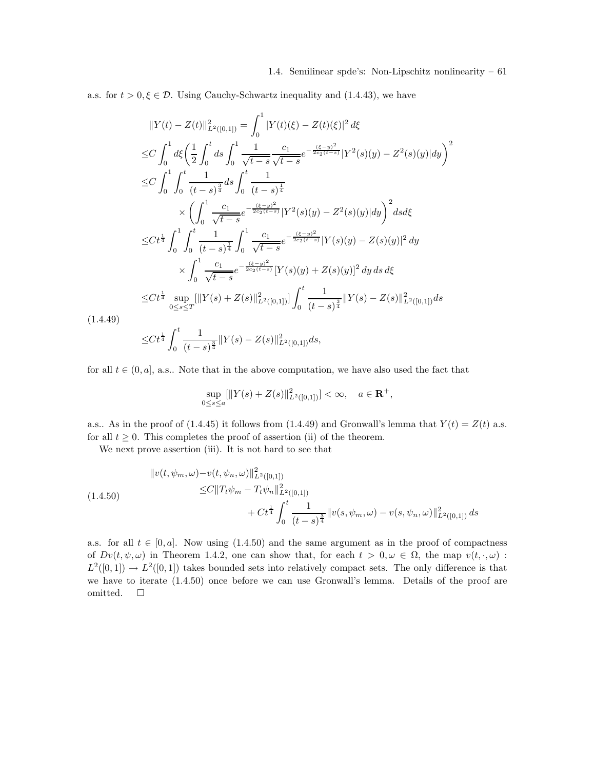a.s. for $t > 0, \xi \in \mathcal{D}$. Using Cauchy-Schwartz inequality and (1.4.43), we have

$$
\begin{aligned}
\|Y(t) - Z(t)\|^2_{L^2([0,1])} &= \int_0^1 |Y(t)(\xi) - Z(t)(\xi)|^2 \, d\xi \\
&\leq C \int_0^1 d\xi \bigg( \frac{1}{2} \int_0^t ds \int_0^1 \frac{1}{\sqrt{t-s}} \frac{c_1}{\sqrt{t-s}} e^{-\frac{(\xi-y)^2}{2c_2(t-s)}} |Y^2(s)(y) - Z^2(s)(y)| dy \bigg)^2 \\
&\leq C \int_0^1 \int_0^t \frac{1}{(t-s)^{\frac{3}{4}}} ds \int_0^t \frac{1}{(t-s)^{\frac{1}{4}}} \\
&\qquad \times \left( \int_0^1 \frac{c_1}{\sqrt{t-s}} e^{-\frac{(\xi-y)^2}{2c_2(t-s)}} |Y^2(s)(y) - Z^2(s)(y)| dy \right)^2 ds d\xi \\
&\leq C t^{\frac{1}{4}} \int_0^1 \int_0^t \frac{1}{(t-s)^{\frac{1}{4}}} \int_0^1 \frac{c_1}{\sqrt{t-s}} e^{-\frac{(\xi-y)^2}{2c_2(t-s)}} |Y(s)(y) - Z(s)(y)|^2 \, dy \\
&\qquad \times \int_0^1 \frac{c_1}{\sqrt{t-s}} e^{-\frac{(\xi-y)^2}{2c_2(t-s)}} [Y(s)(y) + Z(s)(y)]^2 \, dy \, ds \, d\xi \\
&\leq C t^{\frac{1}{4}} \sup_{0 \leq s \leq T} [\|Y(s) + Z(s)\|^2_{L^2([0,1])}] \int_0^t \frac{1}{(t-s)^{\frac{3}{4}}} \|Y(s) - Z(s)\|^2_{L^2([0,1])} ds \\
&\leq C t^{\frac{1}{4}} \int_0^t \frac{1}{(t-s)^{\frac{3}{4}}} \|Y(s) - Z(s)\|^2_{L^2([0,1])} ds,
\end{aligned}
\tag{1.4.49}
$$

for all $t \in (0, a]$, a.s.. Note that in the above computation, we have also used the fact that

$$
\sup_{0 \leq s \leq a} [\|Y(s) + Z(s)\|^2_{L^2([0,1])}] < \infty, \quad a \in \mathbf{R}^+,
$$

a.s.. As in the proof of (1.4.45) it follows from (1.4.49) and Gronwall's lemma that $Y(t) = Z(t)$ a.s. for all $t \geq 0$. This completes the proof of assertion (ii) of the theorem.

We next prove assertion (iii). It is not hard to see that

$$
\begin{aligned}
\|v(t, \psi_m, \omega) - v(t, \psi_n, \omega)\|^2_{L^2([0,1])} &\leq C \|T_t \psi_m - T_t \psi_n\|^2_{L^2([0,1])} \\
&\quad + C t^{\frac{1}{4}} \int_0^t \frac{1}{(t-s)^{\frac{3}{4}}} \|v(s, \psi_m, \omega) - v(s, \psi_n, \omega)\|^2_{L^2([0,1])} \, ds
\end{aligned}
\tag{1.4.50}
$$

a.s. for all $t \in [0, a]$. Now using (1.4.50) and the same argument as in the proof of compactness of $Dv(t, \psi, \omega)$ in Theorem 1.4.2, one can show that, for each $t > 0, \omega \in \Omega$, the map $v(t, \cdot, \omega) : L^2([0,1]) \to L^2([0,1])$ takes bounded sets into relatively compact sets. The only difference is that we have to iterate (1.4.50) once before we can use Gronwall's lemma. Details of the proof are omitted. $\square$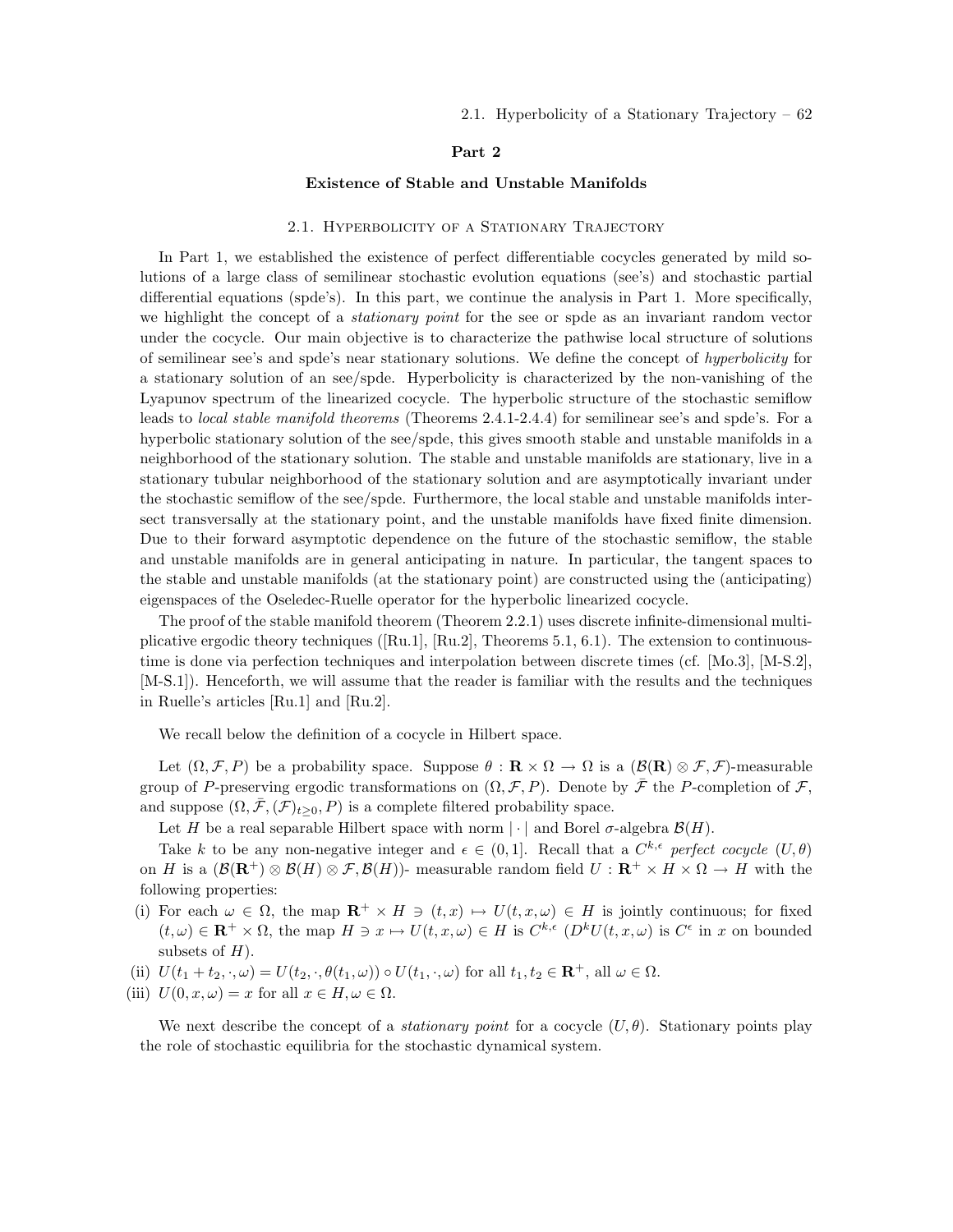## Part 2

### Existence of Stable and Unstable Manifolds

### 2.1. Hyperbolicity of a Stationary Trajectory

In Part 1, we established the existence of perfect differentiable cocycles generated by mild solutions of a large class of semilinear stochastic evolution equations (see's) and stochastic partial differential equations (spde's). In this part, we continue the analysis in Part 1. More specifically, we highlight the concept of a *stationary point* for the see or spde as an invariant random vector under the cocycle. Our main objective is to characterize the pathwise local structure of solutions of semilinear see's and spde's near stationary solutions. We define the concept of *hyperbolicity* for a stationary solution of an see/spde. Hyperbolicity is characterized by the non-vanishing of the Lyapunov spectrum of the linearized cocycle. The hyperbolic structure of the stochastic semiflow leads to *local stable manifold theorems* (Theorems 2.4.1-2.4.4) for semilinear see's and spde's. For a hyperbolic stationary solution of the see/spde, this gives smooth stable and unstable manifolds in a neighborhood of the stationary solution. The stable and unstable manifolds are stationary, live in a stationary tubular neighborhood of the stationary solution and are asymptotically invariant under the stochastic semiflow of the see/spde. Furthermore, the local stable and unstable manifolds intersect transversally at the stationary point, and the unstable manifolds have fixed finite dimension. Due to their forward asymptotic dependence on the future of the stochastic semiflow, the stable and unstable manifolds are in general anticipating in nature. In particular, the tangent spaces to the stable and unstable manifolds (at the stationary point) are constructed using the (anticipating) eigenspaces of the Oseledec-Ruelle operator for the hyperbolic linearized cocycle.

The proof of the stable manifold theorem (Theorem 2.2.1) uses discrete infinite-dimensional multiplicative ergodic theory techniques ([Ru.1], [Ru.2], Theorems 5.1, 6.1). The extension to continuous-time is done via perfection techniques and interpolation between discrete times (cf. [Mo.3], [M-S.2], [M-S.1]). Henceforth, we will assume that the reader is familiar with the results and the techniques in Ruelle's articles [Ru.1] and [Ru.2].

We recall below the definition of a cocycle in Hilbert space.

Let $(\Omega, \mathcal{F}, P)$ be a probability space. Suppose $\theta : \mathbf{R} \times \Omega \to \Omega$ is a $(\mathcal{B}(\mathbf{R}) \otimes \mathcal{F}, \mathcal{F})$-measurable group of $P$-preserving ergodic transformations on $(\Omega, \mathcal{F}, P)$. Denote by $\bar{\mathcal{F}}$ the $P$-completion of $\mathcal{F}$, and suppose $(\Omega, \bar{\mathcal{F}}, (\mathcal{F})_{t\geq 0}, P)$ is a complete filtered probability space.

Let $H$ be a real separable Hilbert space with norm $|\cdot|$ and Borel $\sigma$-algebra $\mathcal{B}(H)$.

Take $k$ to be any non-negative integer and $\epsilon \in (0, 1]$. Recall that a $C^{k,\epsilon}$ *perfect cocycle* $(U, \theta)$ on $H$ is a $(\mathcal{B}(\mathbf{R}^+) \otimes \mathcal{B}(H) \otimes \mathcal{F}, \mathcal{B}(H))$- measurable random field $U : \mathbf{R}^+ \times H \times \Omega \to H$ with the following properties:

(i) For each $\omega \in \Omega$, the map $\mathbf{R}^+ \times H \ni (t, x) \mapsto U(t, x, \omega) \in H$ is jointly continuous; for fixed $(t, \omega) \in \mathbf{R}^+ \times \Omega$, the map $H \ni x \mapsto U(t, x, \omega) \in H$ is $C^{k,\epsilon}$ ($D^k U(t, x, \omega)$ is $C^\epsilon$ in $x$ on bounded subsets of $H$).

(ii) $U(t_1 + t_2, \cdot, \omega) = U(t_2, \cdot, \theta(t_1, \omega)) \circ U(t_1, \cdot, \omega)$ for all $t_1, t_2 \in \mathbf{R}^+$, all $\omega \in \Omega$.

(iii) $U(0, x, \omega) = x$ for all $x \in H, \omega \in \Omega$.

We next describe the concept of a *stationary point* for a cocycle $(U, \theta)$. Stationary points play the role of stochastic equilibria for the stochastic dynamical system.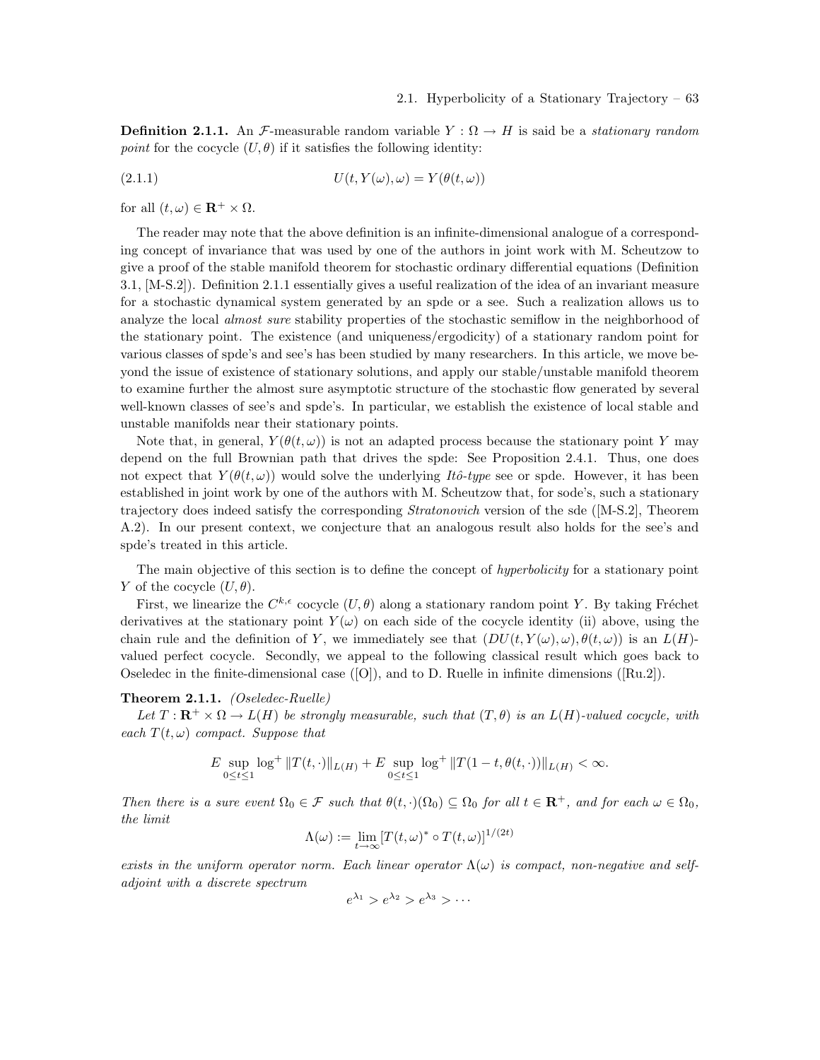**Definition 2.1.1.** An $\mathcal{F}$-measurable random variable $Y : \Omega \to H$ is said be a *stationary random point* for the cocycle $(U, \theta)$ if it satisfies the following identity:

$$U(t, Y(\omega), \omega) = Y(\theta(t, \omega)) \tag{2.1.1}$$

for all $(t, \omega) \in \mathbf{R}^+ \times \Omega$.

The reader may note that the above definition is an infinite-dimensional analogue of a corresponding concept of invariance that was used by one of the authors in joint work with M. Scheutzow to give a proof of the stable manifold theorem for stochastic ordinary differential equations (Definition 3.1, [M-S.2]). Definition 2.1.1 essentially gives a useful realization of the idea of an invariant measure for a stochastic dynamical system generated by an spde or a see. Such a realization allows us to analyze the local *almost sure* stability properties of the stochastic semiflow in the neighborhood of the stationary point. The existence (and uniqueness/ergodicity) of a stationary random point for various classes of spde's and see's has been studied by many researchers. In this article, we move beyond the issue of existence of stationary solutions, and apply our stable/unstable manifold theorem to examine further the almost sure asymptotic structure of the stochastic flow generated by several well-known classes of see's and spde's. In particular, we establish the existence of local stable and unstable manifolds near their stationary points.

Note that, in general, $Y(\theta(t, \omega))$ is not an adapted process because the stationary point $Y$ may depend on the full Brownian path that drives the spde: See Proposition 2.4.1. Thus, one does not expect that $Y(\theta(t, \omega))$ would solve the underlying *Itô-type* see or spde. However, it has been established in joint work by one of the authors with M. Scheutzow that, for sode's, such a stationary trajectory does indeed satisfy the corresponding *Stratonovich* version of the sde ([M-S.2], Theorem A.2). In our present context, we conjecture that an analogous result also holds for the see's and spde's treated in this article.

The main objective of this section is to define the concept of *hyperbolicity* for a stationary point $Y$ of the cocycle $(U, \theta)$.

First, we linearize the $C^{k,\epsilon}$ cocycle $(U, \theta)$ along a stationary random point $Y$. By taking Fréchet derivatives at the stationary point $Y(\omega)$ on each side of the cocycle identity (ii) above, using the chain rule and the definition of $Y$, we immediately see that $(DU(t, Y(\omega), \omega), \theta(t, \omega))$ is an $L(H)$-valued perfect cocycle. Secondly, we appeal to the following classical result which goes back to Oseledec in the finite-dimensional case ([O]), and to D. Ruelle in infinite dimensions ([Ru.2]).

**Theorem 2.1.1.** *(Oseledec-Ruelle)*

*Let $T : \mathbf{R}^+ \times \Omega \to L(H)$ be strongly measurable, such that $(T, \theta)$ is an $L(H)$-valued cocycle, with each $T(t, \omega)$ compact. Suppose that*

$$E \sup_{0 \le t \le 1} \log^+ \|T(t, \cdot)\|_{L(H)} + E \sup_{0 \le t \le 1} \log^+ \|T(1 - t, \theta(t, \cdot))\|_{L(H)} < \infty.$$

*Then there is a sure event $\Omega_0 \in \mathcal{F}$ such that $\theta(t, \cdot)(\Omega_0) \subseteq \Omega_0$ for all $t \in \mathbf{R}^+$, and for each $\omega \in \Omega_0$, the limit*

$$\Lambda(\omega) := \lim_{t \to \infty} [T(t, \omega)^* \circ T(t, \omega)]^{1/(2t)}$$

*exists in the uniform operator norm. Each linear operator $\Lambda(\omega)$ is compact, non-negative and self-adjoint with a discrete spectrum*

$$e^{\lambda_1} > e^{\lambda_2} > e^{\lambda_3} > \cdots$$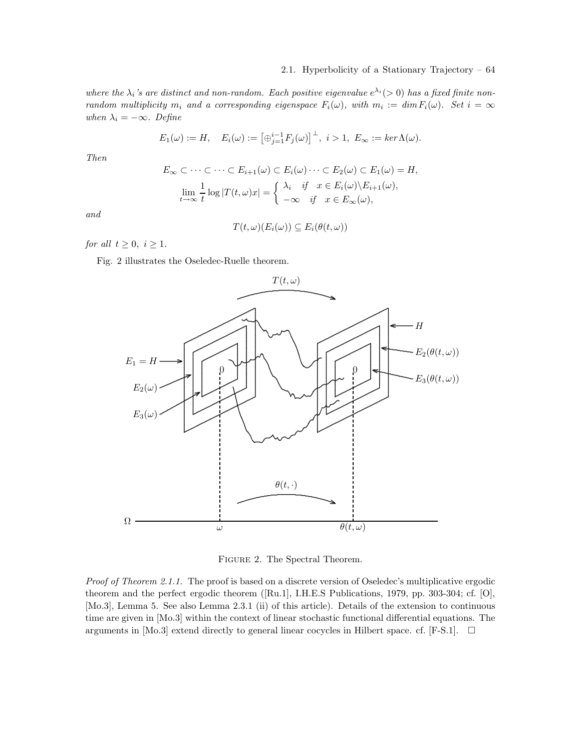*where the $\lambda_i$'s are distinct and non-random. Each positive eigenvalue $e^{\lambda_i} (> 0)$ has a fixed finite non-random multiplicity $m_i$ and a corresponding eigenspace $F_i(\omega)$, with $m_i := \dim F_i(\omega)$. Set $i = \infty$ when $\lambda_i = -\infty$. Define*

$$E_1(\omega) := H, \quad E_i(\omega) := \left[\oplus_{j=1}^{i-1} F_j(\omega)\right]^{\perp}, \ i > 1, \ E_\infty := \ker \Lambda(\omega).$$

*Then*

$$E_\infty \subset \cdots \subset \cdots \subset E_{i+1}(\omega) \subset E_i(\omega) \cdots \subset E_2(\omega) \subset E_1(\omega) = H,$$

$$\lim_{t\to\infty} \frac{1}{t} \log |T(t,\omega)x| = \begin{cases} \lambda_i & \text{if} \quad x \in E_i(\omega)\backslash E_{i+1}(\omega), \\ -\infty & \text{if} \quad x \in E_\infty(\omega), \end{cases}$$

*and*

$$T(t,\omega)(E_i(\omega)) \subseteq E_i(\theta(t,\omega))$$

*for all $t \geq 0$, $i \geq 1$.*

Fig. 2 illustrates the Oseledec-Ruelle theorem.

FIGURE 2. The Spectral Theorem.

*Proof of Theorem 2.1.1.* The proof is based on a discrete version of Oseledec's multiplicative ergodic theorem and the perfect ergodic theorem ([Ru.1], I.H.E.S Publications, 1979, pp. 303-304; cf. [O], [Mo.3], Lemma 5. See also Lemma 2.3.1 (ii) of this article). Details of the extension to continuous time are given in [Mo.3] within the context of linear stochastic functional differential equations. The arguments in [Mo.3] extend directly to general linear cocycles in Hilbert space. cf. [F-S.1]. $\square$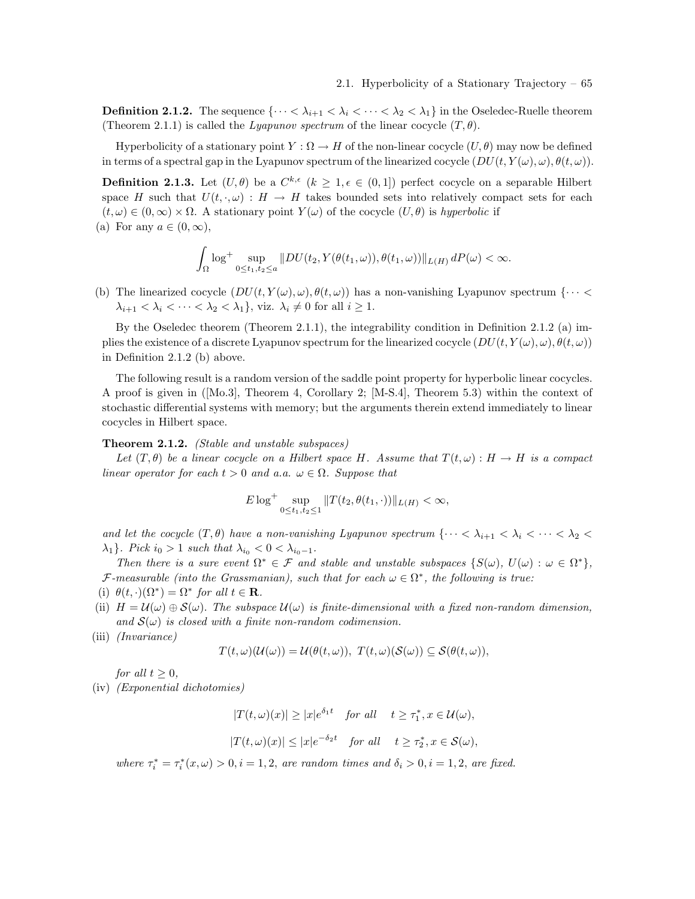**Definition 2.1.2.** The sequence $\{\cdots < \lambda_{i+1} < \lambda_i < \cdots < \lambda_2 < \lambda_1\}$ in the Oseledec-Ruelle theorem (Theorem 2.1.1) is called the *Lyapunov spectrum* of the linear cocycle $(T, \theta)$.

Hyperbolicity of a stationary point $Y : \Omega \to H$ of the non-linear cocycle $(U, \theta)$ may now be defined in terms of a spectral gap in the Lyapunov spectrum of the linearized cocycle $(DU(t, Y(\omega), \omega), \theta(t, \omega))$.

**Definition 2.1.3.** Let $(U, \theta)$ be a $C^{k,\epsilon}$ ($k \geq 1, \epsilon \in (0, 1]$) perfect cocycle on a separable Hilbert space $H$ such that $U(t, \cdot, \omega) : H \to H$ takes bounded sets into relatively compact sets for each $(t, \omega) \in (0, \infty) \times \Omega$. A stationary point $Y(\omega)$ of the cocycle $(U, \theta)$ is *hyperbolic* if

(a) For any $a \in (0, \infty)$,

$$\int_\Omega \log^+ \sup_{0 \leq t_1, t_2 \leq a} \|DU(t_2, Y(\theta(t_1, \omega)), \theta(t_1, \omega))\|_{L(H)} \, dP(\omega) < \infty.$$

(b) The linearized cocycle $(DU(t, Y(\omega), \omega), \theta(t, \omega))$ has a non-vanishing Lyapunov spectrum $\{\cdots < \lambda_{i+1} < \lambda_i < \cdots < \lambda_2 < \lambda_1\}$, viz. $\lambda_i \neq 0$ for all $i \geq 1$.

By the Oseledec theorem (Theorem 2.1.1), the integrability condition in Definition 2.1.2 (a) implies the existence of a discrete Lyapunov spectrum for the linearized cocycle $(DU(t, Y(\omega), \omega), \theta(t, \omega))$ in Definition 2.1.2 (b) above.

The following result is a random version of the saddle point property for hyperbolic linear cocycles. A proof is given in ([Mo.3], Theorem 4, Corollary 2; [M-S.4], Theorem 5.3) within the context of stochastic differential systems with memory; but the arguments therein extend immediately to linear cocycles in Hilbert space.

**Theorem 2.1.2.** *(Stable and unstable subspaces)*

*Let $(T, \theta)$ be a linear cocycle on a Hilbert space $H$. Assume that $T(t, \omega) : H \to H$ is a compact linear operator for each $t > 0$ and a.a. $\omega \in \Omega$. Suppose that*

$$E \log^+ \sup_{0 \leq t_1, t_2 \leq 1} \|T(t_2, \theta(t_1, \cdot))\|_{L(H)} < \infty,$$

*and let the cocycle $(T, \theta)$ have a non-vanishing Lyapunov spectrum $\{\cdots < \lambda_{i+1} < \lambda_i < \cdots < \lambda_2 < \lambda_1\}$. Pick $i_0 > 1$ such that $\lambda_{i_0} < 0 < \lambda_{i_0 - 1}$.*

*Then there is a sure event $\Omega^* \in \mathcal{F}$ and stable and unstable subspaces $\{S(\omega), U(\omega) : \omega \in \Omega^*\}$, $\mathcal{F}$-measurable (into the Grassmanian), such that for each $\omega \in \Omega^*$, the following is true:*

(i) *$\theta(t, \cdot)(\Omega^*) = \Omega^*$ for all $t \in \mathbf{R}$.*

(ii) *$H = \mathcal{U}(\omega) \oplus \mathcal{S}(\omega)$. The subspace $\mathcal{U}(\omega)$ is finite-dimensional with a fixed non-random dimension, and $\mathcal{S}(\omega)$ is closed with a finite non-random codimension.*

(iii) *(Invariance)*

$$T(t, \omega)(\mathcal{U}(\omega)) = \mathcal{U}(\theta(t, \omega)), \; T(t, \omega)(\mathcal{S}(\omega)) \subseteq \mathcal{S}(\theta(t, \omega)),$$

*for all $t \geq 0$,*

(iv) *(Exponential dichotomies)*

$$|T(t, \omega)(x)| \geq |x| e^{\delta_1 t} \quad \text{for all} \quad t \geq \tau_1^*, x \in \mathcal{U}(\omega),$$

$$|T(t, \omega)(x)| \leq |x| e^{-\delta_2 t} \quad \text{for all} \quad t \geq \tau_2^*, x \in \mathcal{S}(\omega),$$

*where $\tau_i^* = \tau_i^*(x, \omega) > 0, i = 1, 2,$ are random times and $\delta_i > 0, i = 1, 2,$ are fixed.*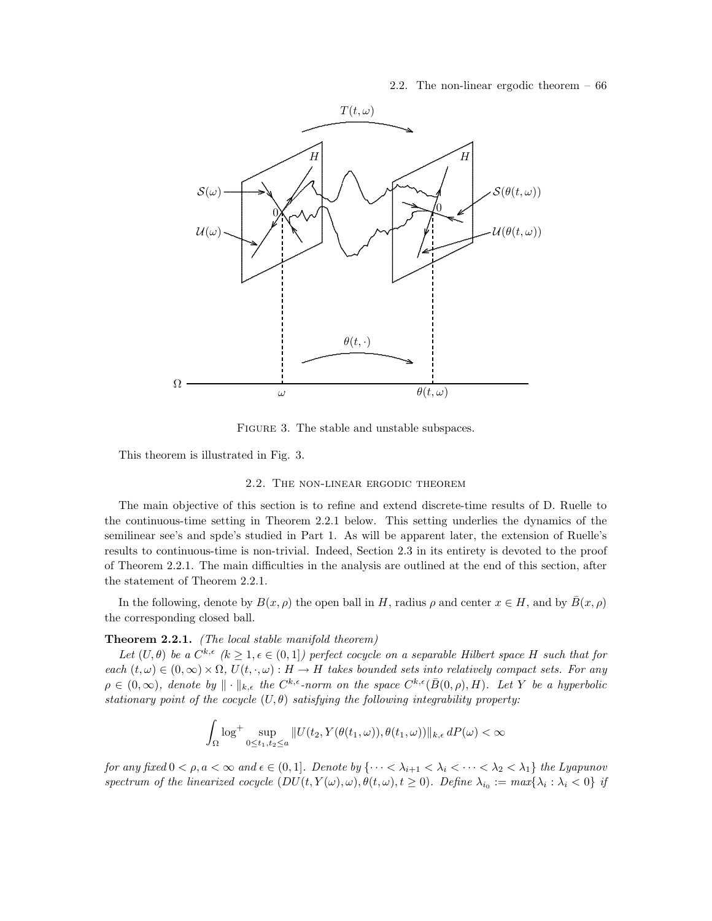FIGURE 3. The stable and unstable subspaces.

This theorem is illustrated in Fig. 3.

## 2.2. The non-linear ergodic theorem

The main objective of this section is to refine and extend discrete-time results of D. Ruelle to the continuous-time setting in Theorem 2.2.1 below. This setting underlies the dynamics of the semilinear see's and spde's studied in Part 1. As will be apparent later, the extension of Ruelle's results to continuous-time is non-trivial. Indeed, Section 2.3 in its entirety is devoted to the proof of Theorem 2.2.1. The main difficulties in the analysis are outlined at the end of this section, after the statement of Theorem 2.2.1.

In the following, denote by $B(x, \rho)$ the open ball in $H$, radius $\rho$ and center $x \in H$, and by $\bar{B}(x, \rho)$ the corresponding closed ball.

**Theorem 2.2.1.** *(The local stable manifold theorem)*

*Let $(U, \theta)$ be a $C^{k,\epsilon}$ ($k \geq 1, \epsilon \in (0,1]$) perfect cocycle on a separable Hilbert space $H$ such that for each $(t, \omega) \in (0, \infty) \times \Omega$, $U(t, \cdot, \omega) : H \to H$ takes bounded sets into relatively compact sets. For any $\rho \in (0, \infty)$, denote by $\|\cdot\|_{k,\epsilon}$ the $C^{k,\epsilon}$-norm on the space $C^{k,\epsilon}(\bar{B}(0, \rho), H)$. Let $Y$ be a hyperbolic stationary point of the cocycle $(U, \theta)$ satisfying the following integrability property:*

$$\int_\Omega \log^+ \sup_{0 \leq t_1, t_2 \leq a} \|U(t_2, Y(\theta(t_1, \omega)), \theta(t_1, \omega))\|_{k,\epsilon} \, dP(\omega) < \infty$$

*for any fixed $0 < \rho, a < \infty$ and $\epsilon \in (0, 1]$. Denote by $\{\cdots < \lambda_{i+1} < \lambda_i < \cdots < \lambda_2 < \lambda_1\}$ the Lyapunov spectrum of the linearized cocycle $(DU(t, Y(\omega), \omega), \theta(t, \omega), t \geq 0)$. Define $\lambda_{i_0} := max\{\lambda_i : \lambda_i < 0\}$ if*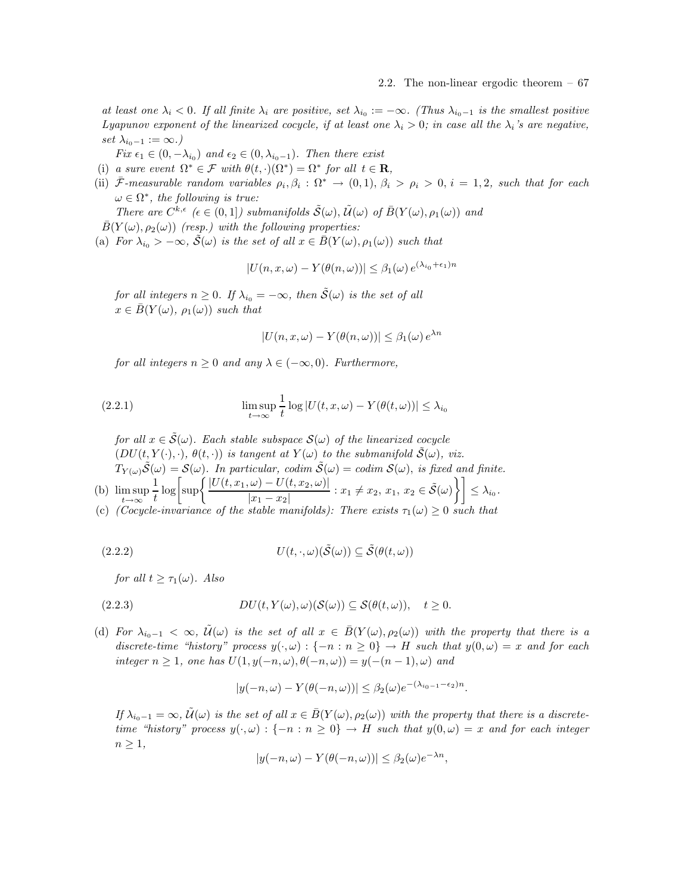*at least one $\lambda_i < 0$. If all finite $\lambda_i$ are positive, set $\lambda_{i_0} := -\infty$. (Thus $\lambda_{i_0-1}$ is the smallest positive Lyapunov exponent of the linearized cocycle, if at least one $\lambda_i > 0$; in case all the $\lambda_i$'s are negative, set $\lambda_{i_0-1} := \infty$.)*

*Fix $\epsilon_1 \in (0, -\lambda_{i_0})$ and $\epsilon_2 \in (0, \lambda_{i_0-1})$. Then there exist*

(i) *a sure event $\Omega^* \in \mathcal{F}$ with $\theta(t,\cdot)(\Omega^*) = \Omega^*$ for all $t \in \mathbf{R}$,*

(ii) *$\bar{\mathcal{F}}$-measurable random variables $\rho_i, \beta_i : \Omega^* \to (0,1)$, $\beta_i > \rho_i > 0$, $i = 1, 2$, such that for each $\omega \in \Omega^*$, the following is true:*

*There are $C^{k,\epsilon}$ ($\epsilon \in (0,1]$) submanifolds $\tilde{\mathcal{S}}(\omega)$, $\tilde{\mathcal{U}}(\omega)$ of $\bar{B}(Y(\omega), \rho_1(\omega))$ and $\bar{B}(Y(\omega), \rho_2(\omega))$ (resp.) with the following properties:*

(a) *For $\lambda_{i_0} > -\infty$, $\tilde{\mathcal{S}}(\omega)$ is the set of all $x \in \bar{B}(Y(\omega), \rho_1(\omega))$ such that*

$$|U(n,x,\omega) - Y(\theta(n,\omega))| \leq \beta_1(\omega)\, e^{(\lambda_{i_0}+\epsilon_1)n}$$

*for all integers $n \geq 0$. If $\lambda_{i_0} = -\infty$, then $\tilde{\mathcal{S}}(\omega)$ is the set of all $x \in \bar{B}(Y(\omega),\, \rho_1(\omega))$ such that*

$$|U(n,x,\omega) - Y(\theta(n,\omega))| \leq \beta_1(\omega)\, e^{\lambda n}$$

*for all integers $n \geq 0$ and any $\lambda \in (-\infty, 0)$. Furthermore,*

$$\limsup_{t\to\infty} \frac{1}{t} \log |U(t,x,\omega) - Y(\theta(t,\omega))| \leq \lambda_{i_0} \tag{2.2.1}$$

*for all $x \in \tilde{\mathcal{S}}(\omega)$. Each stable subspace $\mathcal{S}(\omega)$ of the linearized cocycle $(DU(t, Y(\cdot), \cdot),\, \theta(t,\cdot))$ is tangent at $Y(\omega)$ to the submanifold $\tilde{\mathcal{S}}(\omega)$, viz. $T_{Y(\omega)}\tilde{\mathcal{S}}(\omega) = \mathcal{S}(\omega)$. In particular, codim $\tilde{\mathcal{S}}(\omega) =$ codim $\mathcal{S}(\omega)$, is fixed and finite.*

(b) $\displaystyle \limsup_{t\to\infty} \frac{1}{t} \log\left[\sup\left\{\frac{|U(t,x_1,\omega) - U(t,x_2,\omega)|}{|x_1 - x_2|} : x_1 \neq x_2,\ x_1,\ x_2 \in \tilde{\mathcal{S}}(\omega)\right\}\right] \leq \lambda_{i_0}.$

(c) *(Cocycle-invariance of the stable manifolds): There exists $\tau_1(\omega) \geq 0$ such that*

$$U(t,\cdot,\omega)(\tilde{\mathcal{S}}(\omega)) \subseteq \tilde{\mathcal{S}}(\theta(t,\omega)) \tag{2.2.2}$$

*for all $t \geq \tau_1(\omega)$. Also*

$$DU(t, Y(\omega), \omega)(\mathcal{S}(\omega)) \subseteq \mathcal{S}(\theta(t,\omega)), \quad t \geq 0. \tag{2.2.3}$$

(d) *For $\lambda_{i_0-1} < \infty$, $\tilde{\mathcal{U}}(\omega)$ is the set of all $x \in \bar{B}(Y(\omega), \rho_2(\omega))$ with the property that there is a discrete-time "history" process $y(\cdot,\omega) : \{-n : n \geq 0\} \to H$ such that $y(0,\omega) = x$ and for each integer $n \geq 1$, one has $U(1, y(-n,\omega), \theta(-n,\omega)) = y(-(n-1),\omega)$ and*

$$|y(-n,\omega) - Y(\theta(-n,\omega))| \leq \beta_2(\omega) e^{-(\lambda_{i_0-1}-\epsilon_2)n}.$$

*If $\lambda_{i_0-1} = \infty$, $\tilde{\mathcal{U}}(\omega)$ is the set of all $x \in \bar{B}(Y(\omega), \rho_2(\omega))$ with the property that there is a discrete-time "history" process $y(\cdot,\omega) : \{-n : n \geq 0\} \to H$ such that $y(0,\omega) = x$ and for each integer $n \geq 1$,*

$$|y(-n,\omega) - Y(\theta(-n,\omega))| \leq \beta_2(\omega) e^{-\lambda n},$$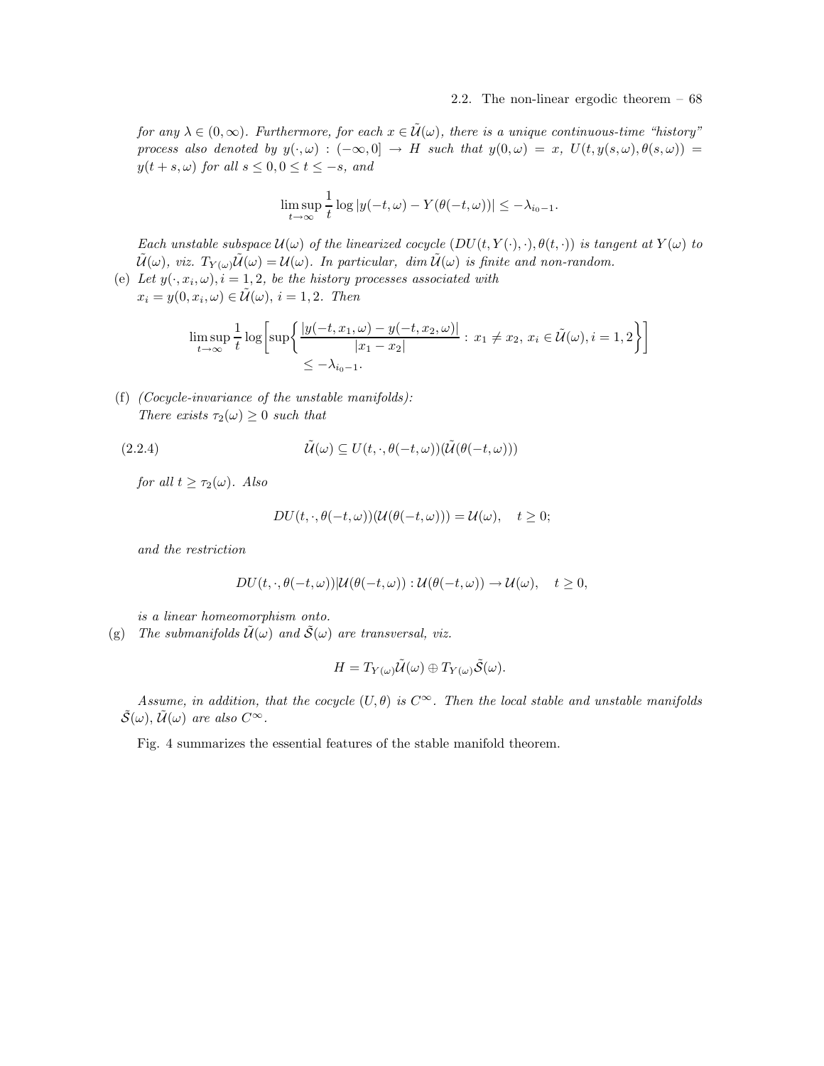*for any $\lambda \in (0, \infty)$. Furthermore, for each $x \in \tilde{\mathcal{U}}(\omega)$, there is a unique continuous-time "history" process also denoted by $y(\cdot, \omega) : (-\infty, 0] \to H$ such that $y(0, \omega) = x$, $U(t, y(s, \omega), \theta(s, \omega)) = y(t + s, \omega)$ for all $s \leq 0, 0 \leq t \leq -s$, and*

$$\limsup_{t \to \infty} \frac{1}{t} \log |y(-t, \omega) - Y(\theta(-t, \omega))| \leq -\lambda_{i_0 - 1}.$$

*Each unstable subspace $\mathcal{U}(\omega)$ of the linearized cocycle $(DU(t, Y(\cdot), \cdot), \theta(t, \cdot))$ is tangent at $Y(\omega)$ to $\tilde{\mathcal{U}}(\omega)$, viz. $T_{Y(\omega)} \tilde{\mathcal{U}}(\omega) = \mathcal{U}(\omega)$. In particular, $\dim \tilde{\mathcal{U}}(\omega)$ is finite and non-random.*

(e) *Let $y(\cdot, x_i, \omega), i = 1, 2$, be the history processes associated with $x_i = y(0, x_i, \omega) \in \tilde{\mathcal{U}}(\omega)$, $i = 1, 2$. Then*

$$\limsup_{t \to \infty} \frac{1}{t} \log \left[ \sup \left\{ \frac{|y(-t, x_1, \omega) - y(-t, x_2, \omega)|}{|x_1 - x_2|} : x_1 \neq x_2, \, x_i \in \tilde{\mathcal{U}}(\omega), i = 1, 2 \right\} \right] \leq -\lambda_{i_0 - 1}.$$

(f) *(Cocycle-invariance of the unstable manifolds): There exists $\tau_2(\omega) \geq 0$ such that*

$$\tilde{\mathcal{U}}(\omega) \subseteq U(t, \cdot, \theta(-t, \omega))(\tilde{\mathcal{U}}(\theta(-t, \omega))) \tag{2.2.4}$$

*for all $t \geq \tau_2(\omega)$. Also*

$$DU(t, \cdot, \theta(-t, \omega))(\mathcal{U}(\theta(-t, \omega))) = \mathcal{U}(\omega), \quad t \geq 0;$$

*and the restriction*

$$DU(t, \cdot, \theta(-t, \omega)) | \mathcal{U}(\theta(-t, \omega)) : \mathcal{U}(\theta(-t, \omega)) \to \mathcal{U}(\omega), \quad t \geq 0,$$

*is a linear homeomorphism onto.*

(g) *The submanifolds $\tilde{\mathcal{U}}(\omega)$ and $\tilde{\mathcal{S}}(\omega)$ are transversal, viz.*

$$H = T_{Y(\omega)} \tilde{\mathcal{U}}(\omega) \oplus T_{Y(\omega)} \tilde{\mathcal{S}}(\omega).$$

*Assume, in addition, that the cocycle $(U, \theta)$ is $C^\infty$. Then the local stable and unstable manifolds $\tilde{\mathcal{S}}(\omega), \tilde{\mathcal{U}}(\omega)$ are also $C^\infty$.*

Fig. 4 summarizes the essential features of the stable manifold theorem.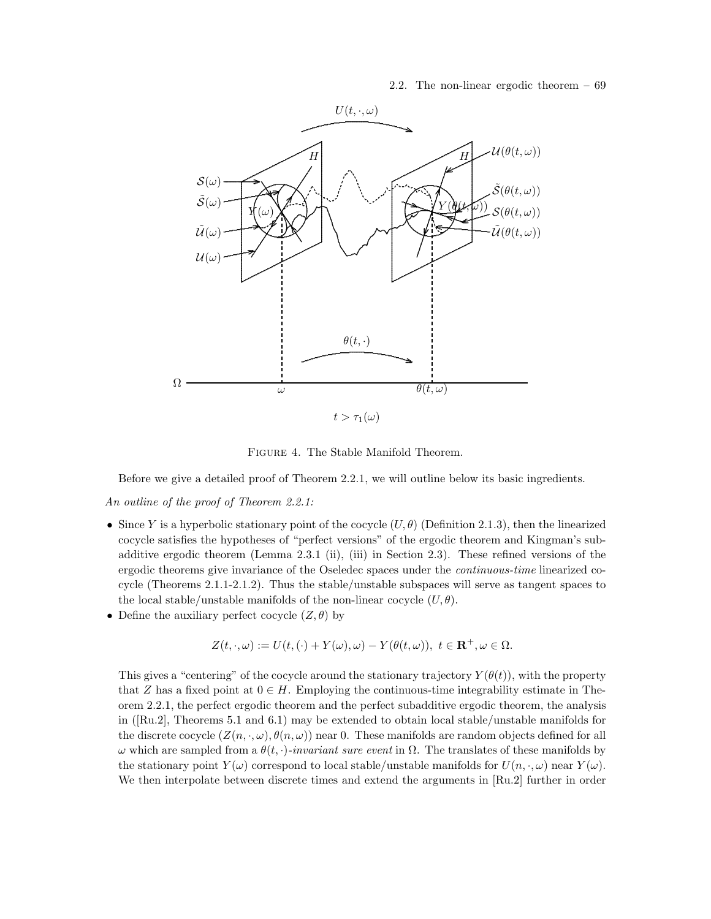FIGURE 4. The Stable Manifold Theorem.

Before we give a detailed proof of Theorem 2.2.1, we will outline below its basic ingredients.

*An outline of the proof of Theorem 2.2.1:*

- Since $Y$ is a hyperbolic stationary point of the cocycle $(U, \theta)$ (Definition 2.1.3), then the linearized cocycle satisfies the hypotheses of "perfect versions" of the ergodic theorem and Kingman's subadditive ergodic theorem (Lemma 2.3.1 (ii), (iii) in Section 2.3). These refined versions of the ergodic theorems give invariance of the Oseledec spaces under the *continuous-time* linearized cocycle (Theorems 2.1.1-2.1.2). Thus the stable/unstable subspaces will serve as tangent spaces to the local stable/unstable manifolds of the non-linear cocycle $(U, \theta)$.
- Define the auxiliary perfect cocycle $(Z, \theta)$ by

$$Z(t, \cdot, \omega) := U(t, (\cdot) + Y(\omega), \omega) - Y(\theta(t, \omega)), \ t \in \mathbf{R}^+, \omega \in \Omega.$$

  This gives a "centering" of the cocycle around the stationary trajectory $Y(\theta(t))$, with the property that $Z$ has a fixed point at $0 \in H$. Employing the continuous-time integrability estimate in Theorem 2.2.1, the perfect ergodic theorem and the perfect subadditive ergodic theorem, the analysis in ([Ru.2], Theorems 5.1 and 6.1) may be extended to obtain local stable/unstable manifolds for the discrete cocycle $(Z(n, \cdot, \omega), \theta(n, \omega))$ near 0. These manifolds are random objects defined for all $\omega$ which are sampled from a $\theta(t, \cdot)$*-invariant sure event* in $\Omega$. The translates of these manifolds by the stationary point $Y(\omega)$ correspond to local stable/unstable manifolds for $U(n, \cdot, \omega)$ near $Y(\omega)$. We then interpolate between discrete times and extend the arguments in [Ru.2] further in order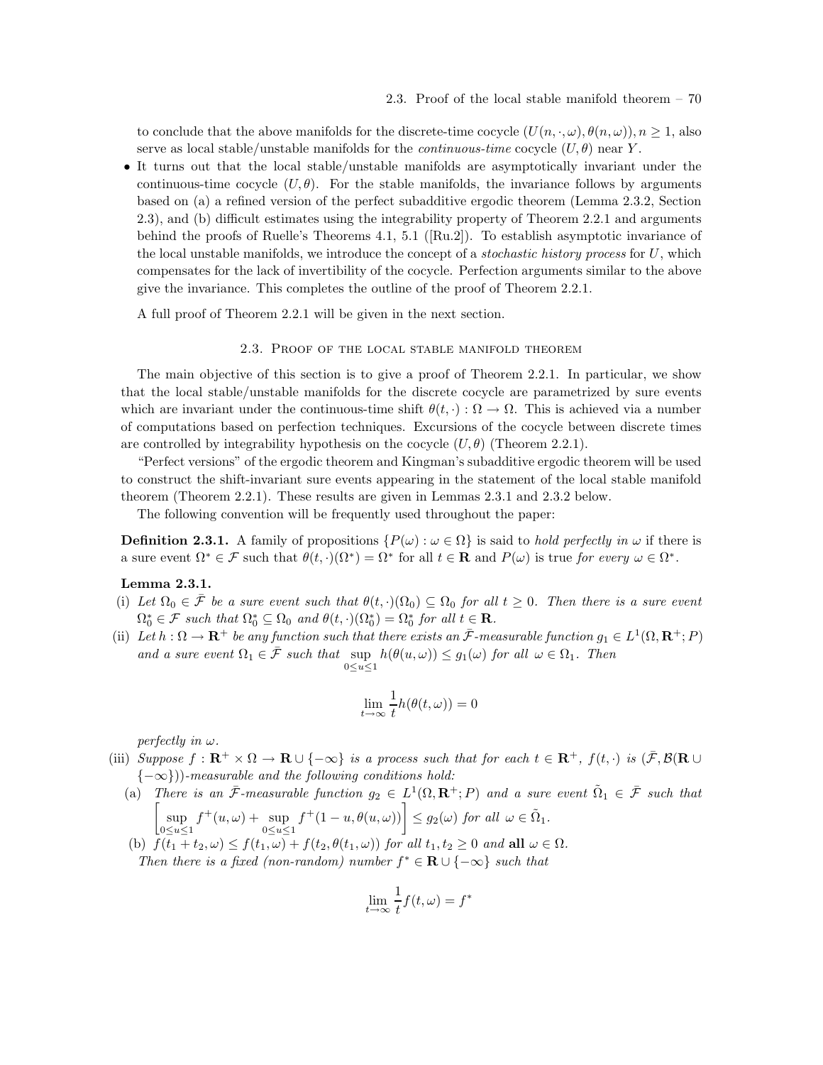to conclude that the above manifolds for the discrete-time cocycle $(U(n,\cdot,\omega),\theta(n,\omega)), n \geq 1$, also serve as local stable/unstable manifolds for the *continuous-time* cocycle $(U,\theta)$ near $Y$.

- It turns out that the local stable/unstable manifolds are asymptotically invariant under the continuous-time cocycle $(U,\theta)$. For the stable manifolds, the invariance follows by arguments based on (a) a refined version of the perfect subadditive ergodic theorem (Lemma 2.3.2, Section 2.3), and (b) difficult estimates using the integrability property of Theorem 2.2.1 and arguments behind the proofs of Ruelle's Theorems 4.1, 5.1 ([Ru.2]). To establish asymptotic invariance of the local unstable manifolds, we introduce the concept of a *stochastic history process* for $U$, which compensates for the lack of invertibility of the cocycle. Perfection arguments similar to the above give the invariance. This completes the outline of the proof of Theorem 2.2.1.

A full proof of Theorem 2.2.1 will be given in the next section.

## 2.3. Proof of the local stable manifold theorem

The main objective of this section is to give a proof of Theorem 2.2.1. In particular, we show that the local stable/unstable manifolds for the discrete cocycle are parametrized by sure events which are invariant under the continuous-time shift $\theta(t,\cdot) : \Omega \to \Omega$. This is achieved via a number of computations based on perfection techniques. Excursions of the cocycle between discrete times are controlled by integrability hypothesis on the cocycle $(U,\theta)$ (Theorem 2.2.1).

"Perfect versions" of the ergodic theorem and Kingman's subadditive ergodic theorem will be used to construct the shift-invariant sure events appearing in the statement of the local stable manifold theorem (Theorem 2.2.1). These results are given in Lemmas 2.3.1 and 2.3.2 below.

The following convention will be frequently used throughout the paper:

**Definition 2.3.1.** A family of propositions $\{P(\omega) : \omega \in \Omega\}$ is said to *hold perfectly in* $\omega$ if there is a sure event $\Omega^* \in \mathcal{F}$ such that $\theta(t,\cdot)(\Omega^*) = \Omega^*$ for all $t \in \mathbf{R}$ and $P(\omega)$ is true *for every* $\omega \in \Omega^*$.

**Lemma 2.3.1.**

(i) *Let $\Omega_0 \in \bar{\mathcal{F}}$ be a sure event such that $\theta(t,\cdot)(\Omega_0) \subseteq \Omega_0$ for all $t \geq 0$. Then there is a sure event $\Omega_0^* \in \mathcal{F}$ such that $\Omega_0^* \subseteq \Omega_0$ and $\theta(t,\cdot)(\Omega_0^*) = \Omega_0^*$ for all $t \in \mathbf{R}$.*

(ii) *Let $h : \Omega \to \mathbf{R}^+$ be any function such that there exists an $\bar{\mathcal{F}}$-measurable function $g_1 \in L^1(\Omega, \mathbf{R}^+; P)$ and a sure event $\Omega_1 \in \bar{\mathcal{F}}$ such that $\sup\limits_{0 \leq u \leq 1} h(\theta(u,\omega)) \leq g_1(\omega)$ for all $\omega \in \Omega_1$. Then*

$$\lim_{t\to\infty} \frac{1}{t} h(\theta(t,\omega)) = 0$$

*perfectly in $\omega$.*

(iii) *Suppose $f : \mathbf{R}^+ \times \Omega \to \mathbf{R} \cup \{-\infty\}$ is a process such that for each $t \in \mathbf{R}^+$, $f(t,\cdot)$ is $(\bar{\mathcal{F}}, \mathcal{B}(\mathbf{R} \cup \{-\infty\}))$-measurable and the following conditions hold:*

  (a) *There is an $\bar{\mathcal{F}}$-measurable function $g_2 \in L^1(\Omega, \mathbf{R}^+; P)$ and a sure event $\tilde{\Omega}_1 \in \bar{\mathcal{F}}$ such that $\left[\sup\limits_{0 \leq u \leq 1} f^+(u,\omega) + \sup\limits_{0 \leq u \leq 1} f^+(1-u, \theta(u,\omega))\right] \leq g_2(\omega)$ for all $\omega \in \tilde{\Omega}_1$.*

  (b) *$f(t_1+t_2,\omega) \leq f(t_1,\omega) + f(t_2, \theta(t_1,\omega))$ for all $t_1, t_2 \geq 0$ and **all** $\omega \in \Omega$.*

  *Then there is a fixed (non-random) number $f^* \in \mathbf{R} \cup \{-\infty\}$ such that*

$$\lim_{t\to\infty} \frac{1}{t} f(t,\omega) = f^*$$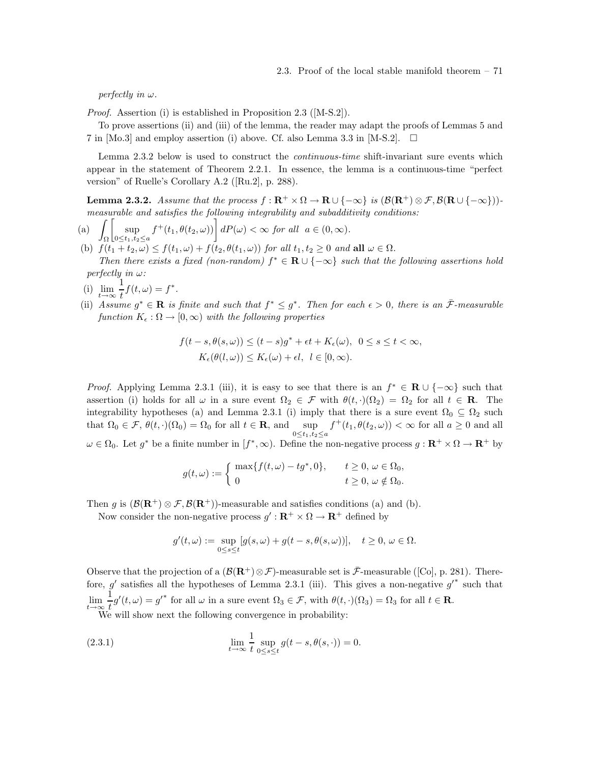*perfectly in $\omega$.*

*Proof.* Assertion (i) is established in Proposition 2.3 ([M-S.2]).

To prove assertions (ii) and (iii) of the lemma, the reader may adapt the proofs of Lemmas 5 and 7 in [Mo.3] and employ assertion (i) above. Cf. also Lemma 3.3 in [M-S.2]. $\square$

Lemma 2.3.2 below is used to construct the *continuous-time* shift-invariant sure events which appear in the statement of Theorem 2.2.1. In essence, the lemma is a continuous-time "perfect version" of Ruelle's Corollary A.2 ([Ru.2], p. 288).

**Lemma 2.3.2.** *Assume that the process $f : \mathbf{R}^+ \times \Omega \to \mathbf{R} \cup \{-\infty\}$ is $(\mathcal{B}(\mathbf{R}^+) \otimes \mathcal{F}, \mathcal{B}(\mathbf{R} \cup \{-\infty\}))$-measurable and satisfies the following integrability and subadditivity conditions:*

(a) $\displaystyle\int_\Omega \left[ \sup_{0 \le t_1, t_2 \le a} f^+(t_1, \theta(t_2, \omega)) \right] dP(\omega) < \infty$ *for all* $a \in (0, \infty)$.

(b) $f(t_1 + t_2, \omega) \le f(t_1, \omega) + f(t_2, \theta(t_1, \omega))$ *for all* $t_1, t_2 \ge 0$ *and* **all** $\omega \in \Omega$.

*Then there exists a fixed (non-random) $f^* \in \mathbf{R} \cup \{-\infty\}$ such that the following assertions hold perfectly in $\omega$:*

(i) $\displaystyle\lim_{t \to \infty} \frac{1}{t} f(t, \omega) = f^*$.

(ii) *Assume $g^* \in \mathbf{R}$ is finite and such that $f^* \le g^*$. Then for each $\epsilon > 0$, there is an $\bar{\mathcal{F}}$-measurable function $K_\epsilon : \Omega \to [0, \infty)$ with the following properties*

$$
\begin{aligned}
f(t - s, \theta(s, \omega)) &\le (t - s) g^* + \epsilon t + K_\epsilon(\omega), \ \ 0 \le s \le t < \infty, \\
K_\epsilon(\theta(l, \omega)) &\le K_\epsilon(\omega) + \epsilon l, \ \ l \in [0, \infty).
\end{aligned}
$$

*Proof.* Applying Lemma 2.3.1 (iii), it is easy to see that there is an $f^* \in \mathbf{R} \cup \{-\infty\}$ such that assertion (i) holds for all $\omega$ in a sure event $\Omega_2 \in \mathcal{F}$ with $\theta(t, \cdot)(\Omega_2) = \Omega_2$ for all $t \in \mathbf{R}$. The integrability hypotheses (a) and Lemma 2.3.1 (i) imply that there is a sure event $\Omega_0 \subseteq \Omega_2$ such that $\Omega_0 \in \mathcal{F}$, $\theta(t, \cdot)(\Omega_0) = \Omega_0$ for all $t \in \mathbf{R}$, and $\displaystyle\sup_{0 \le t_1, t_2 \le a} f^+(t_1, \theta(t_2, \omega)) < \infty$ for all $a \ge 0$ and all $\omega \in \Omega_0$. Let $g^*$ be a finite number in $[f^*, \infty)$. Define the non-negative process $g : \mathbf{R}^+ \times \Omega \to \mathbf{R}^+$ by

$$
g(t, \omega) := \begin{cases} \max\{f(t, \omega) - t g^*, 0\}, & t \ge 0, \ \omega \in \Omega_0, \\ 0 & t \ge 0, \ \omega \notin \Omega_0. \end{cases}
$$

Then $g$ is $(\mathcal{B}(\mathbf{R}^+) \otimes \mathcal{F}, \mathcal{B}(\mathbf{R}^+))$-measurable and satisfies conditions (a) and (b).

Now consider the non-negative process $g' : \mathbf{R}^+ \times \Omega \to \mathbf{R}^+$ defined by

$$
g'(t, \omega) := \sup_{0 \le s \le t} [g(s, \omega) + g(t - s, \theta(s, \omega))], \quad t \ge 0, \ \omega \in \Omega.
$$

Observe that the projection of a $(\mathcal{B}(\mathbf{R}^+) \otimes \mathcal{F})$-measurable set is $\bar{\mathcal{F}}$-measurable ([Co], p. 281). Therefore, $g'$ satisfies all the hypotheses of Lemma 2.3.1 (iii). This gives a non-negative ${g'}^*$ such that $\displaystyle\lim_{t \to \infty} \frac{1}{t} g'(t, \omega) = {g'}^*$ for all $\omega$ in a sure event $\Omega_3 \in \mathcal{F}$, with $\theta(t, \cdot)(\Omega_3) = \Omega_3$ for all $t \in \mathbf{R}$.

We will show next the following convergence in probability:

$$
\lim_{t \to \infty} \frac{1}{t} \sup_{0 \le s \le t} g(t - s, \theta(s, \cdot)) = 0. \tag{2.3.1}
$$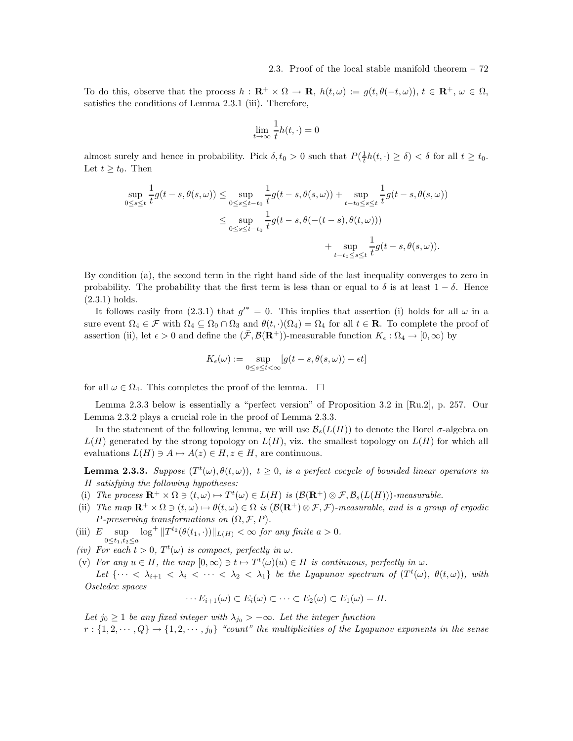To do this, observe that the process $h : \mathbf{R}^+ \times \Omega \to \mathbf{R}$, $h(t, \omega) := g(t, \theta(-t, \omega))$, $t \in \mathbf{R}^+$, $\omega \in \Omega$, satisfies the conditions of Lemma 2.3.1 (iii). Therefore,

$$\lim_{t\to\infty} \frac{1}{t} h(t, \cdot) = 0$$

almost surely and hence in probability. Pick $\delta, t_0 > 0$ such that $P(\frac{1}{t}h(t, \cdot) \geq \delta) < \delta$ for all $t \geq t_0$. Let $t \geq t_0$. Then

$$\begin{aligned}
\sup_{0\leq s\leq t} \frac{1}{t} g(t-s, \theta(s,\omega)) &\leq \sup_{0\leq s\leq t-t_0} \frac{1}{t} g(t-s, \theta(s,\omega)) + \sup_{t-t_0\leq s\leq t} \frac{1}{t} g(t-s, \theta(s,\omega)) \\
&\leq \sup_{0\leq s\leq t-t_0} \frac{1}{t} g(t-s, \theta(-(t-s), \theta(t,\omega))) \\
&\qquad\qquad + \sup_{t-t_0\leq s\leq t} \frac{1}{t} g(t-s, \theta(s,\omega)).
\end{aligned}$$

By condition (a), the second term in the right hand side of the last inequality converges to zero in probability. The probability that the first term is less than or equal to $\delta$ is at least $1-\delta$. Hence (2.3.1) holds.

It follows easily from (2.3.1) that $g'^* = 0$. This implies that assertion (i) holds for all $\omega$ in a sure event $\Omega_4 \in \mathcal{F}$ with $\Omega_4 \subseteq \Omega_0 \cap \Omega_3$ and $\theta(t, \cdot)(\Omega_4) = \Omega_4$ for all $t \in \mathbf{R}$. To complete the proof of assertion (ii), let $\epsilon > 0$ and define the $(\bar{\mathcal{F}}, \mathcal{B}(\mathbf{R}^+))$-measurable function $K_\epsilon : \Omega_4 \to [0, \infty)$ by

$$K_\epsilon(\omega) := \sup_{0\leq s\leq t<\infty} [g(t-s, \theta(s,\omega)) - \epsilon t]$$

for all $\omega \in \Omega_4$. This completes the proof of the lemma. $\square$

Lemma 2.3.3 below is essentially a "perfect version" of Proposition 3.2 in [Ru.2], p. 257. Our Lemma 2.3.2 plays a crucial role in the proof of Lemma 2.3.3.

In the statement of the following lemma, we will use $\mathcal{B}_s(L(H))$ to denote the Borel $\sigma$-algebra on $L(H)$ generated by the strong topology on $L(H)$, viz. the smallest topology on $L(H)$ for which all evaluations $L(H) \ni A \mapsto A(z) \in H, z \in H$, are continuous.

**Lemma 2.3.3.** *Suppose $(T^t(\omega), \theta(t,\omega))$, $t \geq 0$, is a perfect cocycle of bounded linear operators in $H$ satisfying the following hypotheses:*

(i) *The process $\mathbf{R}^+ \times \Omega \ni (t,\omega) \mapsto T^t(\omega) \in L(H)$ is $(\mathcal{B}(\mathbf{R}^+) \otimes \mathcal{F}, \mathcal{B}_s(L(H)))$-measurable.*

(ii) *The map $\mathbf{R}^+ \times \Omega \ni (t,\omega) \mapsto \theta(t,\omega) \in \Omega$ is $(\mathcal{B}(\mathbf{R}^+) \otimes \mathcal{F}, \mathcal{F})$-measurable, and is a group of ergodic $P$-preserving transformations on $(\Omega, \mathcal{F}, P)$.*

(iii) *$E \sup_{0\leq t_1,t_2\leq a} \log^+ \|T^{t_2}(\theta(t_1, \cdot))\|_{L(H)} < \infty$ for any finite $a > 0$.*

(iv) *For each $t > 0$, $T^t(\omega)$ is compact, perfectly in $\omega$.*

(v) *For any $u \in H$, the map $[0, \infty) \ni t \mapsto T^t(\omega)(u) \in H$ is continuous, perfectly in $\omega$.*

*Let $\{\cdots < \lambda_{i+1} < \lambda_i < \cdots < \lambda_2 < \lambda_1\}$ be the Lyapunov spectrum of $(T^t(\omega), \theta(t,\omega))$, with Oseledec spaces*

$$\cdots E_{i+1}(\omega) \subset E_i(\omega) \subset \cdots \subset E_2(\omega) \subset E_1(\omega) = H.$$

*Let $j_0 \geq 1$ be any fixed integer with $\lambda_{j_0} > -\infty$. Let the integer function $r : \{1, 2, \cdots, Q\} \to \{1, 2, \cdots, j_0\}$ "count" the multiplicities of the Lyapunov exponents in the sense*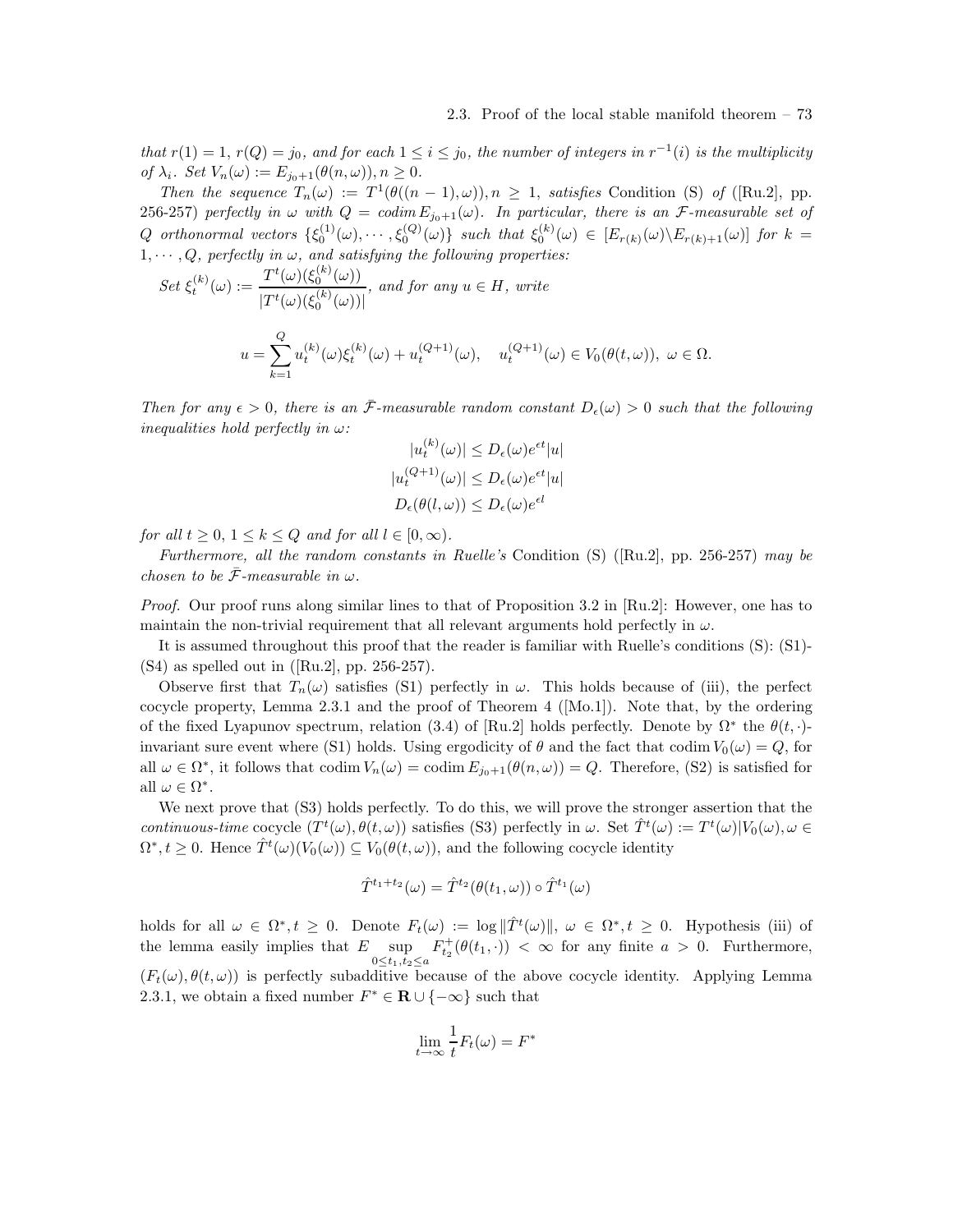*that $r(1) = 1$, $r(Q) = j_0$, and for each $1 \le i \le j_0$, the number of integers in $r^{-1}(i)$ is the multiplicity of $\lambda_i$. Set $V_n(\omega) := E_{j_0+1}(\theta(n,\omega)), n \ge 0$.*

*Then the sequence $T_n(\omega) := T^1(\theta((n-1),\omega)), n \ge 1$, satisfies* Condition (S) *of* ([Ru.2], pp. 256-257) *perfectly in $\omega$ with $Q = codim\, E_{j_0+1}(\omega)$. In particular, there is an $\mathcal{F}$-measurable set of $Q$ orthonormal vectors $\{\xi_0^{(1)}(\omega), \cdots, \xi_0^{(Q)}(\omega)\}$ such that $\xi_0^{(k)}(\omega) \in [E_{r(k)}(\omega) \backslash E_{r(k)+1}(\omega)]$ for $k = 1, \cdots, Q$, perfectly in $\omega$, and satisfying the following properties:*

*Set* $\xi_t^{(k)}(\omega) := \dfrac{T^t(\omega)(\xi_0^{(k)}(\omega))}{|T^t(\omega)(\xi_0^{(k)}(\omega))|}$*, and for any $u \in H$, write*

$$u = \sum_{k=1}^{Q} u_t^{(k)}(\omega)\xi_t^{(k)}(\omega) + u_t^{(Q+1)}(\omega), \quad u_t^{(Q+1)}(\omega) \in V_0(\theta(t,\omega)),\ \omega \in \Omega.$$

*Then for any $\epsilon > 0$, there is an $\bar{\mathcal{F}}$-measurable random constant $D_\epsilon(\omega) > 0$ such that the following inequalities hold perfectly in $\omega$:*

$$|u_t^{(k)}(\omega)| \le D_\epsilon(\omega)e^{\epsilon t}|u|$$
$$|u_t^{(Q+1)}(\omega)| \le D_\epsilon(\omega)e^{\epsilon t}|u|$$
$$D_\epsilon(\theta(l,\omega)) \le D_\epsilon(\omega)e^{\epsilon l}$$

*for all $t \ge 0$, $1 \le k \le Q$ and for all $l \in [0,\infty)$.*

*Furthermore, all the random constants in Ruelle's* Condition (S) *([Ru.2], pp. 256-257) may be chosen to be $\bar{\mathcal{F}}$-measurable in $\omega$.*

*Proof.* Our proof runs along similar lines to that of Proposition 3.2 in [Ru.2]: However, one has to maintain the non-trivial requirement that all relevant arguments hold perfectly in $\omega$.

It is assumed throughout this proof that the reader is familiar with Ruelle's conditions (S): (S1)-(S4) as spelled out in ([Ru.2], pp. 256-257).

Observe first that $T_n(\omega)$ satisfies (S1) perfectly in $\omega$. This holds because of (iii), the perfect cocycle property, Lemma 2.3.1 and the proof of Theorem 4 ([Mo.1]). Note that, by the ordering of the fixed Lyapunov spectrum, relation (3.4) of [Ru.2] holds perfectly. Denote by $\Omega^*$ the $\theta(t,\cdot)$-invariant sure event where (S1) holds. Using ergodicity of $\theta$ and the fact that $\operatorname{codim} V_0(\omega) = Q$, for all $\omega \in \Omega^*$, it follows that $\operatorname{codim} V_n(\omega) = \operatorname{codim} E_{j_0+1}(\theta(n,\omega)) = Q$. Therefore, (S2) is satisfied for all $\omega \in \Omega^*$.

We next prove that (S3) holds perfectly. To do this, we will prove the stronger assertion that the *continuous-time* cocycle $(T^t(\omega), \theta(t,\omega))$ satisfies (S3) perfectly in $\omega$. Set $\hat{T}^t(\omega) := T^t(\omega)|V_0(\omega), \omega \in \Omega^*, t \ge 0$. Hence $\hat{T}^t(\omega)(V_0(\omega)) \subseteq V_0(\theta(t,\omega))$, and the following cocycle identity

$$\hat{T}^{t_1+t_2}(\omega) = \hat{T}^{t_2}(\theta(t_1,\omega)) \circ \hat{T}^{t_1}(\omega)$$

holds for all $\omega \in \Omega^*, t \ge 0$. Denote $F_t(\omega) := \log \|\hat{T}^t(\omega)\|,\ \omega \in \Omega^*, t \ge 0$. Hypothesis (iii) of the lemma easily implies that $E \sup_{0 \le t_1, t_2 \le a} F_{t_2}^+(\theta(t_1,\cdot)) < \infty$ for any finite $a > 0$. Furthermore, $(F_t(\omega), \theta(t,\omega))$ is perfectly subadditive because of the above cocycle identity. Applying Lemma 2.3.1, we obtain a fixed number $F^* \in \mathbf{R} \cup \{-\infty\}$ such that

$$\lim_{t\to\infty} \frac{1}{t} F_t(\omega) = F^*$$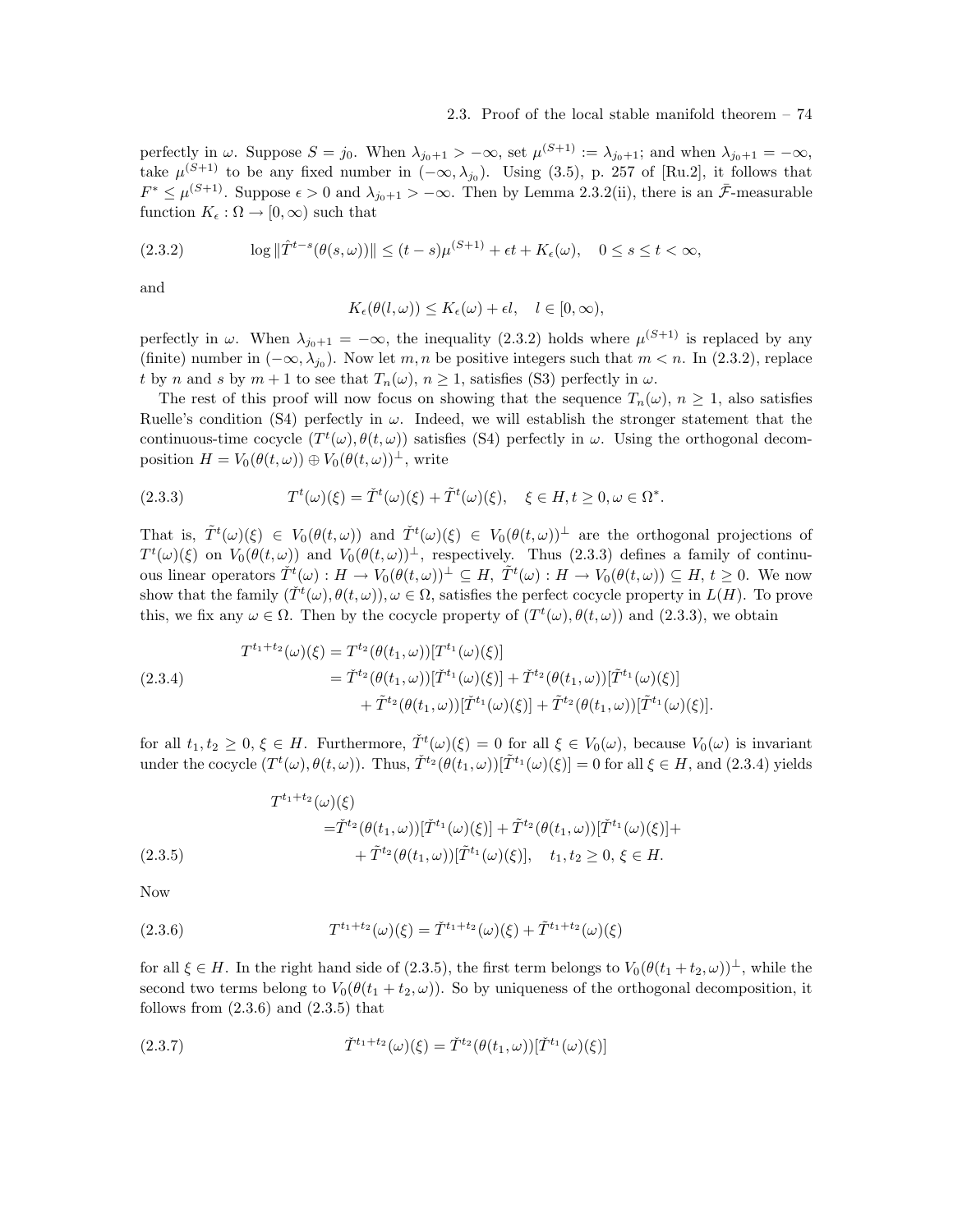perfectly in $\omega$. Suppose $S = j_0$. When $\lambda_{j_0+1} > -\infty$, set $\mu^{(S+1)} := \lambda_{j_0+1}$; and when $\lambda_{j_0+1} = -\infty$, take $\mu^{(S+1)}$ to be any fixed number in $(-\infty, \lambda_{j_0})$. Using (3.5), p. 257 of [Ru.2], it follows that $F^* \leq \mu^{(S+1)}$. Suppose $\epsilon > 0$ and $\lambda_{j_0+1} > -\infty$. Then by Lemma 2.3.2(ii), there is an $\bar{\mathcal{F}}$-measurable function $K_\epsilon : \Omega \to [0, \infty)$ such that

$$\log \|\hat{T}^{t-s}(\theta(s,\omega))\| \leq (t-s)\mu^{(S+1)} + \epsilon t + K_\epsilon(\omega), \quad 0 \leq s \leq t < \infty, \tag{2.3.2}$$

and

$$K_\epsilon(\theta(l,\omega)) \leq K_\epsilon(\omega) + \epsilon l, \quad l \in [0,\infty),$$

perfectly in $\omega$. When $\lambda_{j_0+1} = -\infty$, the inequality (2.3.2) holds where $\mu^{(S+1)}$ is replaced by any (finite) number in $(-\infty, \lambda_{j_0})$. Now let $m, n$ be positive integers such that $m < n$. In (2.3.2), replace $t$ by $n$ and $s$ by $m+1$ to see that $T_n(\omega)$, $n \geq 1$, satisfies (S3) perfectly in $\omega$.

The rest of this proof will now focus on showing that the sequence $T_n(\omega)$, $n \geq 1$, also satisfies Ruelle's condition (S4) perfectly in $\omega$. Indeed, we will establish the stronger statement that the continuous-time cocycle $(T^t(\omega), \theta(t,\omega))$ satisfies (S4) perfectly in $\omega$. Using the orthogonal decomposition $H = V_0(\theta(t,\omega)) \oplus V_0(\theta(t,\omega))^\perp$, write

$$T^t(\omega)(\xi) = \check{T}^t(\omega)(\xi) + \tilde{T}^t(\omega)(\xi), \quad \xi \in H, t \geq 0, \omega \in \Omega^*. \tag{2.3.3}$$

That is, $\tilde{T}^t(\omega)(\xi) \in V_0(\theta(t,\omega))$ and $\check{T}^t(\omega)(\xi) \in V_0(\theta(t,\omega))^\perp$ are the orthogonal projections of $T^t(\omega)(\xi)$ on $V_0(\theta(t,\omega))$ and $V_0(\theta(t,\omega))^\perp$, respectively. Thus (2.3.3) defines a family of continuous linear operators $\check{T}^t(\omega) : H \to V_0(\theta(t,\omega))^\perp \subseteq H$, $\tilde{T}^t(\omega) : H \to V_0(\theta(t,\omega)) \subseteq H$, $t \geq 0$. We now show that the family $(\check{T}^t(\omega), \theta(t,\omega)), \omega \in \Omega$, satisfies the perfect cocycle property in $L(H)$. To prove this, we fix any $\omega \in \Omega$. Then by the cocycle property of $(T^t(\omega), \theta(t,\omega))$ and (2.3.3), we obtain

$$\begin{aligned} T^{t_1+t_2}(\omega)(\xi) &= T^{t_2}(\theta(t_1,\omega))[T^{t_1}(\omega)(\xi)] \\ &= \check{T}^{t_2}(\theta(t_1,\omega))[\check{T}^{t_1}(\omega)(\xi)] + \check{T}^{t_2}(\theta(t_1,\omega))[\tilde{T}^{t_1}(\omega)(\xi)] \\ &\quad + \tilde{T}^{t_2}(\theta(t_1,\omega))[\check{T}^{t_1}(\omega)(\xi)] + \tilde{T}^{t_2}(\theta(t_1,\omega))[\tilde{T}^{t_1}(\omega)(\xi)]. \end{aligned} \tag{2.3.4}$$

for all $t_1, t_2 \geq 0$, $\xi \in H$. Furthermore, $\check{T}^t(\omega)(\xi) = 0$ for all $\xi \in V_0(\omega)$, because $V_0(\omega)$ is invariant under the cocycle $(T^t(\omega), \theta(t,\omega))$. Thus, $\check{T}^{t_2}(\theta(t_1,\omega))[\tilde{T}^{t_1}(\omega)(\xi)] = 0$ for all $\xi \in H$, and (2.3.4) yields

$$\begin{aligned} &T^{t_1+t_2}(\omega)(\xi) \\ &= \check{T}^{t_2}(\theta(t_1,\omega))[\check{T}^{t_1}(\omega)(\xi)] + \tilde{T}^{t_2}(\theta(t_1,\omega))[\check{T}^{t_1}(\omega)(\xi)] + \\ &\qquad + \tilde{T}^{t_2}(\theta(t_1,\omega))[\tilde{T}^{t_1}(\omega)(\xi)], \quad t_1, t_2 \geq 0, \, \xi \in H. \end{aligned} \tag{2.3.5}$$

Now

$$T^{t_1+t_2}(\omega)(\xi) = \check{T}^{t_1+t_2}(\omega)(\xi) + \tilde{T}^{t_1+t_2}(\omega)(\xi) \tag{2.3.6}$$

for all $\xi \in H$. In the right hand side of (2.3.5), the first term belongs to $V_0(\theta(t_1+t_2,\omega))^\perp$, while the second two terms belong to $V_0(\theta(t_1+t_2,\omega))$. So by uniqueness of the orthogonal decomposition, it follows from (2.3.6) and (2.3.5) that

$$\check{T}^{t_1+t_2}(\omega)(\xi) = \check{T}^{t_2}(\theta(t_1,\omega))[\check{T}^{t_1}(\omega)(\xi)] \tag{2.3.7}$$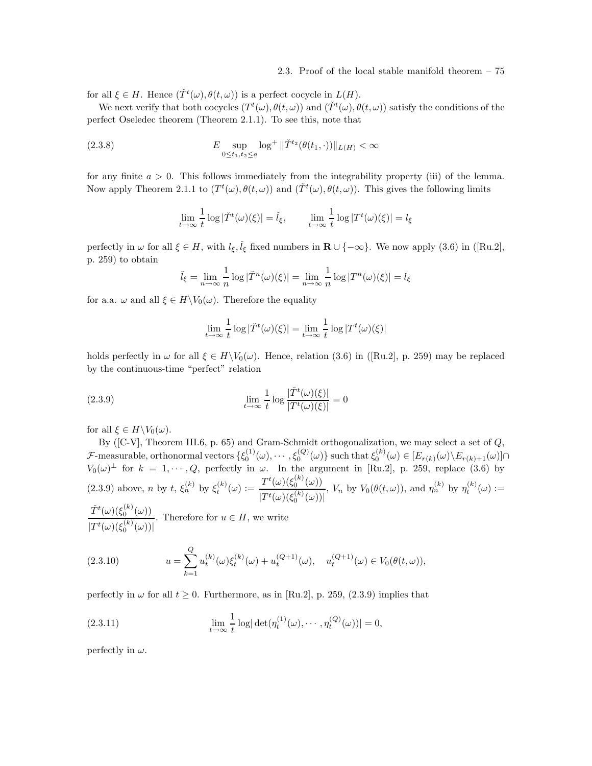for all $\xi \in H$. Hence $(\check{T}^t(\omega), \theta(t,\omega))$ is a perfect cocycle in $L(H)$.

We next verify that both cocycles $(T^t(\omega), \theta(t,\omega))$ and $(\check{T}^t(\omega), \theta(t,\omega))$ satisfy the conditions of the perfect Oseledec theorem (Theorem 2.1.1). To see this, note that

$$E \sup_{0 \le t_1, t_2 \le a} \log^+ \|\check{T}^{t_2}(\theta(t_1, \cdot))\|_{L(H)} < \infty \tag{2.3.8}$$

for any finite $a > 0$. This follows immediately from the integrability property (iii) of the lemma. Now apply Theorem 2.1.1 to $(T^t(\omega), \theta(t,\omega))$ and $(\check{T}^t(\omega), \theta(t,\omega))$. This gives the following limits

$$\lim_{t\to\infty} \frac{1}{t} \log |\check{T}^t(\omega)(\xi)| = \check{l}_\xi, \qquad \lim_{t\to\infty} \frac{1}{t} \log |T^t(\omega)(\xi)| = l_\xi$$

perfectly in $\omega$ for all $\xi \in H$, with $l_\xi, \check{l}_\xi$ fixed numbers in $\mathbf{R} \cup \{-\infty\}$. We now apply (3.6) in ([Ru.2], p. 259) to obtain

$$\check{l}_\xi = \lim_{n\to\infty} \frac{1}{n} \log |\check{T}^n(\omega)(\xi)| = \lim_{n\to\infty} \frac{1}{n} \log |T^n(\omega)(\xi)| = l_\xi$$

for a.a. $\omega$ and all $\xi \in H \backslash V_0(\omega)$. Therefore the equality

$$\lim_{t\to\infty} \frac{1}{t} \log |\check{T}^t(\omega)(\xi)| = \lim_{t\to\infty} \frac{1}{t} \log |T^t(\omega)(\xi)|$$

holds perfectly in $\omega$ for all $\xi \in H \backslash V_0(\omega)$. Hence, relation (3.6) in ([Ru.2], p. 259) may be replaced by the continuous-time "perfect" relation

$$\lim_{t\to\infty} \frac{1}{t} \log \frac{|\check{T}^t(\omega)(\xi)|}{|T^t(\omega)(\xi)|} = 0 \tag{2.3.9}$$

for all $\xi \in H \backslash V_0(\omega)$.

By ([C-V], Theorem III.6, p. 65) and Gram-Schmidt orthogonalization, we may select a set of $Q$, $\mathcal{F}$-measurable, orthonormal vectors $\{\xi_0^{(1)}(\omega), \cdots, \xi_0^{(Q)}(\omega)\}$ such that $\xi_0^{(k)}(\omega) \in [E_{r(k)}(\omega) \backslash E_{r(k)+1}(\omega)] \cap V_0(\omega)^\perp$ for $k = 1, \cdots, Q$, perfectly in $\omega$. In the argument in [Ru.2], p. 259, replace (3.6) by (2.3.9) above, $n$ by $t$, $\xi_n^{(k)}$ by $\xi_t^{(k)}(\omega) := \dfrac{T^t(\omega)(\xi_0^{(k)}(\omega))}{|T^t(\omega)(\xi_0^{(k)}(\omega))|}$, $V_n$ by $V_0(\theta(t,\omega))$, and $\eta_n^{(k)}$ by $\eta_t^{(k)}(\omega) := \dfrac{\check{T}^t(\omega)(\xi_0^{(k)}(\omega))}{|T^t(\omega)(\xi_0^{(k)}(\omega))|}$. Therefore for $u \in H$, we write

$$u = \sum_{k=1}^{Q} u_t^{(k)}(\omega)\xi_t^{(k)}(\omega) + u_t^{(Q+1)}(\omega), \quad u_t^{(Q+1)}(\omega) \in V_0(\theta(t,\omega)), \tag{2.3.10}$$

perfectly in $\omega$ for all $t \ge 0$. Furthermore, as in [Ru.2], p. 259, (2.3.9) implies that

$$\lim_{t\to\infty} \frac{1}{t} \log |\det(\eta_t^{(1)}(\omega), \cdots, \eta_t^{(Q)}(\omega))| = 0, \tag{2.3.11}$$

perfectly in $\omega$.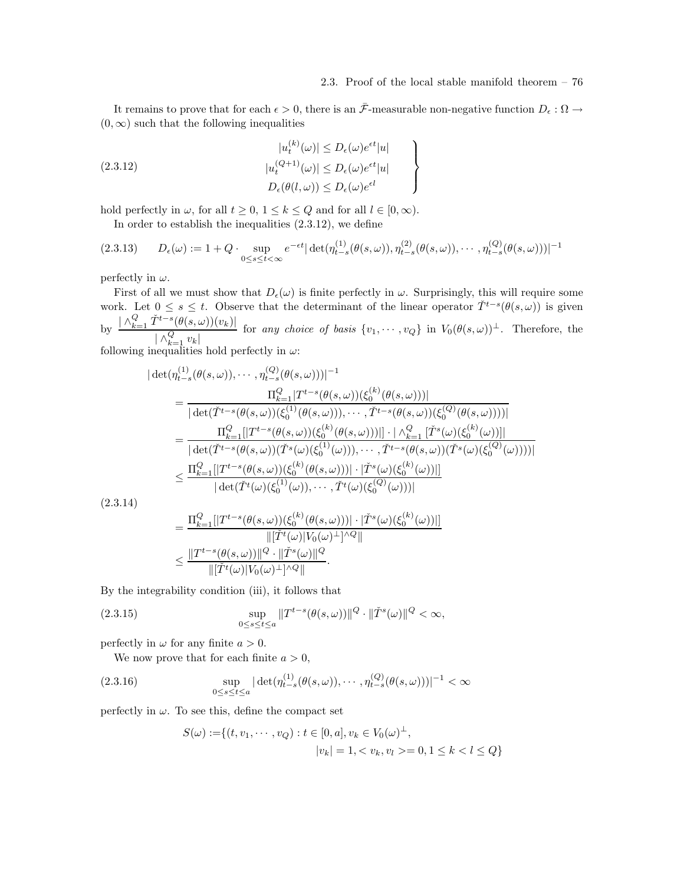It remains to prove that for each $\epsilon > 0$, there is an $\bar{\mathcal{F}}$-measurable non-negative function $D_\epsilon : \Omega \to (0, \infty)$ such that the following inequalities

$$
\left.\begin{aligned}
|u_t^{(k)}(\omega)| &\leq D_\epsilon(\omega) e^{\epsilon t} |u| \\
|u_t^{(Q+1)}(\omega)| &\leq D_\epsilon(\omega) e^{\epsilon t} |u| \\
D_\epsilon(\theta(l, \omega)) &\leq D_\epsilon(\omega) e^{\epsilon l}
\end{aligned}\right\} \tag{2.3.12}
$$

hold perfectly in $\omega$, for all $t \geq 0$, $1 \leq k \leq Q$ and for all $l \in [0, \infty)$.

In order to establish the inequalities (2.3.12), we define

$$
D_\epsilon(\omega) := 1 + Q \cdot \sup_{0 \leq s \leq t < \infty} e^{-\epsilon t} |\det(\eta_{t-s}^{(1)}(\theta(s,\omega)), \eta_{t-s}^{(2)}(\theta(s,\omega)), \cdots, \eta_{t-s}^{(Q)}(\theta(s,\omega)))|^{-1} \tag{2.3.13}
$$

perfectly in $\omega$.

First of all we must show that $D_\epsilon(\omega)$ is finite perfectly in $\omega$. Surprisingly, this will require some work. Let $0 \leq s \leq t$. Observe that the determinant of the linear operator $\check{T}^{t-s}(\theta(s,\omega))$ is given by $\frac{|\wedge_{k=1}^{Q} \check{T}^{t-s}(\theta(s,\omega))(v_k)|}{|\wedge_{k=1}^{Q} v_k|}$ for *any choice of basis* $\{v_1, \cdots, v_Q\}$ in $V_0(\theta(s,\omega))^\perp$. Therefore, the following inequalities hold perfectly in $\omega$:

$$
\begin{aligned}
&|\det(\eta_{t-s}^{(1)}(\theta(s,\omega)), \cdots, \eta_{t-s}^{(Q)}(\theta(s,\omega)))|^{-1} \\
&= \frac{\Pi_{k=1}^{Q} |T^{t-s}(\theta(s,\omega))(\xi_0^{(k)}(\theta(s,\omega)))|}{|\det(\check{T}^{t-s}(\theta(s,\omega))(\xi_0^{(1)}(\theta(s,\omega))), \cdots, \check{T}^{t-s}(\theta(s,\omega))(\xi_0^{(Q)}(\theta(s,\omega))))|} \\
&= \frac{\Pi_{k=1}^{Q} [|T^{t-s}(\theta(s,\omega))(\xi_0^{(k)}(\theta(s,\omega)))|] \cdot |\wedge_{k=1}^{Q} [\check{T}^s(\omega)(\xi_0^{(k)}(\omega))]|}{|\det(\check{T}^{t-s}(\theta(s,\omega))(\check{T}^s(\omega)(\xi_0^{(1)}(\omega))), \cdots, \check{T}^{t-s}(\theta(s,\omega))(\check{T}^s(\omega)(\xi_0^{(Q)}(\omega))))|} \\
&\leq \frac{\Pi_{k=1}^{Q} [|T^{t-s}(\theta(s,\omega))(\xi_0^{(k)}(\theta(s,\omega)))| \cdot |\check{T}^s(\omega)(\xi_0^{(k)}(\omega))|]}{|\det(\check{T}^t(\omega)(\xi_0^{(1)}(\omega)), \cdots, \check{T}^t(\omega)(\xi_0^{(Q)}(\omega)))|} \\
&= \frac{\Pi_{k=1}^{Q} [|T^{t-s}(\theta(s,\omega))(\xi_0^{(k)}(\theta(s,\omega)))| \cdot |\check{T}^s(\omega)(\xi_0^{(k)}(\omega))|]}{\|[\check{T}^t(\omega)|V_0(\omega)^\perp]^{\wedge Q}\|} \\
&\leq \frac{\|T^{t-s}(\theta(s,\omega))\|^Q \cdot \|\check{T}^s(\omega)\|^Q}{\|[\check{T}^t(\omega)|V_0(\omega)^\perp]^{\wedge Q}\|}.
\end{aligned} \tag{2.3.14}
$$

By the integrability condition (iii), it follows that

$$
\sup_{0 \leq s \leq t \leq a} \|T^{t-s}(\theta(s,\omega))\|^Q \cdot \|\check{T}^s(\omega)\|^Q < \infty, \tag{2.3.15}
$$

perfectly in $\omega$ for any finite $a > 0$.

We now prove that for each finite $a > 0$,

$$
\sup_{0 \leq s \leq t \leq a} |\det(\eta_{t-s}^{(1)}(\theta(s,\omega)), \cdots, \eta_{t-s}^{(Q)}(\theta(s,\omega)))|^{-1} < \infty \tag{2.3.16}
$$

perfectly in $\omega$. To see this, define the compact set

$$
\begin{aligned}
S(\omega) := \{(t, v_1, \cdots, v_Q) : t \in [0, a], v_k \in V_0(\omega)^\perp, \\
|v_k| = 1, < v_k, v_l >= 0, 1 \leq k < l \leq Q\}
\end{aligned}
$$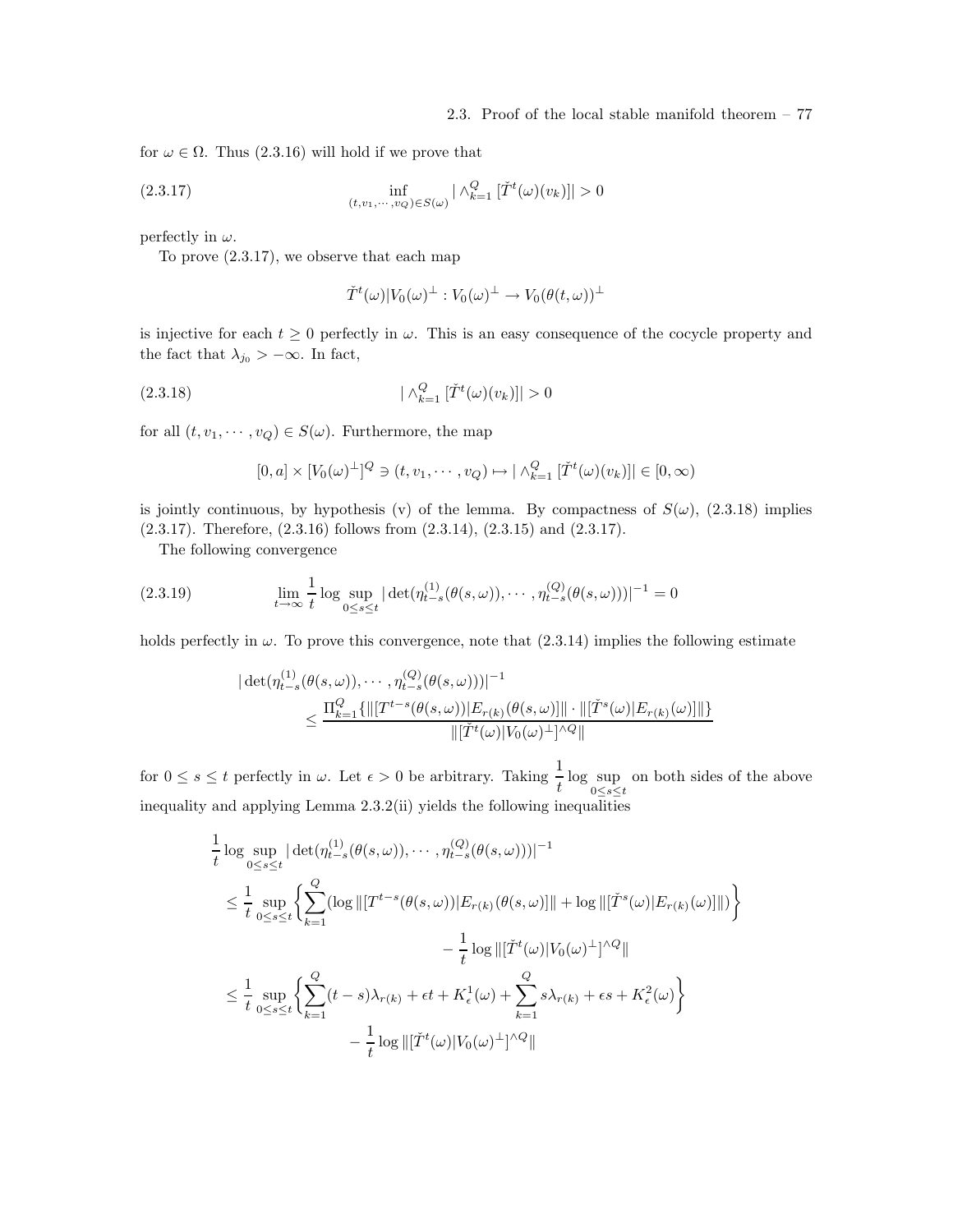for $\omega \in \Omega$. Thus (2.3.16) will hold if we prove that

$$\inf_{(t,v_1,\cdots,v_Q)\in S(\omega)} |\wedge_{k=1}^{Q} [\check{T}^t(\omega)(v_k)]| > 0 \tag{2.3.17}$$

perfectly in $\omega$.

To prove (2.3.17), we observe that each map

$$\check{T}^t(\omega)|V_0(\omega)^\perp : V_0(\omega)^\perp \to V_0(\theta(t,\omega))^\perp$$

is injective for each $t \geq 0$ perfectly in $\omega$. This is an easy consequence of the cocycle property and the fact that $\lambda_{j_0} > -\infty$. In fact,

$$|\wedge_{k=1}^{Q} [\check{T}^t(\omega)(v_k)]| > 0 \tag{2.3.18}$$

for all $(t, v_1, \cdots, v_Q) \in S(\omega)$. Furthermore, the map

$$[0,a] \times [V_0(\omega)^\perp]^Q \ni (t, v_1, \cdots, v_Q) \mapsto |\wedge_{k=1}^{Q} [\check{T}^t(\omega)(v_k)]| \in [0,\infty)$$

is jointly continuous, by hypothesis (v) of the lemma. By compactness of $S(\omega)$, (2.3.18) implies (2.3.17). Therefore, (2.3.16) follows from (2.3.14), (2.3.15) and (2.3.17).

The following convergence

$$\lim_{t\to\infty} \frac{1}{t} \log \sup_{0\leq s\leq t} |\det(\eta_{t-s}^{(1)}(\theta(s,\omega)), \cdots, \eta_{t-s}^{(Q)}(\theta(s,\omega)))|^{-1} = 0 \tag{2.3.19}$$

holds perfectly in $\omega$. To prove this convergence, note that (2.3.14) implies the following estimate

$$\begin{aligned}
&|\det(\eta_{t-s}^{(1)}(\theta(s,\omega)), \cdots, \eta_{t-s}^{(Q)}(\theta(s,\omega)))|^{-1} \\
&\qquad \leq \frac{\Pi_{k=1}^{Q}\{\|[T^{t-s}(\theta(s,\omega))|E_{r(k)}(\theta(s,\omega)]\| \cdot \|[\check{T}^s(\omega)|E_{r(k)}(\omega)]\|\}}{\|[\check{T}^t(\omega)|V_0(\omega)^\perp]^{\wedge Q}\|}
\end{aligned}$$

for $0 \leq s \leq t$ perfectly in $\omega$. Let $\epsilon > 0$ be arbitrary. Taking $\dfrac{1}{t}\log \sup\limits_{0\leq s\leq t}$ on both sides of the above inequality and applying Lemma 2.3.2(ii) yields the following inequalities

$$\begin{aligned}
&\frac{1}{t}\log \sup_{0\leq s\leq t} |\det(\eta_{t-s}^{(1)}(\theta(s,\omega)), \cdots, \eta_{t-s}^{(Q)}(\theta(s,\omega)))|^{-1} \\
&\leq \frac{1}{t}\sup_{0\leq s\leq t}\left\{\sum_{k=1}^{Q}(\log\|[T^{t-s}(\theta(s,\omega))|E_{r(k)}(\theta(s,\omega)]\| + \log\|[\check{T}^s(\omega)|E_{r(k)}(\omega)]\|)\right\} \\
&\qquad\qquad\qquad\qquad\qquad\qquad - \frac{1}{t}\log\|[\check{T}^t(\omega)|V_0(\omega)^\perp]^{\wedge Q}\| \\
&\leq \frac{1}{t}\sup_{0\leq s\leq t}\left\{\sum_{k=1}^{Q}(t-s)\lambda_{r(k)} + \epsilon t + K_\epsilon^1(\omega) + \sum_{k=1}^{Q} s\lambda_{r(k)} + \epsilon s + K_\epsilon^2(\omega)\right\} \\
&\qquad\qquad\qquad - \frac{1}{t}\log\|[\check{T}^t(\omega)|V_0(\omega)^\perp]^{\wedge Q}\|
\end{aligned}$$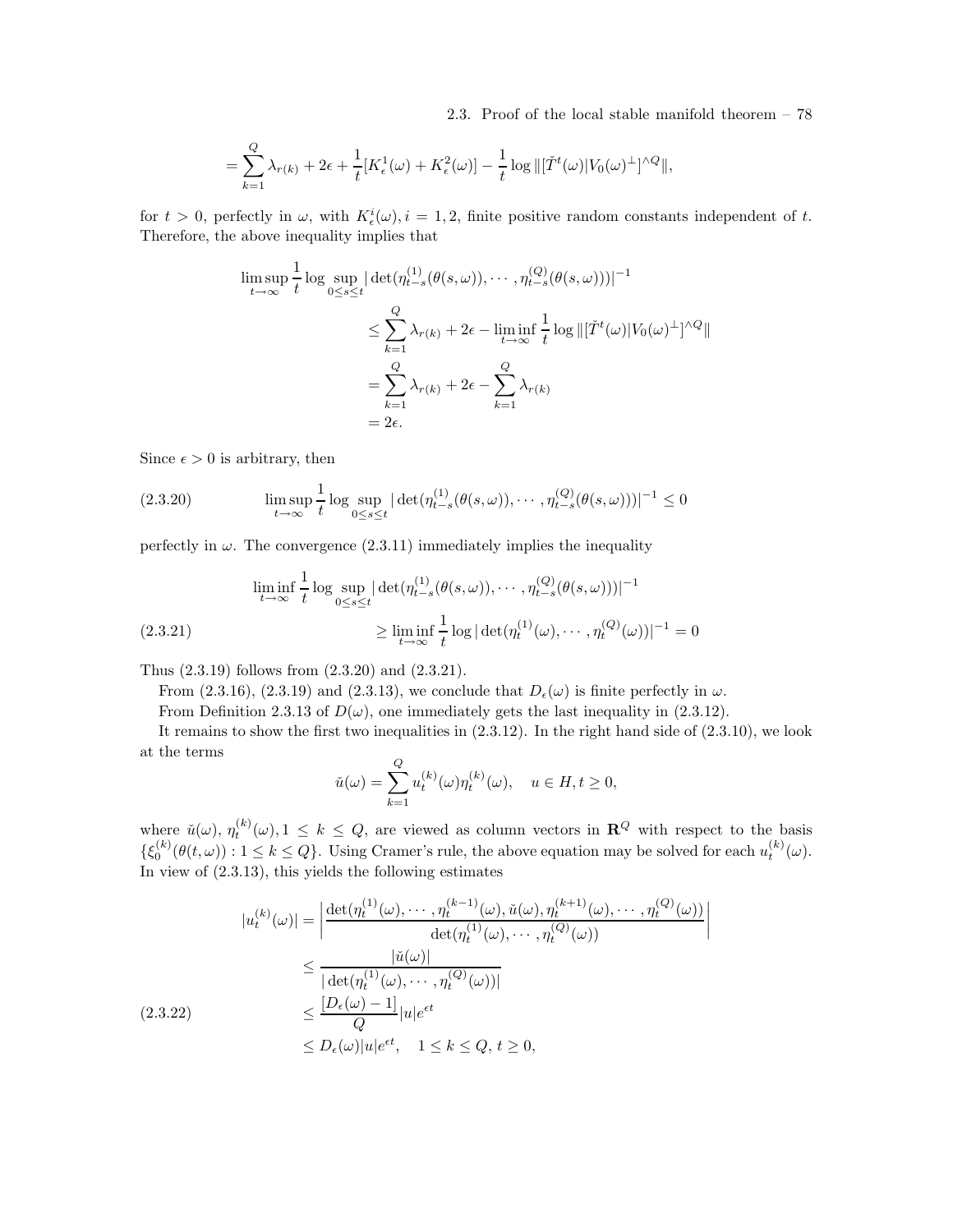$$= \sum_{k=1}^{Q} \lambda_{r(k)} + 2\epsilon + \frac{1}{t}[K_\epsilon^1(\omega) + K_\epsilon^2(\omega)] - \frac{1}{t} \log \|[\check{T}^t(\omega)|V_0(\omega)^\perp]^{\wedge Q}\|,$$

for $t > 0$, perfectly in $\omega$, with $K_\epsilon^i(\omega), i = 1, 2$, finite positive random constants independent of $t$. Therefore, the above inequality implies that

$$\begin{aligned}
\limsup_{t\to\infty} \frac{1}{t} \log \sup_{0\le s\le t} |\det(\eta_{t-s}^{(1)}(\theta(s,\omega)), \cdots, \eta_{t-s}^{(Q)}(\theta(s,\omega)))|^{-1} \\
&\le \sum_{k=1}^{Q} \lambda_{r(k)} + 2\epsilon - \liminf_{t\to\infty} \frac{1}{t} \log \|[\check{T}^t(\omega)|V_0(\omega)^\perp]^{\wedge Q}\| \\
&= \sum_{k=1}^{Q} \lambda_{r(k)} + 2\epsilon - \sum_{k=1}^{Q} \lambda_{r(k)} \\
&= 2\epsilon.
\end{aligned}$$

Since $\epsilon > 0$ is arbitrary, then

$$\limsup_{t\to\infty} \frac{1}{t} \log \sup_{0\le s\le t} |\det(\eta_{t-s}^{(1)}(\theta(s,\omega)), \cdots, \eta_{t-s}^{(Q)}(\theta(s,\omega)))|^{-1} \le 0 \tag{2.3.20}$$

perfectly in $\omega$. The convergence (2.3.11) immediately implies the inequality

$$\begin{aligned}
\liminf_{t\to\infty} \frac{1}{t} \log \sup_{0\le s\le t} |\det(\eta_{t-s}^{(1)}(\theta(s,\omega)), \cdots, \eta_{t-s}^{(Q)}(\theta(s,\omega)))|^{-1} \\
\ge \liminf_{t\to\infty} \frac{1}{t} \log |\det(\eta_t^{(1)}(\omega), \cdots, \eta_t^{(Q)}(\omega))|^{-1} = 0
\end{aligned} \tag{2.3.21}$$

Thus (2.3.19) follows from (2.3.20) and (2.3.21).

From (2.3.16), (2.3.19) and (2.3.13), we conclude that $D_\epsilon(\omega)$ is finite perfectly in $\omega$.

From Definition 2.3.13 of $D(\omega)$, one immediately gets the last inequality in (2.3.12).

It remains to show the first two inequalities in (2.3.12). In the right hand side of (2.3.10), we look at the terms

$$\check{u}(\omega) = \sum_{k=1}^{Q} u_t^{(k)}(\omega) \eta_t^{(k)}(\omega), \quad u \in H, t \ge 0,$$

where $\check{u}(\omega)$, $\eta_t^{(k)}(\omega), 1 \le k \le Q$, are viewed as column vectors in $\mathbf{R}^Q$ with respect to the basis $\{\xi_0^{(k)}(\theta(t,\omega)) : 1 \le k \le Q\}$. Using Cramer's rule, the above equation may be solved for each $u_t^{(k)}(\omega)$. In view of (2.3.13), this yields the following estimates

$$\begin{aligned}
|u_t^{(k)}(\omega)| &= \left| \frac{\det(\eta_t^{(1)}(\omega), \cdots, \eta_t^{(k-1)}(\omega), \check{u}(\omega), \eta_t^{(k+1)}(\omega), \cdots, \eta_t^{(Q)}(\omega))}{\det(\eta_t^{(1)}(\omega), \cdots, \eta_t^{(Q)}(\omega))} \right| \\
&\le \frac{|\check{u}(\omega)|}{|\det(\eta_t^{(1)}(\omega), \cdots, \eta_t^{(Q)}(\omega))|} \\
&\le \frac{[D_\epsilon(\omega) - 1]}{Q} |u| e^{\epsilon t} \\
&\le D_\epsilon(\omega) |u| e^{\epsilon t}, \quad 1 \le k \le Q, \, t \ge 0,
\end{aligned} \tag{2.3.22}$$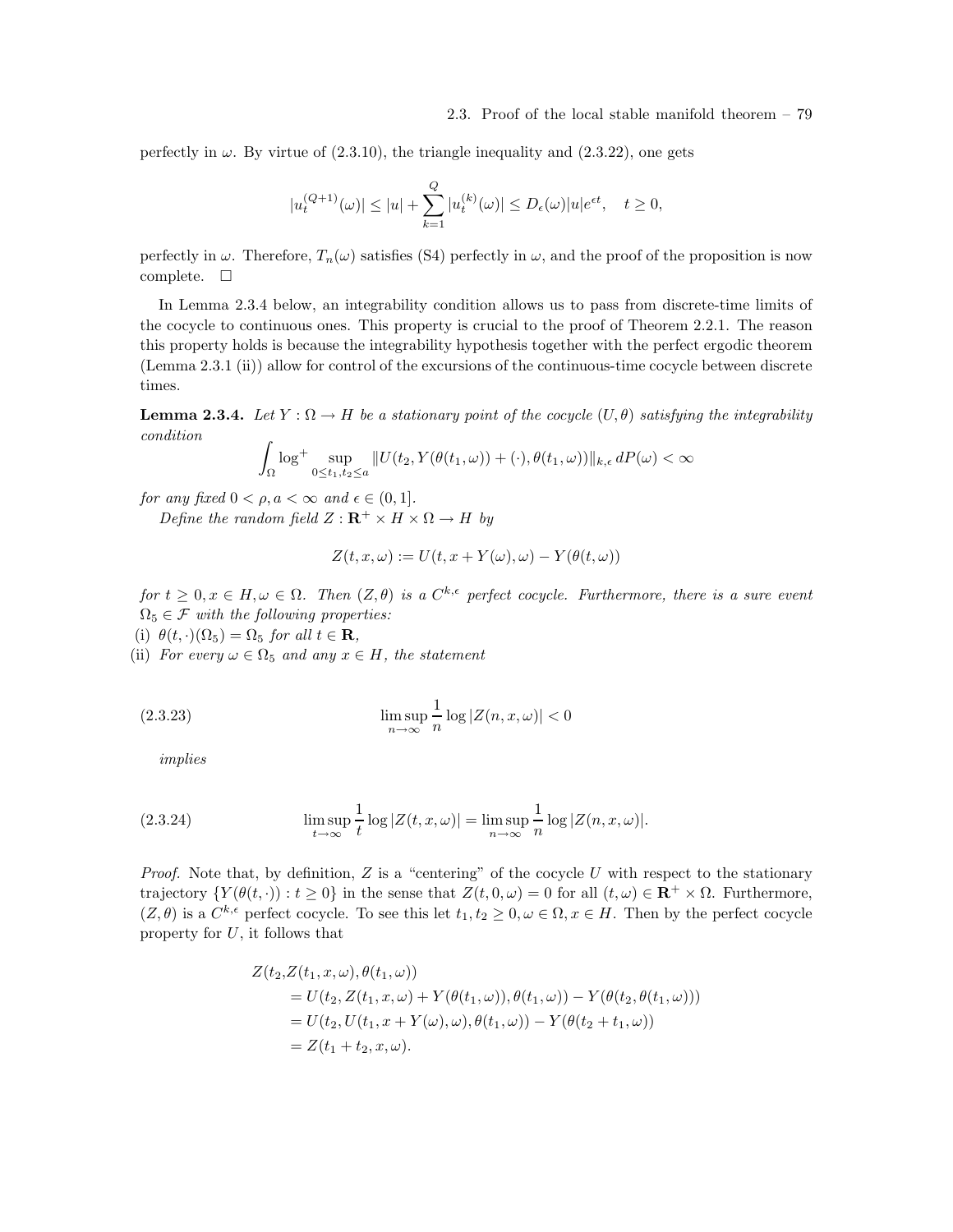perfectly in $\omega$. By virtue of (2.3.10), the triangle inequality and (2.3.22), one gets

$$|u_t^{(Q+1)}(\omega)| \leq |u| + \sum_{k=1}^{Q} |u_t^{(k)}(\omega)| \leq D_\epsilon(\omega)|u|e^{\epsilon t}, \quad t \geq 0,$$

perfectly in $\omega$. Therefore, $T_n(\omega)$ satisfies (S4) perfectly in $\omega$, and the proof of the proposition is now complete. $\square$

In Lemma 2.3.4 below, an integrability condition allows us to pass from discrete-time limits of the cocycle to continuous ones. This property is crucial to the proof of Theorem 2.2.1. The reason this property holds is because the integrability hypothesis together with the perfect ergodic theorem (Lemma 2.3.1 (ii)) allow for control of the excursions of the continuous-time cocycle between discrete times.

**Lemma 2.3.4.** *Let $Y : \Omega \to H$ be a stationary point of the cocycle $(U, \theta)$ satisfying the integrability condition*

$$\int_\Omega \log^+ \sup_{0 \leq t_1, t_2 \leq a} \|U(t_2, Y(\theta(t_1, \omega)) + (\cdot), \theta(t_1, \omega))\|_{k,\epsilon} \, dP(\omega) < \infty$$

*for any fixed $0 < \rho, a < \infty$ and $\epsilon \in (0, 1]$.*

*Define the random field $Z : \mathbf{R}^+ \times H \times \Omega \to H$ by*

$$Z(t, x, \omega) := U(t, x + Y(\omega), \omega) - Y(\theta(t, \omega))$$

*for $t \geq 0, x \in H, \omega \in \Omega$. Then $(Z, \theta)$ is a $C^{k,\epsilon}$ perfect cocycle. Furthermore, there is a sure event $\Omega_5 \in \mathcal{F}$ with the following properties:*

(i) *$\theta(t, \cdot)(\Omega_5) = \Omega_5$ for all $t \in \mathbf{R}$,*

(ii) *For every $\omega \in \Omega_5$ and any $x \in H$, the statement*

$$\limsup_{n \to \infty} \frac{1}{n} \log |Z(n, x, \omega)| < 0 \tag{2.3.23}$$

*implies*

$$\limsup_{t \to \infty} \frac{1}{t} \log |Z(t, x, \omega)| = \limsup_{n \to \infty} \frac{1}{n} \log |Z(n, x, \omega)|. \tag{2.3.24}$$

*Proof.* Note that, by definition, $Z$ is a "centering" of the cocycle $U$ with respect to the stationary trajectory $\{Y(\theta(t, \cdot)) : t \geq 0\}$ in the sense that $Z(t, 0, \omega) = 0$ for all $(t, \omega) \in \mathbf{R}^+ \times \Omega$. Furthermore, $(Z, \theta)$ is a $C^{k,\epsilon}$ perfect cocycle. To see this let $t_1, t_2 \geq 0, \omega \in \Omega, x \in H$. Then by the perfect cocycle property for $U$, it follows that

$$\begin{aligned}
Z(t_2, &Z(t_1, x, \omega), \theta(t_1, \omega)) \\
&= U(t_2, Z(t_1, x, \omega) + Y(\theta(t_1, \omega)), \theta(t_1, \omega)) - Y(\theta(t_2, \theta(t_1, \omega))) \\
&= U(t_2, U(t_1, x + Y(\omega), \omega), \theta(t_1, \omega)) - Y(\theta(t_2 + t_1, \omega)) \\
&= Z(t_1 + t_2, x, \omega).
\end{aligned}$$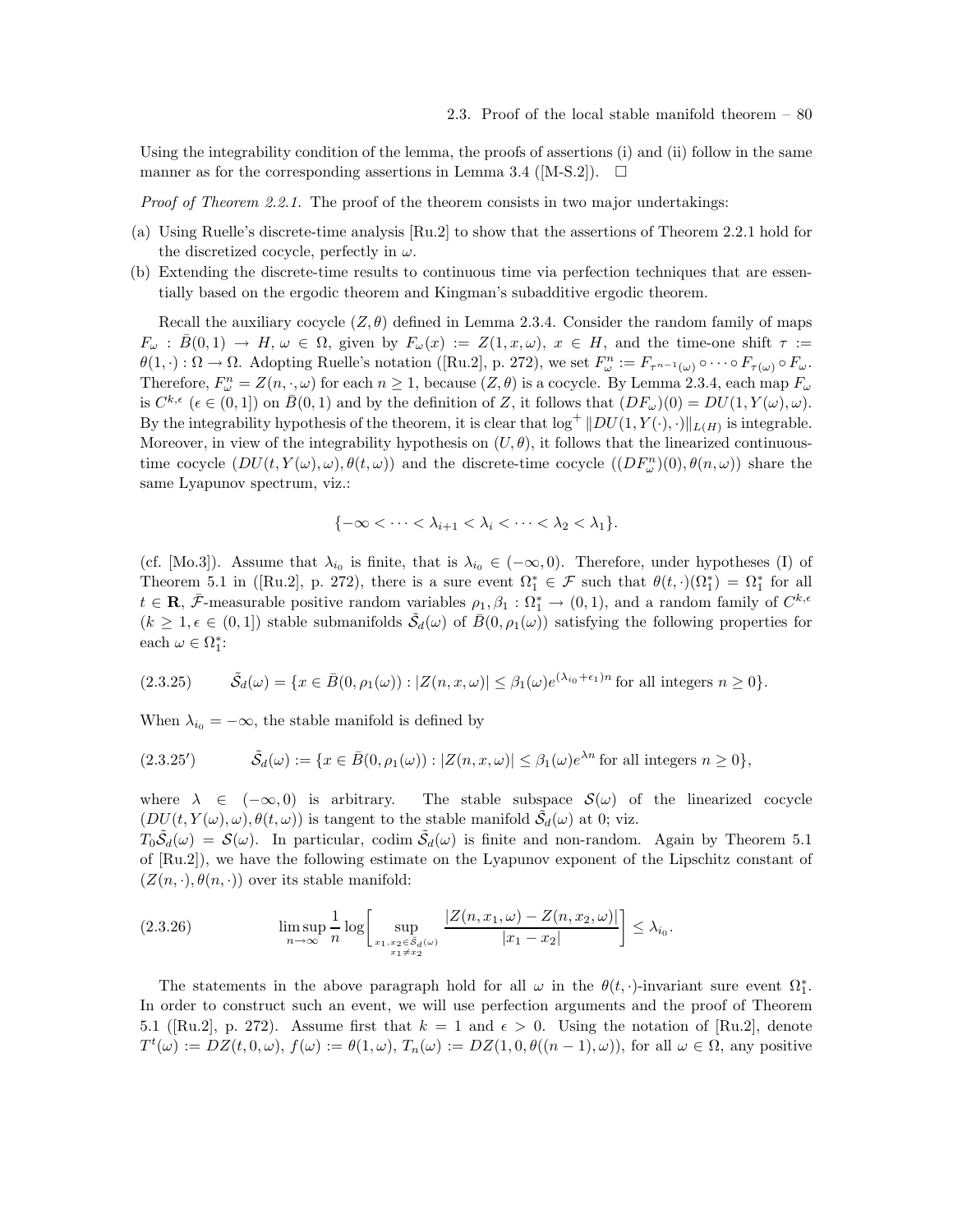Using the integrability condition of the lemma, the proofs of assertions (i) and (ii) follow in the same manner as for the corresponding assertions in Lemma 3.4 ([M-S.2]). $\square$

*Proof of Theorem 2.2.1.* The proof of the theorem consists in two major undertakings:

(a) Using Ruelle's discrete-time analysis [Ru.2] to show that the assertions of Theorem 2.2.1 hold for the discretized cocycle, perfectly in $\omega$.

(b) Extending the discrete-time results to continuous time via perfection techniques that are essentially based on the ergodic theorem and Kingman's subadditive ergodic theorem.

Recall the auxiliary cocycle $(Z, \theta)$ defined in Lemma 2.3.4. Consider the random family of maps $F_\omega : \bar{B}(0,1) \to H$, $\omega \in \Omega$, given by $F_\omega(x) := Z(1, x, \omega)$, $x \in H$, and the time-one shift $\tau := \theta(1, \cdot) : \Omega \to \Omega$. Adopting Ruelle's notation ([Ru.2], p. 272), we set $F_\omega^n := F_{\tau^{n-1}(\omega)} \circ \cdots \circ F_{\tau(\omega)} \circ F_\omega$. Therefore, $F_\omega^n = Z(n, \cdot, \omega)$ for each $n \geq 1$, because $(Z, \theta)$ is a cocycle. By Lemma 2.3.4, each map $F_\omega$ is $C^{k,\epsilon}$ ($\epsilon \in (0,1]$) on $\bar{B}(0,1)$ and by the definition of $Z$, it follows that $(DF_\omega)(0) = DU(1, Y(\omega), \omega)$. By the integrability hypothesis of the theorem, it is clear that $\log^+ \|DU(1, Y(\cdot), \cdot)\|_{L(H)}$ is integrable. Moreover, in view of the integrability hypothesis on $(U, \theta)$, it follows that the linearized continuous-time cocycle $(DU(t, Y(\omega), \omega), \theta(t, \omega))$ and the discrete-time cocycle $((DF_\omega^n)(0), \theta(n, \omega))$ share the same Lyapunov spectrum, viz.:

$$\{-\infty < \cdots < \lambda_{i+1} < \lambda_i < \cdots < \lambda_2 < \lambda_1\}.$$

(cf. [Mo.3]). Assume that $\lambda_{i_0}$ is finite, that is $\lambda_{i_0} \in (-\infty, 0)$. Therefore, under hypotheses (I) of Theorem 5.1 in ([Ru.2], p. 272), there is a sure event $\Omega_1^* \in \mathcal{F}$ such that $\theta(t, \cdot)(\Omega_1^*) = \Omega_1^*$ for all $t \in \mathbf{R}$, $\bar{\mathcal{F}}$-measurable positive random variables $\rho_1, \beta_1 : \Omega_1^* \to (0,1)$, and a random family of $C^{k,\epsilon}$ ($k \geq 1, \epsilon \in (0,1]$) stable submanifolds $\tilde{\mathcal{S}}_d(\omega)$ of $\bar{B}(0, \rho_1(\omega))$ satisfying the following properties for each $\omega \in \Omega_1^*$:

$$\tilde{\mathcal{S}}_d(\omega) = \{x \in \bar{B}(0, \rho_1(\omega)) : |Z(n, x, \omega)| \leq \beta_1(\omega) e^{(\lambda_{i_0} + \epsilon_1)n} \text{ for all integers } n \geq 0\}. \tag{2.3.25}$$

When $\lambda_{i_0} = -\infty$, the stable manifold is defined by

$$\tilde{\mathcal{S}}_d(\omega) := \{x \in \bar{B}(0, \rho_1(\omega)) : |Z(n, x, \omega)| \leq \beta_1(\omega) e^{\lambda n} \text{ for all integers } n \geq 0\}, \tag{2.3.25$'$}$$

where $\lambda \in (-\infty, 0)$ is arbitrary. The stable subspace $\mathcal{S}(\omega)$ of the linearized cocycle $(DU(t, Y(\omega), \omega), \theta(t, \omega))$ is tangent to the stable manifold $\tilde{\mathcal{S}}_d(\omega)$ at 0; viz. $T_0 \tilde{\mathcal{S}}_d(\omega) = \mathcal{S}(\omega)$. In particular, codim $\tilde{\mathcal{S}}_d(\omega)$ is finite and non-random. Again by Theorem 5.1 of [Ru.2]), we have the following estimate on the Lyapunov exponent of the Lipschitz constant of $(Z(n, \cdot), \theta(n, \cdot))$ over its stable manifold:

$$\limsup_{n \to \infty} \frac{1}{n} \log \left[ \sup_{\substack{x_1, x_2 \in \tilde{\mathcal{S}}_d(\omega) \\ x_1 \neq x_2}} \frac{|Z(n, x_1, \omega) - Z(n, x_2, \omega)|}{|x_1 - x_2|} \right] \leq \lambda_{i_0}. \tag{2.3.26}$$

The statements in the above paragraph hold for all $\omega$ in the $\theta(t, \cdot)$-invariant sure event $\Omega_1^*$. In order to construct such an event, we will use perfection arguments and the proof of Theorem 5.1 ([Ru.2], p. 272). Assume first that $k = 1$ and $\epsilon > 0$. Using the notation of [Ru.2], denote $T^t(\omega) := DZ(t, 0, \omega)$, $f(\omega) := \theta(1, \omega)$, $T_n(\omega) := DZ(1, 0, \theta((n-1), \omega))$, for all $\omega \in \Omega$, any positive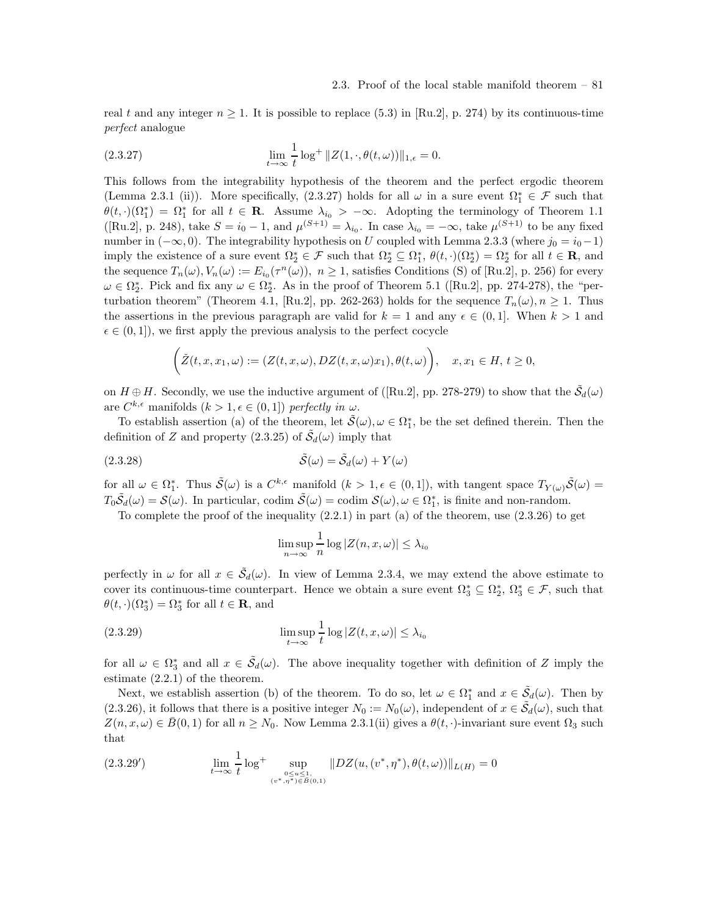real $t$ and any integer $n \geq 1$. It is possible to replace (5.3) in [Ru.2], p. 274) by its continuous-time *perfect* analogue

$$\lim_{t\to\infty} \frac{1}{t} \log^+ \|Z(1,\cdot,\theta(t,\omega))\|_{1,\epsilon} = 0. \tag{2.3.27}$$

This follows from the integrability hypothesis of the theorem and the perfect ergodic theorem (Lemma 2.3.1 (ii)). More specifically, (2.3.27) holds for all $\omega$ in a sure event $\Omega_1^* \in \mathcal{F}$ such that $\theta(t,\cdot)(\Omega_1^*) = \Omega_1^*$ for all $t \in \mathbf{R}$. Assume $\lambda_{i_0} > -\infty$. Adopting the terminology of Theorem 1.1 ([Ru.2], p. 248), take $S = i_0 - 1$, and $\mu^{(S+1)} = \lambda_{i_0}$. In case $\lambda_{i_0} = -\infty$, take $\mu^{(S+1)}$ to be any fixed number in $(-\infty, 0)$. The integrability hypothesis on $U$ coupled with Lemma 2.3.3 (where $j_0 = i_0 - 1$) imply the existence of a sure event $\Omega_2^* \in \mathcal{F}$ such that $\Omega_2^* \subseteq \Omega_1^*$, $\theta(t,\cdot)(\Omega_2^*) = \Omega_2^*$ for all $t \in \mathbf{R}$, and the sequence $T_n(\omega), V_n(\omega) := E_{i_0}(\tau^n(\omega))$, $n \geq 1$, satisfies Conditions (S) of [Ru.2], p. 256) for every $\omega \in \Omega_2^*$. Pick and fix any $\omega \in \Omega_2^*$. As in the proof of Theorem 5.1 ([Ru.2], pp. 274-278), the "perturbation theorem" (Theorem 4.1, [Ru.2], pp. 262-263) holds for the sequence $T_n(\omega), n \geq 1$. Thus the assertions in the previous paragraph are valid for $k = 1$ and any $\epsilon \in (0,1]$. When $k > 1$ and $\epsilon \in (0,1]$), we first apply the previous analysis to the perfect cocycle

$$\left(\check{Z}(t,x,x_1,\omega) := (Z(t,x,\omega), DZ(t,x,\omega)x_1), \theta(t,\omega)\right), \quad x, x_1 \in H,\ t \geq 0,$$

on $H \oplus H$. Secondly, we use the inductive argument of ([Ru.2], pp. 278-279) to show that the $\tilde{\mathcal{S}}_d(\omega)$ are $C^{k,\epsilon}$ manifolds ($k > 1, \epsilon \in (0,1]$) *perfectly in* $\omega$.

To establish assertion (a) of the theorem, let $\tilde{\mathcal{S}}(\omega), \omega \in \Omega_1^*$, be the set defined therein. Then the definition of $Z$ and property (2.3.25) of $\tilde{\mathcal{S}}_d(\omega)$ imply that

$$\tilde{\mathcal{S}}(\omega) = \tilde{\mathcal{S}}_d(\omega) + Y(\omega) \tag{2.3.28}$$

for all $\omega \in \Omega_1^*$. Thus $\tilde{\mathcal{S}}(\omega)$ is a $C^{k,\epsilon}$ manifold ($k > 1, \epsilon \in (0,1]$), with tangent space $T_{Y(\omega)}\tilde{\mathcal{S}}(\omega) = T_0\tilde{\mathcal{S}}_d(\omega) = \mathcal{S}(\omega)$. In particular, codim $\tilde{\mathcal{S}}(\omega) =$ codim $\mathcal{S}(\omega), \omega \in \Omega_1^*$, is finite and non-random.

To complete the proof of the inequality (2.2.1) in part (a) of the theorem, use (2.3.26) to get

$$\limsup_{n\to\infty} \frac{1}{n} \log |Z(n,x,\omega)| \leq \lambda_{i_0}$$

perfectly in $\omega$ for all $x \in \tilde{\mathcal{S}}_d(\omega)$. In view of Lemma 2.3.4, we may extend the above estimate to cover its continuous-time counterpart. Hence we obtain a sure event $\Omega_3^* \subseteq \Omega_2^*$, $\Omega_3^* \in \mathcal{F}$, such that $\theta(t,\cdot)(\Omega_3^*) = \Omega_3^*$ for all $t \in \mathbf{R}$, and

$$\limsup_{t\to\infty} \frac{1}{t} \log |Z(t,x,\omega)| \leq \lambda_{i_0} \tag{2.3.29}$$

for all $\omega \in \Omega_3^*$ and all $x \in \tilde{\mathcal{S}}_d(\omega)$. The above inequality together with definition of $Z$ imply the estimate (2.2.1) of the theorem.

Next, we establish assertion (b) of the theorem. To do so, let $\omega \in \Omega_1^*$ and $x \in \tilde{\mathcal{S}}_d(\omega)$. Then by (2.3.26), it follows that there is a positive integer $N_0 := N_0(\omega)$, independent of $x \in \tilde{\mathcal{S}}_d(\omega)$, such that $Z(n,x,\omega) \in \bar{B}(0,1)$ for all $n \geq N_0$. Now Lemma 2.3.1(ii) gives a $\theta(t,\cdot)$-invariant sure event $\Omega_3$ such that

$$\lim_{t\to\infty} \frac{1}{t} \log^+ \sup_{\substack{0\leq u\leq 1,\\ (v^*,\eta^*)\in \bar{B}(0,1)}} \|DZ(u,(v^*,\eta^*),\theta(t,\omega))\|_{L(H)} = 0 \tag{2.3.29$'$}$$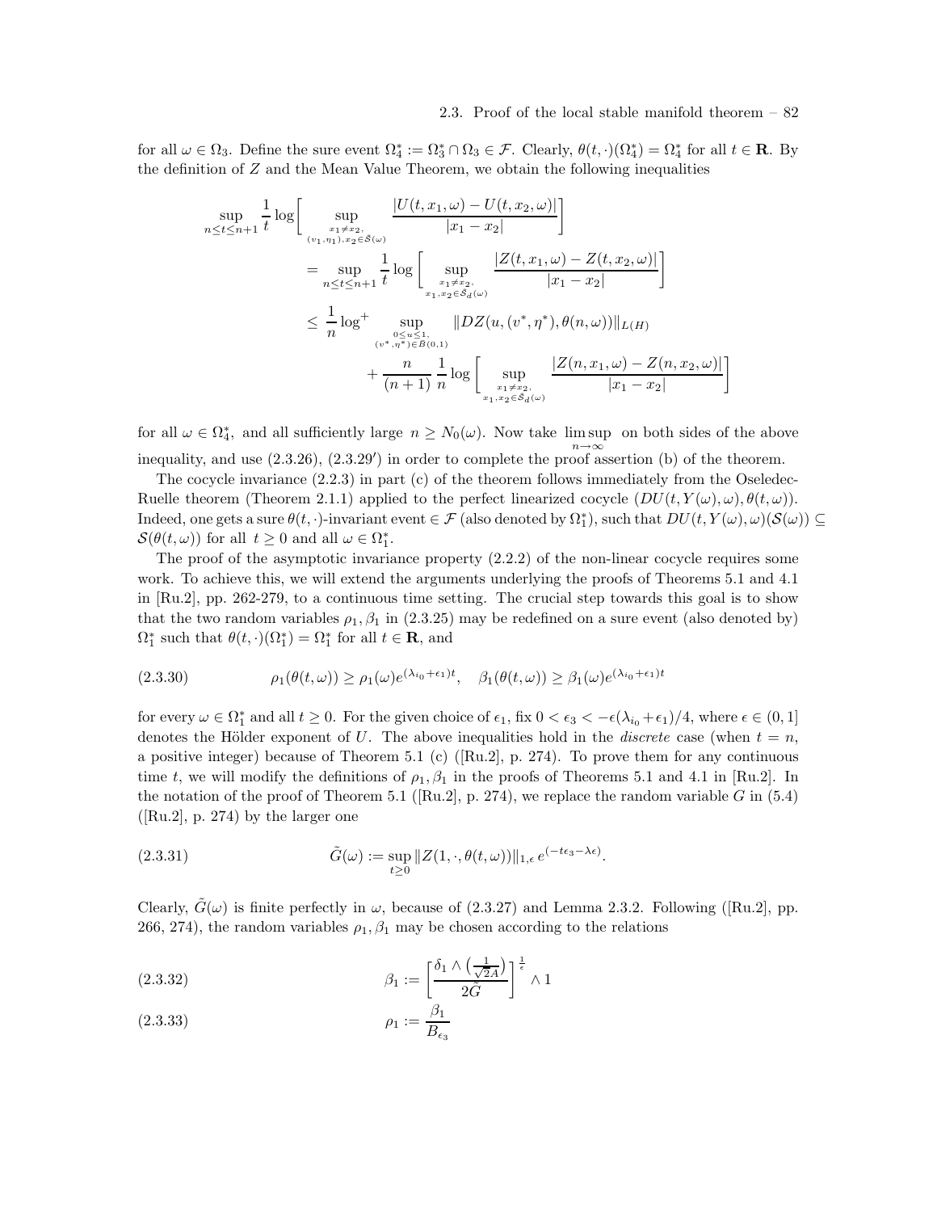for all $\omega \in \Omega_3$. Define the sure event $\Omega_4^* := \Omega_3^* \cap \Omega_3 \in \mathcal{F}$. Clearly, $\theta(t,\cdot)(\Omega_4^*) = \Omega_4^*$ for all $t \in \mathbf{R}$. By the definition of $Z$ and the Mean Value Theorem, we obtain the following inequalities

$$
\begin{aligned}
\sup_{n \le t \le n+1} \frac{1}{t} \log\Bigg[ \sup_{\substack{x_1 \neq x_2,\\ (v_1,\eta_1), x_2 \in \tilde{\mathcal{S}}(\omega)}} \frac{|U(t,x_1,\omega) - U(t,x_2,\omega)|}{|x_1 - x_2|} \Bigg] \\
= \sup_{n \le t \le n+1} \frac{1}{t} \log\Bigg[ \sup_{\substack{x_1 \neq x_2,\\ x_1, x_2 \in \tilde{\mathcal{S}}_d(\omega)}} \frac{|Z(t,x_1,\omega) - Z(t,x_2,\omega)|}{|x_1 - x_2|} \Bigg] \\
\le \frac{1}{n} \log^+ \sup_{\substack{0 \le u \le 1,\\ (v^*,\eta^*) \in \bar{B}(0,1)}} \|DZ(u,(v^*,\eta^*),\theta(n,\omega))\|_{L(H)} \\
+ \frac{n}{(n+1)} \frac{1}{n} \log\Bigg[ \sup_{\substack{x_1 \neq x_2,\\ x_1, x_2 \in \tilde{\mathcal{S}}_d(\omega)}} \frac{|Z(n,x_1,\omega) - Z(n,x_2,\omega)|}{|x_1 - x_2|} \Bigg]
\end{aligned}
$$

for all $\omega \in \Omega_4^*$, and all sufficiently large $n \ge N_0(\omega)$. Now take $\limsup_{n \to \infty}$ on both sides of the above inequality, and use (2.3.26), (2.3.29$'$) in order to complete the proof assertion (b) of the theorem.

The cocycle invariance (2.2.3) in part (c) of the theorem follows immediately from the Oseledec-Ruelle theorem (Theorem 2.1.1) applied to the perfect linearized cocycle $(DU(t,Y(\omega),\omega),\theta(t,\omega))$. Indeed, one gets a sure $\theta(t,\cdot)$-invariant event $\in \mathcal{F}$ (also denoted by $\Omega_1^*$), such that $DU(t,Y(\omega),\omega)(\mathcal{S}(\omega)) \subseteq \mathcal{S}(\theta(t,\omega))$ for all $t \ge 0$ and all $\omega \in \Omega_1^*$.

The proof of the asymptotic invariance property (2.2.2) of the non-linear cocycle requires some work. To achieve this, we will extend the arguments underlying the proofs of Theorems 5.1 and 4.1 in [Ru.2], pp. 262-279, to a continuous time setting. The crucial step towards this goal is to show that the two random variables $\rho_1, \beta_1$ in (2.3.25) may be redefined on a sure event (also denoted by) $\Omega_1^*$ such that $\theta(t,\cdot)(\Omega_1^*) = \Omega_1^*$ for all $t \in \mathbf{R}$, and

$$
\rho_1(\theta(t,\omega)) \ge \rho_1(\omega) e^{(\lambda_{i_0}+\epsilon_1)t}, \quad \beta_1(\theta(t,\omega)) \ge \beta_1(\omega) e^{(\lambda_{i_0}+\epsilon_1)t} \tag{2.3.30}
$$

for every $\omega \in \Omega_1^*$ and all $t \ge 0$. For the given choice of $\epsilon_1$, fix $0 < \epsilon_3 < -\epsilon(\lambda_{i_0}+\epsilon_1)/4$, where $\epsilon \in (0,1]$ denotes the Hölder exponent of $U$. The above inequalities hold in the *discrete* case (when $t = n$, a positive integer) because of Theorem 5.1 (c) ([Ru.2], p. 274). To prove them for any continuous time $t$, we will modify the definitions of $\rho_1, \beta_1$ in the proofs of Theorems 5.1 and 4.1 in [Ru.2]. In the notation of the proof of Theorem 5.1 ([Ru.2], p. 274), we replace the random variable $G$ in (5.4) ([Ru.2], p. 274) by the larger one

$$
\tilde{G}(\omega) := \sup_{t \ge 0} \|Z(1,\cdot,\theta(t,\omega))\|_{1,\epsilon}\, e^{(-t\epsilon_3 - \lambda\epsilon)}. \tag{2.3.31}
$$

Clearly, $\tilde{G}(\omega)$ is finite perfectly in $\omega$, because of (2.3.27) and Lemma 2.3.2. Following ([Ru.2], pp. 266, 274), the random variables $\rho_1, \beta_1$ may be chosen according to the relations

$$
\beta_1 := \left[ \frac{\delta_1 \wedge \left(\frac{1}{\sqrt{2}A}\right)}{2\tilde{G}} \right]^{\frac{1}{\epsilon}} \wedge 1 \tag{2.3.32}
$$

$$
\rho_1 := \frac{\beta_1}{B_{\epsilon_3}} \tag{2.3.33}
$$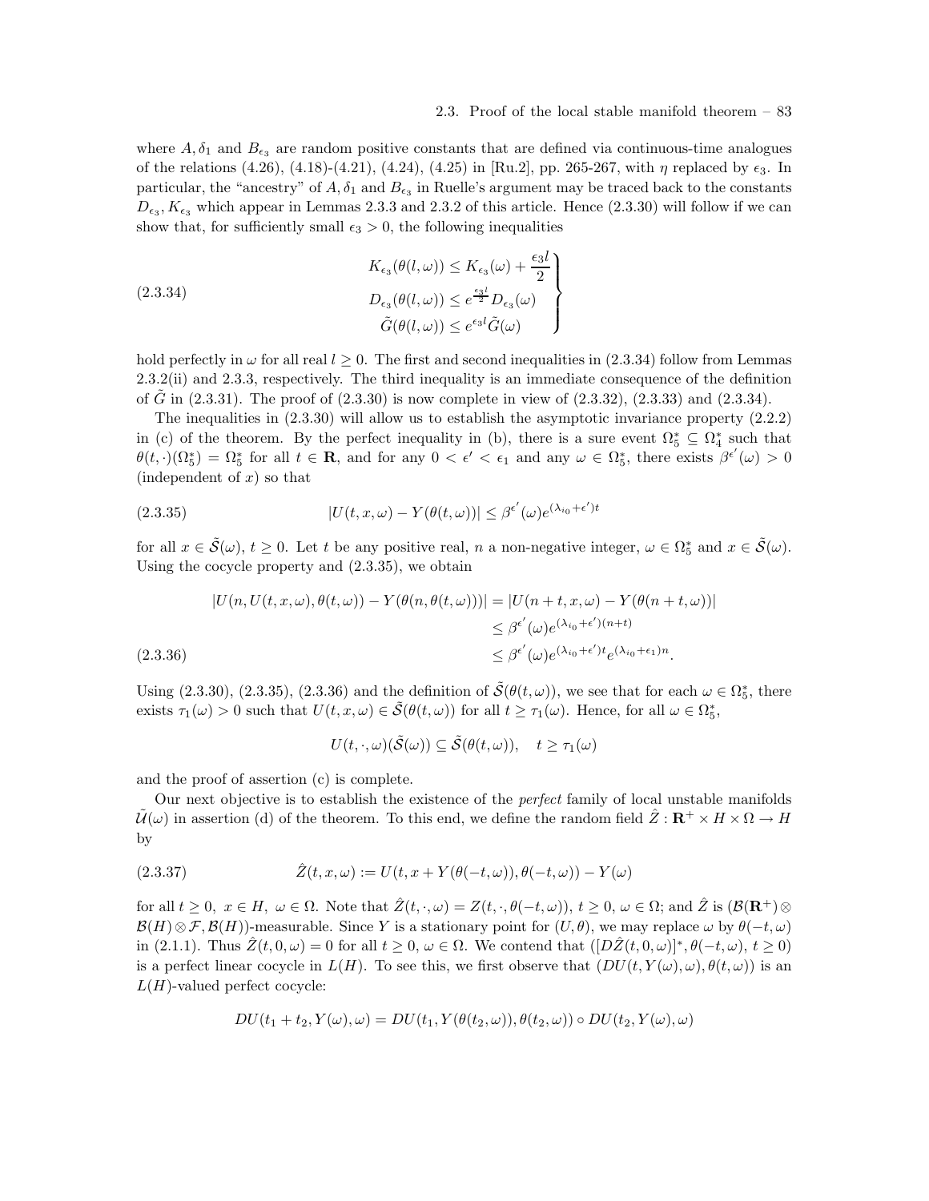where $A, \delta_1$ and $B_{\epsilon_3}$ are random positive constants that are defined via continuous-time analogues of the relations (4.26), (4.18)-(4.21), (4.24), (4.25) in [Ru.2], pp. 265-267, with $\eta$ replaced by $\epsilon_3$. In particular, the "ancestry" of $A, \delta_1$ and $B_{\epsilon_3}$ in Ruelle's argument may be traced back to the constants $D_{\epsilon_3}, K_{\epsilon_3}$ which appear in Lemmas 2.3.3 and 2.3.2 of this article. Hence (2.3.30) will follow if we can show that, for sufficiently small $\epsilon_3 > 0$, the following inequalities

$$
\left.
\begin{aligned}
K_{\epsilon_3}(\theta(l,\omega)) &\leq K_{\epsilon_3}(\omega) + \frac{\epsilon_3 l}{2} \\
D_{\epsilon_3}(\theta(l,\omega)) &\leq e^{\frac{\epsilon_3 l}{2}} D_{\epsilon_3}(\omega) \\
\tilde{G}(\theta(l,\omega)) &\leq e^{\epsilon_3 l}\tilde{G}(\omega)
\end{aligned}
\right\} \tag{2.3.34}
$$

hold perfectly in $\omega$ for all real $l \geq 0$. The first and second inequalities in (2.3.34) follow from Lemmas 2.3.2(ii) and 2.3.3, respectively. The third inequality is an immediate consequence of the definition of $\tilde{G}$ in (2.3.31). The proof of (2.3.30) is now complete in view of (2.3.32), (2.3.33) and (2.3.34).

The inequalities in (2.3.30) will allow us to establish the asymptotic invariance property (2.2.2) in (c) of the theorem. By the perfect inequality in (b), there is a sure event $\Omega_5^* \subseteq \Omega_4^*$ such that $\theta(t,\cdot)(\Omega_5^*) = \Omega_5^*$ for all $t \in \mathbf{R}$, and for any $0 < \epsilon' < \epsilon_1$ and any $\omega \in \Omega_5^*$, there exists $\beta^{\epsilon'}(\omega) > 0$ (independent of $x$) so that

$$
|U(t,x,\omega) - Y(\theta(t,\omega))| \leq \beta^{\epsilon'}(\omega)e^{(\lambda_{i_0}+\epsilon')t} \tag{2.3.35}
$$

for all $x \in \tilde{\mathcal{S}}(\omega)$, $t \geq 0$. Let $t$ be any positive real, $n$ a non-negative integer, $\omega \in \Omega_5^*$ and $x \in \tilde{\mathcal{S}}(\omega)$. Using the cocycle property and (2.3.35), we obtain

$$
\begin{aligned}
|U(n, U(t,x,\omega), \theta(t,\omega)) - Y(\theta(n,\theta(t,\omega)))| &= |U(n+t,x,\omega) - Y(\theta(n+t,\omega))| \\
&\leq \beta^{\epsilon'}(\omega)e^{(\lambda_{i_0}+\epsilon')(n+t)} \\
&\leq \beta^{\epsilon'}(\omega)e^{(\lambda_{i_0}+\epsilon')t}e^{(\lambda_{i_0}+\epsilon_1)n}.
\end{aligned} \tag{2.3.36}
$$

Using (2.3.30), (2.3.35), (2.3.36) and the definition of $\tilde{\mathcal{S}}(\theta(t,\omega))$, we see that for each $\omega \in \Omega_5^*$, there exists $\tau_1(\omega) > 0$ such that $U(t,x,\omega) \in \tilde{\mathcal{S}}(\theta(t,\omega))$ for all $t \geq \tau_1(\omega)$. Hence, for all $\omega \in \Omega_5^*$,

$$
U(t,\cdot,\omega)(\tilde{\mathcal{S}}(\omega)) \subseteq \tilde{\mathcal{S}}(\theta(t,\omega)), \quad t \geq \tau_1(\omega)
$$

and the proof of assertion (c) is complete.

Our next objective is to establish the existence of the *perfect* family of local unstable manifolds $\tilde{\mathcal{U}}(\omega)$ in assertion (d) of the theorem. To this end, we define the random field $\hat{Z} : \mathbf{R}^+ \times H \times \Omega \to H$ by

$$
\hat{Z}(t,x,\omega) := U(t, x + Y(\theta(-t,\omega)), \theta(-t,\omega)) - Y(\omega) \tag{2.3.37}
$$

for all $t \geq 0$, $x \in H$, $\omega \in \Omega$. Note that $\hat{Z}(t,\cdot,\omega) = Z(t,\cdot,\theta(-t,\omega))$, $t \geq 0$, $\omega \in \Omega$; and $\hat{Z}$ is $(\mathcal{B}(\mathbf{R}^+) \otimes \mathcal{B}(H) \otimes \mathcal{F}, \mathcal{B}(H))$-measurable. Since $Y$ is a stationary point for $(U,\theta)$, we may replace $\omega$ by $\theta(-t,\omega)$ in (2.1.1). Thus $\hat{Z}(t,0,\omega) = 0$ for all $t \geq 0$, $\omega \in \Omega$. We contend that $([D\hat{Z}(t,0,\omega)]^*, \theta(-t,\omega), t \geq 0)$ is a perfect linear cocycle in $L(H)$. To see this, we first observe that $(DU(t,Y(\omega),\omega), \theta(t,\omega))$ is an $L(H)$-valued perfect cocycle:

$$
DU(t_1+t_2, Y(\omega), \omega) = DU(t_1, Y(\theta(t_2,\omega)), \theta(t_2,\omega)) \circ DU(t_2, Y(\omega), \omega)
$$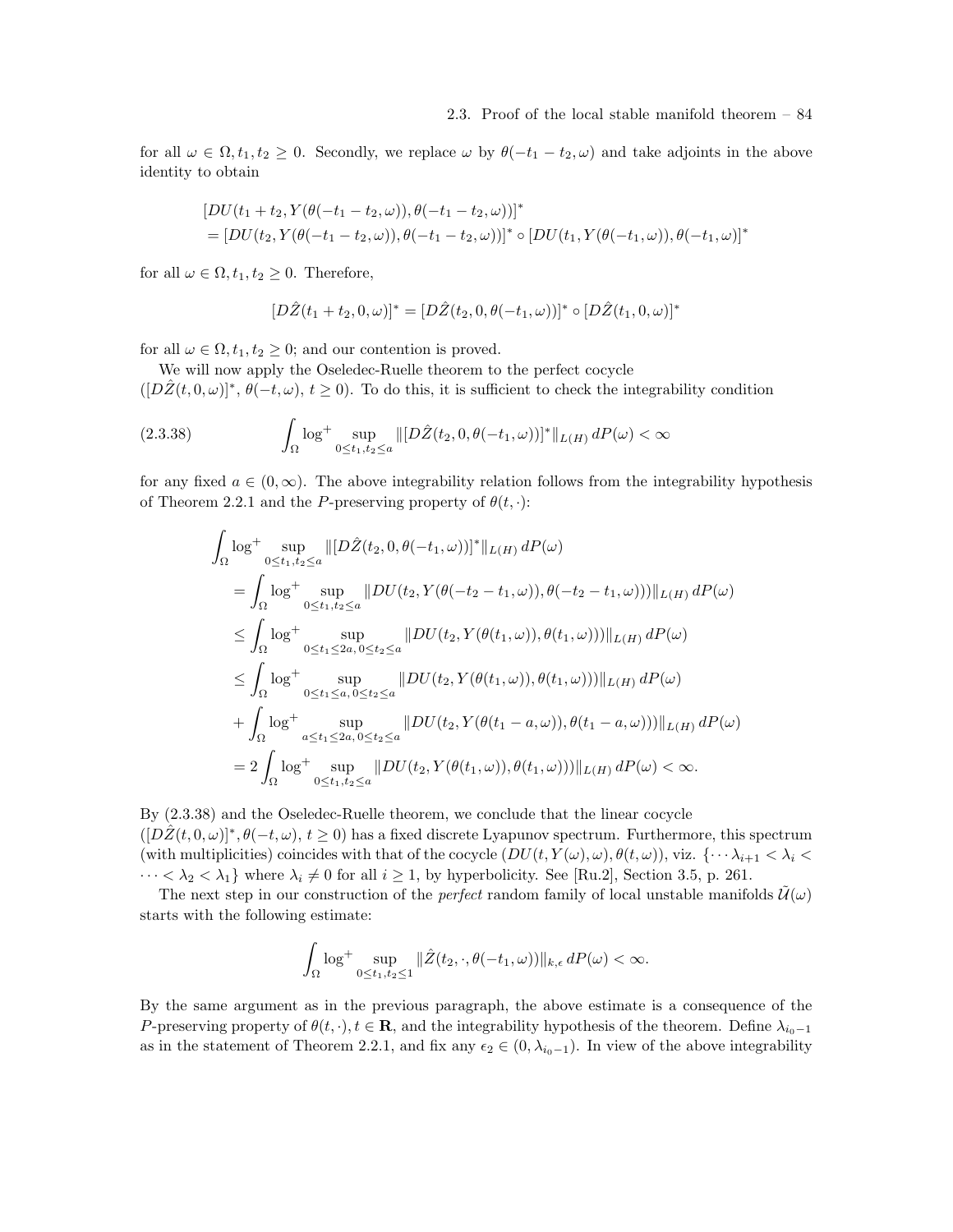for all $\omega \in \Omega, t_1, t_2 \geq 0$. Secondly, we replace $\omega$ by $\theta(-t_1 - t_2, \omega)$ and take adjoints in the above identity to obtain

$$
\begin{aligned}
&[DU(t_1 + t_2, Y(\theta(-t_1 - t_2, \omega)), \theta(-t_1 - t_2, \omega))]^* \\
&= [DU(t_2, Y(\theta(-t_1 - t_2, \omega)), \theta(-t_1 - t_2, \omega))]^* \circ [DU(t_1, Y(\theta(-t_1, \omega)), \theta(-t_1, \omega)]^*
\end{aligned}
$$

for all $\omega \in \Omega, t_1, t_2 \geq 0$. Therefore,

$$
[D\hat{Z}(t_1 + t_2, 0, \omega)]^* = [D\hat{Z}(t_2, 0, \theta(-t_1, \omega))]^* \circ [D\hat{Z}(t_1, 0, \omega)]^*
$$

for all $\omega \in \Omega, t_1, t_2 \geq 0$; and our contention is proved.

We will now apply the Oseledec-Ruelle theorem to the perfect cocycle $([D\hat{Z}(t, 0, \omega)]^*, \theta(-t, \omega), t \geq 0)$. To do this, it is sufficient to check the integrability condition

$$
\int_\Omega \log^+ \sup_{0 \leq t_1, t_2 \leq a} \|[D\hat{Z}(t_2, 0, \theta(-t_1, \omega))]^*\|_{L(H)} \, dP(\omega) < \infty \tag{2.3.38}
$$

for any fixed $a \in (0, \infty)$. The above integrability relation follows from the integrability hypothesis of Theorem 2.2.1 and the $P$-preserving property of $\theta(t, \cdot)$:

$$
\begin{aligned}
&\int_\Omega \log^+ \sup_{0 \leq t_1, t_2 \leq a} \|[D\hat{Z}(t_2, 0, \theta(-t_1, \omega))]^*\|_{L(H)} \, dP(\omega) \\
&= \int_\Omega \log^+ \sup_{0 \leq t_1, t_2 \leq a} \|DU(t_2, Y(\theta(-t_2 - t_1, \omega)), \theta(-t_2 - t_1, \omega)))\|_{L(H)} \, dP(\omega) \\
&\leq \int_\Omega \log^+ \sup_{0 \leq t_1 \leq 2a,\, 0 \leq t_2 \leq a} \|DU(t_2, Y(\theta(t_1, \omega)), \theta(t_1, \omega)))\|_{L(H)} \, dP(\omega) \\
&\leq \int_\Omega \log^+ \sup_{0 \leq t_1 \leq a,\, 0 \leq t_2 \leq a} \|DU(t_2, Y(\theta(t_1, \omega)), \theta(t_1, \omega)))\|_{L(H)} \, dP(\omega) \\
&+ \int_\Omega \log^+ \sup_{a \leq t_1 \leq 2a,\, 0 \leq t_2 \leq a} \|DU(t_2, Y(\theta(t_1 - a, \omega)), \theta(t_1 - a, \omega)))\|_{L(H)} \, dP(\omega) \\
&= 2 \int_\Omega \log^+ \sup_{0 \leq t_1, t_2 \leq a} \|DU(t_2, Y(\theta(t_1, \omega)), \theta(t_1, \omega)))\|_{L(H)} \, dP(\omega) < \infty.
\end{aligned}
$$

By (2.3.38) and the Oseledec-Ruelle theorem, we conclude that the linear cocycle $([D\hat{Z}(t, 0, \omega)]^*, \theta(-t, \omega), t \geq 0)$ has a fixed discrete Lyapunov spectrum. Furthermore, this spectrum (with multiplicities) coincides with that of the cocycle $(DU(t, Y(\omega), \omega), \theta(t, \omega))$, viz. $\{\cdots \lambda_{i+1} < \lambda_i < \cdots < \lambda_2 < \lambda_1\}$ where $\lambda_i \neq 0$ for all $i \geq 1$, by hyperbolicity. See [Ru.2], Section 3.5, p. 261.

The next step in our construction of the *perfect* random family of local unstable manifolds $\tilde{\mathcal{U}}(\omega)$ starts with the following estimate:

$$
\int_\Omega \log^+ \sup_{0 \leq t_1, t_2 \leq 1} \|\hat{Z}(t_2, \cdot, \theta(-t_1, \omega))\|_{k,\epsilon} \, dP(\omega) < \infty.
$$

By the same argument as in the previous paragraph, the above estimate is a consequence of the $P$-preserving property of $\theta(t, \cdot), t \in \mathbf{R}$, and the integrability hypothesis of the theorem. Define $\lambda_{i_0 - 1}$ as in the statement of Theorem 2.2.1, and fix any $\epsilon_2 \in (0, \lambda_{i_0 - 1})$. In view of the above integrability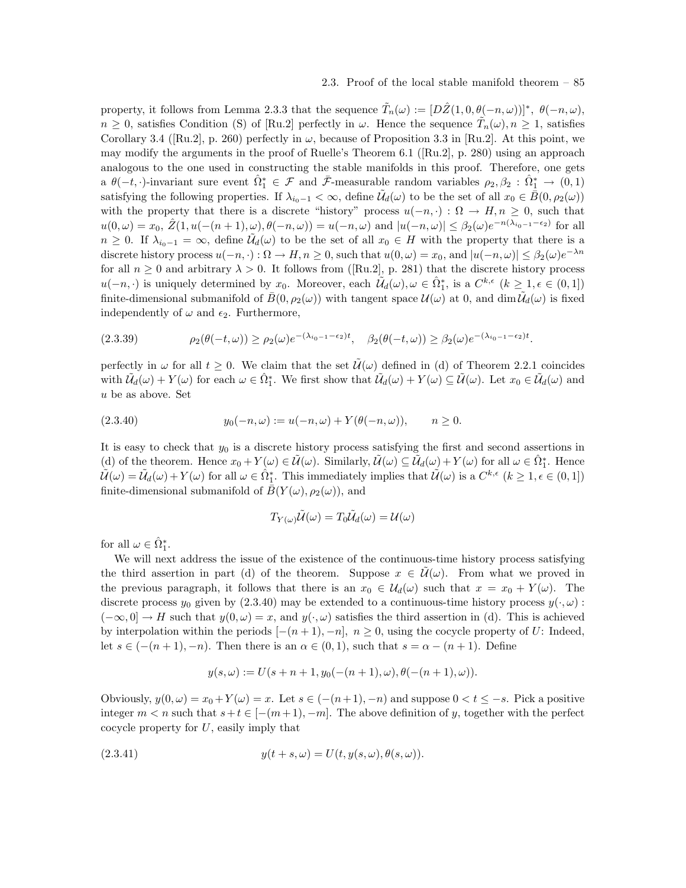property, it follows from Lemma 2.3.3 that the sequence $\tilde{T}_n(\omega) := [D\hat{Z}(1, 0, \theta(-n, \omega))]^*$, $\theta(-n, \omega)$, $n \geq 0$, satisfies Condition (S) of [Ru.2] perfectly in $\omega$. Hence the sequence $\tilde{T}_n(\omega), n \geq 1$, satisfies Corollary 3.4 ([Ru.2], p. 260) perfectly in $\omega$, because of Proposition 3.3 in [Ru.2]. At this point, we may modify the arguments in the proof of Ruelle's Theorem 6.1 ([Ru.2], p. 280) using an approach analogous to the one used in constructing the stable manifolds in this proof. Therefore, one gets a $\theta(-t, \cdot)$-invariant sure event $\hat{\Omega}_1^* \in \mathcal{F}$ and $\bar{\mathcal{F}}$-measurable random variables $\rho_2, \beta_2 : \hat{\Omega}_1^* \to (0, 1)$ satisfying the following properties. If $\lambda_{i_0-1} < \infty$, define $\tilde{\mathcal{U}}_d(\omega)$ to be the set of all $x_0 \in \bar{B}(0, \rho_2(\omega))$ with the property that there is a discrete "history" process $u(-n, \cdot) : \Omega \to H, n \geq 0$, such that $u(0, \omega) = x_0$, $\hat{Z}(1, u(-(n+1), \omega), \theta(-n, \omega)) = u(-n, \omega)$ and $|u(-n, \omega)| \leq \beta_2(\omega) e^{-n(\lambda_{i_0-1} - \epsilon_2)}$ for all $n \geq 0$. If $\lambda_{i_0-1} = \infty$, define $\tilde{\mathcal{U}}_d(\omega)$ to be the set of all $x_0 \in H$ with the property that there is a discrete history process $u(-n, \cdot) : \Omega \to H, n \geq 0$, such that $u(0, \omega) = x_0$, and $|u(-n, \omega)| \leq \beta_2(\omega) e^{-\lambda n}$ for all $n \geq 0$ and arbitrary $\lambda > 0$. It follows from ([Ru.2], p. 281) that the discrete history process $u(-n, \cdot)$ is uniquely determined by $x_0$. Moreover, each $\tilde{\mathcal{U}}_d(\omega), \omega \in \hat{\Omega}_1^*$, is a $C^{k,\epsilon}$ ($k \geq 1, \epsilon \in (0, 1]$) finite-dimensional submanifold of $\bar{B}(0, \rho_2(\omega))$ with tangent space $\mathcal{U}(\omega)$ at 0, and $\dim \tilde{\mathcal{U}}_d(\omega)$ is fixed independently of $\omega$ and $\epsilon_2$. Furthermore,

$$
(2.3.39) \qquad \rho_2(\theta(-t, \omega)) \geq \rho_2(\omega) e^{-(\lambda_{i_0-1} - \epsilon_2)t}, \quad \beta_2(\theta(-t, \omega)) \geq \beta_2(\omega) e^{-(\lambda_{i_0-1} - \epsilon_2)t}.
$$

perfectly in $\omega$ for all $t \geq 0$. We claim that the set $\tilde{\mathcal{U}}(\omega)$ defined in (d) of Theorem 2.2.1 coincides with $\tilde{\mathcal{U}}_d(\omega) + Y(\omega)$ for each $\omega \in \hat{\Omega}_1^*$. We first show that $\tilde{\mathcal{U}}_d(\omega) + Y(\omega) \subseteq \tilde{\mathcal{U}}(\omega)$. Let $x_0 \in \tilde{\mathcal{U}}_d(\omega)$ and $u$ be as above. Set

$$
(2.3.40) \qquad y_0(-n, \omega) := u(-n, \omega) + Y(\theta(-n, \omega)), \qquad n \geq 0.
$$

It is easy to check that $y_0$ is a discrete history process satisfying the first and second assertions in (d) of the theorem. Hence $x_0 + Y(\omega) \in \tilde{\mathcal{U}}(\omega)$. Similarly, $\tilde{\mathcal{U}}(\omega) \subseteq \tilde{\mathcal{U}}_d(\omega) + Y(\omega)$ for all $\omega \in \hat{\Omega}_1^*$. Hence $\tilde{\mathcal{U}}(\omega) = \tilde{\mathcal{U}}_d(\omega) + Y(\omega)$ for all $\omega \in \hat{\Omega}_1^*$. This immediately implies that $\tilde{\mathcal{U}}(\omega)$ is a $C^{k,\epsilon}$ ($k \geq 1, \epsilon \in (0, 1]$) finite-dimensional submanifold of $\bar{B}(Y(\omega), \rho_2(\omega))$, and

$$
T_{Y(\omega)} \tilde{\mathcal{U}}(\omega) = T_0 \tilde{\mathcal{U}}_d(\omega) = \mathcal{U}(\omega)
$$

for all $\omega \in \hat{\Omega}_1^*$.

We will next address the issue of the existence of the continuous-time history process satisfying the third assertion in part (d) of the theorem. Suppose $x \in \tilde{\mathcal{U}}(\omega)$. From what we proved in the previous paragraph, it follows that there is an $x_0 \in \mathcal{U}_d(\omega)$ such that $x = x_0 + Y(\omega)$. The discrete process $y_0$ given by (2.3.40) may be extended to a continuous-time history process $y(\cdot, \omega) : (-\infty, 0] \to H$ such that $y(0, \omega) = x$, and $y(\cdot, \omega)$ satisfies the third assertion in (d). This is achieved by interpolation within the periods $[-(n+1), -n]$, $n \geq 0$, using the cocycle property of $U$: Indeed, let $s \in (-(n+1), -n)$. Then there is an $\alpha \in (0, 1)$, such that $s = \alpha - (n+1)$. Define

$$
y(s, \omega) := U(s + n + 1, y_0(-(n+1), \omega), \theta(-(n+1), \omega)).
$$

Obviously, $y(0, \omega) = x_0 + Y(\omega) = x$. Let $s \in (-(n+1), -n)$ and suppose $0 < t \leq -s$. Pick a positive integer $m < n$ such that $s + t \in [-(m+1), -m]$. The above definition of $y$, together with the perfect cocycle property for $U$, easily imply that

$$
(2.3.41) \qquad y(t + s, \omega) = U(t, y(s, \omega), \theta(s, \omega)).
$$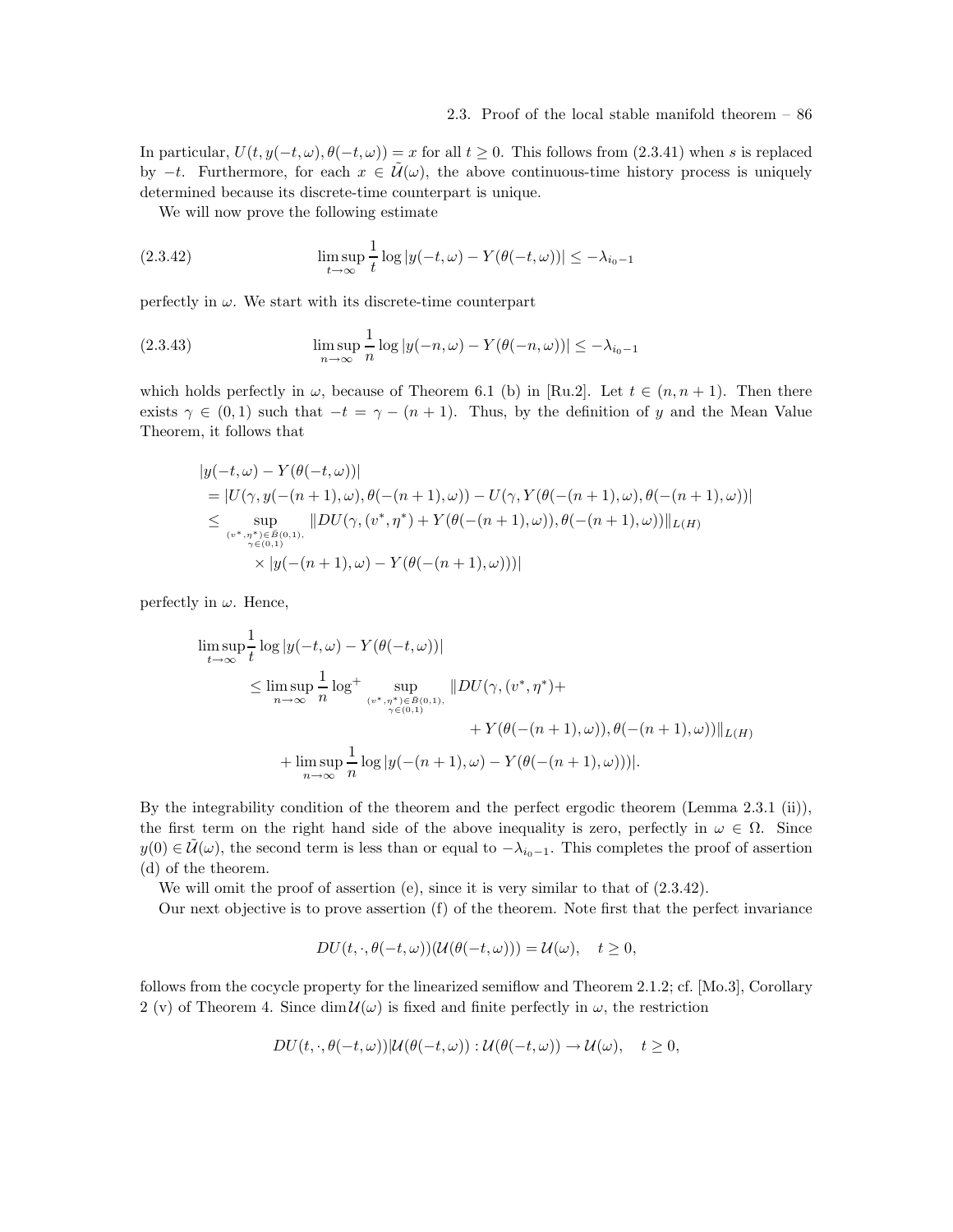In particular, $U(t, y(-t,\omega), \theta(-t,\omega)) = x$ for all $t \geq 0$. This follows from (2.3.41) when $s$ is replaced by $-t$. Furthermore, for each $x \in \tilde{\mathcal{U}}(\omega)$, the above continuous-time history process is uniquely determined because its discrete-time counterpart is unique.

We will now prove the following estimate

$$\limsup_{t\to\infty} \frac{1}{t} \log |y(-t,\omega) - Y(\theta(-t,\omega))| \leq -\lambda_{i_0 - 1} \tag{2.3.42}$$

perfectly in $\omega$. We start with its discrete-time counterpart

$$\limsup_{n\to\infty} \frac{1}{n} \log |y(-n,\omega) - Y(\theta(-n,\omega))| \leq -\lambda_{i_0 - 1} \tag{2.3.43}$$

which holds perfectly in $\omega$, because of Theorem 6.1 (b) in [Ru.2]. Let $t \in (n, n+1)$. Then there exists $\gamma \in (0,1)$ such that $-t = \gamma - (n+1)$. Thus, by the definition of $y$ and the Mean Value Theorem, it follows that

$$\begin{aligned}
&|y(-t,\omega) - Y(\theta(-t,\omega))| \\
&= |U(\gamma, y(-(n+1),\omega), \theta(-(n+1),\omega)) - U(\gamma, Y(\theta(-(n+1),\omega), \theta(-(n+1),\omega))| \\
&\leq \sup_{\substack{(v^*,\eta^*)\in \bar{B}(0,1),\\ \gamma\in(0,1)}} \|DU(\gamma, (v^*,\eta^*) + Y(\theta(-(n+1),\omega)), \theta(-(n+1),\omega))\|_{L(H)} \\
&\qquad \times |y(-(n+1),\omega) - Y(\theta(-(n+1),\omega)))|
\end{aligned}$$

perfectly in $\omega$. Hence,

$$\begin{aligned}
\limsup_{t\to\infty} &\frac{1}{t} \log |y(-t,\omega) - Y(\theta(-t,\omega))| \\
&\leq \limsup_{n\to\infty} \frac{1}{n} \log^+ \sup_{\substack{(v^*,\eta^*)\in \bar{B}(0,1),\\ \gamma\in(0,1)}} \|DU(\gamma, (v^*,\eta^*) + \\
&\qquad\qquad + Y(\theta(-(n+1),\omega)), \theta(-(n+1),\omega))\|_{L(H)} \\
&\quad + \limsup_{n\to\infty} \frac{1}{n} \log |y(-(n+1),\omega) - Y(\theta(-(n+1),\omega)))|.
\end{aligned}$$

By the integrability condition of the theorem and the perfect ergodic theorem (Lemma 2.3.1 (ii)), the first term on the right hand side of the above inequality is zero, perfectly in $\omega \in \Omega$. Since $y(0) \in \tilde{\mathcal{U}}(\omega)$, the second term is less than or equal to $-\lambda_{i_0-1}$. This completes the proof of assertion (d) of the theorem.

We will omit the proof of assertion (e), since it is very similar to that of (2.3.42).

Our next objective is to prove assertion (f) of the theorem. Note first that the perfect invariance

$$DU(t, \cdot, \theta(-t,\omega))(\mathcal{U}(\theta(-t,\omega))) = \mathcal{U}(\omega), \quad t \geq 0,$$

follows from the cocycle property for the linearized semiflow and Theorem 2.1.2; cf. [Mo.3], Corollary 2 (v) of Theorem 4. Since $\dim \mathcal{U}(\omega)$ is fixed and finite perfectly in $\omega$, the restriction

$$DU(t, \cdot, \theta(-t,\omega))|\mathcal{U}(\theta(-t,\omega)) : \mathcal{U}(\theta(-t,\omega)) \to \mathcal{U}(\omega), \quad t \geq 0,$$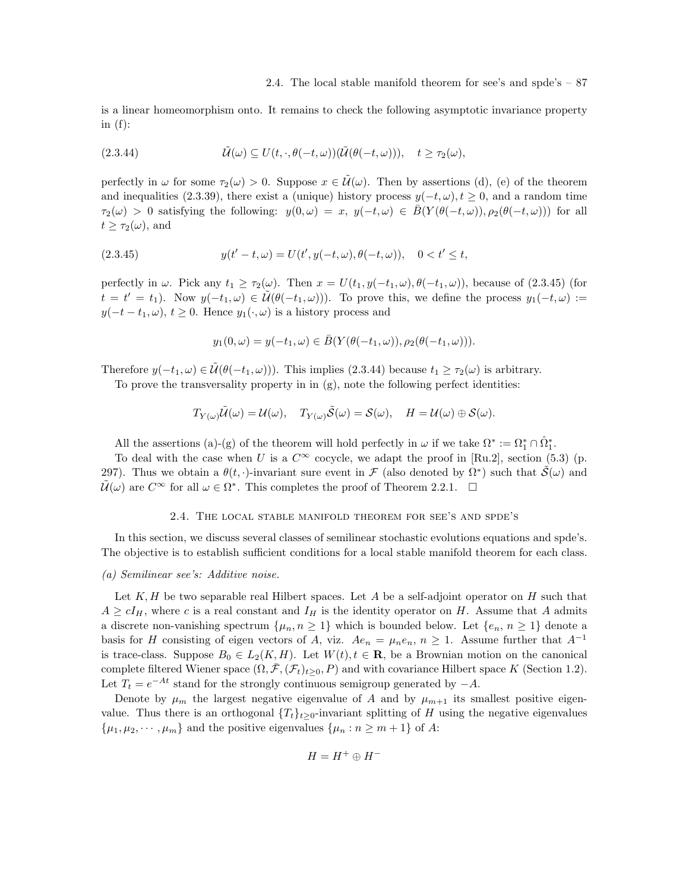is a linear homeomorphism onto. It remains to check the following asymptotic invariance property in (f):

$$\tilde{\mathcal{U}}(\omega) \subseteq U(t, \cdot, \theta(-t,\omega))(\tilde{\mathcal{U}}(\theta(-t,\omega))), \quad t \geq \tau_2(\omega), \tag{2.3.44}$$

perfectly in $\omega$ for some $\tau_2(\omega) > 0$. Suppose $x \in \tilde{\mathcal{U}}(\omega)$. Then by assertions (d), (e) of the theorem and inequalities (2.3.39), there exist a (unique) history process $y(-t,\omega), t \geq 0$, and a random time $\tau_2(\omega) > 0$ satisfying the following: $y(0,\omega) = x$, $y(-t,\omega) \in \bar{B}(Y(\theta(-t,\omega)), \rho_2(\theta(-t,\omega)))$ for all $t \geq \tau_2(\omega)$, and

$$y(t'-t,\omega) = U(t', y(-t,\omega), \theta(-t,\omega)), \quad 0 < t' \leq t, \tag{2.3.45}$$

perfectly in $\omega$. Pick any $t_1 \geq \tau_2(\omega)$. Then $x = U(t_1, y(-t_1,\omega), \theta(-t_1,\omega))$, because of (2.3.45) (for $t = t' = t_1$). Now $y(-t_1,\omega) \in \tilde{\mathcal{U}}(\theta(-t_1,\omega)))$. To prove this, we define the process $y_1(-t,\omega) := y(-t-t_1,\omega)$, $t \geq 0$. Hence $y_1(\cdot,\omega)$ is a history process and

$$y_1(0,\omega) = y(-t_1,\omega) \in \bar{B}(Y(\theta(-t_1,\omega)), \rho_2(\theta(-t_1,\omega))).$$

Therefore $y(-t_1,\omega) \in \tilde{\mathcal{U}}(\theta(-t_1,\omega)))$. This implies (2.3.44) because $t_1 \geq \tau_2(\omega)$ is arbitrary.

To prove the transversality property in in (g), note the following perfect identities:

$$T_{Y(\omega)}\tilde{\mathcal{U}}(\omega) = \mathcal{U}(\omega), \quad T_{Y(\omega)}\tilde{\mathcal{S}}(\omega) = \mathcal{S}(\omega), \quad H = \mathcal{U}(\omega) \oplus \mathcal{S}(\omega).$$

All the assertions (a)-(g) of the theorem will hold perfectly in $\omega$ if we take $\Omega^* := \Omega_1^* \cap \hat{\Omega}_1^*$.

To deal with the case when $U$ is a $C^\infty$ cocycle, we adapt the proof in [Ru.2], section (5.3) (p. 297). Thus we obtain a $\theta(t,\cdot)$-invariant sure event in $\mathcal{F}$ (also denoted by $\Omega^*$) such that $\tilde{\mathcal{S}}(\omega)$ and $\tilde{\mathcal{U}}(\omega)$ are $C^\infty$ for all $\omega \in \Omega^*$. This completes the proof of Theorem 2.2.1. $\square$

## 2.4. The local stable manifold theorem for see's and spde's

In this section, we discuss several classes of semilinear stochastic evolutions equations and spde's. The objective is to establish sufficient conditions for a local stable manifold theorem for each class.

*(a) Semilinear see's: Additive noise.*

Let $K, H$ be two separable real Hilbert spaces. Let $A$ be a self-adjoint operator on $H$ such that $A \geq cI_H$, where $c$ is a real constant and $I_H$ is the identity operator on $H$. Assume that $A$ admits a discrete non-vanishing spectrum $\{\mu_n, n \geq 1\}$ which is bounded below. Let $\{e_n, n \geq 1\}$ denote a basis for $H$ consisting of eigen vectors of $A$, viz. $Ae_n = \mu_n e_n$, $n \geq 1$. Assume further that $A^{-1}$ is trace-class. Suppose $B_0 \in L_2(K,H)$. Let $W(t), t \in \mathbf{R}$, be a Brownian motion on the canonical complete filtered Wiener space $(\Omega, \bar{\mathcal{F}}, (\mathcal{F}_t)_{t\geq 0}, P)$ and with covariance Hilbert space $K$ (Section 1.2). Let $T_t = e^{-At}$ stand for the strongly continuous semigroup generated by $-A$.

Denote by $\mu_m$ the largest negative eigenvalue of $A$ and by $\mu_{m+1}$ its smallest positive eigenvalue. Thus there is an orthogonal $\{T_t\}_{t\geq 0}$-invariant splitting of $H$ using the negative eigenvalues $\{\mu_1, \mu_2, \cdots, \mu_m\}$ and the positive eigenvalues $\{\mu_n : n \geq m+1\}$ of $A$:

$$H = H^+ \oplus H^-$$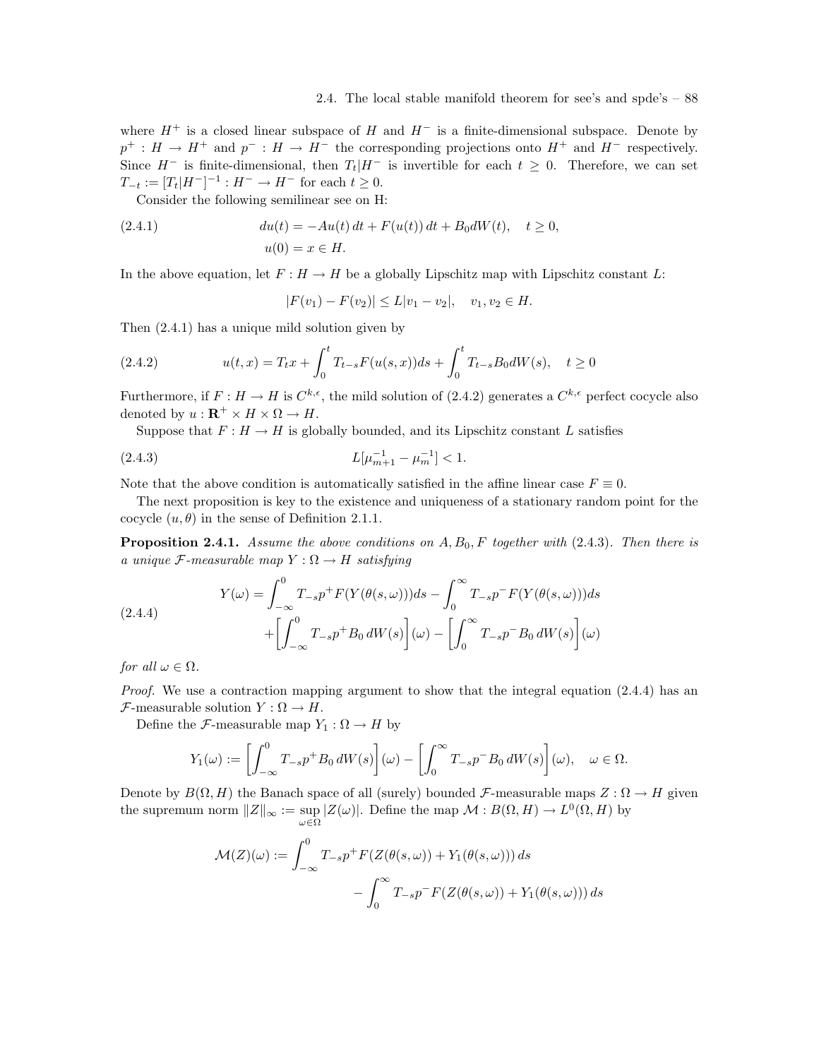where $H^+$ is a closed linear subspace of $H$ and $H^-$ is a finite-dimensional subspace. Denote by $p^+ : H \to H^+$ and $p^- : H \to H^-$ the corresponding projections onto $H^+$ and $H^-$ respectively. Since $H^-$ is finite-dimensional, then $T_t|H^-$ is invertible for each $t \geq 0$. Therefore, we can set $T_{-t} := [T_t|H^-]^{-1} : H^- \to H^-$ for each $t \geq 0$.

Consider the following semilinear see on H:

$$
\begin{aligned}
(2.4.1) \qquad\qquad & du(t) = -Au(t)\,dt + F(u(t))\,dt + B_0 dW(t), \quad t \geq 0, \\
& u(0) = x \in H.
\end{aligned}
$$

In the above equation, let $F : H \to H$ be a globally Lipschitz map with Lipschitz constant $L$:

$$
|F(v_1) - F(v_2)| \leq L|v_1 - v_2|, \quad v_1, v_2 \in H.
$$

Then (2.4.1) has a unique mild solution given by

$$
(2.4.2) \qquad u(t,x) = T_t x + \int_0^t T_{t-s} F(u(s,x)) ds + \int_0^t T_{t-s} B_0 dW(s), \quad t \geq 0
$$

Furthermore, if $F : H \to H$ is $C^{k,\epsilon}$, the mild solution of (2.4.2) generates a $C^{k,\epsilon}$ perfect cocycle also denoted by $u : \mathbf{R}^+ \times H \times \Omega \to H$.

Suppose that $F : H \to H$ is globally bounded, and its Lipschitz constant $L$ satisfies

$$
(2.4.3) \qquad\qquad L[\mu_{m+1}^{-1} - \mu_m^{-1}] < 1.
$$

Note that the above condition is automatically satisfied in the affine linear case $F \equiv 0$.

The next proposition is key to the existence and uniqueness of a stationary random point for the cocycle $(u, \theta)$ in the sense of Definition 2.1.1.

**Proposition 2.4.1.** *Assume the above conditions on $A, B_0, F$ together with (2.4.3). Then there is a unique $\mathcal{F}$-measurable map $Y : \Omega \to H$ satisfying*

$$
(2.4.4) \qquad
\begin{aligned}
Y(\omega) = &\int_{-\infty}^0 T_{-s} p^+ F(Y(\theta(s,\omega))) ds - \int_0^\infty T_{-s} p^- F(Y(\theta(s,\omega))) ds \\
&+ \left[\int_{-\infty}^0 T_{-s} p^+ B_0 \, dW(s)\right](\omega) - \left[\int_0^\infty T_{-s} p^- B_0 \, dW(s)\right](\omega)
\end{aligned}
$$

*for all $\omega \in \Omega$.*

*Proof.* We use a contraction mapping argument to show that the integral equation (2.4.4) has an $\mathcal{F}$-measurable solution $Y : \Omega \to H$.

Define the $\mathcal{F}$-measurable map $Y_1 : \Omega \to H$ by

$$
Y_1(\omega) := \left[\int_{-\infty}^0 T_{-s} p^+ B_0 \, dW(s)\right](\omega) - \left[\int_0^\infty T_{-s} p^- B_0 \, dW(s)\right](\omega), \quad \omega \in \Omega.
$$

Denote by $B(\Omega, H)$ the Banach space of all (surely) bounded $\mathcal{F}$-measurable maps $Z : \Omega \to H$ given the supremum norm $\|Z\|_\infty := \sup_{\omega \in \Omega} |Z(\omega)|$. Define the map $\mathcal{M} : B(\Omega, H) \to L^0(\Omega, H)$ by

$$
\begin{aligned}
\mathcal{M}(Z)(\omega) := &\int_{-\infty}^0 T_{-s} p^+ F(Z(\theta(s,\omega)) + Y_1(\theta(s,\omega))) \, ds \\
&- \int_0^\infty T_{-s} p^- F(Z(\theta(s,\omega)) + Y_1(\theta(s,\omega))) \, ds
\end{aligned}
$$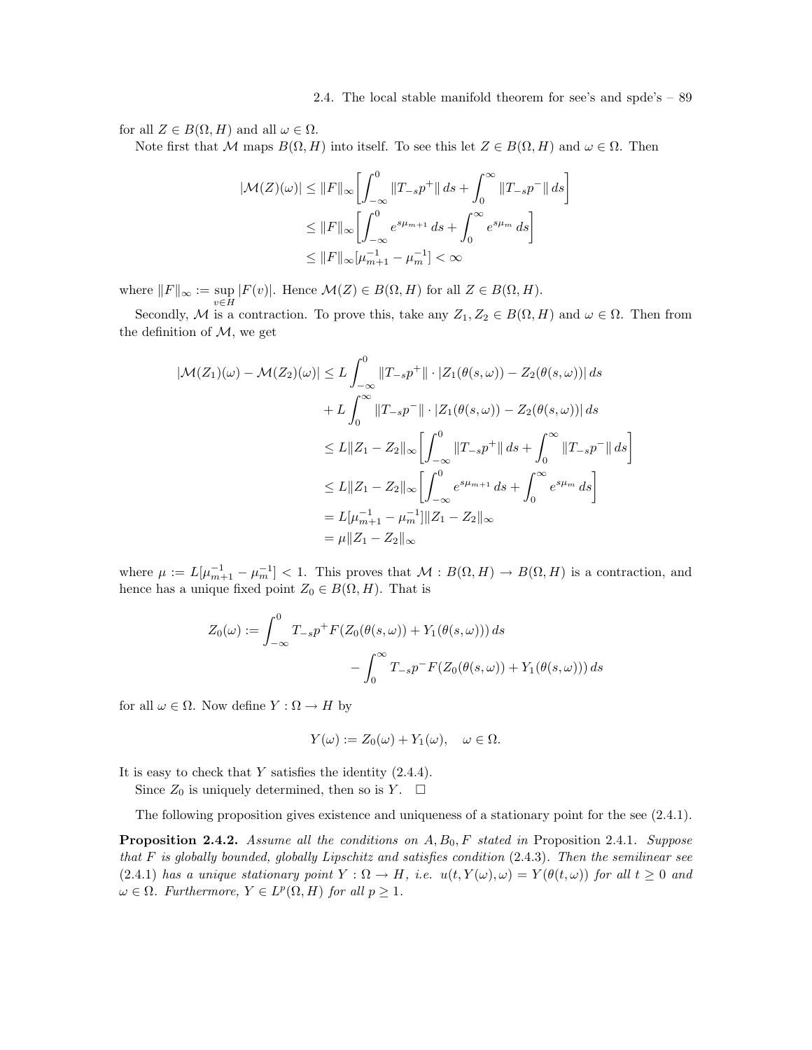for all $Z \in B(\Omega, H)$ and all $\omega \in \Omega$.

Note first that $\mathcal{M}$ maps $B(\Omega, H)$ into itself. To see this let $Z \in B(\Omega, H)$ and $\omega \in \Omega$. Then

$$
\begin{aligned}
|\mathcal{M}(Z)(\omega)| &\leq \|F\|_\infty \left[ \int_{-\infty}^{0} \|T_{-s}p^+\| \, ds + \int_{0}^{\infty} \|T_{-s}p^-\| \, ds \right] \\
&\leq \|F\|_\infty \left[ \int_{-\infty}^{0} e^{s\mu_{m+1}} \, ds + \int_{0}^{\infty} e^{s\mu_m} \, ds \right] \\
&\leq \|F\|_\infty [\mu_{m+1}^{-1} - \mu_m^{-1}] < \infty
\end{aligned}
$$

where $\|F\|_\infty := \sup_{v \in H} |F(v)|$. Hence $\mathcal{M}(Z) \in B(\Omega, H)$ for all $Z \in B(\Omega, H)$.

Secondly, $\mathcal{M}$ is a contraction. To prove this, take any $Z_1, Z_2 \in B(\Omega, H)$ and $\omega \in \Omega$. Then from the definition of $\mathcal{M}$, we get

$$
\begin{aligned}
|\mathcal{M}(Z_1)(\omega) - \mathcal{M}(Z_2)(\omega)| &\leq L \int_{-\infty}^{0} \|T_{-s}p^+\| \cdot |Z_1(\theta(s,\omega)) - Z_2(\theta(s,\omega))| \, ds \\
&\quad + L \int_{0}^{\infty} \|T_{-s}p^-\| \cdot |Z_1(\theta(s,\omega)) - Z_2(\theta(s,\omega))| \, ds \\
&\leq L\|Z_1 - Z_2\|_\infty \left[ \int_{-\infty}^{0} \|T_{-s}p^+\| \, ds + \int_{0}^{\infty} \|T_{-s}p^-\| \, ds \right] \\
&\leq L\|Z_1 - Z_2\|_\infty \left[ \int_{-\infty}^{0} e^{s\mu_{m+1}} \, ds + \int_{0}^{\infty} e^{s\mu_m} \, ds \right] \\
&= L[\mu_{m+1}^{-1} - \mu_m^{-1}] \|Z_1 - Z_2\|_\infty \\
&= \mu \|Z_1 - Z_2\|_\infty
\end{aligned}
$$

where $\mu := L[\mu_{m+1}^{-1} - \mu_m^{-1}] < 1$. This proves that $\mathcal{M} : B(\Omega, H) \to B(\Omega, H)$ is a contraction, and hence has a unique fixed point $Z_0 \in B(\Omega, H)$. That is

$$
\begin{aligned}
Z_0(\omega) := \int_{-\infty}^{0} & T_{-s}p^+ F(Z_0(\theta(s,\omega)) + Y_1(\theta(s,\omega))) \, ds \\
& - \int_{0}^{\infty} T_{-s}p^- F(Z_0(\theta(s,\omega)) + Y_1(\theta(s,\omega))) \, ds
\end{aligned}
$$

for all $\omega \in \Omega$. Now define $Y : \Omega \to H$ by

$$
Y(\omega) := Z_0(\omega) + Y_1(\omega), \quad \omega \in \Omega.
$$

It is easy to check that $Y$ satisfies the identity (2.4.4).

Since $Z_0$ is uniquely determined, then so is $Y$. $\square$

The following proposition gives existence and uniqueness of a stationary point for the see (2.4.1).

**Proposition 2.4.2.** *Assume all the conditions on $A, B_0, F$ stated in* Proposition 2.4.1. *Suppose that $F$ is globally bounded, globally Lipschitz and satisfies condition* (2.4.3). *Then the semilinear see* (2.4.1) *has a unique stationary point $Y : \Omega \to H$, i.e. $u(t, Y(\omega), \omega) = Y(\theta(t,\omega))$ for all $t \geq 0$ and $\omega \in \Omega$. Furthermore, $Y \in L^p(\Omega, H)$ for all $p \geq 1$.*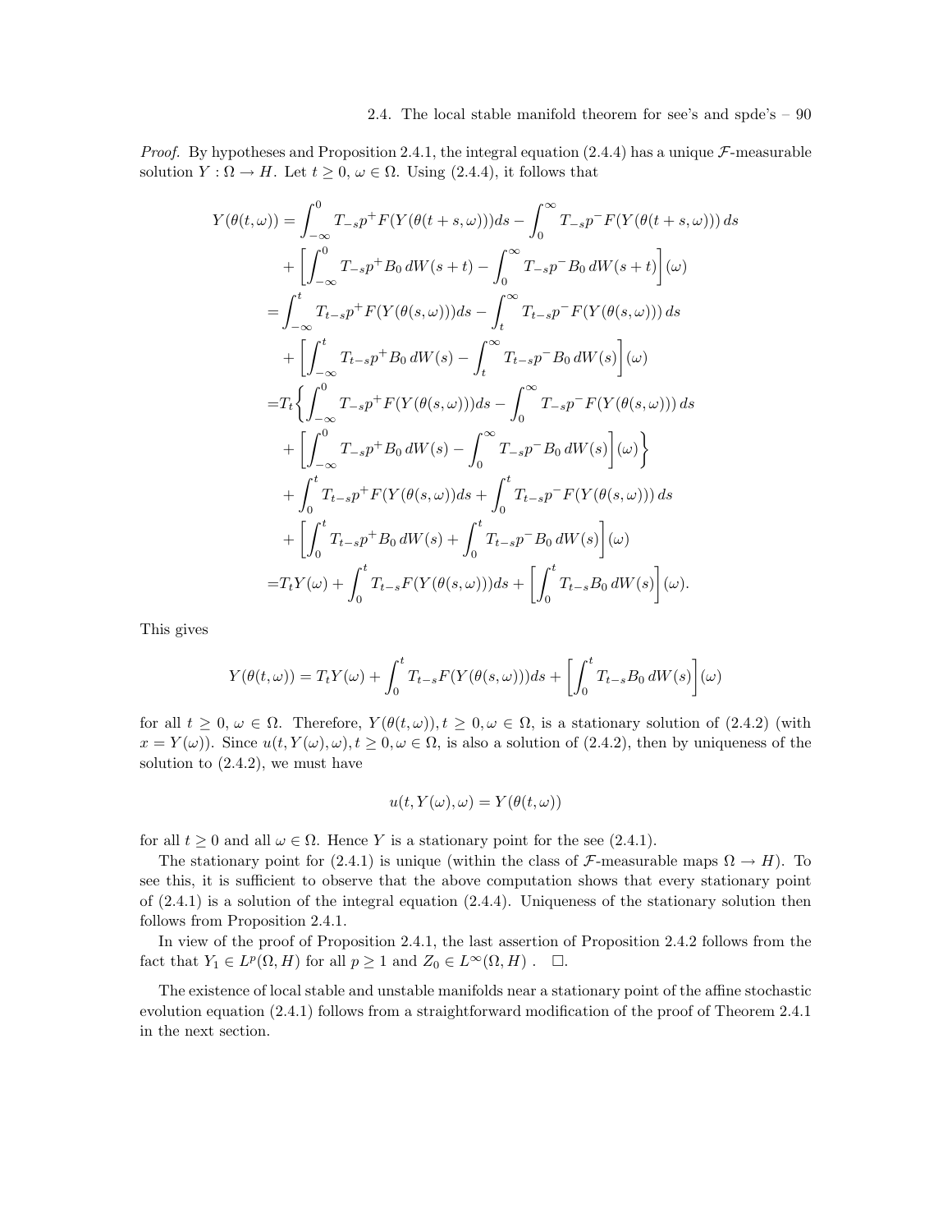*Proof.* By hypotheses and Proposition 2.4.1, the integral equation (2.4.4) has a unique $\mathcal{F}$-measurable solution $Y : \Omega \to H$. Let $t \geq 0$, $\omega \in \Omega$. Using (2.4.4), it follows that

$$
\begin{aligned}
Y(\theta(t,\omega)) &= \int_{-\infty}^{0} T_{-s} p^{+} F(Y(\theta(t+s,\omega)))ds - \int_{0}^{\infty} T_{-s} p^{-} F(Y(\theta(t+s,\omega)))\,ds \\
&\quad + \left[\int_{-\infty}^{0} T_{-s} p^{+} B_0\, dW(s+t) - \int_{0}^{\infty} T_{-s} p^{-} B_0\, dW(s+t)\right](\omega) \\
&= \int_{-\infty}^{t} T_{t-s} p^{+} F(Y(\theta(s,\omega)))ds - \int_{t}^{\infty} T_{t-s} p^{-} F(Y(\theta(s,\omega)))\,ds \\
&\quad + \left[\int_{-\infty}^{t} T_{t-s} p^{+} B_0\, dW(s) - \int_{t}^{\infty} T_{t-s} p^{-} B_0\, dW(s)\right](\omega) \\
&= T_t \Big\{ \int_{-\infty}^{0} T_{-s} p^{+} F(Y(\theta(s,\omega)))ds - \int_{0}^{\infty} T_{-s} p^{-} F(Y(\theta(s,\omega)))\,ds \\
&\quad + \left[\int_{-\infty}^{0} T_{-s} p^{+} B_0\, dW(s) - \int_{0}^{\infty} T_{-s} p^{-} B_0\, dW(s)\right](\omega) \Big\} \\
&\quad + \int_{0}^{t} T_{t-s} p^{+} F(Y(\theta(s,\omega)))ds + \int_{0}^{t} T_{t-s} p^{-} F(Y(\theta(s,\omega)))\,ds \\
&\quad + \left[\int_{0}^{t} T_{t-s} p^{+} B_0\, dW(s) + \int_{0}^{t} T_{t-s} p^{-} B_0\, dW(s)\right](\omega) \\
&= T_t Y(\omega) + \int_{0}^{t} T_{t-s} F(Y(\theta(s,\omega)))ds + \left[\int_{0}^{t} T_{t-s} B_0\, dW(s)\right](\omega).
\end{aligned}
$$

This gives

$$
Y(\theta(t,\omega)) = T_t Y(\omega) + \int_{0}^{t} T_{t-s} F(Y(\theta(s,\omega)))ds + \left[\int_{0}^{t} T_{t-s} B_0\, dW(s)\right](\omega)
$$

for all $t \geq 0$, $\omega \in \Omega$. Therefore, $Y(\theta(t,\omega)), t \geq 0, \omega \in \Omega$, is a stationary solution of (2.4.2) (with $x = Y(\omega)$). Since $u(t, Y(\omega), \omega), t \geq 0, \omega \in \Omega$, is also a solution of (2.4.2), then by uniqueness of the solution to (2.4.2), we must have

$$
u(t, Y(\omega), \omega) = Y(\theta(t,\omega))
$$

for all $t \geq 0$ and all $\omega \in \Omega$. Hence $Y$ is a stationary point for the see (2.4.1).

The stationary point for (2.4.1) is unique (within the class of $\mathcal{F}$-measurable maps $\Omega \to H$). To see this, it is sufficient to observe that the above computation shows that every stationary point of (2.4.1) is a solution of the integral equation (2.4.4). Uniqueness of the stationary solution then follows from Proposition 2.4.1.

In view of the proof of Proposition 2.4.1, the last assertion of Proposition 2.4.2 follows from the fact that $Y_1 \in L^p(\Omega, H)$ for all $p \geq 1$ and $Z_0 \in L^\infty(\Omega, H)$ . $\square$.

The existence of local stable and unstable manifolds near a stationary point of the affine stochastic evolution equation (2.4.1) follows from a straightforward modification of the proof of Theorem 2.4.1 in the next section.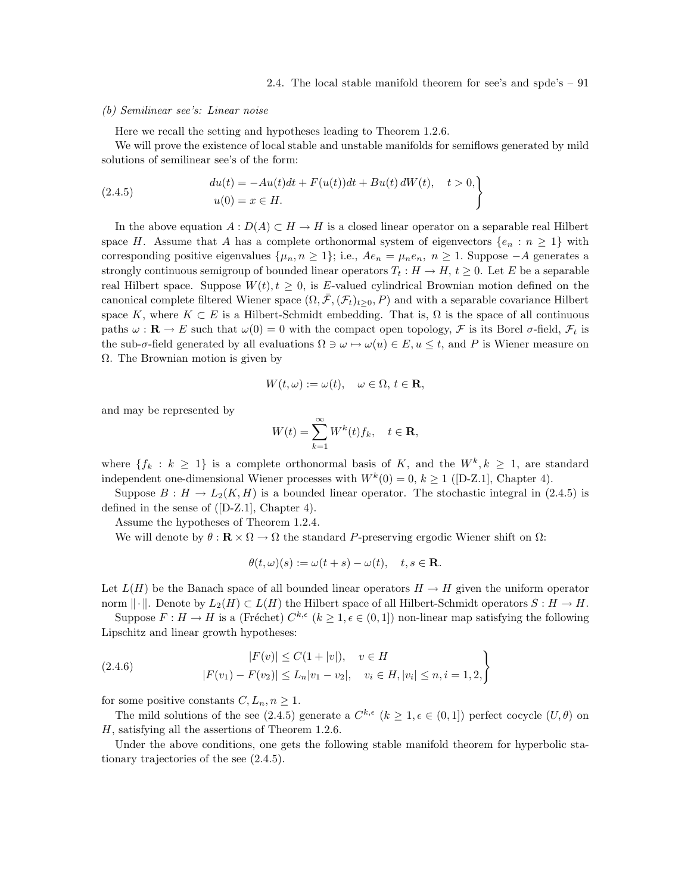*(b) Semilinear see's: Linear noise*

Here we recall the setting and hypotheses leading to Theorem 1.2.6.

We will prove the existence of local stable and unstable manifolds for semiflows generated by mild solutions of semilinear see's of the form:

$$
\left.\begin{aligned}
du(t) &= -Au(t)dt + F(u(t))dt + Bu(t)\,dW(t), \quad t > 0,\\
u(0) &= x \in H.
\end{aligned}\right\} \tag{2.4.5}
$$

In the above equation $A : D(A) \subset H \to H$ is a closed linear operator on a separable real Hilbert space $H$. Assume that $A$ has a complete orthonormal system of eigenvectors $\{e_n : n \geq 1\}$ with corresponding positive eigenvalues $\{\mu_n, n \geq 1\}$; i.e., $Ae_n = \mu_n e_n$, $n \geq 1$. Suppose $-A$ generates a strongly continuous semigroup of bounded linear operators $T_t : H \to H$, $t \geq 0$. Let $E$ be a separable real Hilbert space. Suppose $W(t), t \geq 0$, is $E$-valued cylindrical Brownian motion defined on the canonical complete filtered Wiener space $(\Omega, \bar{\mathcal{F}}, (\mathcal{F}_t)_{t\geq 0}, P)$ and with a separable covariance Hilbert space $K$, where $K \subset E$ is a Hilbert-Schmidt embedding. That is, $\Omega$ is the space of all continuous paths $\omega : \mathbf{R} \to E$ such that $\omega(0) = 0$ with the compact open topology, $\mathcal{F}$ is its Borel $\sigma$-field, $\mathcal{F}_t$ is the sub-$\sigma$-field generated by all evaluations $\Omega \ni \omega \mapsto \omega(u) \in E, u \leq t$, and $P$ is Wiener measure on $\Omega$. The Brownian motion is given by

$$
W(t, \omega) := \omega(t), \quad \omega \in \Omega,\ t \in \mathbf{R},
$$

and may be represented by

$$
W(t) = \sum_{k=1}^{\infty} W^k(t) f_k, \quad t \in \mathbf{R},
$$

where $\{f_k : k \geq 1\}$ is a complete orthonormal basis of $K$, and the $W^k, k \geq 1$, are standard independent one-dimensional Wiener processes with $W^k(0) = 0$, $k \geq 1$ ([D-Z.1], Chapter 4).

Suppose $B : H \to L_2(K, H)$ is a bounded linear operator. The stochastic integral in (2.4.5) is defined in the sense of ([D-Z.1], Chapter 4).

Assume the hypotheses of Theorem 1.2.4.

We will denote by $\theta : \mathbf{R} \times \Omega \to \Omega$ the standard $P$-preserving ergodic Wiener shift on $\Omega$:

$$
\theta(t, \omega)(s) := \omega(t + s) - \omega(t), \quad t, s \in \mathbf{R}.
$$

Let $L(H)$ be the Banach space of all bounded linear operators $H \to H$ given the uniform operator norm $\|\cdot\|$. Denote by $L_2(H) \subset L(H)$ the Hilbert space of all Hilbert-Schmidt operators $S : H \to H$.

Suppose $F : H \to H$ is a (Fréchet) $C^{k,\epsilon}$ ($k \geq 1, \epsilon \in (0, 1]$) non-linear map satisfying the following Lipschitz and linear growth hypotheses:

$$
\left.\begin{aligned}
|F(v)| &\leq C(1 + |v|), \quad v \in H\\
|F(v_1) - F(v_2)| &\leq L_n |v_1 - v_2|, \quad v_i \in H, |v_i| \leq n, i = 1, 2,
\end{aligned}\right\} \tag{2.4.6}
$$

for some positive constants $C, L_n, n \geq 1$.

The mild solutions of the see (2.4.5) generate a $C^{k,\epsilon}$ ($k \geq 1, \epsilon \in (0, 1]$) perfect cocycle $(U, \theta)$ on $H$, satisfying all the assertions of Theorem 1.2.6.

Under the above conditions, one gets the following stable manifold theorem for hyperbolic stationary trajectories of the see (2.4.5).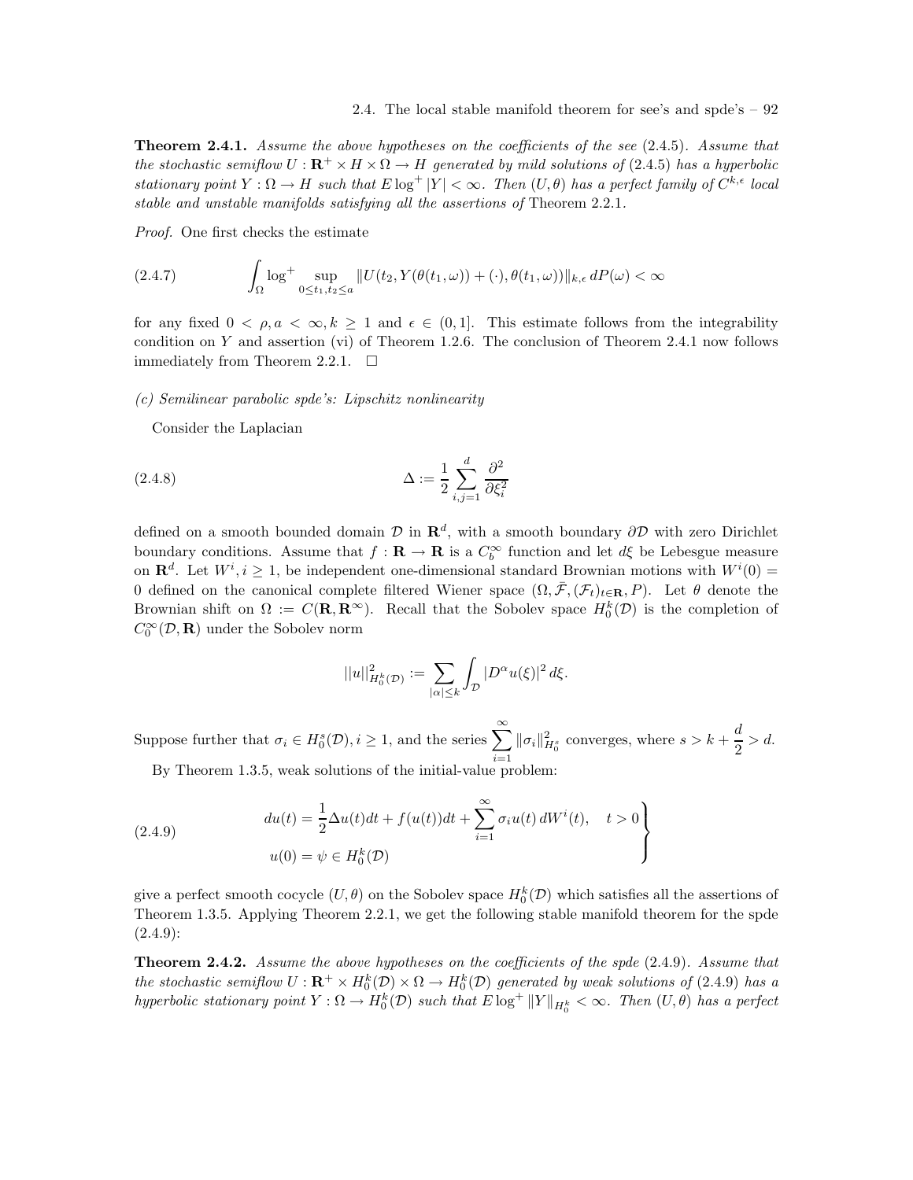**Theorem 2.4.1.** *Assume the above hypotheses on the coefficients of the see* (2.4.5)*. Assume that the stochastic semiflow $U : \mathbf{R}^+ \times H \times \Omega \to H$ generated by mild solutions of* (2.4.5) *has a hyperbolic stationary point $Y : \Omega \to H$ such that $E \log^+ |Y| < \infty$. Then $(U, \theta)$ has a perfect family of $C^{k,\epsilon}$ local stable and unstable manifolds satisfying all the assertions of* Theorem 2.2.1.

*Proof.* One first checks the estimate

$$\int_\Omega \log^+ \sup_{0 \le t_1, t_2 \le a} \|U(t_2, Y(\theta(t_1, \omega)) + (\cdot), \theta(t_1, \omega))\|_{k,\epsilon} \, dP(\omega) < \infty \tag{2.4.7}$$

for any fixed $0 < \rho, a < \infty, k \ge 1$ and $\epsilon \in (0, 1]$. This estimate follows from the integrability condition on $Y$ and assertion (vi) of Theorem 1.2.6. The conclusion of Theorem 2.4.1 now follows immediately from Theorem 2.2.1. $\square$

*(c) Semilinear parabolic spde's: Lipschitz nonlinearity*

Consider the Laplacian

$$\Delta := \frac{1}{2} \sum_{i,j=1}^{d} \frac{\partial^2}{\partial \xi_i^2} \tag{2.4.8}$$

defined on a smooth bounded domain $\mathcal{D}$ in $\mathbf{R}^d$, with a smooth boundary $\partial\mathcal{D}$ with zero Dirichlet boundary conditions. Assume that $f : \mathbf{R} \to \mathbf{R}$ is a $C_b^\infty$ function and let $d\xi$ be Lebesgue measure on $\mathbf{R}^d$. Let $W^i, i \ge 1$, be independent one-dimensional standard Brownian motions with $W^i(0) = 0$ defined on the canonical complete filtered Wiener space $(\Omega, \bar{\mathcal{F}}, (\mathcal{F}_t)_{t \in \mathbf{R}}, P)$. Let $\theta$ denote the Brownian shift on $\Omega := C(\mathbf{R}, \mathbf{R}^\infty)$. Recall that the Sobolev space $H_0^k(\mathcal{D})$ is the completion of $C_0^\infty(\mathcal{D}, \mathbf{R})$ under the Sobolev norm

$$||u||^2_{H_0^k(\mathcal{D})} := \sum_{|\alpha| \le k} \int_{\mathcal{D}} |D^\alpha u(\xi)|^2 \, d\xi.$$

Suppose further that $\sigma_i \in H_0^s(\mathcal{D}), i \ge 1$, and the series $\displaystyle\sum_{i=1}^{\infty} \|\sigma_i\|^2_{H_0^s}$ converges, where $s > k + \dfrac{d}{2} > d$.

By Theorem 1.3.5, weak solutions of the initial-value problem:

$$\left.\begin{aligned} du(t) &= \frac{1}{2}\Delta u(t)dt + f(u(t))dt + \sum_{i=1}^{\infty} \sigma_i u(t)\, dW^i(t), \quad t > 0 \\ u(0) &= \psi \in H_0^k(\mathcal{D}) \end{aligned}\right\} \tag{2.4.9}$$

give a perfect smooth cocycle $(U, \theta)$ on the Sobolev space $H_0^k(\mathcal{D})$ which satisfies all the assertions of Theorem 1.3.5. Applying Theorem 2.2.1, we get the following stable manifold theorem for the spde (2.4.9):

**Theorem 2.4.2.** *Assume the above hypotheses on the coefficients of the spde* (2.4.9)*. Assume that the stochastic semiflow $U : \mathbf{R}^+ \times H_0^k(\mathcal{D}) \times \Omega \to H_0^k(\mathcal{D})$ generated by weak solutions of* (2.4.9) *has a hyperbolic stationary point $Y : \Omega \to H_0^k(\mathcal{D})$ such that $E \log^+ \|Y\|_{H_0^k} < \infty$. Then $(U, \theta)$ has a perfect*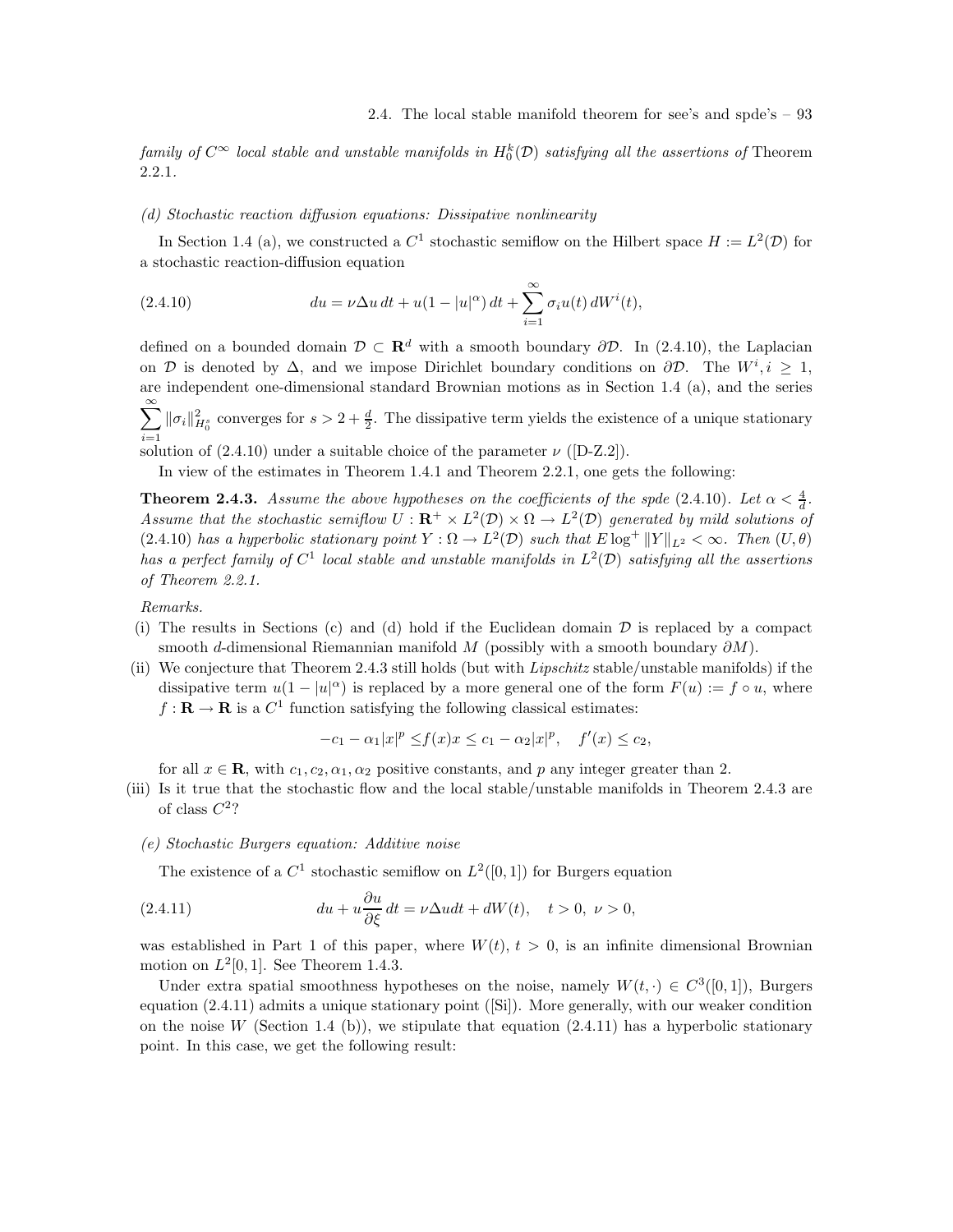*family of $C^\infty$ local stable and unstable manifolds in $H_0^k(\mathcal{D})$ satisfying all the assertions of* Theorem 2.2.1.

*(d) Stochastic reaction diffusion equations: Dissipative nonlinearity*

In Section 1.4 (a), we constructed a $C^1$ stochastic semiflow on the Hilbert space $H := L^2(\mathcal{D})$ for a stochastic reaction-diffusion equation

$$du = \nu\Delta u\, dt + u(1 - |u|^\alpha)\, dt + \sum_{i=1}^{\infty} \sigma_i u(t)\, dW^i(t), \tag{2.4.10}$$

defined on a bounded domain $\mathcal{D} \subset \mathbf{R}^d$ with a smooth boundary $\partial\mathcal{D}$. In (2.4.10), the Laplacian on $\mathcal{D}$ is denoted by $\Delta$, and we impose Dirichlet boundary conditions on $\partial\mathcal{D}$. The $W^i, i \geq 1$, are independent one-dimensional standard Brownian motions as in Section 1.4 (a), and the series $\sum_{i=1}^{\infty} \|\sigma_i\|^2_{H_0^s}$ converges for $s > 2 + \frac{d}{2}$. The dissipative term yields the existence of a unique stationary solution of (2.4.10) under a suitable choice of the parameter $\nu$ ([D-Z.2]).

In view of the estimates in Theorem 1.4.1 and Theorem 2.2.1, one gets the following:

**Theorem 2.4.3.** *Assume the above hypotheses on the coefficients of the spde* (2.4.10). *Let $\alpha < \frac{4}{d}$. Assume that the stochastic semiflow $U : \mathbf{R}^+ \times L^2(\mathcal{D}) \times \Omega \to L^2(\mathcal{D})$ generated by mild solutions of* (2.4.10) *has a hyperbolic stationary point $Y : \Omega \to L^2(\mathcal{D})$ such that $E \log^+ \|Y\|_{L^2} < \infty$. Then $(U, \theta)$ has a perfect family of $C^1$ local stable and unstable manifolds in $L^2(\mathcal{D})$ satisfying all the assertions of Theorem 2.2.1.*

*Remarks.*

(i) The results in Sections (c) and (d) hold if the Euclidean domain $\mathcal{D}$ is replaced by a compact smooth $d$-dimensional Riemannian manifold $M$ (possibly with a smooth boundary $\partial M$).

(ii) We conjecture that Theorem 2.4.3 still holds (but with *Lipschitz* stable/unstable manifolds) if the dissipative term $u(1 - |u|^\alpha)$ is replaced by a more general one of the form $F(u) := f \circ u$, where $f : \mathbf{R} \to \mathbf{R}$ is a $C^1$ function satisfying the following classical estimates:

$$-c_1 - \alpha_1|x|^p \leq f(x)x \leq c_1 - \alpha_2|x|^p, \quad f'(x) \leq c_2,$$

for all $x \in \mathbf{R}$, with $c_1, c_2, \alpha_1, \alpha_2$ positive constants, and $p$ any integer greater than 2.

(iii) Is it true that the stochastic flow and the local stable/unstable manifolds in Theorem 2.4.3 are of class $C^2$?

*(e) Stochastic Burgers equation: Additive noise*

The existence of a $C^1$ stochastic semiflow on $L^2([0, 1])$ for Burgers equation

$$du + u\frac{\partial u}{\partial \xi}\, dt = \nu\Delta u dt + dW(t), \quad t > 0, \ \nu > 0, \tag{2.4.11}$$

was established in Part 1 of this paper, where $W(t)$, $t > 0$, is an infinite dimensional Brownian motion on $L^2[0, 1]$. See Theorem 1.4.3.

Under extra spatial smoothness hypotheses on the noise, namely $W(t, \cdot) \in C^3([0, 1])$, Burgers equation (2.4.11) admits a unique stationary point ([Si]). More generally, with our weaker condition on the noise $W$ (Section 1.4 (b)), we stipulate that equation (2.4.11) has a hyperbolic stationary point. In this case, we get the following result: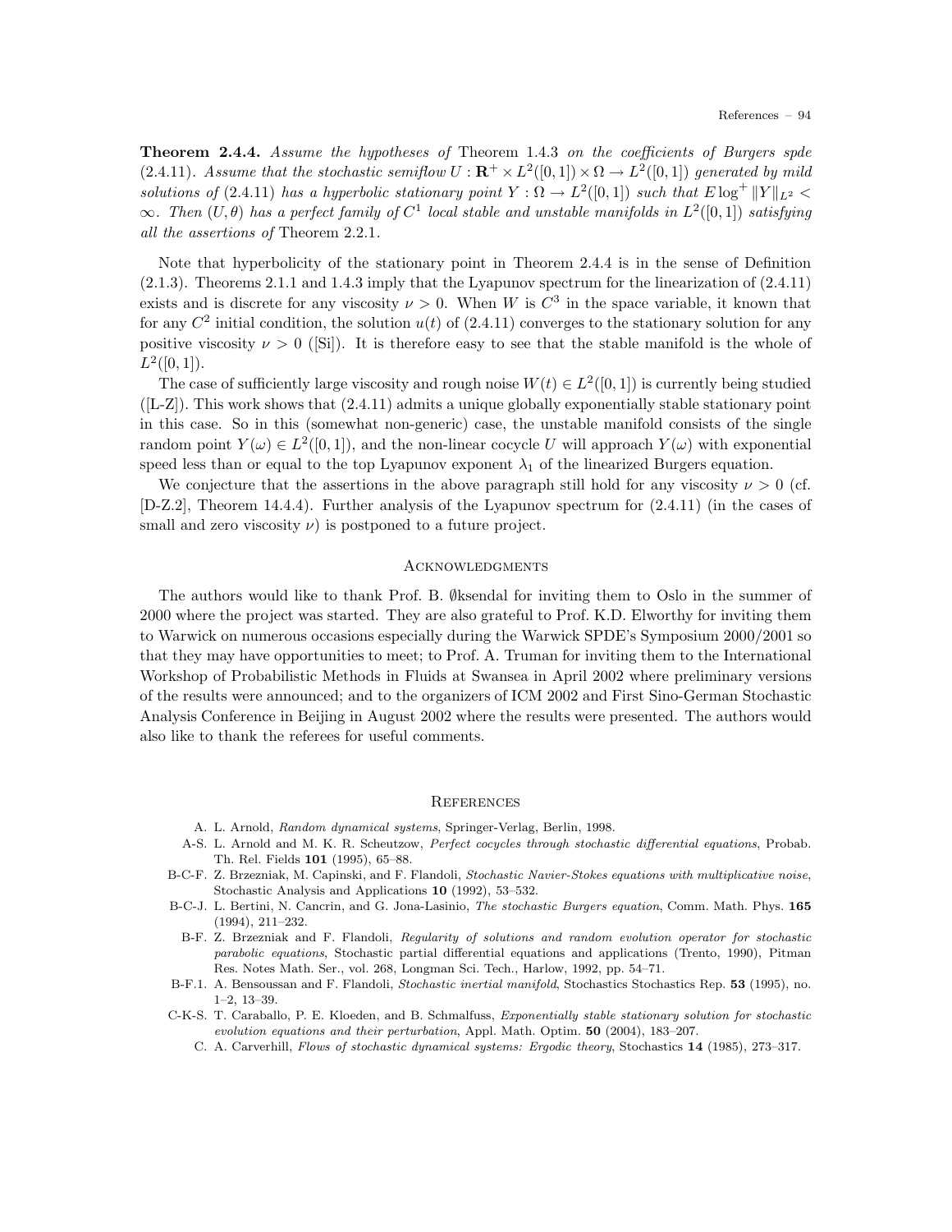**Theorem 2.4.4.** *Assume the hypotheses of* Theorem 1.4.3 *on the coefficients of Burgers spde* (2.4.11)*. Assume that the stochastic semiflow $U : \mathbf{R}^+ \times L^2([0,1]) \times \Omega \to L^2([0,1])$ generated by mild solutions of* (2.4.11) *has a hyperbolic stationary point $Y : \Omega \to L^2([0,1])$ such that $E \log^+ \|Y\|_{L^2} < \infty$. Then $(U, \theta)$ has a perfect family of $C^1$ local stable and unstable manifolds in $L^2([0,1])$ satisfying all the assertions of* Theorem 2.2.1.

Note that hyperbolicity of the stationary point in Theorem 2.4.4 is in the sense of Definition (2.1.3). Theorems 2.1.1 and 1.4.3 imply that the Lyapunov spectrum for the linearization of (2.4.11) exists and is discrete for any viscosity $\nu > 0$. When $W$ is $C^3$ in the space variable, it known that for any $C^2$ initial condition, the solution $u(t)$ of (2.4.11) converges to the stationary solution for any positive viscosity $\nu > 0$ ([Si]). It is therefore easy to see that the stable manifold is the whole of $L^2([0,1])$.

The case of sufficiently large viscosity and rough noise $W(t) \in L^2([0,1])$ is currently being studied ([L-Z]). This work shows that (2.4.11) admits a unique globally exponentially stable stationary point in this case. So in this (somewhat non-generic) case, the unstable manifold consists of the single random point $Y(\omega) \in L^2([0,1])$, and the non-linear cocycle $U$ will approach $Y(\omega)$ with exponential speed less than or equal to the top Lyapunov exponent $\lambda_1$ of the linearized Burgers equation.

We conjecture that the assertions in the above paragraph still hold for any viscosity $\nu > 0$ (cf. [D-Z.2], Theorem 14.4.4). Further analysis of the Lyapunov spectrum for (2.4.11) (in the cases of small and zero viscosity $\nu$) is postponed to a future project.

## Acknowledgments

The authors would like to thank Prof. B. Øksendal for inviting them to Oslo in the summer of 2000 where the project was started. They are also grateful to Prof. K.D. Elworthy for inviting them to Warwick on numerous occasions especially during the Warwick SPDE's Symposium 2000/2001 so that they may have opportunities to meet; to Prof. A. Truman for inviting them to the International Workshop of Probabilistic Methods in Fluids at Swansea in April 2002 where preliminary versions of the results were announced; and to the organizers of ICM 2002 and First Sino-German Stochastic Analysis Conference in Beijing in August 2002 where the results were presented. The authors would also like to thank the referees for useful comments.

## References

- A. L. Arnold, *Random dynamical systems*, Springer-Verlag, Berlin, 1998.
- A-S. L. Arnold and M. K. R. Scheutzow, *Perfect cocycles through stochastic differential equations*, Probab. Th. Rel. Fields **101** (1995), 65–88.
- B-C-F. Z. Brzezniak, M. Capinski, and F. Flandoli, *Stochastic Navier-Stokes equations with multiplicative noise*, Stochastic Analysis and Applications **10** (1992), 53–532.
- B-C-J. L. Bertini, N. Cancrin, and G. Jona-Lasinio, *The stochastic Burgers equation*, Comm. Math. Phys. **165** (1994), 211–232.
- B-F. Z. Brzezniak and F. Flandoli, *Regularity of solutions and random evolution operator for stochastic parabolic equations*, Stochastic partial differential equations and applications (Trento, 1990), Pitman Res. Notes Math. Ser., vol. 268, Longman Sci. Tech., Harlow, 1992, pp. 54–71.
- B-F.1. A. Bensoussan and F. Flandoli, *Stochastic inertial manifold*, Stochastics Stochastics Rep. **53** (1995), no. 1–2, 13–39.
- C-K-S. T. Caraballo, P. E. Kloeden, and B. Schmalfuss, *Exponentially stable stationary solution for stochastic evolution equations and their perturbation*, Appl. Math. Optim. **50** (2004), 183–207.
- C. A. Carverhill, *Flows of stochastic dynamical systems: Ergodic theory*, Stochastics **14** (1985), 273–317.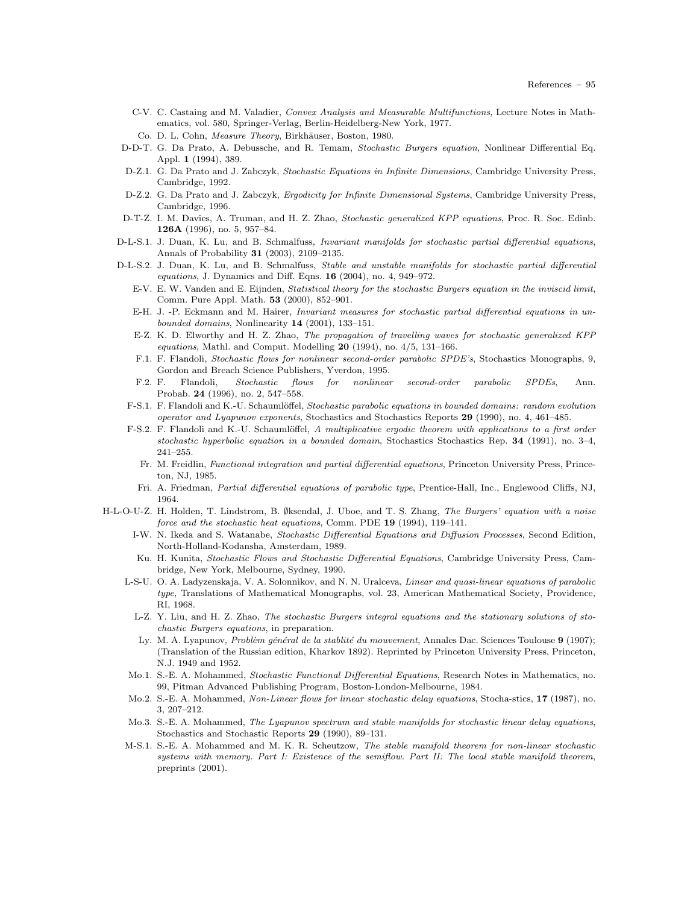C-V. C. Castaing and M. Valadier, *Convex Analysis and Measurable Multifunctions*, Lecture Notes in Mathematics, vol. 580, Springer-Verlag, Berlin-Heidelberg-New York, 1977.

Co. D. L. Cohn, *Measure Theory*, Birkhäuser, Boston, 1980.

D-D-T. G. Da Prato, A. Debussche, and R. Temam, *Stochastic Burgers equation*, Nonlinear Differential Eq. Appl. **1** (1994), 389.

D-Z.1. G. Da Prato and J. Zabczyk, *Stochastic Equations in Infinite Dimensions*, Cambridge University Press, Cambridge, 1992.

D-Z.2. G. Da Prato and J. Zabczyk, *Ergodicity for Infinite Dimensional Systems*, Cambridge University Press, Cambridge, 1996.

D-T-Z. I. M. Davies, A. Truman, and H. Z. Zhao, *Stochastic generalized KPP equations*, Proc. R. Soc. Edinb. **126A** (1996), no. 5, 957–84.

D-L-S.1. J. Duan, K. Lu, and B. Schmalfuss, *Invariant manifolds for stochastic partial differential equations*, Annals of Probability **31** (2003), 2109–2135.

D-L-S.2. J. Duan, K. Lu, and B. Schmalfuss, *Stable and unstable manifolds for stochastic partial differential equations*, J. Dynamics and Diff. Eqns. **16** (2004), no. 4, 949–972.

E-V. E. W. Vanden and E. Eijnden, *Statistical theory for the stochastic Burgers equation in the inviscid limit*, Comm. Pure Appl. Math. **53** (2000), 852–901.

E-H. J. -P. Eckmann and M. Hairer, *Invariant measures for stochastic partial differential equations in unbounded domains*, Nonlinearity **14** (2001), 133–151.

E-Z. K. D. Elworthy and H. Z. Zhao, *The propagation of travelling waves for stochastic generalized KPP equations*, Mathl. and Comput. Modelling **20** (1994), no. 4/5, 131–166.

F.1. F. Flandoli, *Stochastic flows for nonlinear second-order parabolic SPDE's*, Stochastics Monographs, 9, Gordon and Breach Science Publishers, Yverdon, 1995.

F.2. F. Flandoli, *Stochastic flows for nonlinear second-order parabolic SPDEs*, Ann. Probab. **24** (1996), no. 2, 547–558.

F-S.1. F. Flandoli and K.-U. Schaumlöffel, *Stochastic parabolic equations in bounded domains: random evolution operator and Lyapunov exponents*, Stochastics and Stochastics Reports **29** (1990), no. 4, 461–485.

F-S.2. F. Flandoli and K.-U. Schaumlöffel, *A multiplicative ergodic theorem with applications to a first order stochastic hyperbolic equation in a bounded domain*, Stochastics Stochastics Rep. **34** (1991), no. 3–4, 241–255.

Fr. M. Freidlin, *Functional integration and partial differential equations*, Princeton University Press, Princeton, NJ, 1985.

Fri. A. Friedman, *Partial differential equations of parabolic type*, Prentice-Hall, Inc., Englewood Cliffs, NJ, 1964.

H-L-O-U-Z. H. Holden, T. Lindstrom, B. Øksendal, J. Uboe, and T. S. Zhang, *The Burgers' equation with a noise force and the stochastic heat equations*, Comm. PDE **19** (1994), 119–141.

I-W. N. Ikeda and S. Watanabe, *Stochastic Differential Equations and Diffusion Processes*, Second Edition, North-Holland-Kodansha, Amsterdam, 1989.

Ku. H. Kunita, *Stochastic Flows and Stochastic Differential Equations*, Cambridge University Press, Cambridge, New York, Melbourne, Sydney, 1990.

L-S-U. O. A. Ladyzenskaja, V. A. Solonnikov, and N. N. Uralceva, *Linear and quasi-linear equations of parabolic type*, Translations of Mathematical Monographs, vol. 23, American Mathematical Society, Providence, RI, 1968.

L-Z. Y. Liu, and H. Z. Zhao, *The stochastic Burgers integral equations and the stationary solutions of stochastic Burgers equations*, in preparation.

Ly. M. A. Lyapunov, *Problèm général de la stablité du mouvement*, Annales Dac. Sciences Toulouse **9** (1907); (Translation of the Russian edition, Kharkov 1892). Reprinted by Princeton University Press, Princeton, N.J. 1949 and 1952.

Mo.1. S.-E. A. Mohammed, *Stochastic Functional Differential Equations*, Research Notes in Mathematics, no. 99, Pitman Advanced Publishing Program, Boston-London-Melbourne, 1984.

Mo.2. S.-E. A. Mohammed, *Non-Linear flows for linear stochastic delay equations*, Stocha-stics, **17** (1987), no. 3, 207–212.

Mo.3. S.-E. A. Mohammed, *The Lyapunov spectrum and stable manifolds for stochastic linear delay equations*, Stochastics and Stochastic Reports **29** (1990), 89–131.

M-S.1. S.-E. A. Mohammed and M. K. R. Scheutzow, *The stable manifold theorem for non-linear stochastic systems with memory. Part I: Existence of the semiflow. Part II: The local stable manifold theorem*, preprints (2001).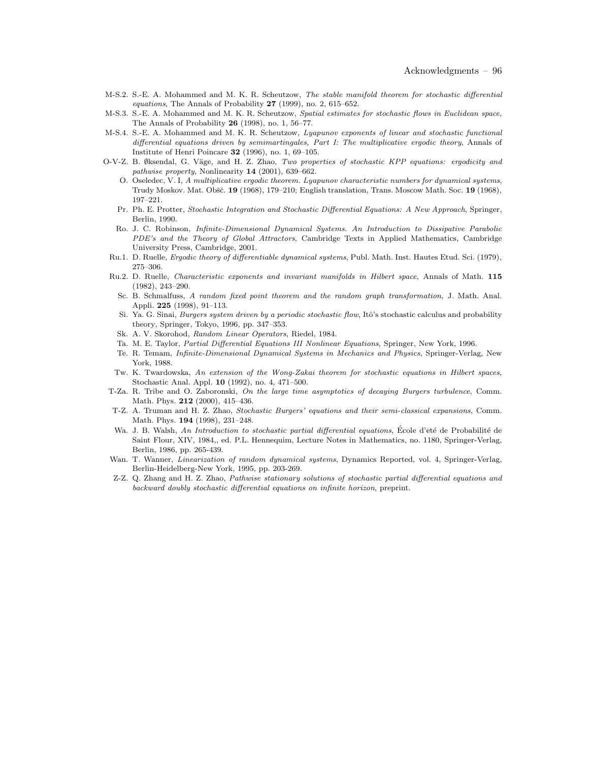M-S.2. S.-E. A. Mohammed and M. K. R. Scheutzow, *The stable manifold theorem for stochastic differential equations*, The Annals of Probability **27** (1999), no. 2, 615–652.

M-S.3. S.-E. A. Mohammed and M. K. R. Scheutzow, *Spatial estimates for stochastic flows in Euclidean space*, The Annals of Probability **26** (1998), no. 1, 56–77.

M-S.4. S.-E. A. Mohammed and M. K. R. Scheutzow, *Lyapunov exponents of linear and stochastic functional differential equations driven by semimartingales, Part I: The multiplicative ergodic theory*, Annals of Institute of Henri Poincare **32** (1996), no. 1, 69–105.

O-V-Z. B. Øksendal, G. Väge, and H. Z. Zhao, *Two properties of stochastic KPP equations: ergodicity and pathwise property*, Nonlinearity **14** (2001), 639–662.

O. Oseledec, V. I, *A multiplicative ergodic theorem. Lyapunov characteristic numbers for dynamical systems*, Trudy Moskov. Mat. Obšč. **19** (1968), 179–210; English translation, Trans. Moscow Math. Soc. **19** (1968), 197–221.

Pr. Ph. E. Protter, *Stochastic Integration and Stochastic Differential Equations: A New Approach*, Springer, Berlin, 1990.

Ro. J. C. Robinson, *Infinite-Dimensional Dynamical Systems. An Introduction to Dissipative Parabolic PDE's and the Theory of Global Attractors*, Cambridge Texts in Applied Mathematics, Cambridge University Press, Cambridge, 2001.

Ru.1. D. Ruelle, *Ergodic theory of differentiable dynamical systems*, Publ. Math. Inst. Hautes Etud. Sci. (1979), 275–306.

Ru.2. D. Ruelle, *Characteristic exponents and invariant manifolds in Hilbert space*, Annals of Math. **115** (1982), 243–290.

Sc. B. Schmalfuss, *A random fixed point theorem and the random graph transformation*, J. Math. Anal. Appli. **225** (1998), 91–113.

Si. Ya. G. Sinai, *Burgers system driven by a periodic stochastic flow*, Itô's stochastic calculus and probability theory, Springer, Tokyo, 1996, pp. 347–353.

Sk. A. V. Skorohod, *Random Linear Operators*, Riedel, 1984.

Ta. M. E. Taylor, *Partial Differential Equations III Nonlinear Equations*, Springer, New York, 1996.

Te. R. Temam, *Infinite-Dimensional Dynamical Systems in Mechanics and Physics*, Springer-Verlag, New York, 1988.

Tw. K. Twardowska, *An extension of the Wong-Zakai theorem for stochastic equations in Hilbert spaces*, Stochastic Anal. Appl. **10** (1992), no. 4, 471–500.

T-Za. R. Tribe and O. Zaboronski, *On the large time asymptotics of decaying Burgers turbulence*, Comm. Math. Phys. **212** (2000), 415–436.

T-Z. A. Truman and H. Z. Zhao, *Stochastic Burgers' equations and their semi-classical expansions*, Comm. Math. Phys. **194** (1998), 231–248.

Wa. J. B. Walsh, *An Introduction to stochastic partial differential equations*, École d'eté de Probabilité de Saint Flour, XIV, 1984,, ed. P.L. Hennequim, Lecture Notes in Mathematics, no. 1180, Springer-Verlag, Berlin, 1986, pp. 265-439.

Wan. T. Wanner, *Linearization of random dynamical systems*, Dynamics Reported, vol. 4, Springer-Verlag, Berlin-Heidelberg-New York, 1995, pp. 203-269.

Z-Z. Q. Zhang and H. Z. Zhao, *Pathwise stationary solutions of stochastic partial differential equations and backward doubly stochastic differential equations on infinite horizon*, preprint.